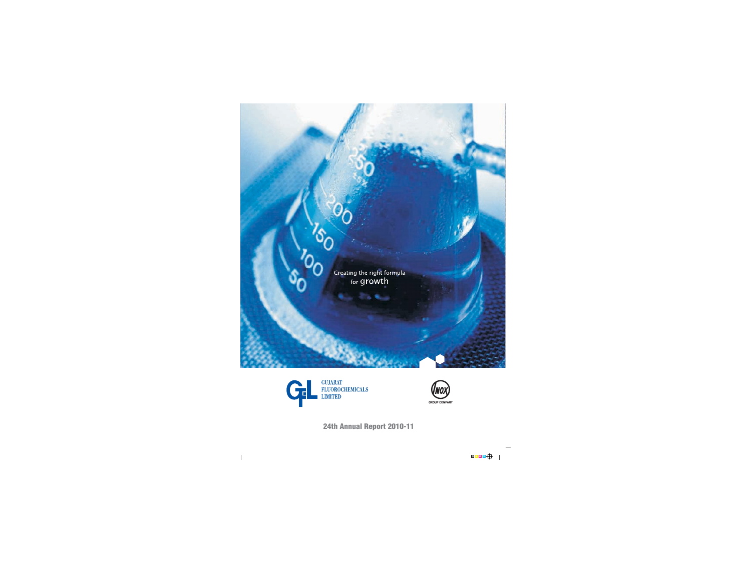Creating the right formula for growth

GUJARAT FLUOROCHEMICALS LIMITED

INOX GROUP COMPANY

**24th Annual Report 2010-11**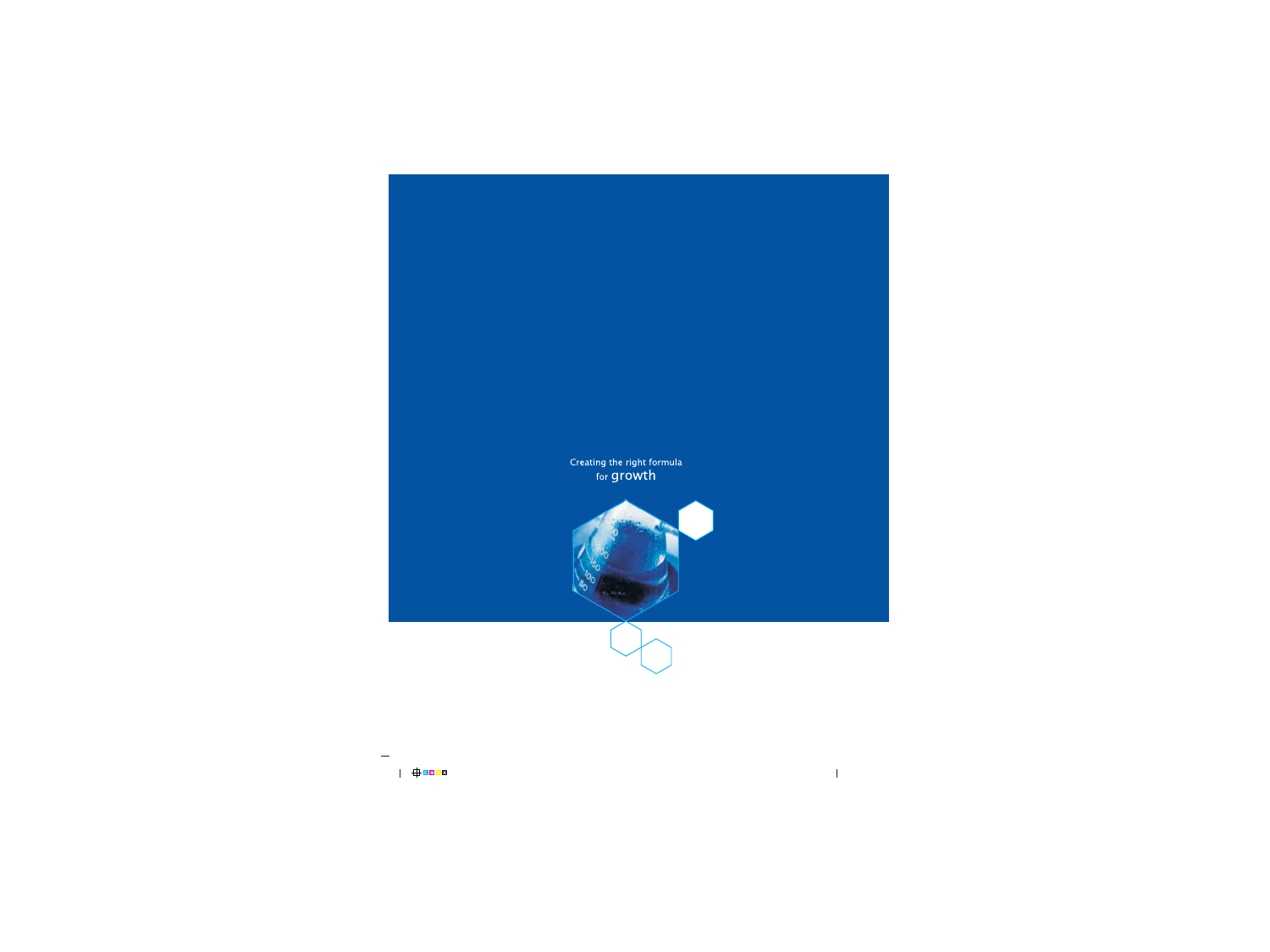Creating the right formula for growth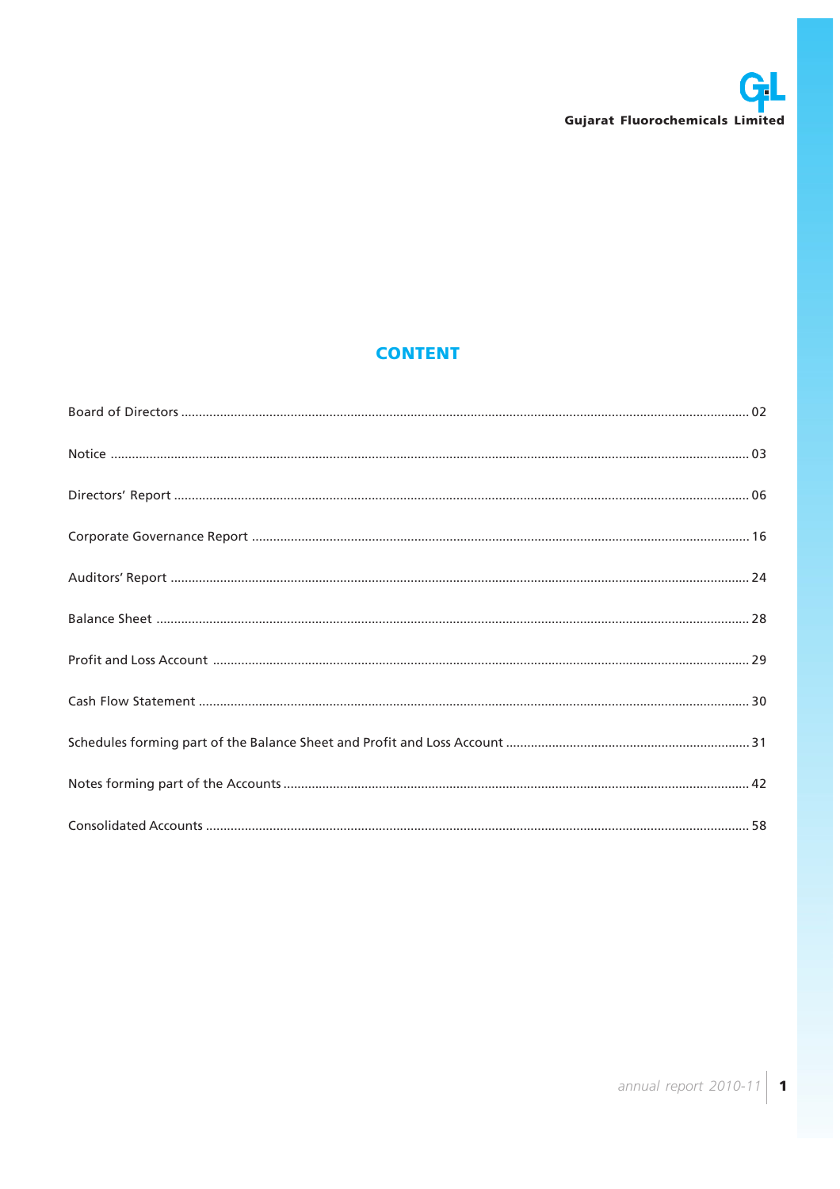# CONTENT

| | |
|---|---|
| Board of Directors | 02 |
| Notice | 03 |
| Directors' Report | 06 |
| Corporate Governance Report | 16 |
| Auditors' Report | 24 |
| Balance Sheet | 28 |
| Profit and Loss Account | 29 |
| Cash Flow Statement | 30 |
| Schedules forming part of the Balance Sheet and Profit and Loss Account | 31 |
| Notes forming part of the Accounts | 42 |
| Consolidated Accounts | 58 |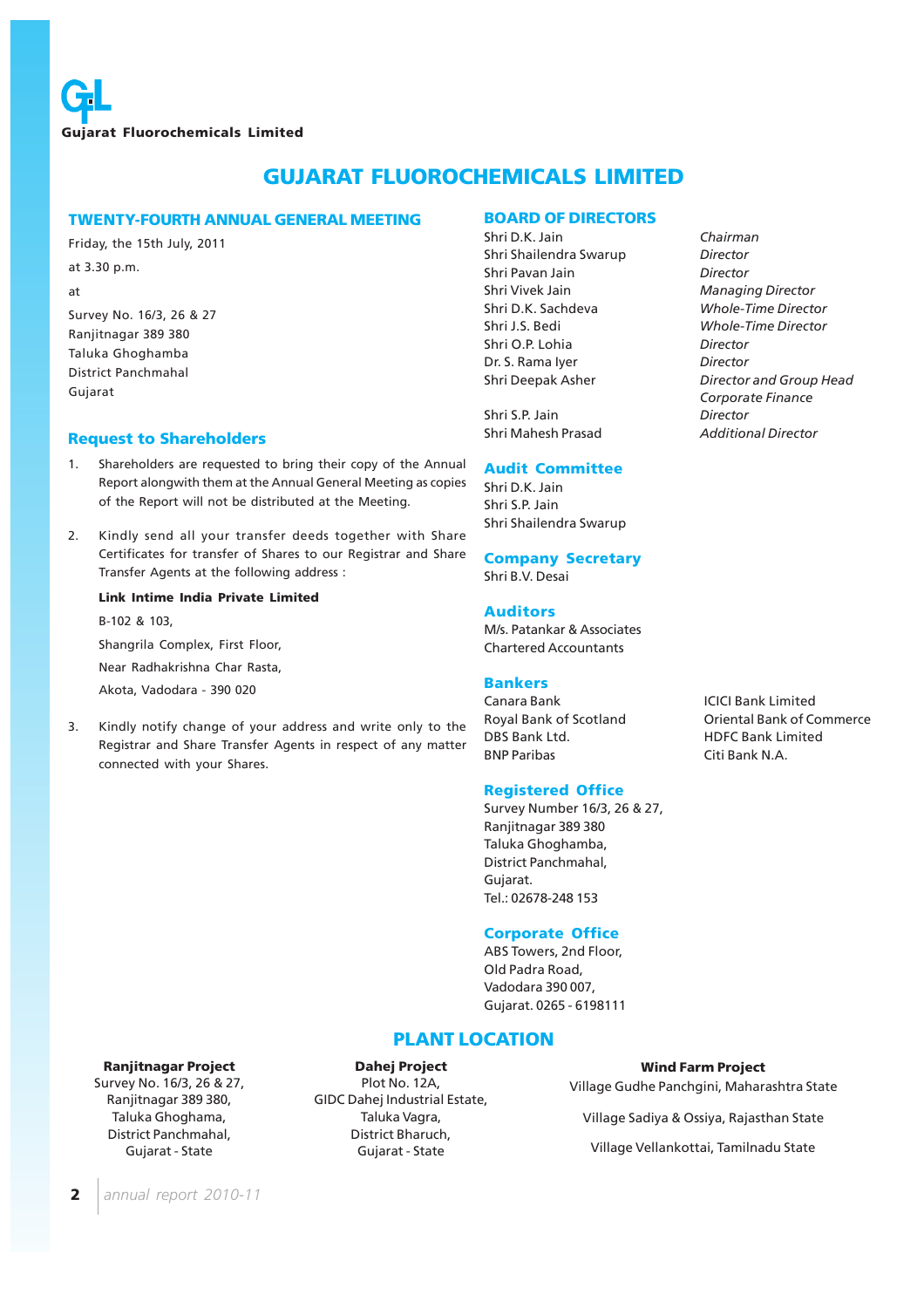Gujarat Fluorochemicals Limited

# GUJARAT FLUOROCHEMICALS LIMITED

## TWENTY-FOURTH ANNUAL GENERAL MEETING

Friday, the 15th July, 2011

at 3.30 p.m.

at

Survey No. 16/3, 26 & 27
Ranjitnagar 389 380
Taluka Ghoghamba
District Panchmahal
Gujarat

## Request to Shareholders

1. Shareholders are requested to bring their copy of the Annual Report alongwith them at the Annual General Meeting as copies of the Report will not be distributed at the Meeting.

2. Kindly send all your transfer deeds together with Share Certificates for transfer of Shares to our Registrar and Share Transfer Agents at the following address :

   **Link Intime India Private Limited**

   B-102 & 103,

   Shangrila Complex, First Floor,

   Near Radhakrishna Char Rasta,

   Akota, Vadodara - 390 020

3. Kindly notify change of your address and write only to the Registrar and Share Transfer Agents in respect of any matter connected with your Shares.

## BOARD OF DIRECTORS

| | |
|---|---|
| Shri D.K. Jain | *Chairman* |
| Shri Shailendra Swarup | *Director* |
| Shri Pavan Jain | *Director* |
| Shri Vivek Jain | *Managing Director* |
| Shri D.K. Sachdeva | *Whole-Time Director* |
| Shri J.S. Bedi | *Whole-Time Director* |
| Shri O.P. Lohia | *Director* |
| Dr. S. Rama Iyer | *Director* |
| Shri Deepak Asher | *Director and Group Head Corporate Finance* |
| Shri S.P. Jain | *Director* |
| Shri Mahesh Prasad | *Additional Director* |

## Audit Committee

Shri D.K. Jain
Shri S.P. Jain
Shri Shailendra Swarup

## Company Secretary

Shri B.V. Desai

## Auditors

M/s. Patankar & Associates
Chartered Accountants

## Bankers

Canara Bank
Royal Bank of Scotland
DBS Bank Ltd.
BNP Paribas
ICICI Bank Limited
Oriental Bank of Commerce
HDFC Bank Limited
Citi Bank N.A.

## Registered Office

Survey Number 16/3, 26 & 27,
Ranjitnagar 389 380
Taluka Ghoghamba,
District Panchmahal,
Gujarat.
Tel.: 02678-248 153

## Corporate Office

ABS Towers, 2nd Floor,
Old Padra Road,
Vadodara 390 007,
Gujarat. 0265 - 6198111

## PLANT LOCATION

**Ranjitnagar Project**
Survey No. 16/3, 26 & 27,
Ranjitnagar 389 380,
Taluka Ghoghama,
District Panchmahal,
Gujarat - State

**Dahej Project**
Plot No. 12A,
GIDC Dahej Industrial Estate,
Taluka Vagra,
District Bharuch,
Gujarat - State

**Wind Farm Project**
Village Gudhe Panchgini, Maharashtra State

Village Sadiya & Ossiya, Rajasthan State

Village Vellankottai, Tamilnadu State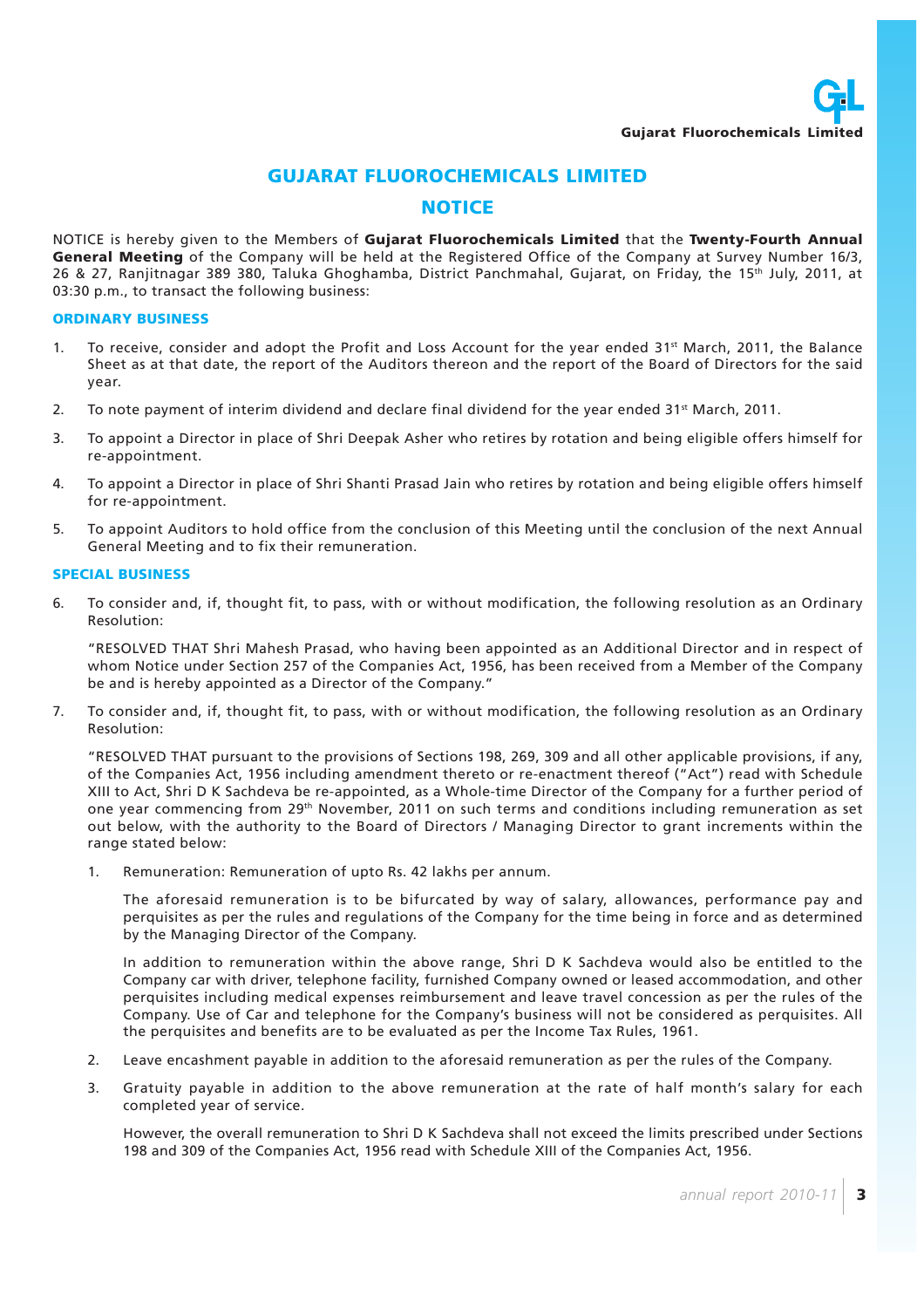# GUJARAT FLUOROCHEMICALS LIMITED

## NOTICE

NOTICE is hereby given to the Members of **Gujarat Fluorochemicals Limited** that the **Twenty-Fourth Annual General Meeting** of the Company will be held at the Registered Office of the Company at Survey Number 16/3, 26 & 27, Ranjitnagar 389 380, Taluka Ghoghamba, District Panchmahal, Gujarat, on Friday, the 15th July, 2011, at 03:30 p.m., to transact the following business:

### ORDINARY BUSINESS

1. To receive, consider and adopt the Profit and Loss Account for the year ended 31st March, 2011, the Balance Sheet as at that date, the report of the Auditors thereon and the report of the Board of Directors for the said year.

2. To note payment of interim dividend and declare final dividend for the year ended 31st March, 2011.

3. To appoint a Director in place of Shri Deepak Asher who retires by rotation and being eligible offers himself for re-appointment.

4. To appoint a Director in place of Shri Shanti Prasad Jain who retires by rotation and being eligible offers himself for re-appointment.

5. To appoint Auditors to hold office from the conclusion of this Meeting until the conclusion of the next Annual General Meeting and to fix their remuneration.

### SPECIAL BUSINESS

6. To consider and, if, thought fit, to pass, with or without modification, the following resolution as an Ordinary Resolution:

   "RESOLVED THAT Shri Mahesh Prasad, who having been appointed as an Additional Director and in respect of whom Notice under Section 257 of the Companies Act, 1956, has been received from a Member of the Company be and is hereby appointed as a Director of the Company."

7. To consider and, if, thought fit, to pass, with or without modification, the following resolution as an Ordinary Resolution:

   "RESOLVED THAT pursuant to the provisions of Sections 198, 269, 309 and all other applicable provisions, if any, of the Companies Act, 1956 including amendment thereto or re-enactment thereof ("Act") read with Schedule XIII to Act, Shri D K Sachdeva be re-appointed, as a Whole-time Director of the Company for a further period of one year commencing from 29th November, 2011 on such terms and conditions including remuneration as set out below, with the authority to the Board of Directors / Managing Director to grant increments within the range stated below:

   1. Remuneration: Remuneration of upto Rs. 42 lakhs per annum.

      The aforesaid remuneration is to be bifurcated by way of salary, allowances, performance pay and perquisites as per the rules and regulations of the Company for the time being in force and as determined by the Managing Director of the Company.

      In addition to remuneration within the above range, Shri D K Sachdeva would also be entitled to the Company car with driver, telephone facility, furnished Company owned or leased accommodation, and other perquisites including medical expenses reimbursement and leave travel concession as per the rules of the Company. Use of Car and telephone for the Company's business will not be considered as perquisites. All the perquisites and benefits are to be evaluated as per the Income Tax Rules, 1961.

   2. Leave encashment payable in addition to the aforesaid remuneration as per the rules of the Company.

   3. Gratuity payable in addition to the above remuneration at the rate of half month's salary for each completed year of service.

      However, the overall remuneration to Shri D K Sachdeva shall not exceed the limits prescribed under Sections 198 and 309 of the Companies Act, 1956 read with Schedule XIII of the Companies Act, 1956.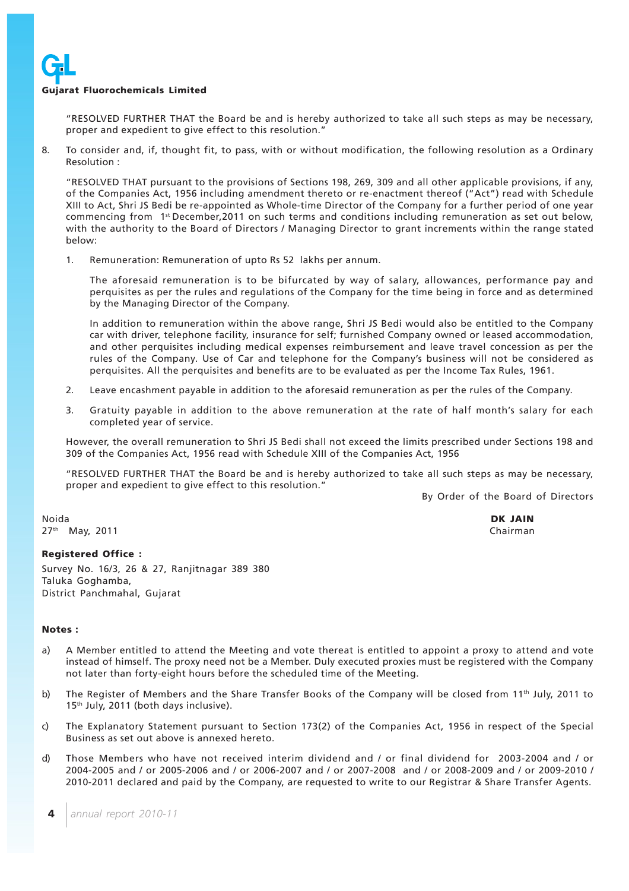"RESOLVED FURTHER THAT the Board be and is hereby authorized to take all such steps as may be necessary, proper and expedient to give effect to this resolution."

8. To consider and, if, thought fit, to pass, with or without modification, the following resolution as a Ordinary Resolution :

   "RESOLVED THAT pursuant to the provisions of Sections 198, 269, 309 and all other applicable provisions, if any, of the Companies Act, 1956 including amendment thereto or re-enactment thereof ("Act") read with Schedule XIII to Act, Shri JS Bedi be re-appointed as Whole-time Director of the Company for a further period of one year commencing from 1st December,2011 on such terms and conditions including remuneration as set out below, with the authority to the Board of Directors / Managing Director to grant increments within the range stated below:

   1. Remuneration: Remuneration of upto Rs 52 lakhs per annum.

      The aforesaid remuneration is to be bifurcated by way of salary, allowances, performance pay and perquisites as per the rules and regulations of the Company for the time being in force and as determined by the Managing Director of the Company.

      In addition to remuneration within the above range, Shri JS Bedi would also be entitled to the Company car with driver, telephone facility, insurance for self; furnished Company owned or leased accommodation, and other perquisites including medical expenses reimbursement and leave travel concession as per the rules of the Company. Use of Car and telephone for the Company's business will not be considered as perquisites. All the perquisites and benefits are to be evaluated as per the Income Tax Rules, 1961.

   2. Leave encashment payable in addition to the aforesaid remuneration as per the rules of the Company.

   3. Gratuity payable in addition to the above remuneration at the rate of half month's salary for each completed year of service.

   However, the overall remuneration to Shri JS Bedi shall not exceed the limits prescribed under Sections 198 and 309 of the Companies Act, 1956 read with Schedule XIII of the Companies Act, 1956

   "RESOLVED FURTHER THAT the Board be and is hereby authorized to take all such steps as may be necessary, proper and expedient to give effect to this resolution."

By Order of the Board of Directors

Noida
27th May, 2011

**DK JAIN**
Chairman

**Registered Office :**

Survey No. 16/3, 26 & 27, Ranjitnagar 389 380
Taluka Goghamba,
District Panchmahal, Gujarat

**Notes :**

a) A Member entitled to attend the Meeting and vote thereat is entitled to appoint a proxy to attend and vote instead of himself. The proxy need not be a Member. Duly executed proxies must be registered with the Company not later than forty-eight hours before the scheduled time of the Meeting.

b) The Register of Members and the Share Transfer Books of the Company will be closed from 11th July, 2011 to 15th July, 2011 (both days inclusive).

c) The Explanatory Statement pursuant to Section 173(2) of the Companies Act, 1956 in respect of the Special Business as set out above is annexed hereto.

d) Those Members who have not received interim dividend and / or final dividend for 2003-2004 and / or 2004-2005 and / or 2005-2006 and / or 2006-2007 and / or 2007-2008 and / or 2008-2009 and / or 2009-2010 / 2010-2011 declared and paid by the Company, are requested to write to our Registrar & Share Transfer Agents.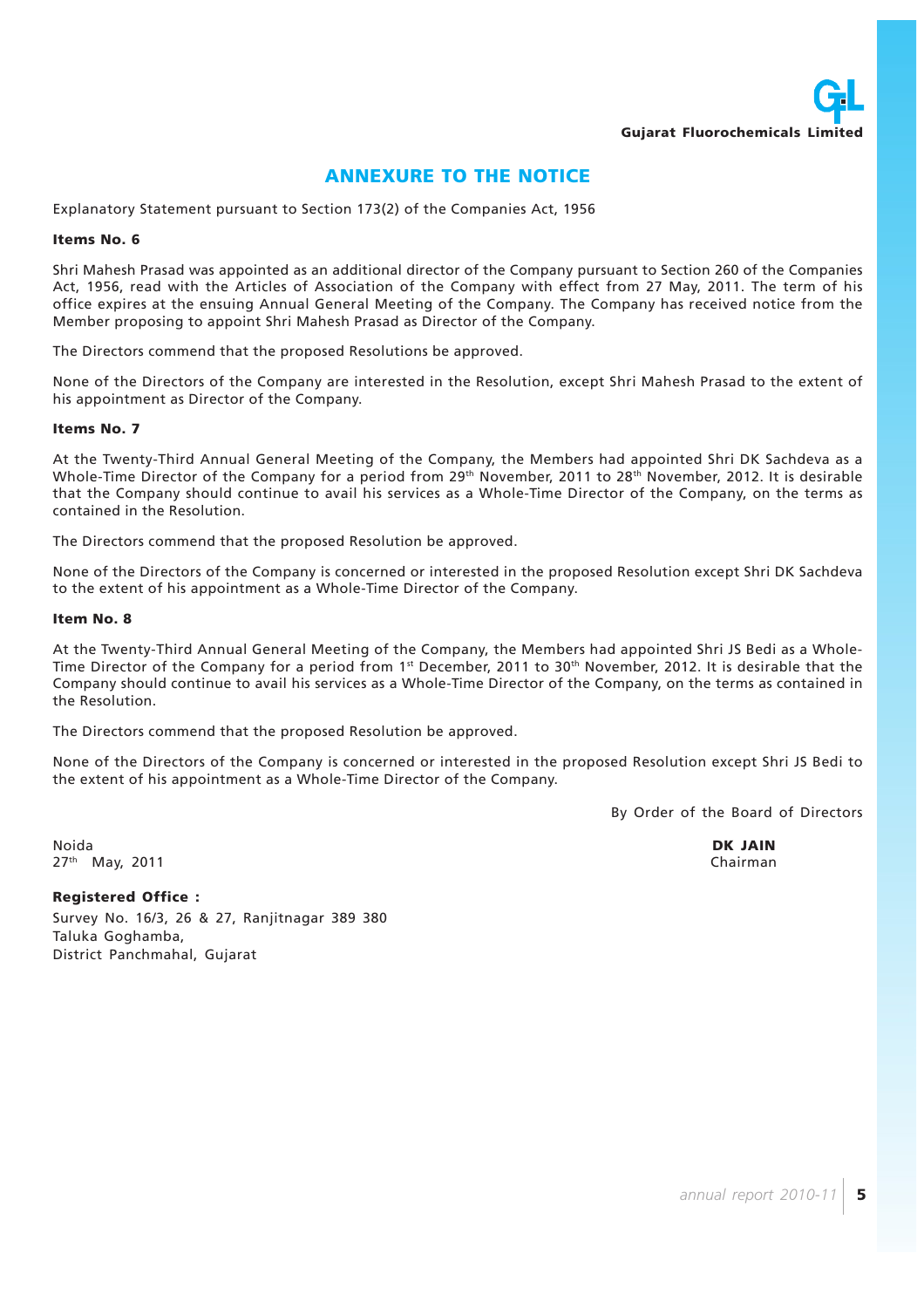## ANNEXURE TO THE NOTICE

Explanatory Statement pursuant to Section 173(2) of the Companies Act, 1956

**Items No. 6**

Shri Mahesh Prasad was appointed as an additional director of the Company pursuant to Section 260 of the Companies Act, 1956, read with the Articles of Association of the Company with effect from 27 May, 2011. The term of his office expires at the ensuing Annual General Meeting of the Company. The Company has received notice from the Member proposing to appoint Shri Mahesh Prasad as Director of the Company.

The Directors commend that the proposed Resolutions be approved.

None of the Directors of the Company are interested in the Resolution, except Shri Mahesh Prasad to the extent of his appointment as Director of the Company.

**Items No. 7**

At the Twenty-Third Annual General Meeting of the Company, the Members had appointed Shri DK Sachdeva as a Whole-Time Director of the Company for a period from 29th November, 2011 to 28th November, 2012. It is desirable that the Company should continue to avail his services as a Whole-Time Director of the Company, on the terms as contained in the Resolution.

The Directors commend that the proposed Resolution be approved.

None of the Directors of the Company is concerned or interested in the proposed Resolution except Shri DK Sachdeva to the extent of his appointment as a Whole-Time Director of the Company.

**Item No. 8**

At the Twenty-Third Annual General Meeting of the Company, the Members had appointed Shri JS Bedi as a Whole-Time Director of the Company for a period from 1st December, 2011 to 30th November, 2012. It is desirable that the Company should continue to avail his services as a Whole-Time Director of the Company, on the terms as contained in the Resolution.

The Directors commend that the proposed Resolution be approved.

None of the Directors of the Company is concerned or interested in the proposed Resolution except Shri JS Bedi to the extent of his appointment as a Whole-Time Director of the Company.

By Order of the Board of Directors

Noida
27th May, 2011

**DK JAIN**
Chairman

**Registered Office :**
Survey No. 16/3, 26 & 27, Ranjitnagar 389 380
Taluka Goghamba,
District Panchmahal, Gujarat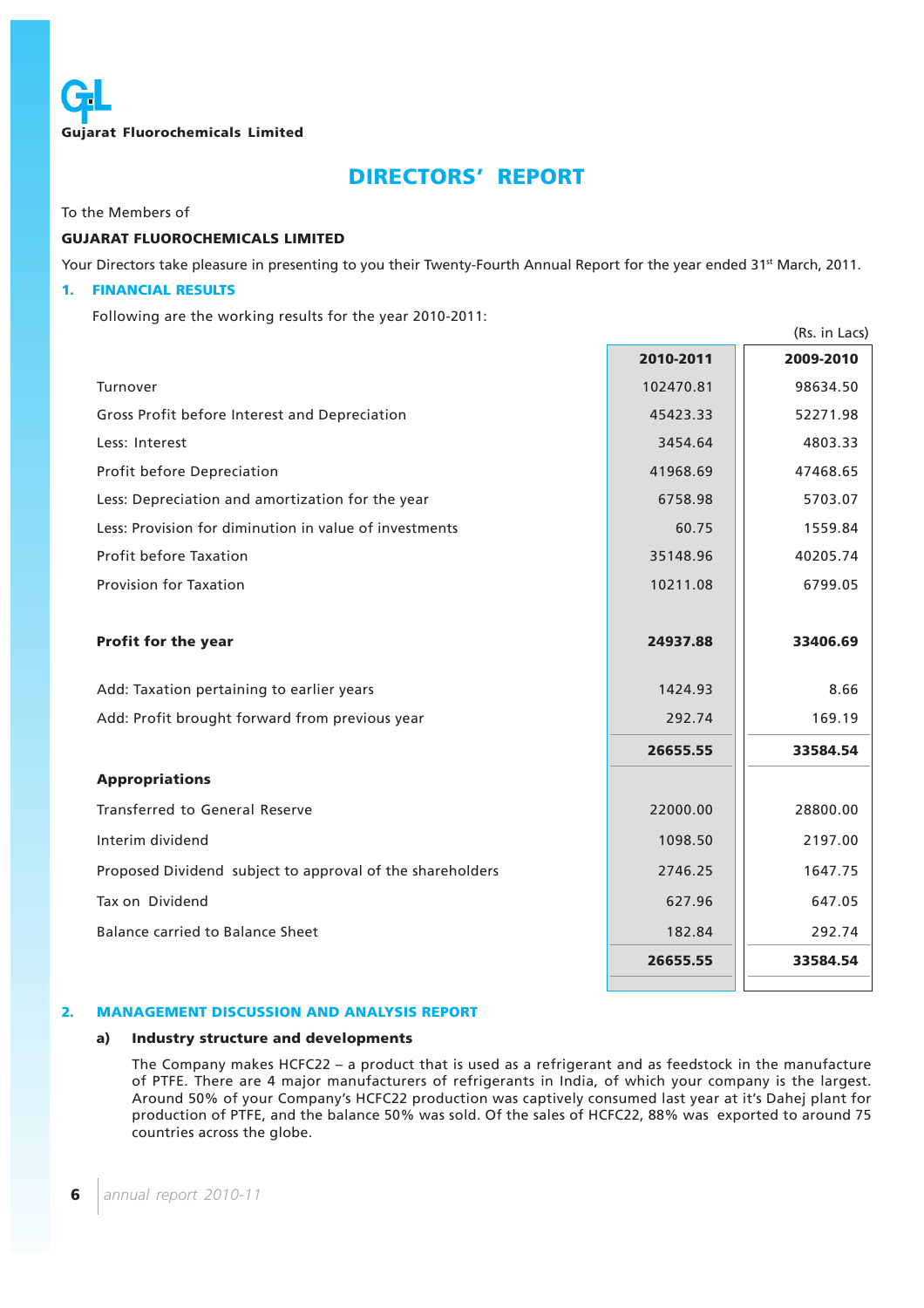Gujarat Fluorochemicals Limited

# DIRECTORS' REPORT

To the Members of

**GUJARAT FLUOROCHEMICALS LIMITED**

Your Directors take pleasure in presenting to you their Twenty-Fourth Annual Report for the year ended 31st March, 2011.

## 1. FINANCIAL RESULTS

Following are the working results for the year 2010-2011:

(Rs. in Lacs)

| | 2010-2011 | 2009-2010 |
|---|---|---|
| Turnover | 102470.81 | 98634.50 |
| Gross Profit before Interest and Depreciation | 45423.33 | 52271.98 |
| Less: Interest | 3454.64 | 4803.33 |
| Profit before Depreciation | 41968.69 | 47468.65 |
| Less: Depreciation and amortization for the year | 6758.98 | 5703.07 |
| Less: Provision for diminution in value of investments | 60.75 | 1559.84 |
| Profit before Taxation | 35148.96 | 40205.74 |
| Provision for Taxation | 10211.08 | 6799.05 |
| **Profit for the year** | **24937.88** | **33406.69** |
| Add: Taxation pertaining to earlier years | 1424.93 | 8.66 |
| Add: Profit brought forward from previous year | 292.74 | 169.19 |
| | **26655.55** | **33584.54** |
| **Appropriations** | | |
| Transferred to General Reserve | 22000.00 | 28800.00 |
| Interim dividend | 1098.50 | 2197.00 |
| Proposed Dividend subject to approval of the shareholders | 2746.25 | 1647.75 |
| Tax on Dividend | 627.96 | 647.05 |
| Balance carried to Balance Sheet | 182.84 | 292.74 |
| | **26655.55** | **33584.54** |

## 2. MANAGEMENT DISCUSSION AND ANALYSIS REPORT

### a) Industry structure and developments

The Company makes HCFC22 – a product that is used as a refrigerant and as feedstock in the manufacture of PTFE. There are 4 major manufacturers of refrigerants in India, of which your company is the largest. Around 50% of your Company's HCFC22 production was captively consumed last year at it's Dahej plant for production of PTFE, and the balance 50% was sold. Of the sales of HCFC22, 88% was exported to around 75 countries across the globe.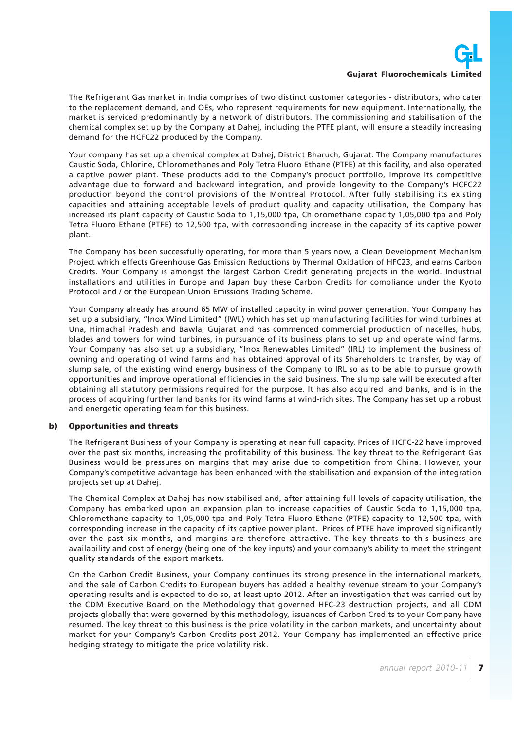The Refrigerant Gas market in India comprises of two distinct customer categories - distributors, who cater to the replacement demand, and OEs, who represent requirements for new equipment. Internationally, the market is serviced predominantly by a network of distributors. The commissioning and stabilisation of the chemical complex set up by the Company at Dahej, including the PTFE plant, will ensure a steadily increasing demand for the HCFC22 produced by the Company.

Your company has set up a chemical complex at Dahej, District Bharuch, Gujarat. The Company manufactures Caustic Soda, Chlorine, Chloromethanes and Poly Tetra Fluoro Ethane (PTFE) at this facility, and also operated a captive power plant. These products add to the Company's product portfolio, improve its competitive advantage due to forward and backward integration, and provide longevity to the Company's HCFC22 production beyond the control provisions of the Montreal Protocol. After fully stabilising its existing capacities and attaining acceptable levels of product quality and capacity utilisation, the Company has increased its plant capacity of Caustic Soda to 1,15,000 tpa, Chloromethane capacity 1,05,000 tpa and Poly Tetra Fluoro Ethane (PTFE) to 12,500 tpa, with corresponding increase in the capacity of its captive power plant.

The Company has been successfully operating, for more than 5 years now, a Clean Development Mechanism Project which effects Greenhouse Gas Emission Reductions by Thermal Oxidation of HFC23, and earns Carbon Credits. Your Company is amongst the largest Carbon Credit generating projects in the world. Industrial installations and utilities in Europe and Japan buy these Carbon Credits for compliance under the Kyoto Protocol and / or the European Union Emissions Trading Scheme.

Your Company already has around 65 MW of installed capacity in wind power generation. Your Company has set up a subsidiary, "Inox Wind Limited" (IWL) which has set up manufacturing facilities for wind turbines at Una, Himachal Pradesh and Bawla, Gujarat and has commenced commercial production of nacelles, hubs, blades and towers for wind turbines, in pursuance of its business plans to set up and operate wind farms. Your Company has also set up a subsidiary, "Inox Renewables Limited" (IRL) to implement the business of owning and operating of wind farms and has obtained approval of its Shareholders to transfer, by way of slump sale, of the existing wind energy business of the Company to IRL so as to be able to pursue growth opportunities and improve operational efficiencies in the said business. The slump sale will be executed after obtaining all statutory permissions required for the purpose. It has also acquired land banks, and is in the process of acquiring further land banks for its wind farms at wind-rich sites. The Company has set up a robust and energetic operating team for this business.

**b) Opportunities and threats**

The Refrigerant Business of your Company is operating at near full capacity. Prices of HCFC-22 have improved over the past six months, increasing the profitability of this business. The key threat to the Refrigerant Gas Business would be pressures on margins that may arise due to competition from China. However, your Company's competitive advantage has been enhanced with the stabilisation and expansion of the integration projects set up at Dahej.

The Chemical Complex at Dahej has now stabilised and, after attaining full levels of capacity utilisation, the Company has embarked upon an expansion plan to increase capacities of Caustic Soda to 1,15,000 tpa, Chloromethane capacity to 1,05,000 tpa and Poly Tetra Fluoro Ethane (PTFE) capacity to 12,500 tpa, with corresponding increase in the capacity of its captive power plant. Prices of PTFE have improved significantly over the past six months, and margins are therefore attractive. The key threats to this business are availability and cost of energy (being one of the key inputs) and your company's ability to meet the stringent quality standards of the export markets.

On the Carbon Credit Business, your Company continues its strong presence in the international markets, and the sale of Carbon Credits to European buyers has added a healthy revenue stream to your Company's operating results and is expected to do so, at least upto 2012. After an investigation that was carried out by the CDM Executive Board on the Methodology that governed HFC-23 destruction projects, and all CDM projects globally that were governed by this methodology, issuances of Carbon Credits to your Company have resumed. The key threat to this business is the price volatility in the carbon markets, and uncertainty about market for your Company's Carbon Credits post 2012. Your Company has implemented an effective price hedging strategy to mitigate the price volatility risk.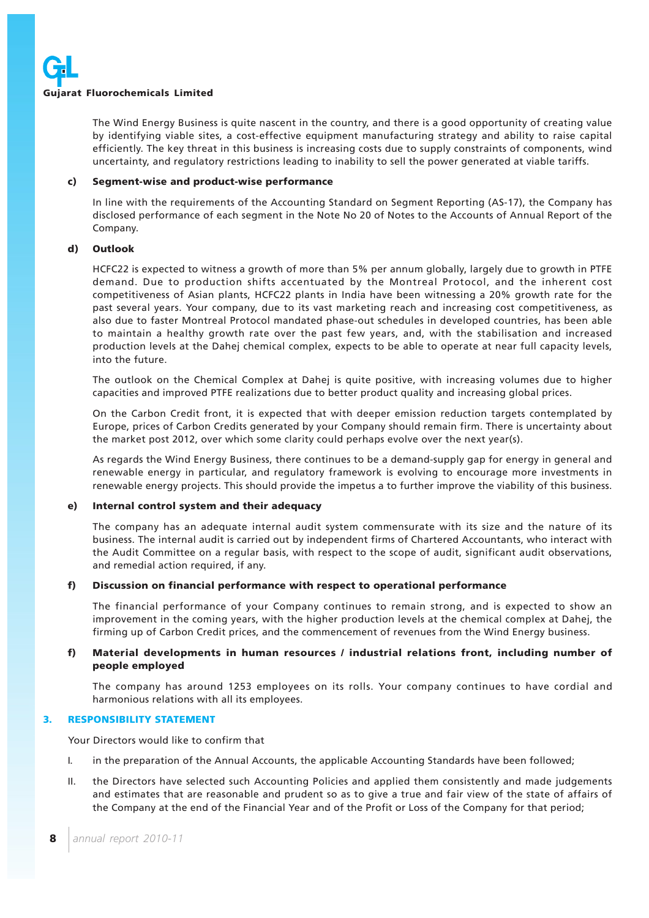The Wind Energy Business is quite nascent in the country, and there is a good opportunity of creating value by identifying viable sites, a cost-effective equipment manufacturing strategy and ability to raise capital efficiently. The key threat in this business is increasing costs due to supply constraints of components, wind uncertainty, and regulatory restrictions leading to inability to sell the power generated at viable tariffs.

**c) Segment-wise and product-wise performance**

In line with the requirements of the Accounting Standard on Segment Reporting (AS-17), the Company has disclosed performance of each segment in the Note No 20 of Notes to the Accounts of Annual Report of the Company.

**d) Outlook**

HCFC22 is expected to witness a growth of more than 5% per annum globally, largely due to growth in PTFE demand. Due to production shifts accentuated by the Montreal Protocol, and the inherent cost competitiveness of Asian plants, HCFC22 plants in India have been witnessing a 20% growth rate for the past several years. Your company, due to its vast marketing reach and increasing cost competitiveness, as also due to faster Montreal Protocol mandated phase-out schedules in developed countries, has been able to maintain a healthy growth rate over the past few years, and, with the stabilisation and increased production levels at the Dahej chemical complex, expects to be able to operate at near full capacity levels, into the future.

The outlook on the Chemical Complex at Dahej is quite positive, with increasing volumes due to higher capacities and improved PTFE realizations due to better product quality and increasing global prices.

On the Carbon Credit front, it is expected that with deeper emission reduction targets contemplated by Europe, prices of Carbon Credits generated by your Company should remain firm. There is uncertainty about the market post 2012, over which some clarity could perhaps evolve over the next year(s).

As regards the Wind Energy Business, there continues to be a demand-supply gap for energy in general and renewable energy in particular, and regulatory framework is evolving to encourage more investments in renewable energy projects. This should provide the impetus a to further improve the viability of this business.

**e) Internal control system and their adequacy**

The company has an adequate internal audit system commensurate with its size and the nature of its business. The internal audit is carried out by independent firms of Chartered Accountants, who interact with the Audit Committee on a regular basis, with respect to the scope of audit, significant audit observations, and remedial action required, if any.

**f) Discussion on financial performance with respect to operational performance**

The financial performance of your Company continues to remain strong, and is expected to show an improvement in the coming years, with the higher production levels at the chemical complex at Dahej, the firming up of Carbon Credit prices, and the commencement of revenues from the Wind Energy business.

**f) Material developments in human resources / industrial relations front, including number of people employed**

The company has around 1253 employees on its rolls. Your company continues to have cordial and harmonious relations with all its employees.

## 3. RESPONSIBILITY STATEMENT

Your Directors would like to confirm that

I. in the preparation of the Annual Accounts, the applicable Accounting Standards have been followed;

II. the Directors have selected such Accounting Policies and applied them consistently and made judgements and estimates that are reasonable and prudent so as to give a true and fair view of the state of affairs of the Company at the end of the Financial Year and of the Profit or Loss of the Company for that period;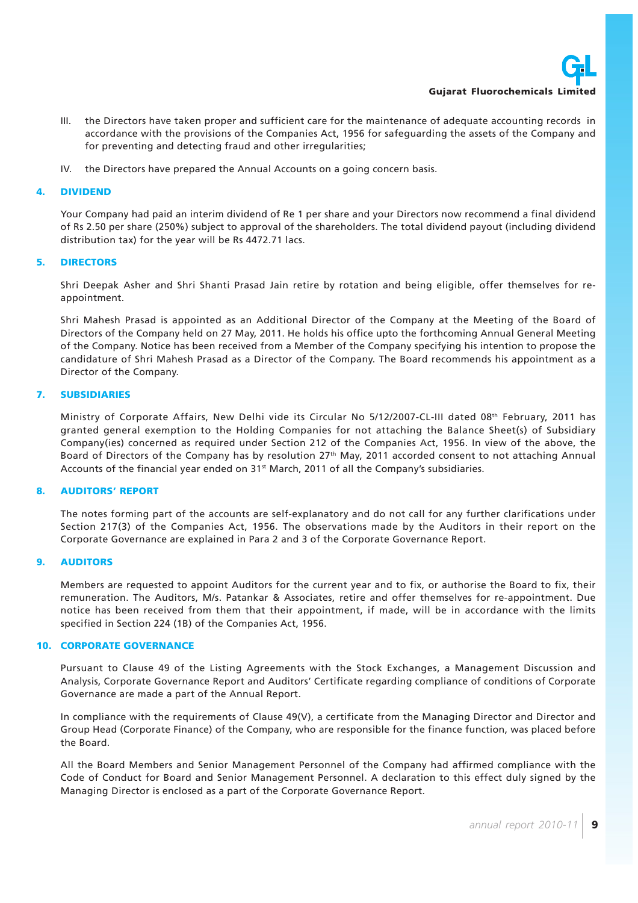III. the Directors have taken proper and sufficient care for the maintenance of adequate accounting records in accordance with the provisions of the Companies Act, 1956 for safeguarding the assets of the Company and for preventing and detecting fraud and other irregularities;

IV. the Directors have prepared the Annual Accounts on a going concern basis.

## 4. DIVIDEND

Your Company had paid an interim dividend of Re 1 per share and your Directors now recommend a final dividend of Rs 2.50 per share (250%) subject to approval of the shareholders. The total dividend payout (including dividend distribution tax) for the year will be Rs 4472.71 lacs.

## 5. DIRECTORS

Shri Deepak Asher and Shri Shanti Prasad Jain retire by rotation and being eligible, offer themselves for re-appointment.

Shri Mahesh Prasad is appointed as an Additional Director of the Company at the Meeting of the Board of Directors of the Company held on 27 May, 2011. He holds his office upto the forthcoming Annual General Meeting of the Company. Notice has been received from a Member of the Company specifying his intention to propose the candidature of Shri Mahesh Prasad as a Director of the Company. The Board recommends his appointment as a Director of the Company.

## 7. SUBSIDIARIES

Ministry of Corporate Affairs, New Delhi vide its Circular No 5/12/2007-CL-III dated 08th February, 2011 has granted general exemption to the Holding Companies for not attaching the Balance Sheet(s) of Subsidiary Company(ies) concerned as required under Section 212 of the Companies Act, 1956. In view of the above, the Board of Directors of the Company has by resolution 27th May, 2011 accorded consent to not attaching Annual Accounts of the financial year ended on 31st March, 2011 of all the Company's subsidiaries.

## 8. AUDITORS' REPORT

The notes forming part of the accounts are self-explanatory and do not call for any further clarifications under Section 217(3) of the Companies Act, 1956. The observations made by the Auditors in their report on the Corporate Governance are explained in Para 2 and 3 of the Corporate Governance Report.

## 9. AUDITORS

Members are requested to appoint Auditors for the current year and to fix, or authorise the Board to fix, their remuneration. The Auditors, M/s. Patankar & Associates, retire and offer themselves for re-appointment. Due notice has been received from them that their appointment, if made, will be in accordance with the limits specified in Section 224 (1B) of the Companies Act, 1956.

## 10. CORPORATE GOVERNANCE

Pursuant to Clause 49 of the Listing Agreements with the Stock Exchanges, a Management Discussion and Analysis, Corporate Governance Report and Auditors' Certificate regarding compliance of conditions of Corporate Governance are made a part of the Annual Report.

In compliance with the requirements of Clause 49(V), a certificate from the Managing Director and Director and Group Head (Corporate Finance) of the Company, who are responsible for the finance function, was placed before the Board.

All the Board Members and Senior Management Personnel of the Company had affirmed compliance with the Code of Conduct for Board and Senior Management Personnel. A declaration to this effect duly signed by the Managing Director is enclosed as a part of the Corporate Governance Report.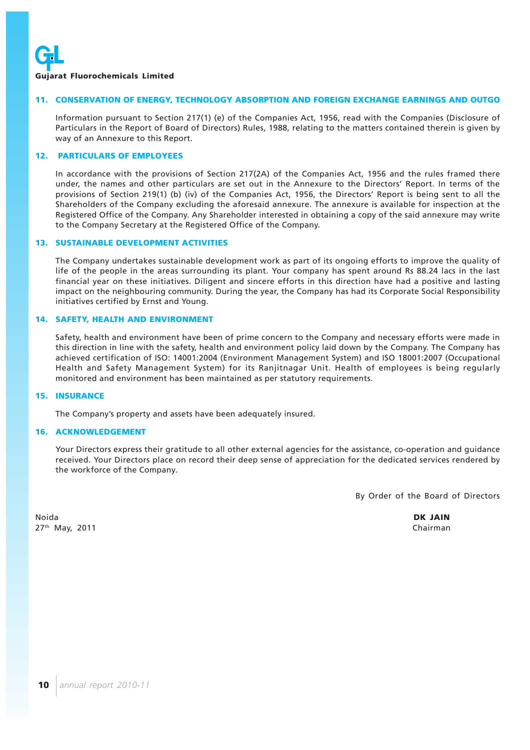## 11. CONSERVATION OF ENERGY, TECHNOLOGY ABSORPTION AND FOREIGN EXCHANGE EARNINGS AND OUTGO

Information pursuant to Section 217(1) (e) of the Companies Act, 1956, read with the Companies (Disclosure of Particulars in the Report of Board of Directors) Rules, 1988, relating to the matters contained therein is given by way of an Annexure to this Report.

## 12. PARTICULARS OF EMPLOYEES

In accordance with the provisions of Section 217(2A) of the Companies Act, 1956 and the rules framed there under, the names and other particulars are set out in the Annexure to the Directors' Report. In terms of the provisions of Section 219(1) (b) (iv) of the Companies Act, 1956, the Directors' Report is being sent to all the Shareholders of the Company excluding the aforesaid annexure. The annexure is available for inspection at the Registered Office of the Company. Any Shareholder interested in obtaining a copy of the said annexure may write to the Company Secretary at the Registered Office of the Company.

## 13. SUSTAINABLE DEVELOPMENT ACTIVITIES

The Company undertakes sustainable development work as part of its ongoing efforts to improve the quality of life of the people in the areas surrounding its plant. Your company has spent around Rs 88.24 lacs in the last financial year on these initiatives. Diligent and sincere efforts in this direction have had a positive and lasting impact on the neighbouring community. During the year, the Company has had its Corporate Social Responsibility initiatives certified by Ernst and Young.

## 14. SAFETY, HEALTH AND ENVIRONMENT

Safety, health and environment have been of prime concern to the Company and necessary efforts were made in this direction in line with the safety, health and environment policy laid down by the Company. The Company has achieved certification of ISO: 14001:2004 (Environment Management System) and ISO 18001:2007 (Occupational Health and Safety Management System) for its Ranjitnagar Unit. Health of employees is being regularly monitored and environment has been maintained as per statutory requirements.

## 15. INSURANCE

The Company's property and assets have been adequately insured.

## 16. ACKNOWLEDGEMENT

Your Directors express their gratitude to all other external agencies for the assistance, co-operation and guidance received. Your Directors place on record their deep sense of appreciation for the dedicated services rendered by the workforce of the Company.

By Order of the Board of Directors

Noida
27th May, 2011

**DK JAIN**
Chairman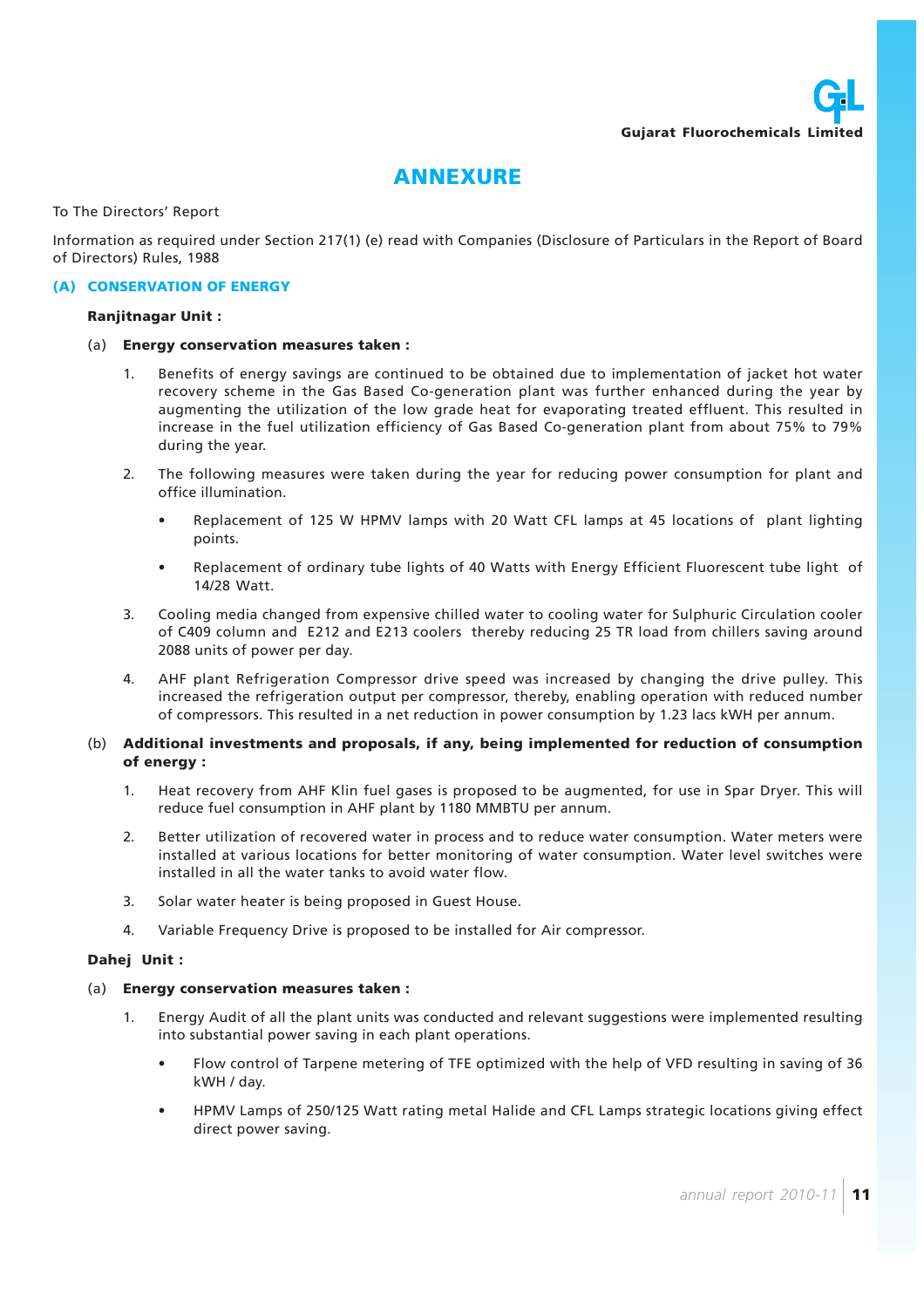# ANNEXURE

To The Directors' Report

Information as required under Section 217(1) (e) read with Companies (Disclosure of Particulars in the Report of Board of Directors) Rules, 1988

## (A) CONSERVATION OF ENERGY

**Ranjitnagar Unit :**

(a) **Energy conservation measures taken :**

1. Benefits of energy savings are continued to be obtained due to implementation of jacket hot water recovery scheme in the Gas Based Co-generation plant was further enhanced during the year by augmenting the utilization of the low grade heat for evaporating treated effluent. This resulted in increase in the fuel utilization efficiency of Gas Based Co-generation plant from about 75% to 79% during the year.

2. The following measures were taken during the year for reducing power consumption for plant and office illumination.

   - Replacement of 125 W HPMV lamps with 20 Watt CFL lamps at 45 locations of plant lighting points.
   - Replacement of ordinary tube lights of 40 Watts with Energy Efficient Fluorescent tube light of 14/28 Watt.

3. Cooling media changed from expensive chilled water to cooling water for Sulphuric Circulation cooler of C409 column and E212 and E213 coolers thereby reducing 25 TR load from chillers saving around 2088 units of power per day.

4. AHF plant Refrigeration Compressor drive speed was increased by changing the drive pulley. This increased the refrigeration output per compressor, thereby, enabling operation with reduced number of compressors. This resulted in a net reduction in power consumption by 1.23 lacs kWH per annum.

(b) **Additional investments and proposals, if any, being implemented for reduction of consumption of energy :**

1. Heat recovery from AHF Klin fuel gases is proposed to be augmented, for use in Spar Dryer. This will reduce fuel consumption in AHF plant by 1180 MMBTU per annum.

2. Better utilization of recovered water in process and to reduce water consumption. Water meters were installed at various locations for better monitoring of water consumption. Water level switches were installed in all the water tanks to avoid water flow.

3. Solar water heater is being proposed in Guest House.

4. Variable Frequency Drive is proposed to be installed for Air compressor.

**Dahej Unit :**

(a) **Energy conservation measures taken :**

1. Energy Audit of all the plant units was conducted and relevant suggestions were implemented resulting into substantial power saving in each plant operations.

   - Flow control of Tarpene metering of TFE optimized with the help of VFD resulting in saving of 36 kWH / day.
   - HPMV Lamps of 250/125 Watt rating metal Halide and CFL Lamps strategic locations giving effect direct power saving.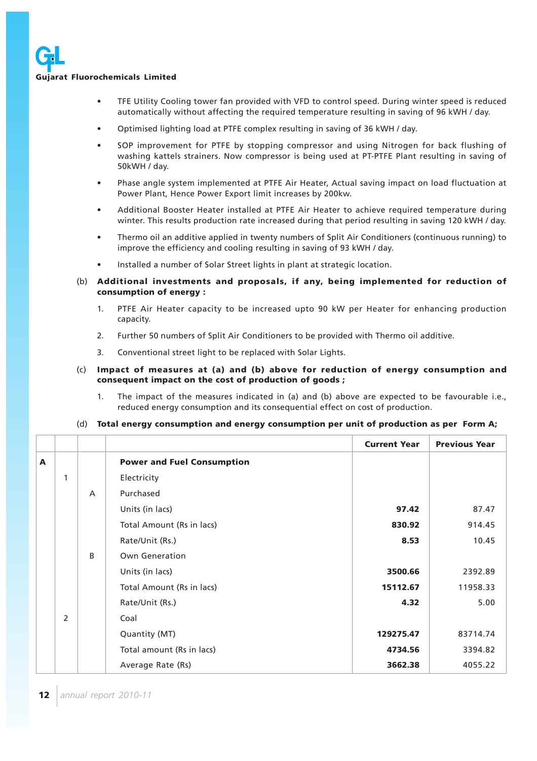- TFE Utility Cooling tower fan provided with VFD to control speed. During winter speed is reduced automatically without affecting the required temperature resulting in saving of 96 kWH / day.
- Optimised lighting load at PTFE complex resulting in saving of 36 kWH / day.
- SOP improvement for PTFE by stopping compressor and using Nitrogen for back flushing of washing kattels strainers. Now compressor is being used at PT-PTFE Plant resulting in saving of 50kWH / day.
- Phase angle system implemented at PTFE Air Heater, Actual saving impact on load fluctuation at Power Plant, Hence Power Export limit increases by 200kw.
- Additional Booster Heater installed at PTFE Air Heater to achieve required temperature during winter. This results production rate increased during that period resulting in saving 120 kWH / day.
- Thermo oil an additive applied in twenty numbers of Split Air Conditioners (continuous running) to improve the efficiency and cooling resulting in saving of 93 kWH / day.
- Installed a number of Solar Street lights in plant at strategic location.

(b) **Additional investments and proposals, if any, being implemented for reduction of consumption of energy :**

1. PTFE Air Heater capacity to be increased upto 90 kW per Heater for enhancing production capacity.
2. Further 50 numbers of Split Air Conditioners to be provided with Thermo oil additive.
3. Conventional street light to be replaced with Solar Lights.

(c) **Impact of measures at (a) and (b) above for reduction of energy consumption and consequent impact on the cost of production of goods ;**

1. The impact of the measures indicated in (a) and (b) above are expected to be favourable i.e., reduced energy consumption and its consequential effect on cost of production.

(d) **Total energy consumption and energy consumption per unit of production as per Form A;**

| | | | | Current Year | Previous Year |
|---|---|---|---|---|---|
| **A** | | | **Power and Fuel Consumption** | | |
| | 1 | | Electricity | | |
| | | A | Purchased | | |
| | | | Units (in lacs) | **97.42** | 87.47 |
| | | | Total Amount (Rs in lacs) | **830.92** | 914.45 |
| | | | Rate/Unit (Rs.) | **8.53** | 10.45 |
| | | B | Own Generation | | |
| | | | Units (in lacs) | **3500.66** | 2392.89 |
| | | | Total Amount (Rs in lacs) | **15112.67** | 11958.33 |
| | | | Rate/Unit (Rs.) | **4.32** | 5.00 |
| | 2 | | Coal | | |
| | | | Quantity (MT) | **129275.47** | 83714.74 |
| | | | Total amount (Rs in lacs) | **4734.56** | 3394.82 |
| | | | Average Rate (Rs) | **3662.38** | 4055.22 |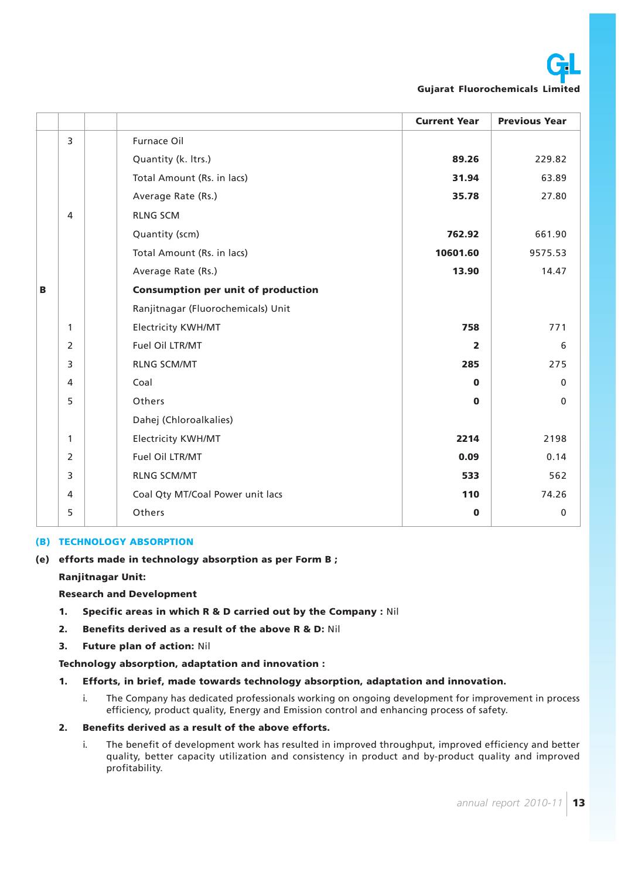| | | | | Current Year | Previous Year |
|---|---|---|---|---|---|
| | 3 | | Furnace Oil | | |
| | | | Quantity (k. ltrs.) | **89.26** | 229.82 |
| | | | Total Amount (Rs. in lacs) | **31.94** | 63.89 |
| | | | Average Rate (Rs.) | **35.78** | 27.80 |
| | 4 | | RLNG SCM | | |
| | | | Quantity (scm) | **762.92** | 661.90 |
| | | | Total Amount (Rs. in lacs) | **10601.60** | 9575.53 |
| | | | Average Rate (Rs.) | **13.90** | 14.47 |
| **B** | | | **Consumption per unit of production** | | |
| | | | Ranjitnagar (Fluorochemicals) Unit | | |
| | 1 | | Electricity KWH/MT | **758** | 771 |
| | 2 | | Fuel Oil LTR/MT | **2** | 6 |
| | 3 | | RLNG SCM/MT | **285** | 275 |
| | 4 | | Coal | **0** | 0 |
| | 5 | | Others | **0** | 0 |
| | | | Dahej (Chloroalkalies) | | |
| | 1 | | Electricity KWH/MT | **2214** | 2198 |
| | 2 | | Fuel Oil LTR/MT | **0.09** | 0.14 |
| | 3 | | RLNG SCM/MT | **533** | 562 |
| | 4 | | Coal Qty MT/Coal Power unit lacs | **110** | 74.26 |
| | 5 | | Others | **0** | 0 |

## (B) TECHNOLOGY ABSORPTION

**(e) efforts made in technology absorption as per Form B ;**

**Ranjitnagar Unit:**

**Research and Development**

1. **Specific areas in which R & D carried out by the Company :** Nil
2. **Benefits derived as a result of the above R & D:** Nil
3. **Future plan of action:** Nil

**Technology absorption, adaptation and innovation :**

1. **Efforts, in brief, made towards technology absorption, adaptation and innovation.**
   i. The Company has dedicated professionals working on ongoing development for improvement in process efficiency, product quality, Energy and Emission control and enhancing process of safety.
2. **Benefits derived as a result of the above efforts.**
   i. The benefit of development work has resulted in improved throughput, improved efficiency and better quality, better capacity utilization and consistency in product and by-product quality and improved profitability.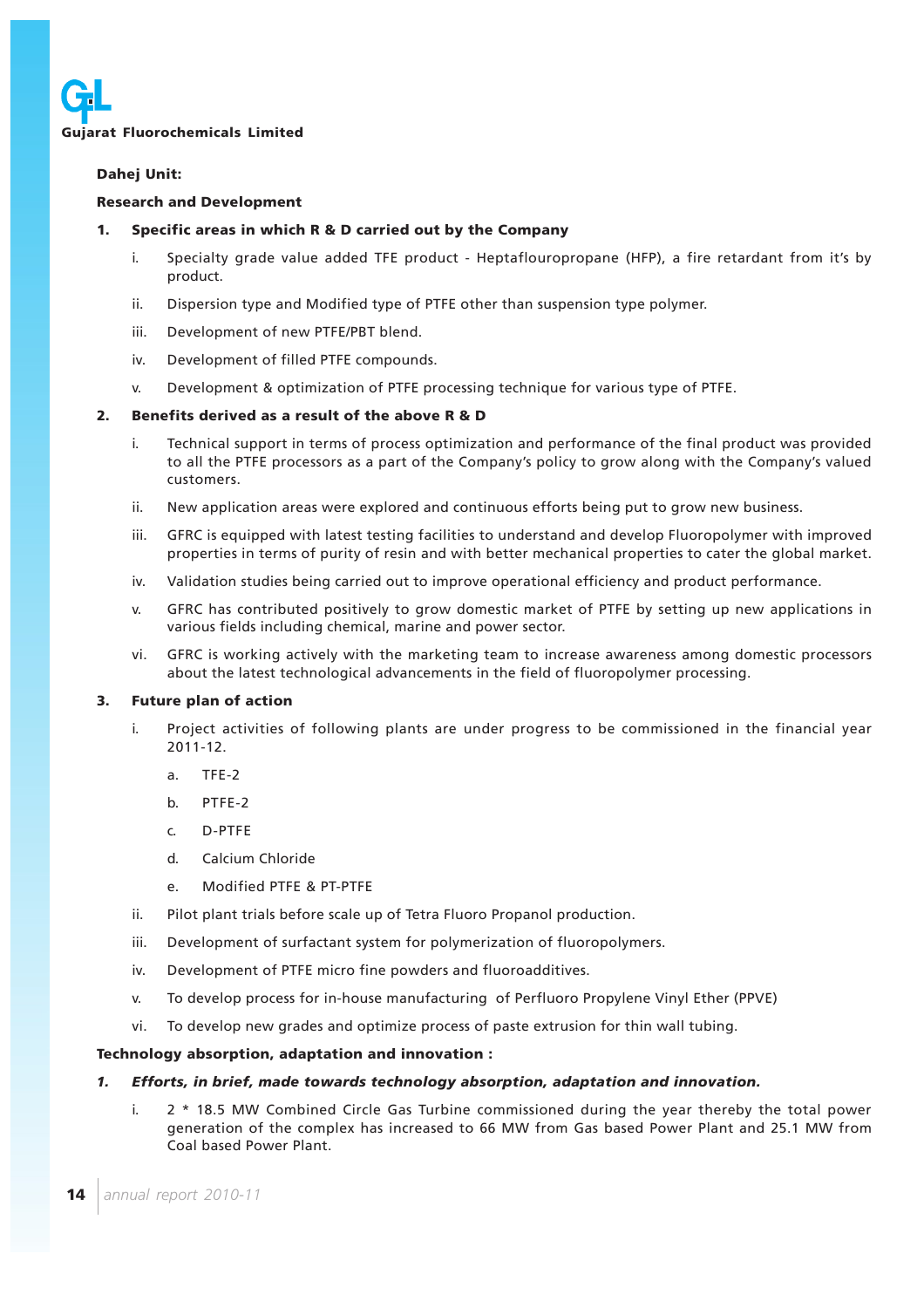**Dahej Unit:**

**Research and Development**

**1. Specific areas in which R & D carried out by the Company**

i. Specialty grade value added TFE product - Heptaflouropropane (HFP), a fire retardant from it's by product.

ii. Dispersion type and Modified type of PTFE other than suspension type polymer.

iii. Development of new PTFE/PBT blend.

iv. Development of filled PTFE compounds.

v. Development & optimization of PTFE processing technique for various type of PTFE.

**2. Benefits derived as a result of the above R & D**

i. Technical support in terms of process optimization and performance of the final product was provided to all the PTFE processors as a part of the Company's policy to grow along with the Company's valued customers.

ii. New application areas were explored and continuous efforts being put to grow new business.

iii. GFRC is equipped with latest testing facilities to understand and develop Fluoropolymer with improved properties in terms of purity of resin and with better mechanical properties to cater the global market.

iv. Validation studies being carried out to improve operational efficiency and product performance.

v. GFRC has contributed positively to grow domestic market of PTFE by setting up new applications in various fields including chemical, marine and power sector.

vi. GFRC is working actively with the marketing team to increase awareness among domestic processors about the latest technological advancements in the field of fluoropolymer processing.

**3. Future plan of action**

i. Project activities of following plants are under progress to be commissioned in the financial year 2011-12.

  a. TFE-2

  b. PTFE-2

  c. D-PTFE

  d. Calcium Chloride

  e. Modified PTFE & PT-PTFE

ii. Pilot plant trials before scale up of Tetra Fluoro Propanol production.

iii. Development of surfactant system for polymerization of fluoropolymers.

iv. Development of PTFE micro fine powders and fluoroadditives.

v. To develop process for in-house manufacturing of Perfluoro Propylene Vinyl Ether (PPVE)

vi. To develop new grades and optimize process of paste extrusion for thin wall tubing.

**Technology absorption, adaptation and innovation :**

***1. Efforts, in brief, made towards technology absorption, adaptation and innovation.***

i. 2 * 18.5 MW Combined Circle Gas Turbine commissioned during the year thereby the total power generation of the complex has increased to 66 MW from Gas based Power Plant and 25.1 MW from Coal based Power Plant.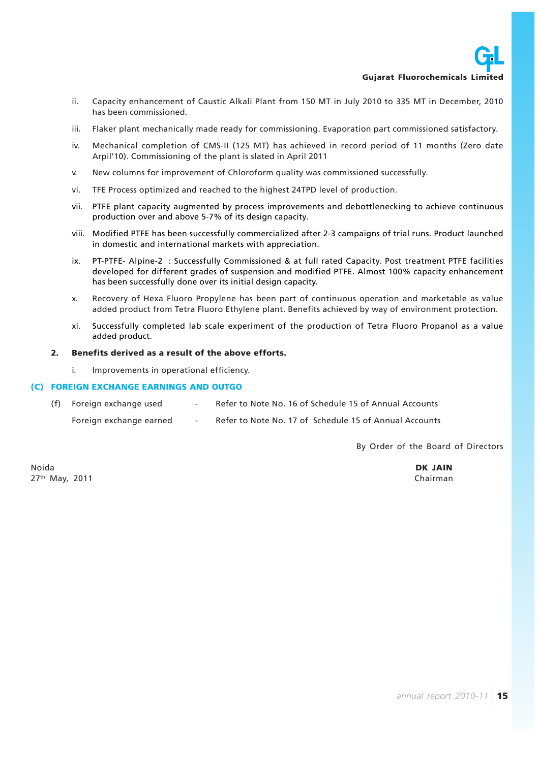ii. Capacity enhancement of Caustic Alkali Plant from 150 MT in July 2010 to 335 MT in December, 2010 has been commissioned.

iii. Flaker plant mechanically made ready for commissioning. Evaporation part commissioned satisfactory.

iv. Mechanical completion of CMS-II (125 MT) has achieved in record period of 11 months (Zero date Arpil'10). Commissioning of the plant is slated in April 2011

v. New columns for improvement of Chloroform quality was commissioned successfully.

vi. TFE Process optimized and reached to the highest 24TPD level of production.

vii. PTFE plant capacity augmented by process improvements and debottlenecking to achieve continuous production over and above 5-7% of its design capacity.

viii. Modified PTFE has been successfully commercialized after 2-3 campaigns of trial runs. Product launched in domestic and international markets with appreciation.

ix. PT-PTFE- Alpine-2 : Successfully Commissioned & at full rated Capacity. Post treatment PTFE facilities developed for different grades of suspension and modified PTFE. Almost 100% capacity enhancement has been successfully done over its initial design capacity.

x. Recovery of Hexa Fluoro Propylene has been part of continuous operation and marketable as value added product from Tetra Fluoro Ethylene plant. Benefits achieved by way of environment protection.

xi. Successfully completed lab scale experiment of the production of Tetra Fluoro Propanol as a value added product.

**2. Benefits derived as a result of the above efforts.**

i. Improvements in operational efficiency.

## (C) FOREIGN EXCHANGE EARNINGS AND OUTGO

(f) Foreign exchange used - Refer to Note No. 16 of Schedule 15 of Annual Accounts

Foreign exchange earned - Refer to Note No. 17 of Schedule 15 of Annual Accounts

By Order of the Board of Directors

Noida
27th May, 2011

**DK JAIN**
Chairman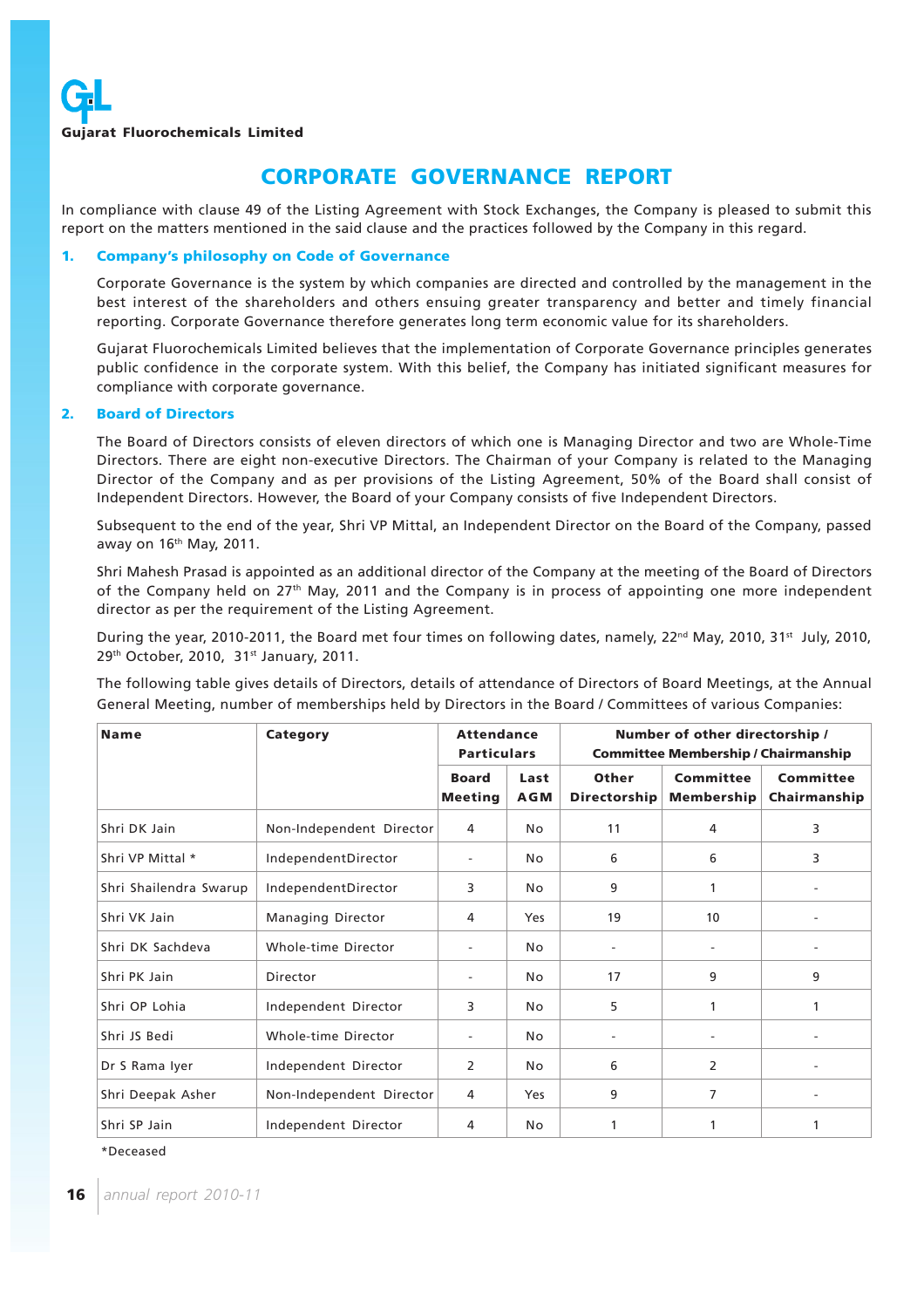**Gujarat Fluorochemicals Limited**

# CORPORATE GOVERNANCE REPORT

In compliance with clause 49 of the Listing Agreement with Stock Exchanges, the Company is pleased to submit this report on the matters mentioned in the said clause and the practices followed by the Company in this regard.

## 1. Company's philosophy on Code of Governance

Corporate Governance is the system by which companies are directed and controlled by the management in the best interest of the shareholders and others ensuing greater transparency and better and timely financial reporting. Corporate Governance therefore generates long term economic value for its shareholders.

Gujarat Fluorochemicals Limited believes that the implementation of Corporate Governance principles generates public confidence in the corporate system. With this belief, the Company has initiated significant measures for compliance with corporate governance.

## 2. Board of Directors

The Board of Directors consists of eleven directors of which one is Managing Director and two are Whole-Time Directors. There are eight non-executive Directors. The Chairman of your Company is related to the Managing Director of the Company and as per provisions of the Listing Agreement, 50% of the Board shall consist of Independent Directors. However, the Board of your Company consists of five Independent Directors.

Subsequent to the end of the year, Shri VP Mittal, an Independent Director on the Board of the Company, passed away on 16th May, 2011.

Shri Mahesh Prasad is appointed as an additional director of the Company at the meeting of the Board of Directors of the Company held on 27th May, 2011 and the Company is in process of appointing one more independent director as per the requirement of the Listing Agreement.

During the year, 2010-2011, the Board met four times on following dates, namely, 22nd May, 2010, 31st July, 2010, 29th October, 2010, 31st January, 2011.

The following table gives details of Directors, details of attendance of Directors of Board Meetings, at the Annual General Meeting, number of memberships held by Directors in the Board / Committees of various Companies:

| Name | Category | Attendance Particulars | | Number of other directorship / Committee Membership / Chairmanship | | |
|---|---|---|---|---|---|---|
| | | Board Meeting | Last AGM | Other Directorship | Committee Membership | Committee Chairmanship |
| Shri DK Jain | Non-Independent Director | 4 | No | 11 | 4 | 3 |
| Shri VP Mittal * | IndependentDirector | - | No | 6 | 6 | 3 |
| Shri Shailendra Swarup | IndependentDirector | 3 | No | 9 | 1 | - |
| Shri VK Jain | Managing Director | 4 | Yes | 19 | 10 | - |
| Shri DK Sachdeva | Whole-time Director | - | No | - | - | - |
| Shri PK Jain | Director | - | No | 17 | 9 | 9 |
| Shri OP Lohia | Independent Director | 3 | No | 5 | 1 | 1 |
| Shri JS Bedi | Whole-time Director | - | No | - | - | - |
| Dr S Rama Iyer | Independent Director | 2 | No | 6 | 2 | - |
| Shri Deepak Asher | Non-Independent Director | 4 | Yes | 9 | 7 | - |
| Shri SP Jain | Independent Director | 4 | No | 1 | 1 | 1 |

*Deceased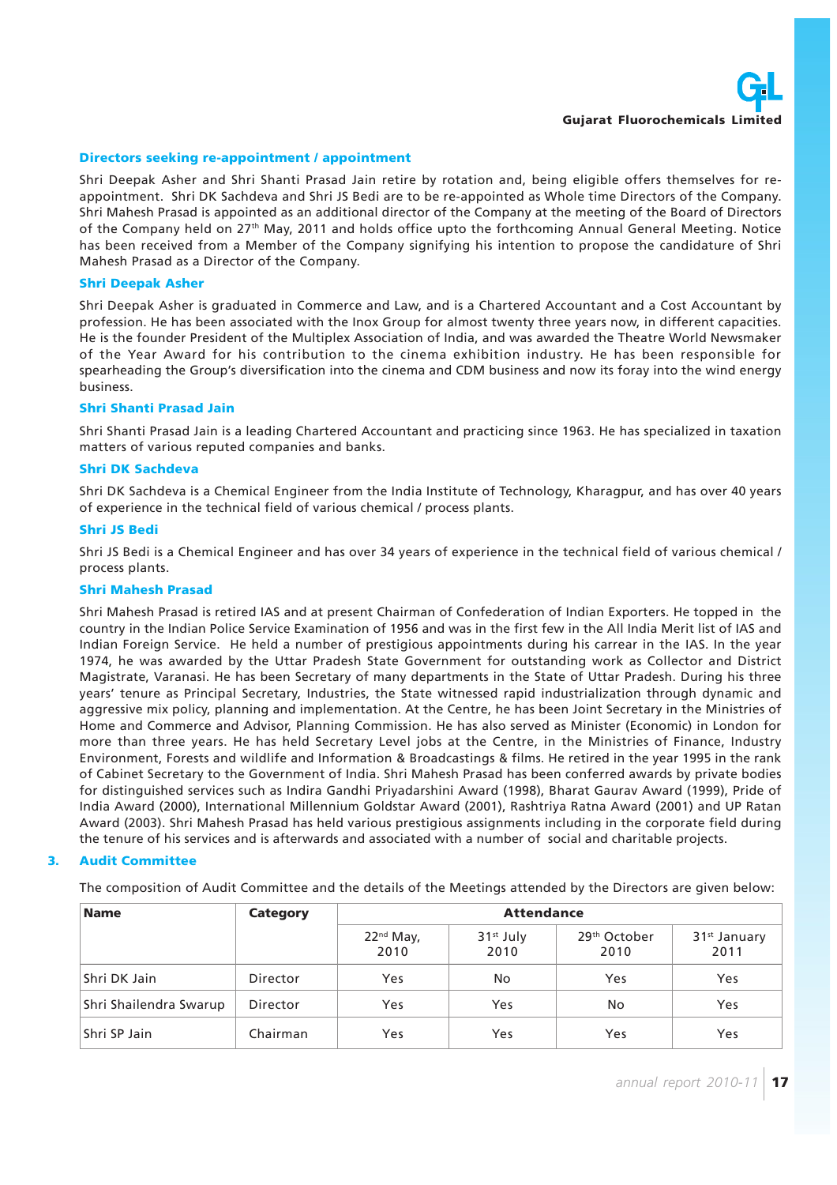### Directors seeking re-appointment / appointment

Shri Deepak Asher and Shri Shanti Prasad Jain retire by rotation and, being eligible offers themselves for re-appointment. Shri DK Sachdeva and Shri JS Bedi are to be re-appointed as Whole time Directors of the Company. Shri Mahesh Prasad is appointed as an additional director of the Company at the meeting of the Board of Directors of the Company held on 27th May, 2011 and holds office upto the forthcoming Annual General Meeting. Notice has been received from a Member of the Company signifying his intention to propose the candidature of Shri Mahesh Prasad as a Director of the Company.

### Shri Deepak Asher

Shri Deepak Asher is graduated in Commerce and Law, and is a Chartered Accountant and a Cost Accountant by profession. He has been associated with the Inox Group for almost twenty three years now, in different capacities. He is the founder President of the Multiplex Association of India, and was awarded the Theatre World Newsmaker of the Year Award for his contribution to the cinema exhibition industry. He has been responsible for spearheading the Group's diversification into the cinema and CDM business and now its foray into the wind energy business.

### Shri Shanti Prasad Jain

Shri Shanti Prasad Jain is a leading Chartered Accountant and practicing since 1963. He has specialized in taxation matters of various reputed companies and banks.

### Shri DK Sachdeva

Shri DK Sachdeva is a Chemical Engineer from the India Institute of Technology, Kharagpur, and has over 40 years of experience in the technical field of various chemical / process plants.

### Shri JS Bedi

Shri JS Bedi is a Chemical Engineer and has over 34 years of experience in the technical field of various chemical / process plants.

### Shri Mahesh Prasad

Shri Mahesh Prasad is retired IAS and at present Chairman of Confederation of Indian Exporters. He topped in the country in the Indian Police Service Examination of 1956 and was in the first few in the All India Merit list of IAS and Indian Foreign Service. He held a number of prestigious appointments during his carrear in the IAS. In the year 1974, he was awarded by the Uttar Pradesh State Government for outstanding work as Collector and District Magistrate, Varanasi. He has been Secretary of many departments in the State of Uttar Pradesh. During his three years' tenure as Principal Secretary, Industries, the State witnessed rapid industrialization through dynamic and aggressive mix policy, planning and implementation. At the Centre, he has been Joint Secretary in the Ministries of Home and Commerce and Advisor, Planning Commission. He has also served as Minister (Economic) in London for more than three years. He has held Secretary Level jobs at the Centre, in the Ministries of Finance, Industry Environment, Forests and wildlife and Information & Broadcastings & films. He retired in the year 1995 in the rank of Cabinet Secretary to the Government of India. Shri Mahesh Prasad has been conferred awards by private bodies for distinguished services such as Indira Gandhi Priyadarshini Award (1998), Bharat Gaurav Award (1999), Pride of India Award (2000), International Millennium Goldstar Award (2001), Rashtriya Ratna Award (2001) and UP Ratan Award (2003). Shri Mahesh Prasad has held various prestigious assignments including in the corporate field during the tenure of his services and is afterwards and associated with a number of social and charitable projects.

## 3. Audit Committee

The composition of Audit Committee and the details of the Meetings attended by the Directors are given below:

| Name | Category | Attendance | | | |
|---|---|---|---|---|---|
| | | 22nd May, 2010 | 31st July 2010 | 29th October 2010 | 31st January 2011 |
| Shri DK Jain | Director | Yes | No | Yes | Yes |
| Shri Shailendra Swarup | Director | Yes | Yes | No | Yes |
| Shri SP Jain | Chairman | Yes | Yes | Yes | Yes |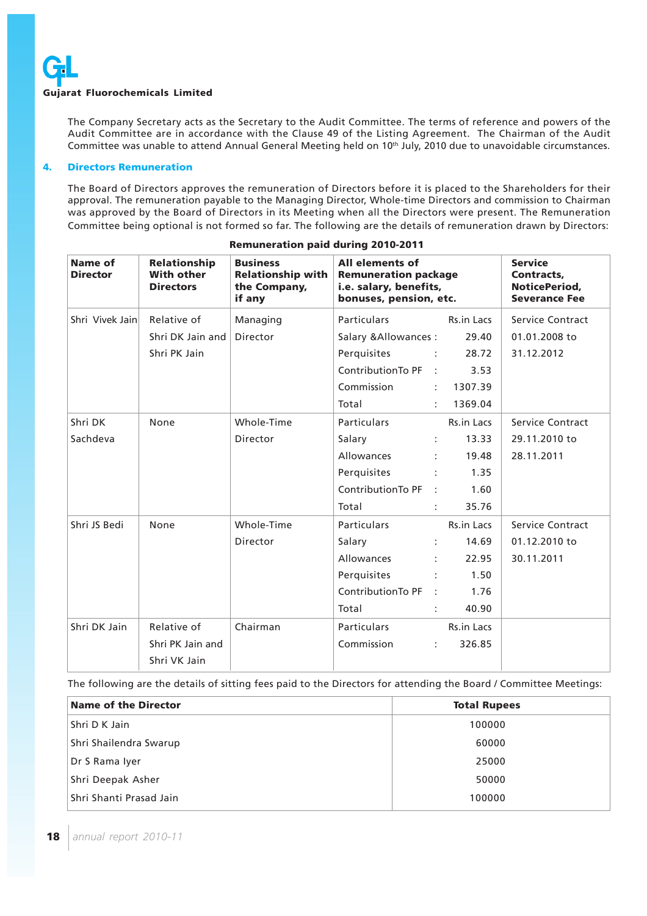The Company Secretary acts as the Secretary to the Audit Committee. The terms of reference and powers of the Audit Committee are in accordance with the Clause 49 of the Listing Agreement. The Chairman of the Audit Committee was unable to attend Annual General Meeting held on 10th July, 2010 due to unavoidable circumstances.

## 4. Directors Remuneration

The Board of Directors approves the remuneration of Directors before it is placed to the Shareholders for their approval. The remuneration payable to the Managing Director, Whole-time Directors and commission to Chairman was approved by the Board of Directors in its Meeting when all the Directors were present. The Remuneration Committee being optional is not formed so far. The following are the details of remuneration drawn by Directors:

**Remuneration paid during 2010-2011**

| Name of Director | Relationship With other Directors | Business Relationship with the Company, if any | All elements of Remuneration package i.e. salary, benefits, bonuses, pension, etc. | | Service Contracts, NoticePeriod, Severance Fee |
|---|---|---|---|---|---|
| Shri Vivek Jain | Relative of Shri DK Jain and Shri PK Jain | Managing Director | Particulars | Rs.in Lacs | Service Contract 01.01.2008 to 31.12.2012 |
| | | | Salary &Allowances : | 29.40 | |
| | | | Perquisites : | 28.72 | |
| | | | ContributionTo PF : | 3.53 | |
| | | | Commission : | 1307.39 | |
| | | | Total : | 1369.04 | |
| Shri DK Sachdeva | None | Whole-Time Director | Particulars | Rs.in Lacs | Service Contract 29.11.2010 to 28.11.2011 |
| | | | Salary : | 13.33 | |
| | | | Allowances : | 19.48 | |
| | | | Perquisites : | 1.35 | |
| | | | ContributionTo PF : | 1.60 | |
| | | | Total : | 35.76 | |
| Shri JS Bedi | None | Whole-Time Director | Particulars | Rs.in Lacs | Service Contract 01.12.2010 to 30.11.2011 |
| | | | Salary : | 14.69 | |
| | | | Allowances : | 22.95 | |
| | | | Perquisites : | 1.50 | |
| | | | ContributionTo PF : | 1.76 | |
| | | | Total : | 40.90 | |
| Shri DK Jain | Relative of Shri PK Jain and Shri VK Jain | Chairman | Particulars | Rs.in Lacs | |
| | | | Commission : | 326.85 | |

The following are the details of sitting fees paid to the Directors for attending the Board / Committee Meetings:

| Name of the Director | Total Rupees |
|---|---|
| Shri D K Jain | 100000 |
| Shri Shailendra Swarup | 60000 |
| Dr S Rama Iyer | 25000 |
| Shri Deepak Asher | 50000 |
| Shri Shanti Prasad Jain | 100000 |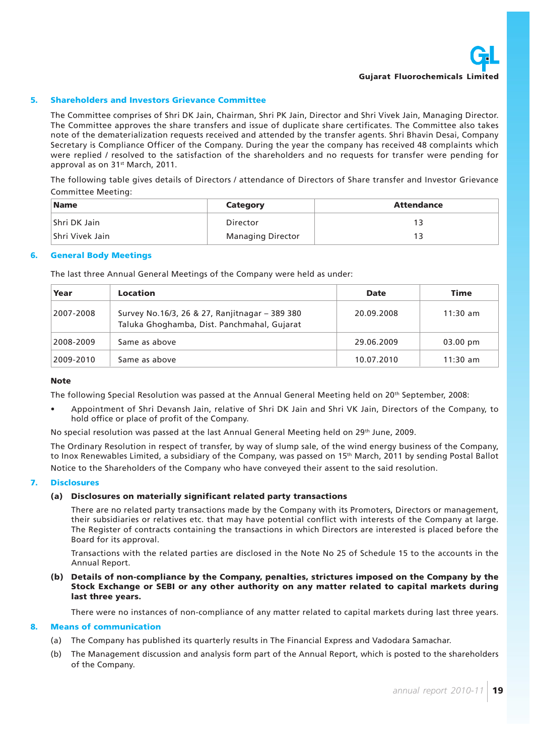## 5. Shareholders and Investors Grievance Committee

The Committee comprises of Shri DK Jain, Chairman, Shri PK Jain, Director and Shri Vivek Jain, Managing Director. The Committee approves the share transfers and issue of duplicate share certificates. The Committee also takes note of the dematerialization requests received and attended by the transfer agents. Shri Bhavin Desai, Company Secretary is Compliance Officer of the Company. During the year the company has received 48 complaints which were replied / resolved to the satisfaction of the shareholders and no requests for transfer were pending for approval as on 31st March, 2011.

The following table gives details of Directors / attendance of Directors of Share transfer and Investor Grievance Committee Meeting:

| Name | Category | Attendance |
|---|---|---|
| Shri DK Jain | Director | 13 |
| Shri Vivek Jain | Managing Director | 13 |

## 6. General Body Meetings

The last three Annual General Meetings of the Company were held as under:

| Year | Location | Date | Time |
|---|---|---|---|
| 2007-2008 | Survey No.16/3, 26 & 27, Ranjitnagar – 389 380 Taluka Ghoghamba, Dist. Panchmahal, Gujarat | 20.09.2008 | 11:30 am |
| 2008-2009 | Same as above | 29.06.2009 | 03.00 pm |
| 2009-2010 | Same as above | 10.07.2010 | 11:30 am |

**Note**

The following Special Resolution was passed at the Annual General Meeting held on 20th September, 2008:

- Appointment of Shri Devansh Jain, relative of Shri DK Jain and Shri VK Jain, Directors of the Company, to hold office or place of profit of the Company.

No special resolution was passed at the last Annual General Meeting held on 29th June, 2009.

The Ordinary Resolution in respect of transfer, by way of slump sale, of the wind energy business of the Company, to Inox Renewables Limited, a subsidiary of the Company, was passed on 15th March, 2011 by sending Postal Ballot Notice to the Shareholders of the Company who have conveyed their assent to the said resolution.

## 7. Disclosures

### (a) Disclosures on materially significant related party transactions

There are no related party transactions made by the Company with its Promoters, Directors or management, their subsidiaries or relatives etc. that may have potential conflict with interests of the Company at large. The Register of contracts containing the transactions in which Directors are interested is placed before the Board for its approval.

Transactions with the related parties are disclosed in the Note No 25 of Schedule 15 to the accounts in the Annual Report.

### (b) Details of non-compliance by the Company, penalties, strictures imposed on the Company by the Stock Exchange or SEBI or any other authority on any matter related to capital markets during last three years.

There were no instances of non-compliance of any matter related to capital markets during last three years.

## 8. Means of communication

(a) The Company has published its quarterly results in The Financial Express and Vadodara Samachar.

(b) The Management discussion and analysis form part of the Annual Report, which is posted to the shareholders of the Company.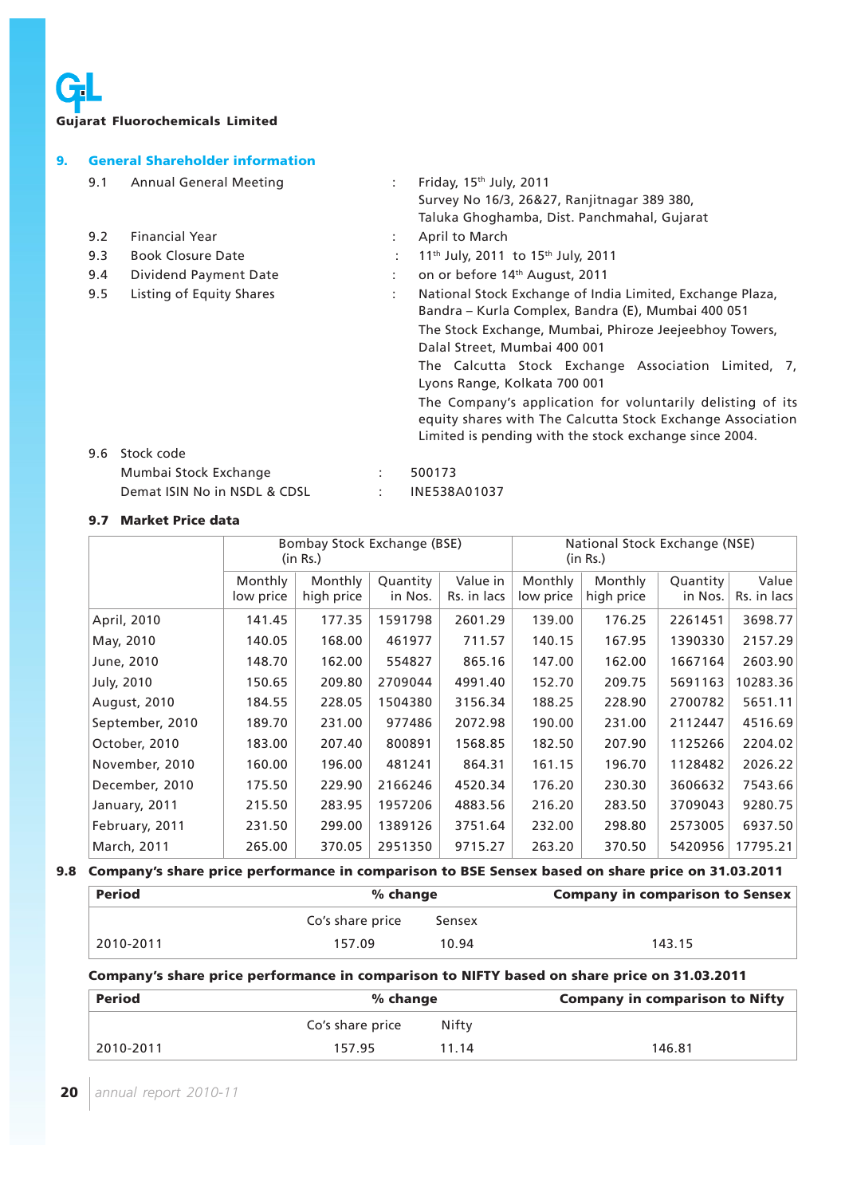Gujarat Fluorochemicals Limited

## 9. General Shareholder information

| | | | |
|---|---|---|---|
| 9.1 | Annual General Meeting | : | Friday, 15th July, 2011<br>Survey No 16/3, 26&27, Ranjitnagar 389 380,<br>Taluka Ghoghamba, Dist. Panchmahal, Gujarat |
| 9.2 | Financial Year | : | April to March |
| 9.3 | Book Closure Date | : | 11th July, 2011 to 15th July, 2011 |
| 9.4 | Dividend Payment Date | : | on or before 14th August, 2011 |
| 9.5 | Listing of Equity Shares | : | National Stock Exchange of India Limited, Exchange Plaza, Bandra – Kurla Complex, Bandra (E), Mumbai 400 051<br>The Stock Exchange, Mumbai, Phiroze Jeejeebhoy Towers, Dalal Street, Mumbai 400 001<br>The Calcutta Stock Exchange Association Limited, 7, Lyons Range, Kolkata 700 001<br>The Company's application for voluntarily delisting of its equity shares with The Calcutta Stock Exchange Association Limited is pending with the stock exchange since 2004. |

9.6 Stock code

| | | |
|---|---|---|
| Mumbai Stock Exchange | : | 500173 |
| Demat ISIN No in NSDL & CDSL | : | INE538A01037 |

### 9.7 Market Price data

| | Bombay Stock Exchange (BSE) (in Rs.) | | | | National Stock Exchange (NSE) (in Rs.) | | | |
|---|---|---|---|---|---|---|---|---|
| | Monthly low price | Monthly high price | Quantity in Nos. | Value in Rs. in lacs | Monthly low price | Monthly high price | Quantity in Nos. | Value Rs. in lacs |
| April, 2010 | 141.45 | 177.35 | 1591798 | 2601.29 | 139.00 | 176.25 | 2261451 | 3698.77 |
| May, 2010 | 140.05 | 168.00 | 461977 | 711.57 | 140.15 | 167.95 | 1390330 | 2157.29 |
| June, 2010 | 148.70 | 162.00 | 554827 | 865.16 | 147.00 | 162.00 | 1667164 | 2603.90 |
| July, 2010 | 150.65 | 209.80 | 2709044 | 4991.40 | 152.70 | 209.75 | 5691163 | 10283.36 |
| August, 2010 | 184.55 | 228.05 | 1504380 | 3156.34 | 188.25 | 228.90 | 2700782 | 5651.11 |
| September, 2010 | 189.70 | 231.00 | 977486 | 2072.98 | 190.00 | 231.00 | 2112447 | 4516.69 |
| October, 2010 | 183.00 | 207.40 | 800891 | 1568.85 | 182.50 | 207.90 | 1125266 | 2204.02 |
| November, 2010 | 160.00 | 196.00 | 481241 | 864.31 | 161.15 | 196.70 | 1128482 | 2026.22 |
| December, 2010 | 175.50 | 229.90 | 2166246 | 4520.34 | 176.20 | 230.30 | 3606632 | 7543.66 |
| January, 2011 | 215.50 | 283.95 | 1957206 | 4883.56 | 216.20 | 283.50 | 3709043 | 9280.75 |
| February, 2011 | 231.50 | 299.00 | 1389126 | 3751.64 | 232.00 | 298.80 | 2573005 | 6937.50 |
| March, 2011 | 265.00 | 370.05 | 2951350 | 9715.27 | 263.20 | 370.50 | 5420956 | 17795.21 |

### 9.8 Company's share price performance in comparison to BSE Sensex based on share price on 31.03.2011

| **Period** | **% change** | | **Company in comparison to Sensex** |
|---|---|---|---|
| | Co's share price | Sensex | |
| 2010-2011 | 157.09 | 10.94 | 143.15 |

**Company's share price performance in comparison to NIFTY based on share price on 31.03.2011**

| **Period** | **% change** | | **Company in comparison to Nifty** |
|---|---|---|---|
| | Co's share price | Nifty | |
| 2010-2011 | 157.95 | 11.14 | 146.81 |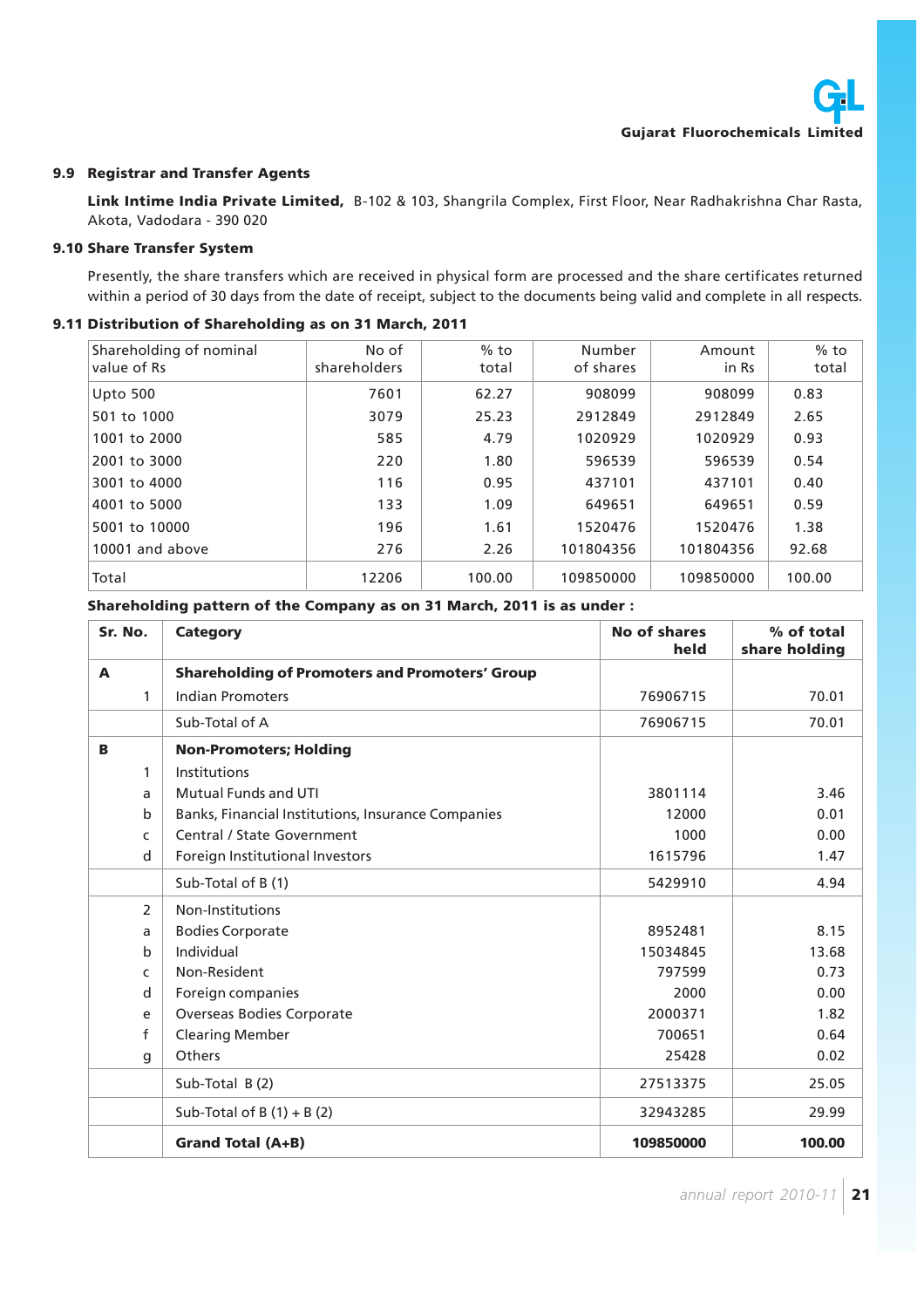### 9.9 Registrar and Transfer Agents

**Link Intime India Private Limited,** B-102 & 103, Shangrila Complex, First Floor, Near Radhakrishna Char Rasta, Akota, Vadodara - 390 020

### 9.10 Share Transfer System

Presently, the share transfers which are received in physical form are processed and the share certificates returned within a period of 30 days from the date of receipt, subject to the documents being valid and complete in all respects.

### 9.11 Distribution of Shareholding as on 31 March, 2011

| Shareholding of nominal value of Rs | No of shareholders | % to total | Number of shares | Amount in Rs | % to total |
|---|---|---|---|---|---|
| Upto 500 | 7601 | 62.27 | 908099 | 908099 | 0.83 |
| 501 to 1000 | 3079 | 25.23 | 2912849 | 2912849 | 2.65 |
| 1001 to 2000 | 585 | 4.79 | 1020929 | 1020929 | 0.93 |
| 2001 to 3000 | 220 | 1.80 | 596539 | 596539 | 0.54 |
| 3001 to 4000 | 116 | 0.95 | 437101 | 437101 | 0.40 |
| 4001 to 5000 | 133 | 1.09 | 649651 | 649651 | 0.59 |
| 5001 to 10000 | 196 | 1.61 | 1520476 | 1520476 | 1.38 |
| 10001 and above | 276 | 2.26 | 101804356 | 101804356 | 92.68 |
| Total | 12206 | 100.00 | 109850000 | 109850000 | 100.00 |

**Shareholding pattern of the Company as on 31 March, 2011 is as under :**

| Sr. No. | Category | No of shares held | % of total share holding |
|---|---|---|---|
| **A** | **Shareholding of Promoters and Promoters' Group** | | |
| 1 | Indian Promoters | 76906715 | 70.01 |
| | Sub-Total of A | 76906715 | 70.01 |
| **B** | **Non-Promoters; Holding** | | |
| 1 | Institutions | | |
| a | Mutual Funds and UTI | 3801114 | 3.46 |
| b | Banks, Financial Institutions, Insurance Companies | 12000 | 0.01 |
| c | Central / State Government | 1000 | 0.00 |
| d | Foreign Institutional Investors | 1615796 | 1.47 |
| | Sub-Total of B (1) | 5429910 | 4.94 |
| 2 | Non-Institutions | | |
| a | Bodies Corporate | 8952481 | 8.15 |
| b | Individual | 15034845 | 13.68 |
| c | Non-Resident | 797599 | 0.73 |
| d | Foreign companies | 2000 | 0.00 |
| e | Overseas Bodies Corporate | 2000371 | 1.82 |
| f | Clearing Member | 700651 | 0.64 |
| g | Others | 25428 | 0.02 |
| | Sub-Total B (2) | 27513375 | 25.05 |
| | Sub-Total of B (1) + B (2) | 32943285 | 29.99 |
| | **Grand Total (A+B)** | **109850000** | **100.00** |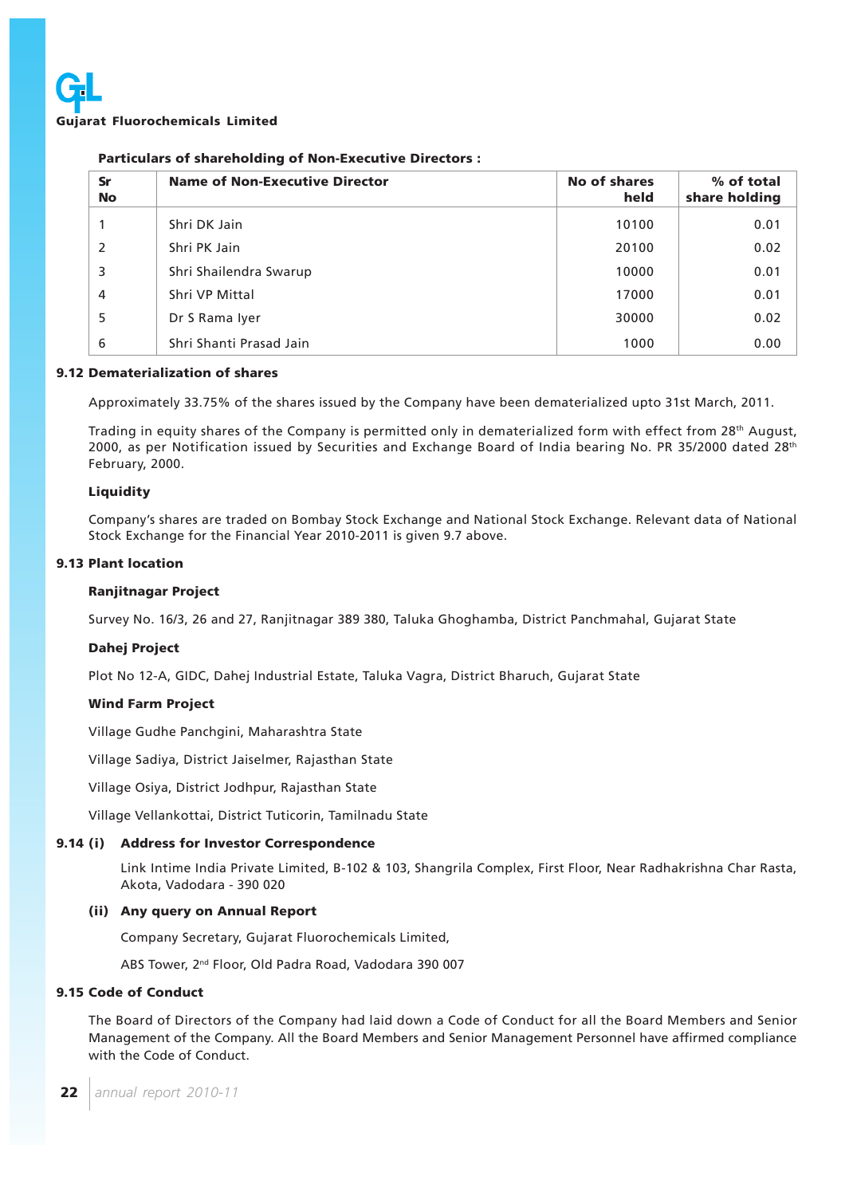**Particulars of shareholding of Non-Executive Directors :**

| Sr No | Name of Non-Executive Director | No of shares held | % of total share holding |
|---|---|---|---|
| 1 | Shri DK Jain | 10100 | 0.01 |
| 2 | Shri PK Jain | 20100 | 0.02 |
| 3 | Shri Shailendra Swarup | 10000 | 0.01 |
| 4 | Shri VP Mittal | 17000 | 0.01 |
| 5 | Dr S Rama Iyer | 30000 | 0.02 |
| 6 | Shri Shanti Prasad Jain | 1000 | 0.00 |

### 9.12 Dematerialization of shares

Approximately 33.75% of the shares issued by the Company have been dematerialized upto 31st March, 2011.

Trading in equity shares of the Company is permitted only in dematerialized form with effect from 28th August, 2000, as per Notification issued by Securities and Exchange Board of India bearing No. PR 35/2000 dated 28th February, 2000.

**Liquidity**

Company's shares are traded on Bombay Stock Exchange and National Stock Exchange. Relevant data of National Stock Exchange for the Financial Year 2010-2011 is given 9.7 above.

### 9.13 Plant location

**Ranjitnagar Project**

Survey No. 16/3, 26 and 27, Ranjitnagar 389 380, Taluka Ghoghamba, District Panchmahal, Gujarat State

**Dahej Project**

Plot No 12-A, GIDC, Dahej Industrial Estate, Taluka Vagra, District Bharuch, Gujarat State

**Wind Farm Project**

Village Gudhe Panchgini, Maharashtra State

Village Sadiya, District Jaiselmer, Rajasthan State

Village Osiya, District Jodhpur, Rajasthan State

Village Vellankottai, District Tuticorin, Tamilnadu State

### 9.14 (i) Address for Investor Correspondence

Link Intime India Private Limited, B-102 & 103, Shangrila Complex, First Floor, Near Radhakrishna Char Rasta, Akota, Vadodara - 390 020

**(ii) Any query on Annual Report**

Company Secretary, Gujarat Fluorochemicals Limited,

ABS Tower, 2nd Floor, Old Padra Road, Vadodara 390 007

### 9.15 Code of Conduct

The Board of Directors of the Company had laid down a Code of Conduct for all the Board Members and Senior Management of the Company. All the Board Members and Senior Management Personnel have affirmed compliance with the Code of Conduct.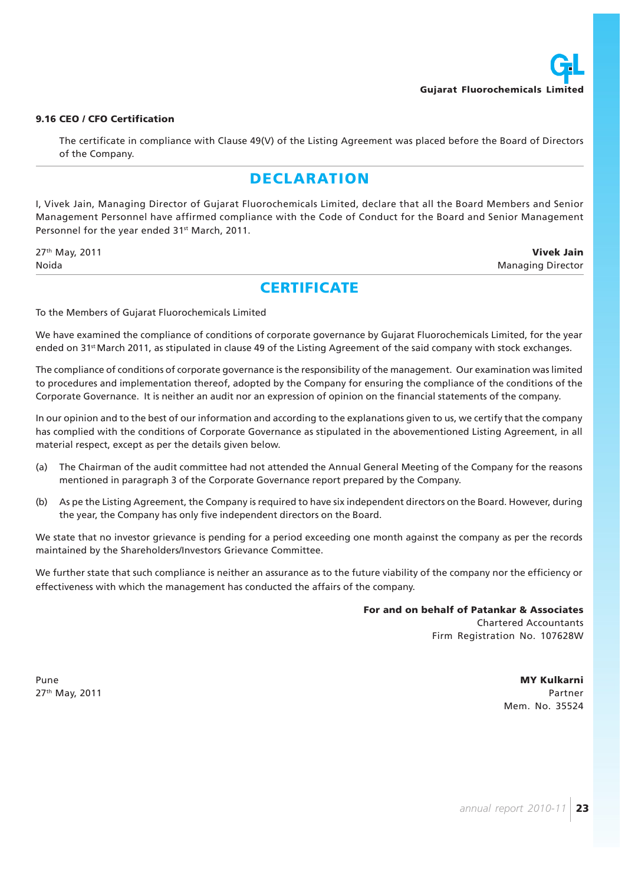### 9.16 CEO / CFO Certification

The certificate in compliance with Clause 49(V) of the Listing Agreement was placed before the Board of Directors of the Company.

## DECLARATION

I, Vivek Jain, Managing Director of Gujarat Fluorochemicals Limited, declare that all the Board Members and Senior Management Personnel have affirmed compliance with the Code of Conduct for the Board and Senior Management Personnel for the year ended 31st March, 2011.

27th May, 2011
Noida

**Vivek Jain**
Managing Director

## CERTIFICATE

To the Members of Gujarat Fluorochemicals Limited

We have examined the compliance of conditions of corporate governance by Gujarat Fluorochemicals Limited, for the year ended on 31st March 2011, as stipulated in clause 49 of the Listing Agreement of the said company with stock exchanges.

The compliance of conditions of corporate governance is the responsibility of the management. Our examination was limited to procedures and implementation thereof, adopted by the Company for ensuring the compliance of the conditions of the Corporate Governance. It is neither an audit nor an expression of opinion on the financial statements of the company.

In our opinion and to the best of our information and according to the explanations given to us, we certify that the company has complied with the conditions of Corporate Governance as stipulated in the abovementioned Listing Agreement, in all material respect, except as per the details given below.

(a) The Chairman of the audit committee had not attended the Annual General Meeting of the Company for the reasons mentioned in paragraph 3 of the Corporate Governance report prepared by the Company.

(b) As pe the Listing Agreement, the Company is required to have six independent directors on the Board. However, during the year, the Company has only five independent directors on the Board.

We state that no investor grievance is pending for a period exceeding one month against the company as per the records maintained by the Shareholders/Investors Grievance Committee.

We further state that such compliance is neither an assurance as to the future viability of the company nor the efficiency or effectiveness with which the management has conducted the affairs of the company.

**For and on behalf of Patankar & Associates**
Chartered Accountants
Firm Registration No. 107628W

Pune
27th May, 2011

**MY Kulkarni**
Partner
Mem. No. 35524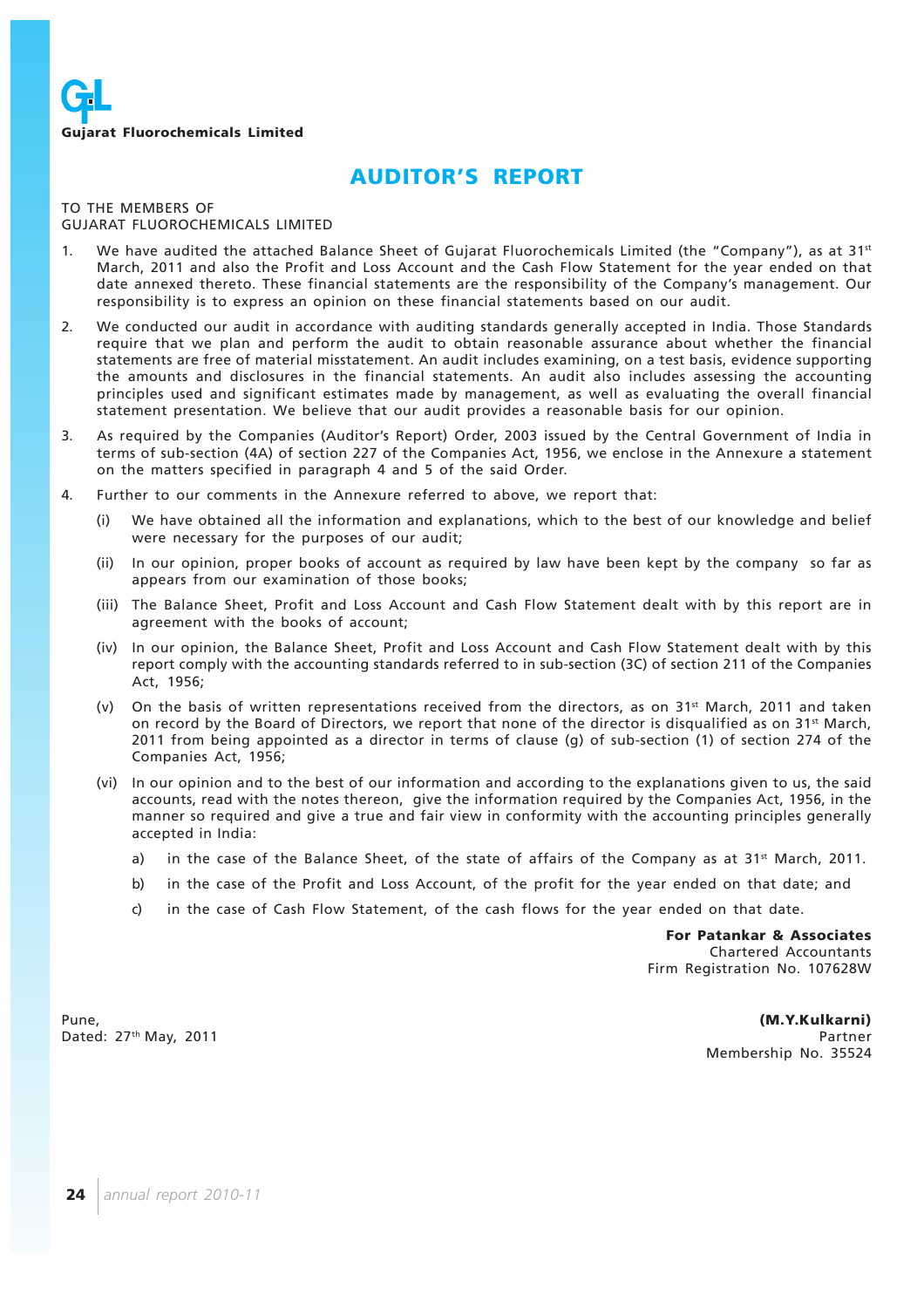# AUDITOR'S REPORT

TO THE MEMBERS OF
GUJARAT FLUOROCHEMICALS LIMITED

1. We have audited the attached Balance Sheet of Gujarat Fluorochemicals Limited (the "Company"), as at 31st March, 2011 and also the Profit and Loss Account and the Cash Flow Statement for the year ended on that date annexed thereto. These financial statements are the responsibility of the Company's management. Our responsibility is to express an opinion on these financial statements based on our audit.

2. We conducted our audit in accordance with auditing standards generally accepted in India. Those Standards require that we plan and perform the audit to obtain reasonable assurance about whether the financial statements are free of material misstatement. An audit includes examining, on a test basis, evidence supporting the amounts and disclosures in the financial statements. An audit also includes assessing the accounting principles used and significant estimates made by management, as well as evaluating the overall financial statement presentation. We believe that our audit provides a reasonable basis for our opinion.

3. As required by the Companies (Auditor's Report) Order, 2003 issued by the Central Government of India in terms of sub-section (4A) of section 227 of the Companies Act, 1956, we enclose in the Annexure a statement on the matters specified in paragraph 4 and 5 of the said Order.

4. Further to our comments in the Annexure referred to above, we report that:

   (i) We have obtained all the information and explanations, which to the best of our knowledge and belief were necessary for the purposes of our audit;

   (ii) In our opinion, proper books of account as required by law have been kept by the company so far as appears from our examination of those books;

   (iii) The Balance Sheet, Profit and Loss Account and Cash Flow Statement dealt with by this report are in agreement with the books of account;

   (iv) In our opinion, the Balance Sheet, Profit and Loss Account and Cash Flow Statement dealt with by this report comply with the accounting standards referred to in sub-section (3C) of section 211 of the Companies Act, 1956;

   (v) On the basis of written representations received from the directors, as on 31st March, 2011 and taken on record by the Board of Directors, we report that none of the director is disqualified as on 31st March, 2011 from being appointed as a director in terms of clause (g) of sub-section (1) of section 274 of the Companies Act, 1956;

   (vi) In our opinion and to the best of our information and according to the explanations given to us, the said accounts, read with the notes thereon, give the information required by the Companies Act, 1956, in the manner so required and give a true and fair view in conformity with the accounting principles generally accepted in India:

      a) in the case of the Balance Sheet, of the state of affairs of the Company as at 31st March, 2011.

      b) in the case of the Profit and Loss Account, of the profit for the year ended on that date; and

      c) in the case of Cash Flow Statement, of the cash flows for the year ended on that date.

**For Patankar & Associates**
Chartered Accountants
Firm Registration No. 107628W

Pune,
Dated: 27th May, 2011

**(M.Y.Kulkarni)**
Partner
Membership No. 35524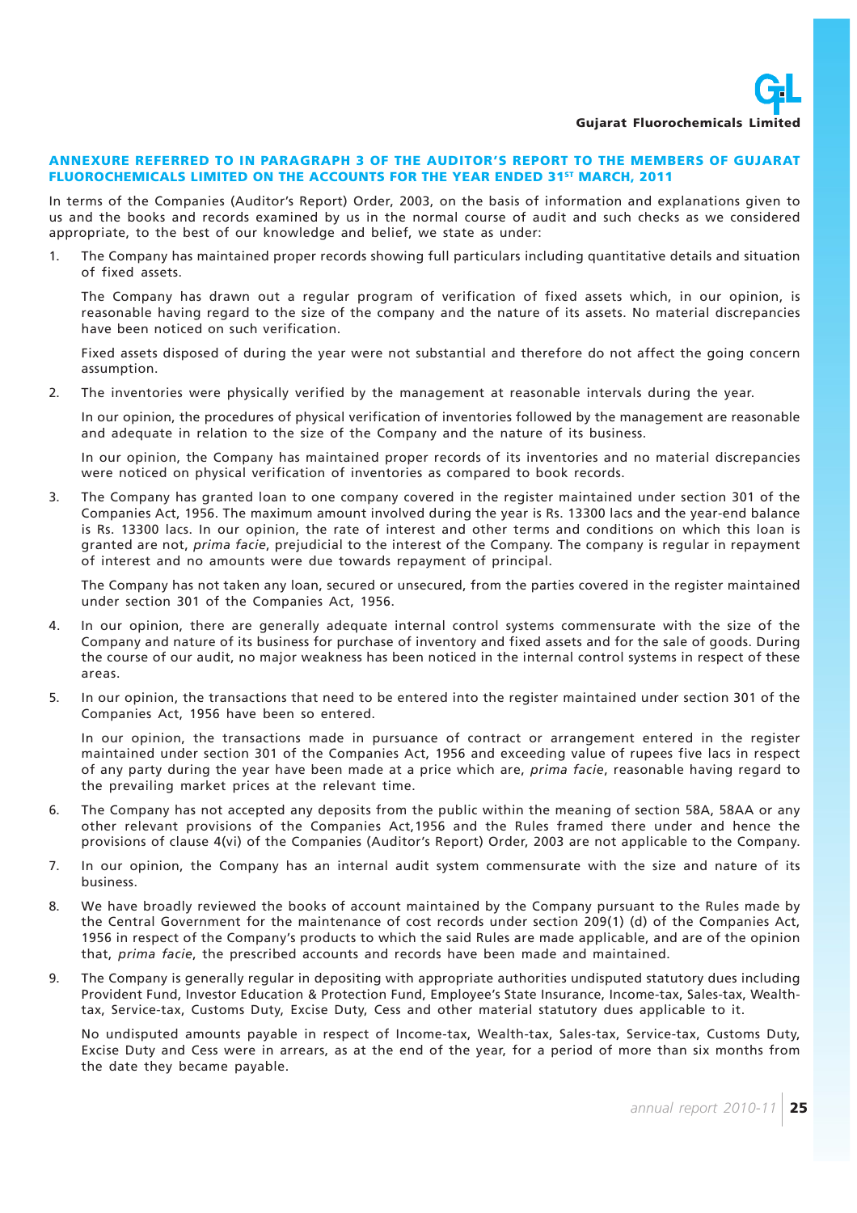## ANNEXURE REFERRED TO IN PARAGRAPH 3 OF THE AUDITOR'S REPORT TO THE MEMBERS OF GUJARAT FLUOROCHEMICALS LIMITED ON THE ACCOUNTS FOR THE YEAR ENDED 31ST MARCH, 2011

In terms of the Companies (Auditor's Report) Order, 2003, on the basis of information and explanations given to us and the books and records examined by us in the normal course of audit and such checks as we considered appropriate, to the best of our knowledge and belief, we state as under:

1. The Company has maintained proper records showing full particulars including quantitative details and situation of fixed assets.

   The Company has drawn out a regular program of verification of fixed assets which, in our opinion, is reasonable having regard to the size of the company and the nature of its assets. No material discrepancies have been noticed on such verification.

   Fixed assets disposed of during the year were not substantial and therefore do not affect the going concern assumption.

2. The inventories were physically verified by the management at reasonable intervals during the year.

   In our opinion, the procedures of physical verification of inventories followed by the management are reasonable and adequate in relation to the size of the Company and the nature of its business.

   In our opinion, the Company has maintained proper records of its inventories and no material discrepancies were noticed on physical verification of inventories as compared to book records.

3. The Company has granted loan to one company covered in the register maintained under section 301 of the Companies Act, 1956. The maximum amount involved during the year is Rs. 13300 lacs and the year-end balance is Rs. 13300 lacs. In our opinion, the rate of interest and other terms and conditions on which this loan is granted are not, *prima facie*, prejudicial to the interest of the Company. The company is regular in repayment of interest and no amounts were due towards repayment of principal.

   The Company has not taken any loan, secured or unsecured, from the parties covered in the register maintained under section 301 of the Companies Act, 1956.

4. In our opinion, there are generally adequate internal control systems commensurate with the size of the Company and nature of its business for purchase of inventory and fixed assets and for the sale of goods. During the course of our audit, no major weakness has been noticed in the internal control systems in respect of these areas.

5. In our opinion, the transactions that need to be entered into the register maintained under section 301 of the Companies Act, 1956 have been so entered.

   In our opinion, the transactions made in pursuance of contract or arrangement entered in the register maintained under section 301 of the Companies Act, 1956 and exceeding value of rupees five lacs in respect of any party during the year have been made at a price which are, *prima facie*, reasonable having regard to the prevailing market prices at the relevant time.

6. The Company has not accepted any deposits from the public within the meaning of section 58A, 58AA or any other relevant provisions of the Companies Act,1956 and the Rules framed there under and hence the provisions of clause 4(vi) of the Companies (Auditor's Report) Order, 2003 are not applicable to the Company.

7. In our opinion, the Company has an internal audit system commensurate with the size and nature of its business.

8. We have broadly reviewed the books of account maintained by the Company pursuant to the Rules made by the Central Government for the maintenance of cost records under section 209(1) (d) of the Companies Act, 1956 in respect of the Company's products to which the said Rules are made applicable, and are of the opinion that, *prima facie*, the prescribed accounts and records have been made and maintained.

9. The Company is generally regular in depositing with appropriate authorities undisputed statutory dues including Provident Fund, Investor Education & Protection Fund, Employee's State Insurance, Income-tax, Sales-tax, Wealth-tax, Service-tax, Customs Duty, Excise Duty, Cess and other material statutory dues applicable to it.

   No undisputed amounts payable in respect of Income-tax, Wealth-tax, Sales-tax, Service-tax, Customs Duty, Excise Duty and Cess were in arrears, as at the end of the year, for a period of more than six months from the date they became payable.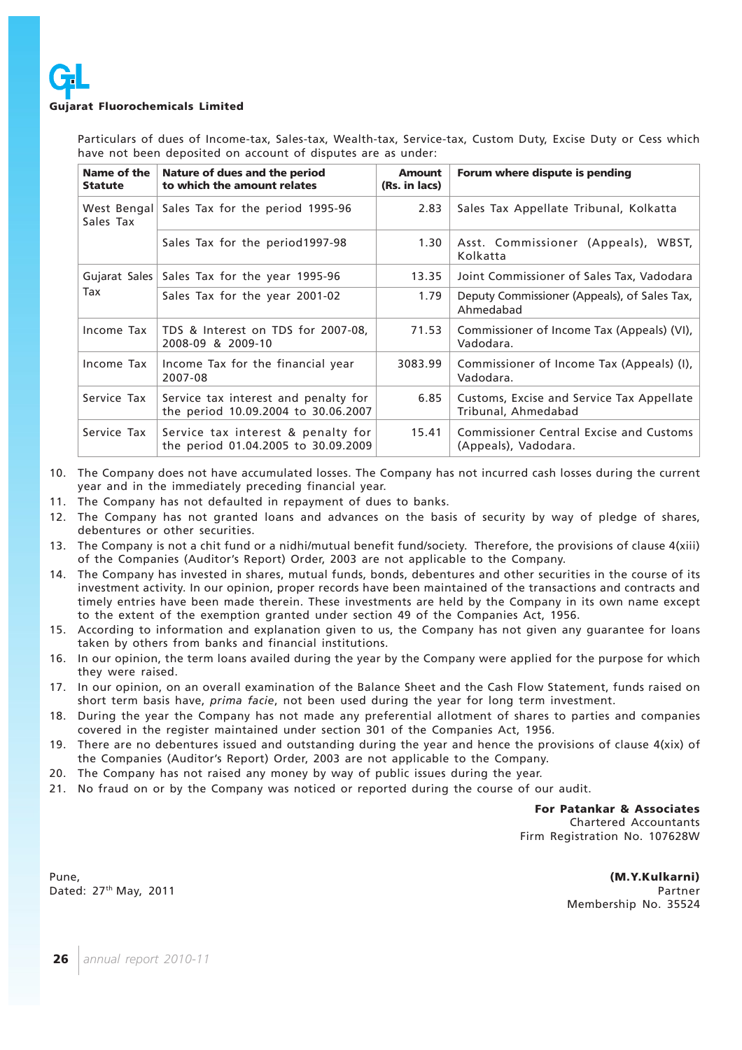Particulars of dues of Income-tax, Sales-tax, Wealth-tax, Service-tax, Custom Duty, Excise Duty or Cess which have not been deposited on account of disputes are as under:

| Name of the Statute | Nature of dues and the period to which the amount relates | Amount (Rs. in lacs) | Forum where dispute is pending |
|---|---|---|---|
| West Bengal Sales Tax | Sales Tax for the period 1995-96 | 2.83 | Sales Tax Appellate Tribunal, Kolkatta |
| | Sales Tax for the period1997-98 | 1.30 | Asst. Commissioner (Appeals), WBST, Kolkatta |
| Gujarat Sales Tax | Sales Tax for the year 1995-96 | 13.35 | Joint Commissioner of Sales Tax, Vadodara |
| | Sales Tax for the year 2001-02 | 1.79 | Deputy Commissioner (Appeals), of Sales Tax, Ahmedabad |
| Income Tax | TDS & Interest on TDS for 2007-08, 2008-09 & 2009-10 | 71.53 | Commissioner of Income Tax (Appeals) (VI), Vadodara. |
| Income Tax | Income Tax for the financial year 2007-08 | 3083.99 | Commissioner of Income Tax (Appeals) (I), Vadodara. |
| Service Tax | Service tax interest and penalty for the period 10.09.2004 to 30.06.2007 | 6.85 | Customs, Excise and Service Tax Appellate Tribunal, Ahmedabad |
| Service Tax | Service tax interest & penalty for the period 01.04.2005 to 30.09.2009 | 15.41 | Commissioner Central Excise and Customs (Appeals), Vadodara. |

10. The Company does not have accumulated losses. The Company has not incurred cash losses during the current year and in the immediately preceding financial year.
11. The Company has not defaulted in repayment of dues to banks.
12. The Company has not granted loans and advances on the basis of security by way of pledge of shares, debentures or other securities.
13. The Company is not a chit fund or a nidhi/mutual benefit fund/society. Therefore, the provisions of clause 4(xiii) of the Companies (Auditor's Report) Order, 2003 are not applicable to the Company.
14. The Company has invested in shares, mutual funds, bonds, debentures and other securities in the course of its investment activity. In our opinion, proper records have been maintained of the transactions and contracts and timely entries have been made therein. These investments are held by the Company in its own name except to the extent of the exemption granted under section 49 of the Companies Act, 1956.
15. According to information and explanation given to us, the Company has not given any guarantee for loans taken by others from banks and financial institutions.
16. In our opinion, the term loans availed during the year by the Company were applied for the purpose for which they were raised.
17. In our opinion, on an overall examination of the Balance Sheet and the Cash Flow Statement, funds raised on short term basis have, *prima facie*, not been used during the year for long term investment.
18. During the year the Company has not made any preferential allotment of shares to parties and companies covered in the register maintained under section 301 of the Companies Act, 1956.
19. There are no debentures issued and outstanding during the year and hence the provisions of clause 4(xix) of the Companies (Auditor's Report) Order, 2003 are not applicable to the Company.
20. The Company has not raised any money by way of public issues during the year.
21. No fraud on or by the Company was noticed or reported during the course of our audit.

**For Patankar & Associates**
Chartered Accountants
Firm Registration No. 107628W

Pune,
Dated: 27th May, 2011

**(M.Y.Kulkarni)**
Partner
Membership No. 35524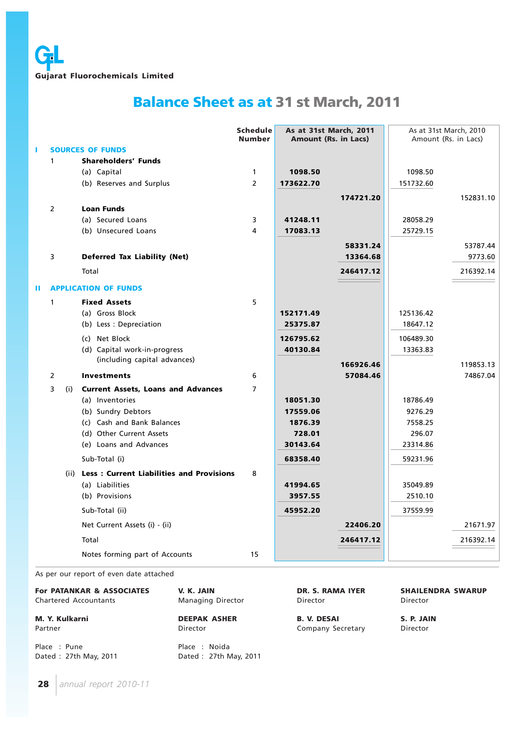**Gujarat Fluorochemicals Limited**

# Balance Sheet as at 31 st March, 2011

| | | | Schedule Number | As at 31st March, 2011 Amount (Rs. in Lacs) | | As at 31st March, 2010 Amount (Rs. in Lacs) | |
|---|---|---|---|---|---|---|---|
| **I** | | **SOURCES OF FUNDS** | | | | | |
| | 1 | **Shareholders' Funds** | | | | | |
| | | (a) Capital | 1 | **1098.50** | | 1098.50 | |
| | | (b) Reserves and Surplus | 2 | **173622.70** | | 151732.60 | |
| | | | | | **174721.20** | | 152831.10 |
| | 2 | **Loan Funds** | | | | | |
| | | (a) Secured Loans | 3 | **41248.11** | | 28058.29 | |
| | | (b) Unsecured Loans | 4 | **17083.13** | | 25729.15 | |
| | | | | | **58331.24** | | 53787.44 |
| | 3 | **Deferred Tax Liability (Net)** | | | **13364.68** | | 9773.60 |
| | | Total | | | **246417.12** | | 216392.14 |
| **II** | | **APPLICATION OF FUNDS** | | | | | |
| | 1 | **Fixed Assets** | 5 | | | | |
| | | (a) Gross Block | | **152171.49** | | 125136.42 | |
| | | (b) Less : Depreciation | | **25375.87** | | 18647.12 | |
| | | (c) Net Block | | **126795.62** | | 106489.30 | |
| | | (d) Capital work-in-progress (including capital advances) | | **40130.84** | | 13363.83 | |
| | | | | | **166926.46** | | 119853.13 |
| | 2 | **Investments** | 6 | | **57084.46** | | 74867.04 |
| | 3 (i) | **Current Assets, Loans and Advances** | 7 | | | | |
| | | (a) Inventories | | **18051.30** | | 18786.49 | |
| | | (b) Sundry Debtors | | **17559.06** | | 9276.29 | |
| | | (c) Cash and Bank Balances | | **1876.39** | | 7558.25 | |
| | | (d) Other Current Assets | | **728.01** | | 296.07 | |
| | | (e) Loans and Advances | | **30143.64** | | 23314.86 | |
| | | Sub-Total (i) | | **68358.40** | | 59231.96 | |
| | (ii) | **Less : Current Liabilities and Provisions** | 8 | | | | |
| | | (a) Liabilities | | **41994.65** | | 35049.89 | |
| | | (b) Provisions | | **3957.55** | | 2510.10 | |
| | | Sub-Total (ii) | | **45952.20** | | 37559.99 | |
| | | Net Current Assets (i) - (ii) | | | **22406.20** | | 21671.97 |
| | | Total | | | **246417.12** | | 216392.14 |
| | | Notes forming part of Accounts | 15 | | | | |

As per our report of even date attached

**For PATANKAR & ASSOCIATES**
Chartered Accountants

**M. Y. Kulkarni**
Partner

Place : Pune
Dated : 27th May, 2011

**V. K. JAIN**
Managing Director

**DEEPAK ASHER**
Director

Place : Noida
Dated : 27th May, 2011

**DR. S. RAMA IYER**
Director

**B. V. DESAI**
Company Secretary

**SHAILENDRA SWARUP**
Director

**S. P. JAIN**
Director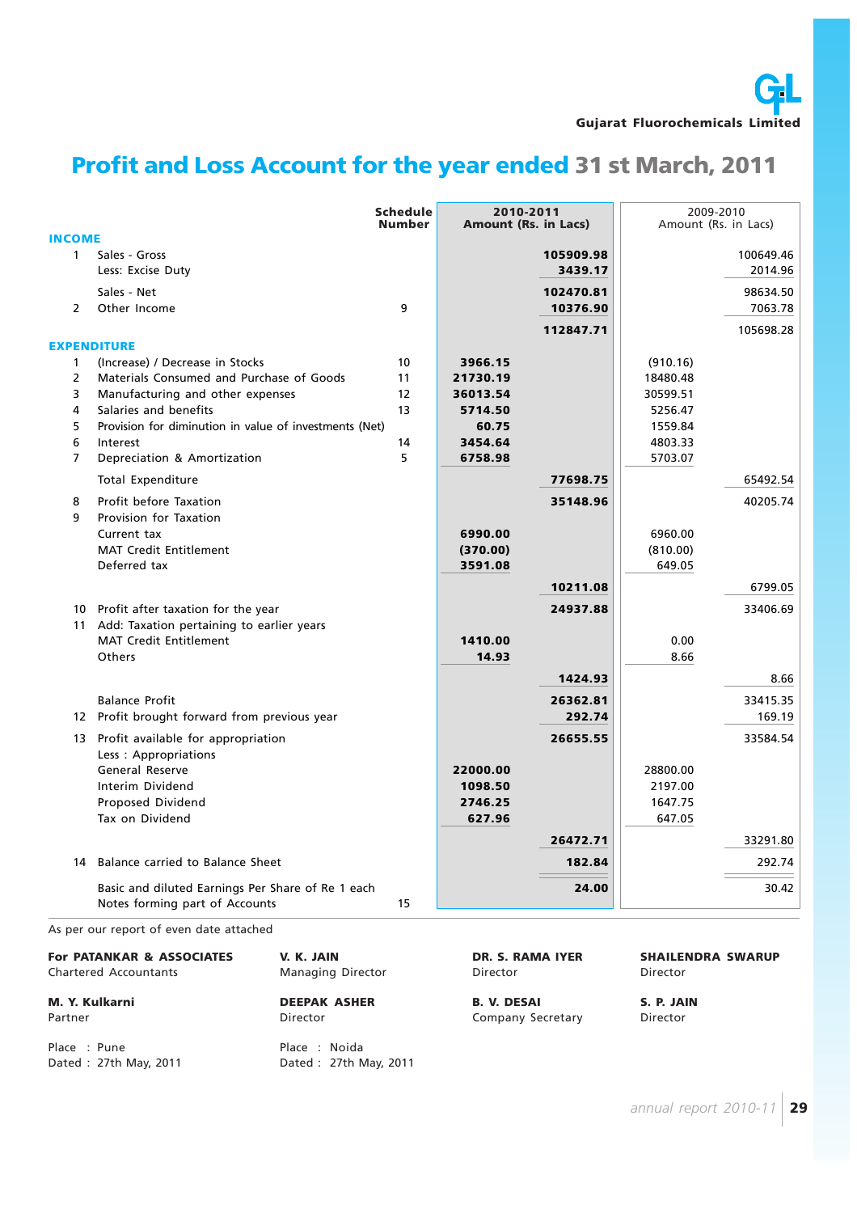Gujarat Fluorochemicals Limited

# Profit and Loss Account for the year ended 31 st March, 2011

| | | Schedule Number | 2010-2011 Amount (Rs. in Lacs) | | 2009-2010 Amount (Rs. in Lacs) | |
|---|---|---|---|---|---|---|
| **INCOME** | | | | | | |
| 1 | Sales - Gross | | | 105909.98 | | 100649.46 |
| | Less: Excise Duty | | | 3439.17 | | 2014.96 |
| | Sales - Net | | | 102470.81 | | 98634.50 |
| 2 | Other Income | 9 | | 10376.90 | | 7063.78 |
| | | | | 112847.71 | | 105698.28 |
| **EXPENDITURE** | | | | | | |
| 1 | (Increase) / Decrease in Stocks | 10 | 3966.15 | | (910.16) | |
| 2 | Materials Consumed and Purchase of Goods | 11 | 21730.19 | | 18480.48 | |
| 3 | Manufacturing and other expenses | 12 | 36013.54 | | 30599.51 | |
| 4 | Salaries and benefits | 13 | 5714.50 | | 5256.47 | |
| 5 | Provision for diminution in value of investments (Net) | | 60.75 | | 1559.84 | |
| 6 | Interest | 14 | 3454.64 | | 4803.33 | |
| 7 | Depreciation & Amortization | 5 | 6758.98 | | 5703.07 | |
| | Total Expenditure | | | 77698.75 | | 65492.54 |
| 8 | Profit before Taxation | | | 35148.96 | | 40205.74 |
| 9 | Provision for Taxation | | | | | |
| | Current tax | | 6990.00 | | 6960.00 | |
| | MAT Credit Entitlement | | (370.00) | | (810.00) | |
| | Deferred tax | | 3591.08 | | 649.05 | |
| | | | | 10211.08 | | 6799.05 |
| 10 | Profit after taxation for the year | | | 24937.88 | | 33406.69 |
| 11 | Add: Taxation pertaining to earlier years | | | | | |
| | MAT Credit Entitlement | | 1410.00 | | 0.00 | |
| | Others | | 14.93 | | 8.66 | |
| | | | | 1424.93 | | 8.66 |
| | Balance Profit | | | 26362.81 | | 33415.35 |
| 12 | Profit brought forward from previous year | | | 292.74 | | 169.19 |
| 13 | Profit available for appropriation | | | 26655.55 | | 33584.54 |
| | Less : Appropriations | | | | | |
| | General Reserve | | 22000.00 | | 28800.00 | |
| | Interim Dividend | | 1098.50 | | 2197.00 | |
| | Proposed Dividend | | 2746.25 | | 1647.75 | |
| | Tax on Dividend | | 627.96 | | 647.05 | |
| | | | | 26472.71 | | 33291.80 |
| 14 | Balance carried to Balance Sheet | | | 182.84 | | 292.74 |
| | Basic and diluted Earnings Per Share of Re 1 each | | | 24.00 | | 30.42 |
| | Notes forming part of Accounts | 15 | | | | |

As per our report of even date attached

**For PATANKAR & ASSOCIATES**
Chartered Accountants

**M. Y. Kulkarni**
Partner

Place : Pune
Dated : 27th May, 2011

**V. K. JAIN**
Managing Director

**DEEPAK ASHER**
Director

Place : Noida
Dated : 27th May, 2011

**DR. S. RAMA IYER**
Director

**B. V. DESAI**
Company Secretary

**SHAILENDRA SWARUP**
Director

**S. P. JAIN**
Director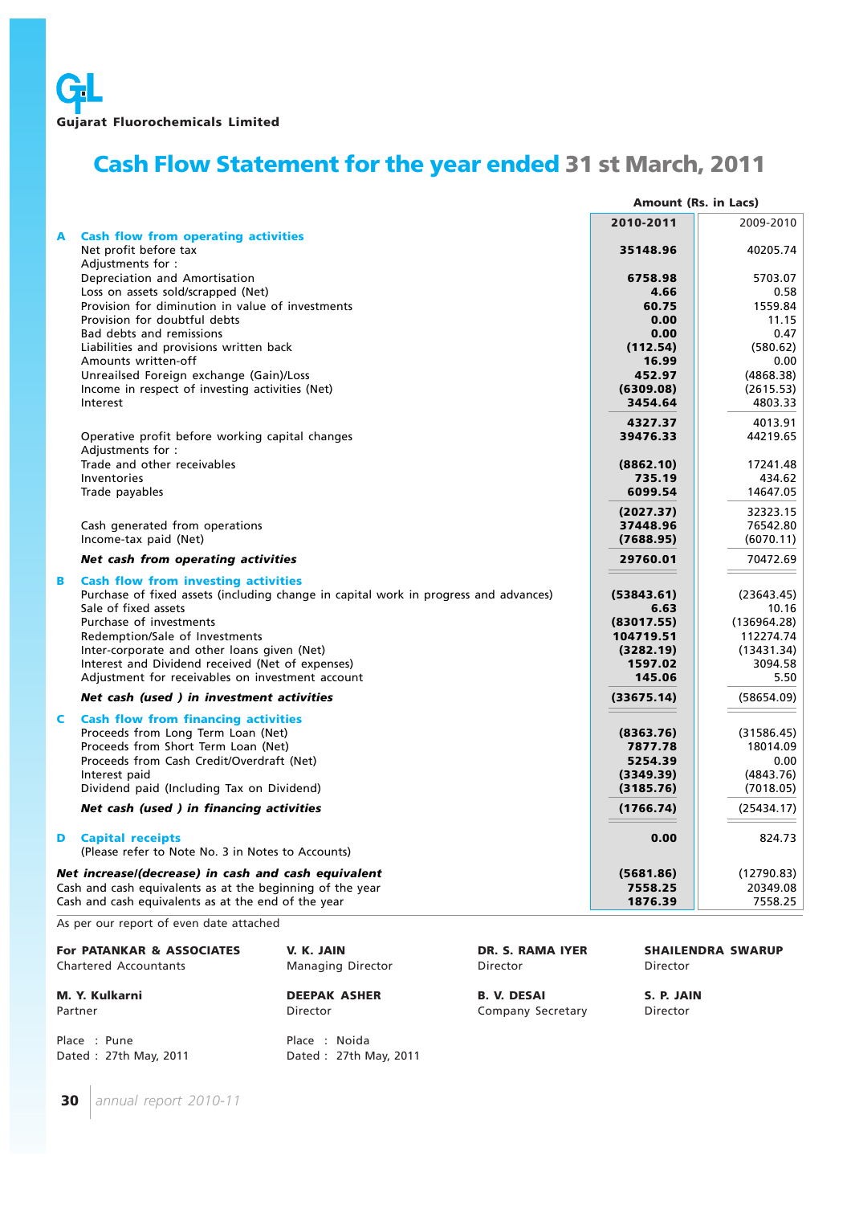GFL

**Gujarat Fluorochemicals Limited**

# Cash Flow Statement for the year ended 31 st March, 2011

| | | Amount (Rs. in Lacs) | |
|---|---|---|---|
| | | **2010-2011** | 2009-2010 |
| **A** | **Cash flow from operating activities** | | |
| | Net profit before tax | **35148.96** | 40205.74 |
| | Adjustments for : | | |
| | Depreciation and Amortisation | **6758.98** | 5703.07 |
| | Loss on assets sold/scrapped (Net) | **4.66** | 0.58 |
| | Provision for diminution in value of investments | **60.75** | 1559.84 |
| | Provision for doubtful debts | **0.00** | 11.15 |
| | Bad debts and remissions | **0.00** | 0.47 |
| | Liabilities and provisions written back | **(112.54)** | (580.62) |
| | Amounts written-off | **16.99** | 0.00 |
| | Unreailsed Foreign exchange (Gain)/Loss | **452.97** | (4868.38) |
| | Income in respect of investing activities (Net) | **(6309.08)** | (2615.53) |
| | Interest | **3454.64** | 4803.33 |
| | | **4327.37** | 4013.91 |
| | Operative profit before working capital changes | **39476.33** | 44219.65 |
| | Adjustments for : | | |
| | Trade and other receivables | **(8862.10)** | 17241.48 |
| | Inventories | **735.19** | 434.62 |
| | Trade payables | **6099.54** | 14647.05 |
| | | **(2027.37)** | 32323.15 |
| | Cash generated from operations | **37448.96** | 76542.80 |
| | Income-tax paid (Net) | **(7688.95)** | (6070.11) |
| | ***Net cash from operating activities*** | **29760.01** | 70472.69 |
| **B** | **Cash flow from investing activities** | | |
| | Purchase of fixed assets (including change in capital work in progress and advances) | **(53843.61)** | (23643.45) |
| | Sale of fixed assets | **6.63** | 10.16 |
| | Purchase of investments | **(83017.55)** | (136964.28) |
| | Redemption/Sale of Investments | **104719.51** | 112274.74 |
| | Inter-corporate and other loans given (Net) | **(3282.19)** | (13431.34) |
| | Interest and Dividend received (Net of expenses) | **1597.02** | 3094.58 |
| | Adjustment for receivables on investment account | **145.06** | 5.50 |
| | ***Net cash (used ) in investment activities*** | **(33675.14)** | (58654.09) |
| **C** | **Cash flow from financing activities** | | |
| | Proceeds from Long Term Loan (Net) | **(8363.76)** | (31586.45) |
| | Proceeds from Short Term Loan (Net) | **7877.78** | 18014.09 |
| | Proceeds from Cash Credit/Overdraft (Net) | **5254.39** | 0.00 |
| | Interest paid | **(3349.39)** | (4843.76) |
| | Dividend paid (Including Tax on Dividend) | **(3185.76)** | (7018.05) |
| | ***Net cash (used ) in financing activities*** | **(1766.74)** | (25434.17) |
| **D** | **Capital receipts** | **0.00** | 824.73 |
| | (Please refer to Note No. 3 in Notes to Accounts) | | |
| | ***Net increase/(decrease) in cash and cash equivalent*** | **(5681.86)** | (12790.83) |
| | Cash and cash equivalents as at the beginning of the year | **7558.25** | 20349.08 |
| | Cash and cash equivalents as at the end of the year | **1876.39** | 7558.25 |

As per our report of even date attached

**For PATANKAR & ASSOCIATES**
Chartered Accountants

**M. Y. Kulkarni**
Partner

Place : Pune
Dated : 27th May, 2011

**V. K. JAIN**
Managing Director

**DEEPAK ASHER**
Director

Place : Noida
Dated : 27th May, 2011

**DR. S. RAMA IYER**
Director

**B. V. DESAI**
Company Secretary

**SHAILENDRA SWARUP**
Director

**S. P. JAIN**
Director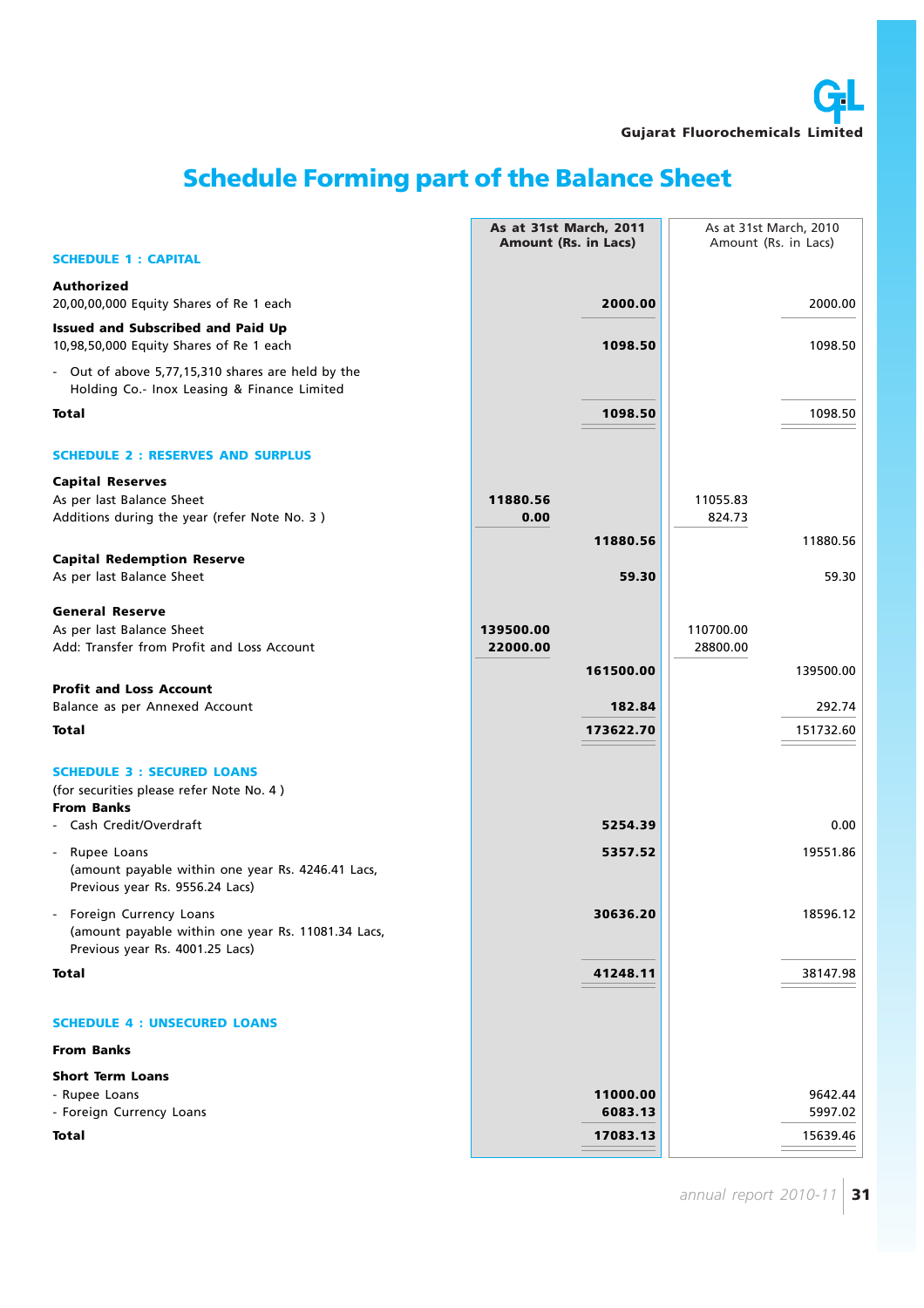# Schedule Forming part of the Balance Sheet

| | As at 31st March, 2011 Amount (Rs. in Lacs) | | As at 31st March, 2010 Amount (Rs. in Lacs) | |
|---|---|---|---|---|
| **SCHEDULE 1 : CAPITAL** | | | | |
| **Authorized** | | | | |
| 20,00,00,000 Equity Shares of Re 1 each | | **2000.00** | | 2000.00 |
| **Issued and Subscribed and Paid Up** | | | | |
| 10,98,50,000 Equity Shares of Re 1 each | | **1098.50** | | 1098.50 |
| - Out of above 5,77,15,310 shares are held by the Holding Co.- Inox Leasing & Finance Limited | | | | |
| **Total** | | **1098.50** | | 1098.50 |
| **SCHEDULE 2 : RESERVES AND SURPLUS** | | | | |
| **Capital Reserves** | | | | |
| As per last Balance Sheet | **11880.56** | | 11055.83 | |
| Additions during the year (refer Note No. 3 ) | **0.00** | | 824.73 | |
| | | **11880.56** | | 11880.56 |
| **Capital Redemption Reserve** | | | | |
| As per last Balance Sheet | | **59.30** | | 59.30 |
| **General Reserve** | | | | |
| As per last Balance Sheet | **139500.00** | | 110700.00 | |
| Add: Transfer from Profit and Loss Account | **22000.00** | | 28800.00 | |
| | | **161500.00** | | 139500.00 |
| **Profit and Loss Account** | | | | |
| Balance as per Annexed Account | | **182.84** | | 292.74 |
| **Total** | | **173622.70** | | 151732.60 |
| **SCHEDULE 3 : SECURED LOANS** | | | | |
| (for securities please refer Note No. 4 ) | | | | |
| **From Banks** | | | | |
| - Cash Credit/Overdraft | | **5254.39** | | 0.00 |
| - Rupee Loans (amount payable within one year Rs. 4246.41 Lacs, Previous year Rs. 9556.24 Lacs) | | **5357.52** | | 19551.86 |
| - Foreign Currency Loans (amount payable within one year Rs. 11081.34 Lacs, Previous year Rs. 4001.25 Lacs) | | **30636.20** | | 18596.12 |
| **Total** | | **41248.11** | | 38147.98 |
| **SCHEDULE 4 : UNSECURED LOANS** | | | | |
| **From Banks** | | | | |
| **Short Term Loans** | | | | |
| - Rupee Loans | | **11000.00** | | 9642.44 |
| - Foreign Currency Loans | | **6083.13** | | 5997.02 |
| **Total** | | **17083.13** | | 15639.46 |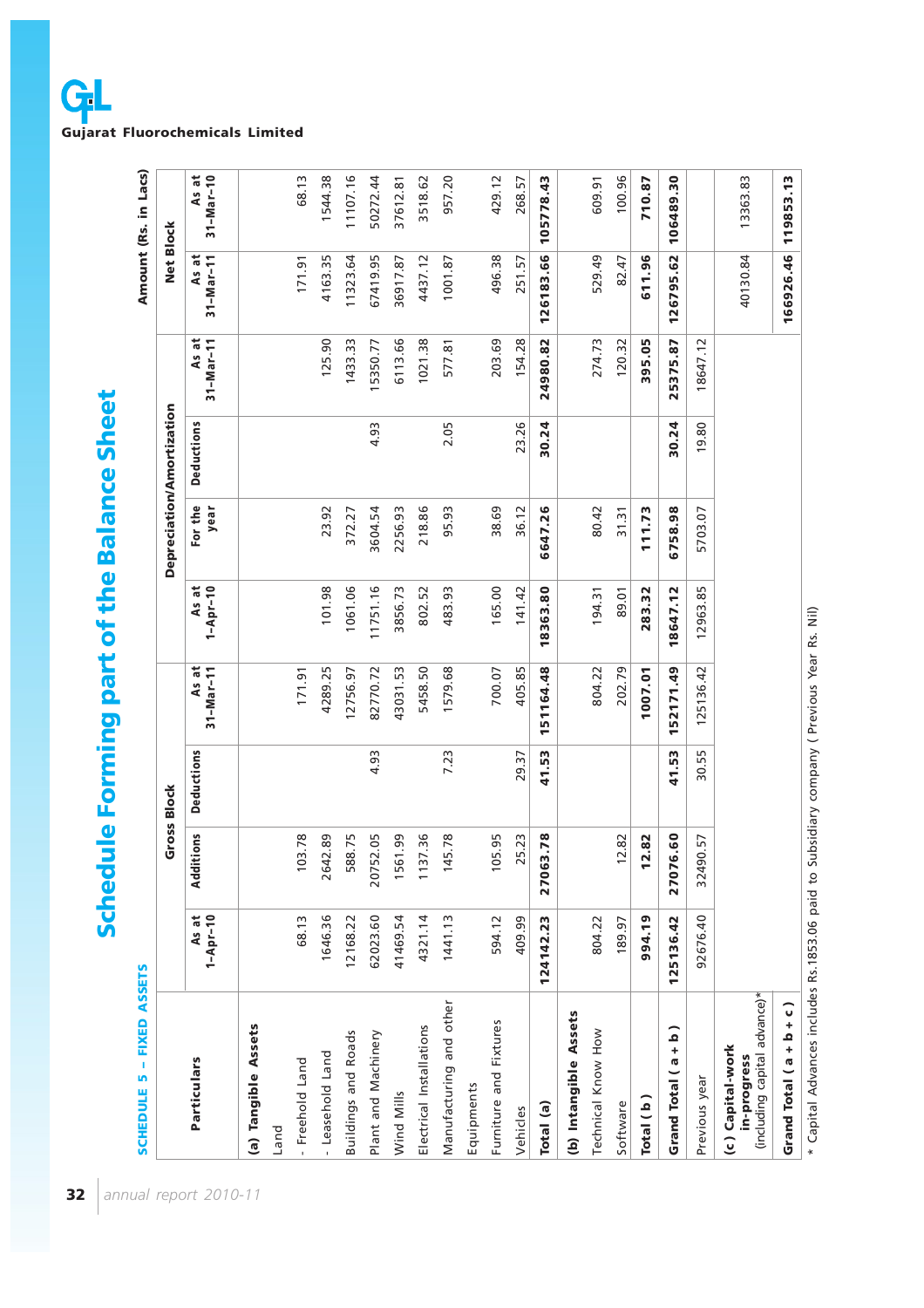# Schedule Forming part of the Balance Sheet

**SCHEDULE 5 – FIXED ASSETS**

Amount (Rs. in Lacs)

| Particulars | Gross Block | | | | Depreciation/Amortization | | | | Net Block | |
|---|---|---|---|---|---|---|---|---|---|---|
| | As at 1-Apr-10 | Additions | Deductions | As at 31-Mar-11 | As at 1-Apr-10 | For the year | Deductions | As at 31-Mar-11 | As at 31-Mar-11 | As at 31-Mar-10 |
| **(a) Tangible Assets** | | | | | | | | | | |
| Land | | | | | | | | | | |
| - Freehold Land | 68.13 | 103.78 | | 171.91 | | | | | 171.91 | 68.13 |
| - Leasehold Land | 1646.36 | 2642.89 | | 4289.25 | 101.98 | 23.92 | | 125.90 | 4163.35 | 1544.38 |
| Buildings and Roads | 12168.22 | 588.75 | | 12756.97 | 1061.06 | 372.27 | | 1433.33 | 11323.64 | 11107.16 |
| Plant and Machinery | 62023.60 | 20752.05 | 4.93 | 82770.72 | 11751.16 | 3604.54 | 4.93 | 15350.77 | 67419.95 | 50272.44 |
| Wind Mills | 41469.54 | 1561.99 | | 43031.53 | 3856.73 | 2256.93 | | 6113.66 | 36917.87 | 37612.81 |
| Electrical Installations | 4321.14 | 1137.36 | | 5458.50 | 802.52 | 218.86 | | 1021.38 | 4437.12 | 3518.62 |
| Manufacturing and other Equipments | 1441.13 | 145.78 | 7.23 | 1579.68 | 483.93 | 95.93 | 2.05 | 577.81 | 1001.87 | 957.20 |
| Furniture and Fixtures | 594.12 | 105.95 | | 700.07 | 165.00 | 38.69 | | 203.69 | 496.38 | 429.12 |
| Vehicles | 409.99 | 25.23 | 29.37 | 405.85 | 141.42 | 36.12 | 23.26 | 154.28 | 251.57 | 268.57 |
| **Total (a)** | **124142.23** | **27063.78** | **41.53** | **151164.48** | **18363.80** | **6647.26** | **30.24** | **24980.82** | **126183.66** | **105778.43** |
| **(b) Intangible Assets** | | | | | | | | | | |
| Technical Know How | 804.22 | | | 804.22 | 194.31 | 80.42 | | 274.73 | 529.49 | 609.91 |
| Software | 189.97 | 12.82 | | 202.79 | 89.01 | 31.31 | | 120.32 | 82.47 | 100.96 |
| **Total ( b )** | **994.19** | **12.82** | | **1007.01** | **283.32** | **111.73** | | **395.05** | **611.96** | **710.87** |
| **Grand Total ( a + b )** | **125136.42** | **27076.60** | **41.53** | **152171.49** | **18647.12** | **6758.98** | **30.24** | **25375.87** | **126795.62** | **106489.30** |
| Previous year | 92676.40 | 32490.57 | 30.55 | 125136.42 | 12963.85 | 5703.07 | 19.80 | 18647.12 | | |
| **(c) Capital-work in-progress** (including capital advance)* | | | | | | | | | 40130.84 | 13363.83 |
| **Grand Total ( a + b + c )** | | | | | | | | | **166926.46** | **119853.13** |

\* Capital Advances includes Rs.1853.06 paid to Subsidiary company ( Previous Year Rs. Nil)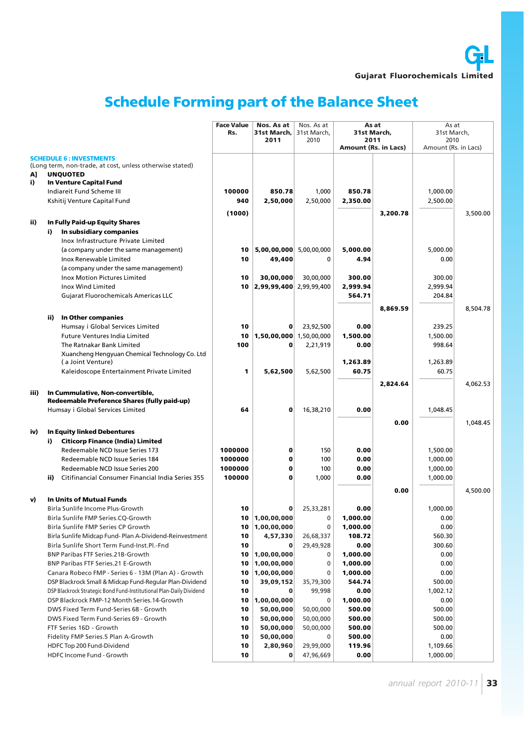# Schedule Forming part of the Balance Sheet

| | Face Value Rs. | Nos. As at 31st March, 2011 | Nos. As at 31st March, 2010 | As at 31st March, 2011 Amount (Rs. in Lacs) | | As at 31st March, 2010 Amount (Rs. in Lacs) | |
|---|---|---|---|---|---|---|---|
| **SCHEDULE 6 : INVESTMENTS** | | | | | | | |
| (Long term, non-trade, at cost, unless otherwise stated) | | | | | | | |
| **A] UNQUOTED** | | | | | | | |
| **i) In Venture Capital Fund** | | | | | | | |
| Indiareit Fund Scheme III | 100000 | 850.78 | 1,000 | 850.78 | | 1,000.00 | |
| Kshitij Venture Capital Fund | 940 | 2,50,000 | 2,50,000 | 2,350.00 | | 2,500.00 | |
| | (1000) | | | | 3,200.78 | | 3,500.00 |
| **ii) In Fully Paid-up Equity Shares** | | | | | | | |
| **i) In subsidiary companies** | | | | | | | |
| Inox Infrastructure Private Limited (a company under the same management) | 10 | 5,00,00,000 | 5,00,00,000 | 5,000.00 | | 5,000.00 | |
| Inox Renewable Limited (a company under the same management) | 10 | 49,400 | 0 | 4.94 | | 0.00 | |
| Inox Motion Pictures Limited | 10 | 30,00,000 | 30,00,000 | 300.00 | | 300.00 | |
| Inox Wind Limited | 10 | 2,99,99,400 | 2,99,99,400 | 2,999.94 | | 2,999.94 | |
| Gujarat Fluorochemicals Americas LLC | | | | 564.71 | | 204.84 | |
| | | | | | 8,869.59 | | 8,504.78 |
| **ii) In Other companies** | | | | | | | |
| Humsay i Global Services Limited | 10 | 0 | 23,92,500 | 0.00 | | 239.25 | |
| Future Ventures India Limited | 10 | 1,50,00,000 | 1,50,00,000 | 1,500.00 | | 1,500.00 | |
| The Ratnakar Bank Limited | 100 | 0 | 2,21,919 | 0.00 | | 998.64 | |
| Xuancheng Hengyuan Chemical Technology Co. Ltd ( a Joint Venture) | | | | 1,263.89 | | 1,263.89 | |
| Kaleidoscope Entertainment Private Limited | 1 | 5,62,500 | 5,62,500 | 60.75 | | 60.75 | |
| | | | | | 2,824.64 | | 4,062.53 |
| **iii) In Cummulative, Non-convertible, Redeemable Preference Shares (fully paid-up)** | | | | | | | |
| Humsay i Global Services Limited | 64 | 0 | 16,38,210 | 0.00 | | 1,048.45 | |
| | | | | | 0.00 | | 1,048.45 |
| **iv) In Equity linked Debentures** | | | | | | | |
| **i) Citicorp Finance (India) Limited** | | | | | | | |
| Redeemable NCD Issue Series 173 | 1000000 | 0 | 150 | 0.00 | | 1,500.00 | |
| Redeemable NCD Issue Series 184 | 1000000 | 0 | 100 | 0.00 | | 1,000.00 | |
| Redeemable NCD Issue Series 200 | 1000000 | 0 | 100 | 0.00 | | 1,000.00 | |
| **ii)** Citifinancial Consumer Financial India Series 355 | 100000 | 0 | 1,000 | 0.00 | | 1,000.00 | |
| | | | | | 0.00 | | 4,500.00 |
| **v) In Units of Mutual Funds** | | | | | | | |
| Birla Sunlife Income Plus-Growth | 10 | 0 | 25,33,281 | 0.00 | | 1,000.00 | |
| Birla Sunlife FMP Series.CQ-Growth | 10 | 1,00,00,000 | 0 | 1,000.00 | | 0.00 | |
| Birla Sunlife FMP Series CP Growth | 10 | 1,00,00,000 | 0 | 1,000.00 | | 0.00 | |
| Birla Sunlife Midcap Fund- Plan A-Dividend-Reinvestment | 10 | 4,57,330 | 26,68,337 | 108.72 | | 560.30 | |
| Birla Sunlife Short Term Fund-Inst.Pl.-Fnd | 10 | 0 | 29,49,928 | 0.00 | | 300.60 | |
| BNP Paribas FTF Series.21B-Growth | 10 | 1,00,00,000 | 0 | 1,000.00 | | 0.00 | |
| BNP Paribas FTF Series.21 E-Growth | 10 | 1,00,00,000 | 0 | 1,000.00 | | 0.00 | |
| Canara Robeco FMP - Series 6 - 13M (Plan A) - Growth | 10 | 1,00,00,000 | 0 | 1,000.00 | | 0.00 | |
| DSP Blackrock Small & Midcap Fund-Regular Plan-Dividend | 10 | 39,09,152 | 35,79,300 | 544.74 | | 500.00 | |
| DSP Blackrock Strategic Bond Fund-Institutional Plan-Daily Dividend | 10 | 0 | 99,998 | 0.00 | | 1,002.12 | |
| DSP Blackrock FMP-12 Month Series.14-Growth | 10 | 1,00,00,000 | 0 | 1,000.00 | | 0.00 | |
| DWS Fixed Term Fund-Series 68 - Growth | 10 | 50,00,000 | 50,00,000 | 500.00 | | 500.00 | |
| DWS Fixed Term Fund-Series 69 - Growth | 10 | 50,00,000 | 50,00,000 | 500.00 | | 500.00 | |
| FTF Series 16D - Growth | 10 | 50,00,000 | 50,00,000 | 500.00 | | 500.00 | |
| Fidelity FMP Series.5 Plan A-Growth | 10 | 50,00,000 | 0 | 500.00 | | 0.00 | |
| HDFC Top 200 Fund-Dividend | 10 | 2,80,960 | 29,99,000 | 119.96 | | 1,109.66 | |
| HDFC Income Fund - Growth | 10 | 0 | 47,96,669 | 0.00 | | 1,000.00 | |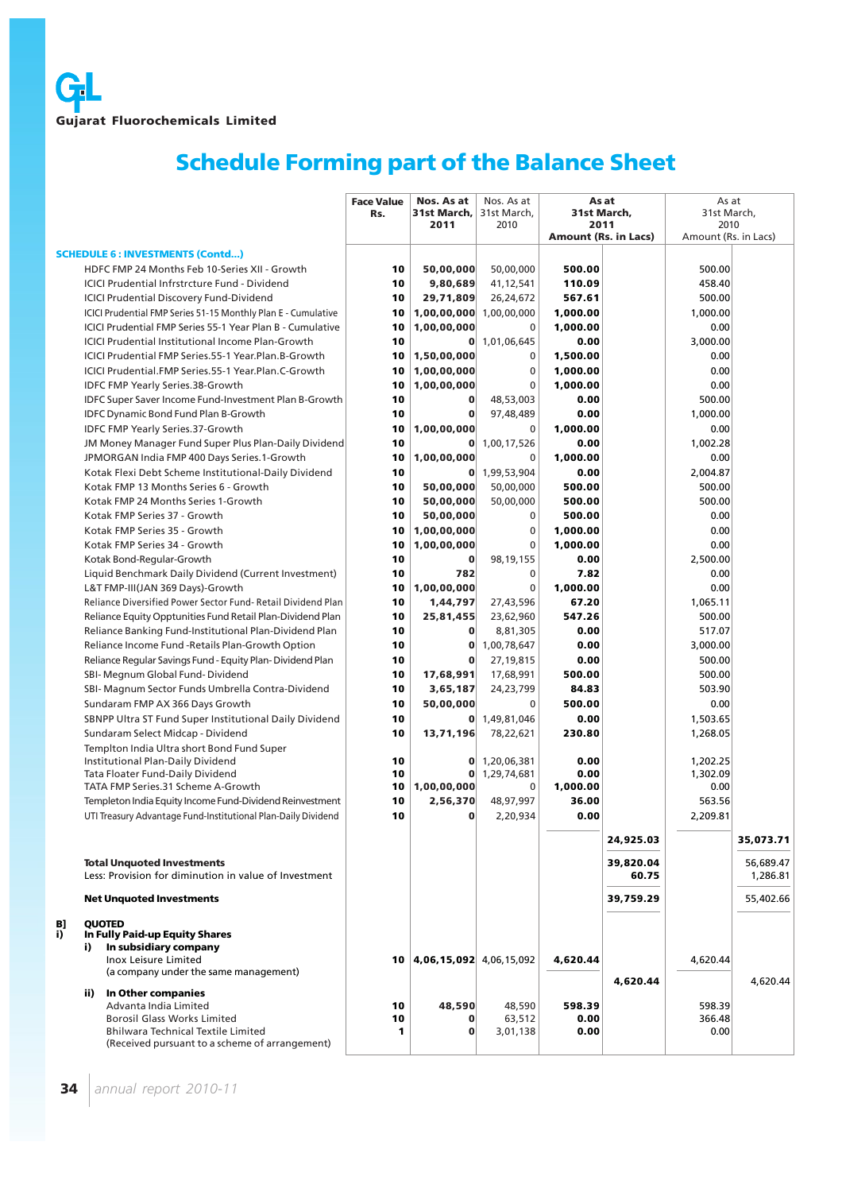# Gujarat Fluorochemicals Limited

## Schedule Forming part of the Balance Sheet

| | Face Value Rs. | Nos. As at 31st March, 2011 | Nos. As at 31st March, 2010 | As at 31st March, 2011 Amount (Rs. in Lacs) | | As at 31st March, 2010 Amount (Rs. in Lacs) | |
|---|---|---|---|---|---|---|---|
| **SCHEDULE 6 : INVESTMENTS (Contd...)** | | | | | | | |
| HDFC FMP 24 Months Feb 10-Series XII - Growth | 10 | 50,00,000 | 50,00,000 | 500.00 | | 500.00 | |
| ICICI Prudential Infrstrcture Fund - Dividend | 10 | 9,80,689 | 41,12,541 | 110.09 | | 458.40 | |
| ICICI Prudential Discovery Fund-Dividend | 10 | 29,71,809 | 26,24,672 | 567.61 | | 500.00 | |
| ICICI Prudential FMP Series 51-15 Monthly Plan E - Cumulative | 10 | 1,00,00,000 | 1,00,00,000 | 1,000.00 | | 1,000.00 | |
| ICICI Prudential FMP Series 55-1 Year Plan B - Cumulative | 10 | 1,00,00,000 | 0 | 1,000.00 | | 0.00 | |
| ICICI Prudential Institutional Income Plan-Growth | 10 | 0 | 1,01,06,645 | 0.00 | | 3,000.00 | |
| ICICI Prudential FMP Series.55-1 Year.Plan.B-Growth | 10 | 1,50,00,000 | 0 | 1,500.00 | | 0.00 | |
| ICICI Prudential.FMP Series.55-1 Year.Plan.C-Growth | 10 | 1,00,00,000 | 0 | 1,000.00 | | 0.00 | |
| IDFC FMP Yearly Series.38-Growth | 10 | 1,00,00,000 | 0 | 1,000.00 | | 0.00 | |
| IDFC Super Saver Income Fund-Investment Plan B-Growth | 10 | 0 | 48,53,003 | 0.00 | | 500.00 | |
| IDFC Dynamic Bond Fund Plan B-Growth | 10 | 0 | 97,48,489 | 0.00 | | 1,000.00 | |
| IDFC FMP Yearly Series.37-Growth | 10 | 1,00,00,000 | 0 | 1,000.00 | | 0.00 | |
| JM Money Manager Fund Super Plus Plan-Daily Dividend | 10 | 0 | 1,00,17,526 | 0.00 | | 1,002.28 | |
| JPMORGAN India FMP 400 Days Series.1-Growth | 10 | 1,00,00,000 | 0 | 1,000.00 | | 0.00 | |
| Kotak Flexi Debt Scheme Institutional-Daily Dividend | 10 | 0 | 1,99,53,904 | 0.00 | | 2,004.87 | |
| Kotak FMP 13 Months Series 6 - Growth | 10 | 50,00,000 | 50,00,000 | 500.00 | | 500.00 | |
| Kotak FMP 24 Months Series 1-Growth | 10 | 50,00,000 | 50,00,000 | 500.00 | | 500.00 | |
| Kotak FMP Series 37 - Growth | 10 | 50,00,000 | 0 | 500.00 | | 0.00 | |
| Kotak FMP Series 35 - Growth | 10 | 1,00,00,000 | 0 | 1,000.00 | | 0.00 | |
| Kotak FMP Series 34 - Growth | 10 | 1,00,00,000 | 0 | 1,000.00 | | 0.00 | |
| Kotak Bond-Regular-Growth | 10 | 0 | 98,19,155 | 0.00 | | 2,500.00 | |
| Liquid Benchmark Daily Dividend (Current Investment) | 10 | 782 | 0 | 7.82 | | 0.00 | |
| L&T FMP-III(JAN 369 Days)-Growth | 10 | 1,00,00,000 | 0 | 1,000.00 | | 0.00 | |
| Reliance Diversified Power Sector Fund- Retail Dividend Plan | 10 | 1,44,797 | 27,43,596 | 67.20 | | 1,065.11 | |
| Reliance Equity Opptunities Fund Retail Plan-Dividend Plan | 10 | 25,81,455 | 23,62,960 | 547.26 | | 500.00 | |
| Reliance Banking Fund-Institutional Plan-Dividend Plan | 10 | 0 | 8,81,305 | 0.00 | | 517.07 | |
| Reliance Income Fund -Retails Plan-Growth Option | 10 | 0 | 1,00,78,647 | 0.00 | | 3,000.00 | |
| Reliance Regular Savings Fund - Equity Plan- Dividend Plan | 10 | 0 | 27,19,815 | 0.00 | | 500.00 | |
| SBI- Megnum Global Fund- Dividend | 10 | 17,68,991 | 17,68,991 | 500.00 | | 500.00 | |
| SBI- Magnum Sector Funds Umbrella Contra-Dividend | 10 | 3,65,187 | 24,23,799 | 84.83 | | 503.90 | |
| Sundaram FMP AX 366 Days Growth | 10 | 50,00,000 | 0 | 500.00 | | 0.00 | |
| SBNPP Ultra ST Fund Super Institutional Daily Dividend | 10 | 0 | 1,49,81,046 | 0.00 | | 1,503.65 | |
| Sundaram Select Midcap - Dividend | 10 | 13,71,196 | 78,22,621 | 230.80 | | 1,268.05 | |
| Templton India Ultra short Bond Fund Super Institutional Plan-Daily Dividend | 10 | 0 | 1,20,06,381 | 0.00 | | 1,202.25 | |
| Tata Floater Fund-Daily Dividend | 10 | 0 | 1,29,74,681 | 0.00 | | 1,302.09 | |
| TATA FMP Series.31 Scheme A-Growth | 10 | 1,00,00,000 | 0 | 1,000.00 | | 0.00 | |
| Templeton India Equity Income Fund-Dividend Reinvestment | 10 | 2,56,370 | 48,97,997 | 36.00 | | 563.56 | |
| UTI Treasury Advantage Fund-Institutional Plan-Daily Dividend | 10 | 0 | 2,20,934 | 0.00 | | 2,209.81 | |
| | | | | | 24,925.03 | | 35,073.71 |
| **Total Unquoted Investments** | | | | | 39,820.04 | | 56,689.47 |
| Less: Provision for diminution in value of Investment | | | | | 60.75 | | 1,286.81 |
| **Net Unquoted Investments** | | | | | 39,759.29 | | 55,402.66 |
| **B] QUOTED** | | | | | | | |
| **i) In Fully Paid-up Equity Shares** | | | | | | | |
| **i) In subsidiary company** | | | | | | | |
| Inox Leisure Limited (a company under the same management) | 10 | 4,06,15,092 | 4,06,15,092 | 4,620.44 | | 4,620.44 | |
| | | | | | 4,620.44 | | 4,620.44 |
| **ii) In Other companies** | | | | | | | |
| Advanta India Limited | 10 | 48,590 | 48,590 | 598.39 | | 598.39 | |
| Borosil Glass Works Limited | 10 | 0 | 63,512 | 0.00 | | 366.48 | |
| Bhilwara Technical Textile Limited (Received pursuant to a scheme of arrangement) | 1 | 0 | 3,01,138 | 0.00 | | 0.00 | |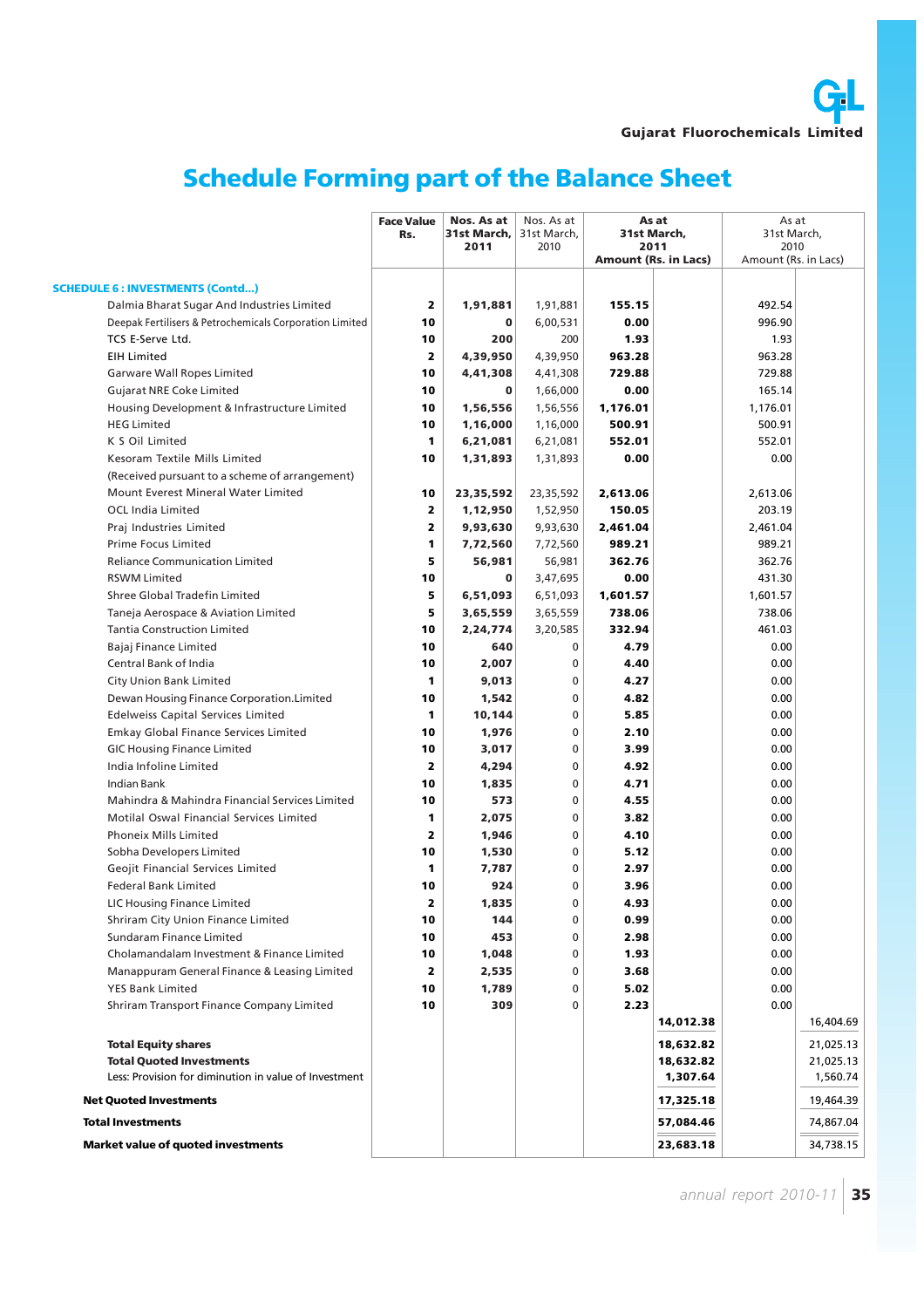# Schedule Forming part of the Balance Sheet

| | Face Value Rs. | Nos. As at 31st March, 2011 | Nos. As at 31st March, 2010 | As at 31st March, 2011 Amount (Rs. in Lacs) | | As at 31st March, 2010 Amount (Rs. in Lacs) | |
|---|---|---|---|---|---|---|---|
| **SCHEDULE 6 : INVESTMENTS (Contd...)** | | | | | | | |
| Dalmia Bharat Sugar And Industries Limited | 2 | 1,91,881 | 1,91,881 | 155.15 | | 492.54 | |
| Deepak Fertilisers & Petrochemicals Corporation Limited | 10 | 0 | 6,00,531 | 0.00 | | 996.90 | |
| TCS E-Serve Ltd. | 10 | 200 | 200 | 1.93 | | 1.93 | |
| EIH Limited | 2 | 4,39,950 | 4,39,950 | 963.28 | | 963.28 | |
| Garware Wall Ropes Limited | 10 | 4,41,308 | 4,41,308 | 729.88 | | 729.88 | |
| Gujarat NRE Coke Limited | 10 | 0 | 1,66,000 | 0.00 | | 165.14 | |
| Housing Development & Infrastructure Limited | 10 | 1,56,556 | 1,56,556 | 1,176.01 | | 1,176.01 | |
| HEG Limited | 10 | 1,16,000 | 1,16,000 | 500.91 | | 500.91 | |
| K S Oil Limited | 1 | 6,21,081 | 6,21,081 | 552.01 | | 552.01 | |
| Kesoram Textile Mills Limited | 10 | 1,31,893 | 1,31,893 | 0.00 | | 0.00 | |
| (Received pursuant to a scheme of arrangement) | | | | | | | |
| Mount Everest Mineral Water Limited | 10 | 23,35,592 | 23,35,592 | 2,613.06 | | 2,613.06 | |
| OCL India Limited | 2 | 1,12,950 | 1,52,950 | 150.05 | | 203.19 | |
| Praj Industries Limited | 2 | 9,93,630 | 9,93,630 | 2,461.04 | | 2,461.04 | |
| Prime Focus Limited | 1 | 7,72,560 | 7,72,560 | 989.21 | | 989.21 | |
| Reliance Communication Limited | 5 | 56,981 | 56,981 | 362.76 | | 362.76 | |
| RSWM Limited | 10 | 0 | 3,47,695 | 0.00 | | 431.30 | |
| Shree Global Tradefin Limited | 5 | 6,51,093 | 6,51,093 | 1,601.57 | | 1,601.57 | |
| Taneja Aerospace & Aviation Limited | 5 | 3,65,559 | 3,65,559 | 738.06 | | 738.06 | |
| Tantia Construction Limited | 10 | 2,24,774 | 3,20,585 | 332.94 | | 461.03 | |
| Bajaj Finance Limited | 10 | 640 | 0 | 4.79 | | 0.00 | |
| Central Bank of India | 10 | 2,007 | 0 | 4.40 | | 0.00 | |
| City Union Bank Limited | 1 | 9,013 | 0 | 4.27 | | 0.00 | |
| Dewan Housing Finance Corporation.Limited | 10 | 1,542 | 0 | 4.82 | | 0.00 | |
| Edelweiss Capital Services Limited | 1 | 10,144 | 0 | 5.85 | | 0.00 | |
| Emkay Global Finance Services Limited | 10 | 1,976 | 0 | 2.10 | | 0.00 | |
| GIC Housing Finance Limited | 10 | 3,017 | 0 | 3.99 | | 0.00 | |
| India Infoline Limited | 2 | 4,294 | 0 | 4.92 | | 0.00 | |
| Indian Bank | 10 | 1,835 | 0 | 4.71 | | 0.00 | |
| Mahindra & Mahindra Financial Services Limited | 10 | 573 | 0 | 4.55 | | 0.00 | |
| Motilal Oswal Financial Services Limited | 1 | 2,075 | 0 | 3.82 | | 0.00 | |
| Phoneix Mills Limited | 2 | 1,946 | 0 | 4.10 | | 0.00 | |
| Sobha Developers Limited | 10 | 1,530 | 0 | 5.12 | | 0.00 | |
| Geojit Financial Services Limited | 1 | 7,787 | 0 | 2.97 | | 0.00 | |
| Federal Bank Limited | 10 | 924 | 0 | 3.96 | | 0.00 | |
| LIC Housing Finance Limited | 2 | 1,835 | 0 | 4.93 | | 0.00 | |
| Shriram City Union Finance Limited | 10 | 144 | 0 | 0.99 | | 0.00 | |
| Sundaram Finance Limited | 10 | 453 | 0 | 2.98 | | 0.00 | |
| Cholamandalam Investment & Finance Limited | 10 | 1,048 | 0 | 1.93 | | 0.00 | |
| Manappuram General Finance & Leasing Limited | 2 | 2,535 | 0 | 3.68 | | 0.00 | |
| YES Bank Limited | 10 | 1,789 | 0 | 5.02 | | 0.00 | |
| Shriram Transport Finance Company Limited | 10 | 309 | 0 | 2.23 | | 0.00 | |
| | | | | | 14,012.38 | | 16,404.69 |
| **Total Equity shares** | | | | | 18,632.82 | | 21,025.13 |
| **Total Quoted Investments** | | | | | 18,632.82 | | 21,025.13 |
| Less: Provision for diminution in value of Investment | | | | | 1,307.64 | | 1,560.74 |
| **Net Quoted Investments** | | | | | 17,325.18 | | 19,464.39 |
| **Total Investments** | | | | | 57,084.46 | | 74,867.04 |
| **Market value of quoted investments** | | | | | 23,683.18 | | 34,738.15 |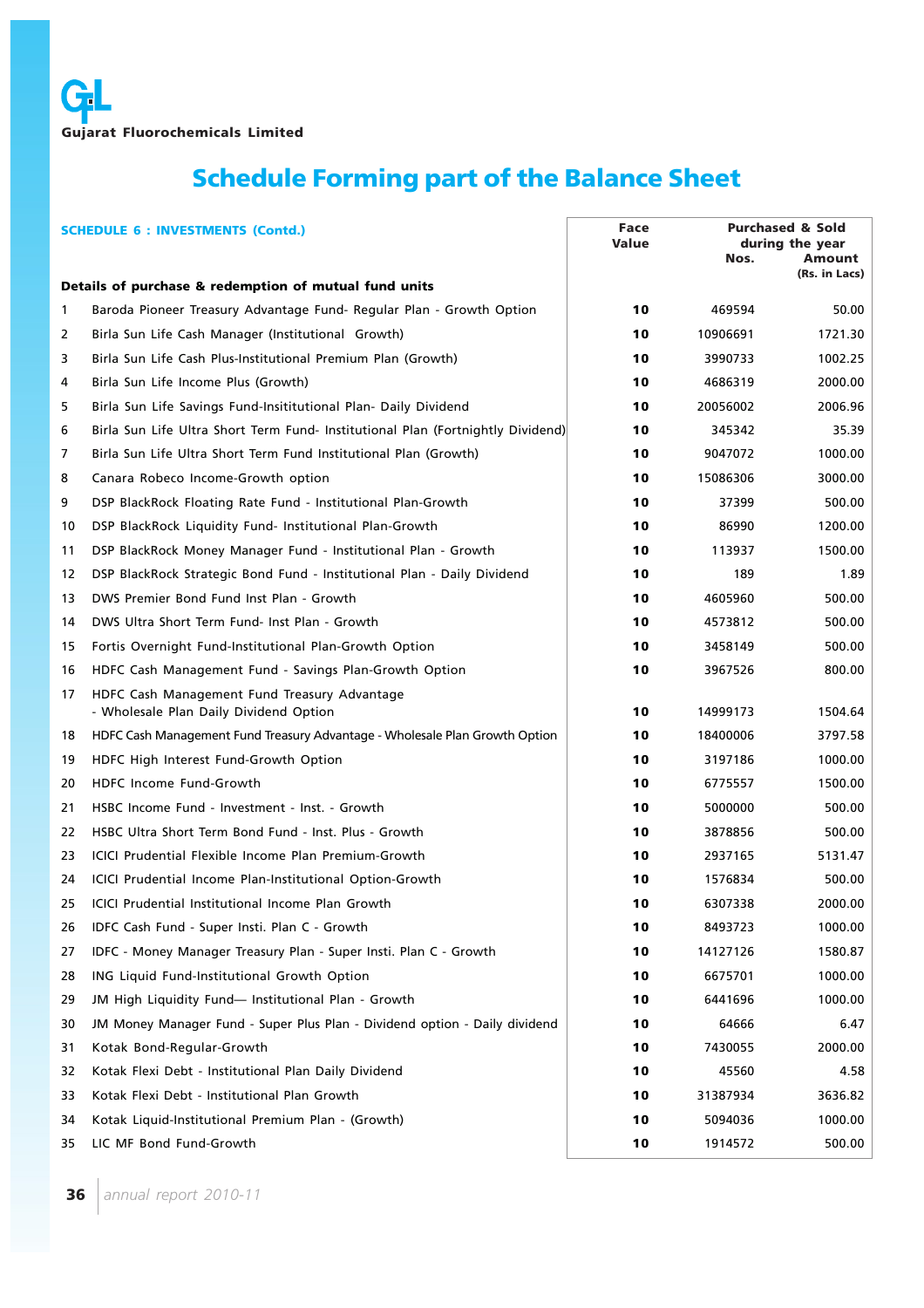Gujarat Fluorochemicals Limited

# Schedule Forming part of the Balance Sheet

**SCHEDULE 6 : INVESTMENTS (Contd.)**

| | **Details of purchase & redemption of mutual fund units** | **Face Value** | **Purchased & Sold during the year Nos.** | **Amount (Rs. in Lacs)** |
|---|---|---|---|---|
| 1 | Baroda Pioneer Treasury Advantage Fund- Regular Plan - Growth Option | **10** | 469594 | 50.00 |
| 2 | Birla Sun Life Cash Manager (Institutional Growth) | **10** | 10906691 | 1721.30 |
| 3 | Birla Sun Life Cash Plus-Institutional Premium Plan (Growth) | **10** | 3990733 | 1002.25 |
| 4 | Birla Sun Life Income Plus (Growth) | **10** | 4686319 | 2000.00 |
| 5 | Birla Sun Life Savings Fund-Insititutional Plan- Daily Dividend | **10** | 20056002 | 2006.96 |
| 6 | Birla Sun Life Ultra Short Term Fund- Institutional Plan (Fortnightly Dividend) | **10** | 345342 | 35.39 |
| 7 | Birla Sun Life Ultra Short Term Fund Institutional Plan (Growth) | **10** | 9047072 | 1000.00 |
| 8 | Canara Robeco Income-Growth option | **10** | 15086306 | 3000.00 |
| 9 | DSP BlackRock Floating Rate Fund - Institutional Plan-Growth | **10** | 37399 | 500.00 |
| 10 | DSP BlackRock Liquidity Fund- Institutional Plan-Growth | **10** | 86990 | 1200.00 |
| 11 | DSP BlackRock Money Manager Fund - Institutional Plan - Growth | **10** | 113937 | 1500.00 |
| 12 | DSP BlackRock Strategic Bond Fund - Institutional Plan - Daily Dividend | **10** | 189 | 1.89 |
| 13 | DWS Premier Bond Fund Inst Plan - Growth | **10** | 4605960 | 500.00 |
| 14 | DWS Ultra Short Term Fund- Inst Plan - Growth | **10** | 4573812 | 500.00 |
| 15 | Fortis Overnight Fund-Institutional Plan-Growth Option | **10** | 3458149 | 500.00 |
| 16 | HDFC Cash Management Fund - Savings Plan-Growth Option | **10** | 3967526 | 800.00 |
| 17 | HDFC Cash Management Fund Treasury Advantage - Wholesale Plan Daily Dividend Option | **10** | 14999173 | 1504.64 |
| 18 | HDFC Cash Management Fund Treasury Advantage - Wholesale Plan Growth Option | **10** | 18400006 | 3797.58 |
| 19 | HDFC High Interest Fund-Growth Option | **10** | 3197186 | 1000.00 |
| 20 | HDFC Income Fund-Growth | **10** | 6775557 | 1500.00 |
| 21 | HSBC Income Fund - Investment - Inst. - Growth | **10** | 5000000 | 500.00 |
| 22 | HSBC Ultra Short Term Bond Fund - Inst. Plus - Growth | **10** | 3878856 | 500.00 |
| 23 | ICICI Prudential Flexible Income Plan Premium-Growth | **10** | 2937165 | 5131.47 |
| 24 | ICICI Prudential Income Plan-Institutional Option-Growth | **10** | 1576834 | 500.00 |
| 25 | ICICI Prudential Institutional Income Plan Growth | **10** | 6307338 | 2000.00 |
| 26 | IDFC Cash Fund - Super Insti. Plan C - Growth | **10** | 8493723 | 1000.00 |
| 27 | IDFC - Money Manager Treasury Plan - Super Insti. Plan C - Growth | **10** | 14127126 | 1580.87 |
| 28 | ING Liquid Fund-Institutional Growth Option | **10** | 6675701 | 1000.00 |
| 29 | JM High Liquidity Fund— Institutional Plan - Growth | **10** | 6441696 | 1000.00 |
| 30 | JM Money Manager Fund - Super Plus Plan - Dividend option - Daily dividend | **10** | 64666 | 6.47 |
| 31 | Kotak Bond-Regular-Growth | **10** | 7430055 | 2000.00 |
| 32 | Kotak Flexi Debt - Institutional Plan Daily Dividend | **10** | 45560 | 4.58 |
| 33 | Kotak Flexi Debt - Institutional Plan Growth | **10** | 31387934 | 3636.82 |
| 34 | Kotak Liquid-Institutional Premium Plan - (Growth) | **10** | 5094036 | 1000.00 |
| 35 | LIC MF Bond Fund-Growth | **10** | 1914572 | 500.00 |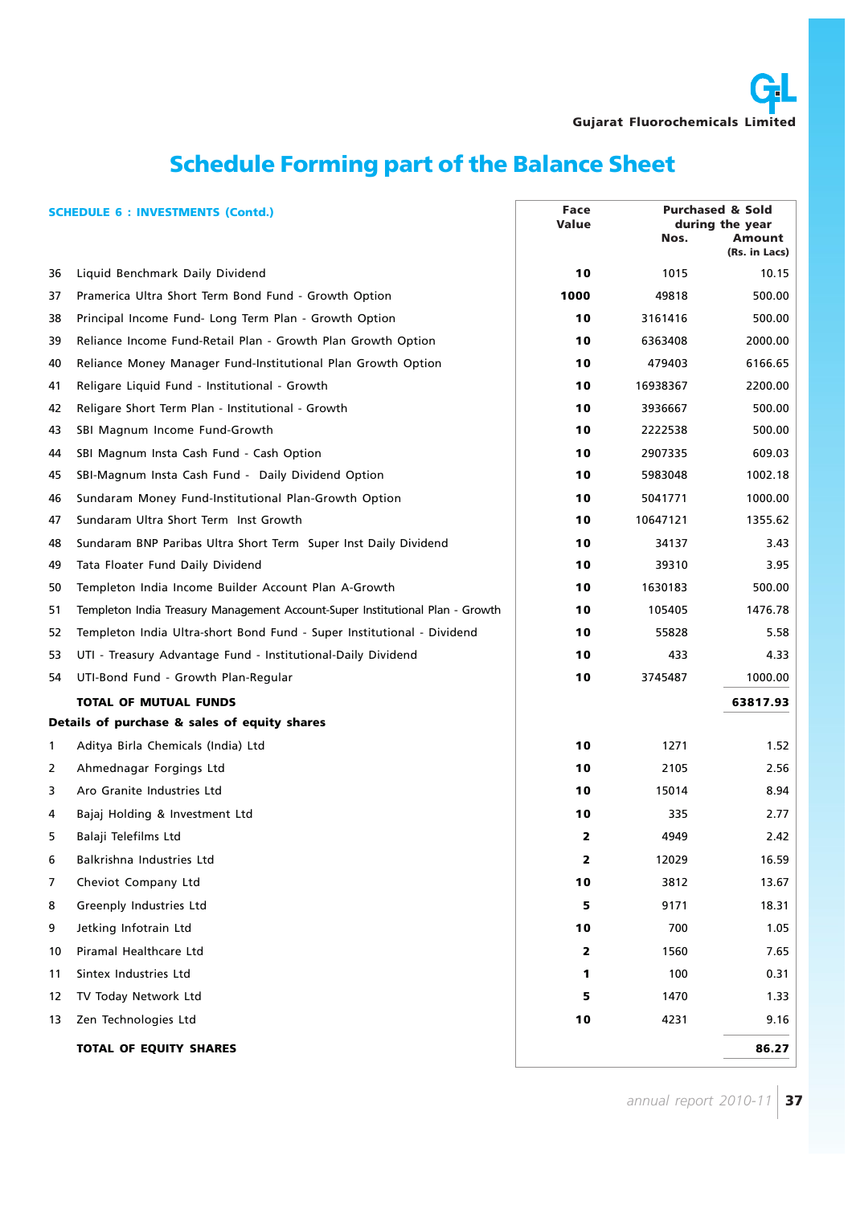## Schedule Forming part of the Balance Sheet

**SCHEDULE 6 : INVESTMENTS (Contd.)**

| | | Face Value | Purchased & Sold during the year | |
|---|---|---|---|---|
| | | | Nos. | Amount (Rs. in Lacs) |
| 36 | Liquid Benchmark Daily Dividend | 10 | 1015 | 10.15 |
| 37 | Pramerica Ultra Short Term Bond Fund - Growth Option | 1000 | 49818 | 500.00 |
| 38 | Principal Income Fund- Long Term Plan - Growth Option | 10 | 3161416 | 500.00 |
| 39 | Reliance Income Fund-Retail Plan - Growth Plan Growth Option | 10 | 6363408 | 2000.00 |
| 40 | Reliance Money Manager Fund-Institutional Plan Growth Option | 10 | 479403 | 6166.65 |
| 41 | Religare Liquid Fund - Institutional - Growth | 10 | 16938367 | 2200.00 |
| 42 | Religare Short Term Plan - Institutional - Growth | 10 | 3936667 | 500.00 |
| 43 | SBI Magnum Income Fund-Growth | 10 | 2222538 | 500.00 |
| 44 | SBI Magnum Insta Cash Fund - Cash Option | 10 | 2907335 | 609.03 |
| 45 | SBI-Magnum Insta Cash Fund - Daily Dividend Option | 10 | 5983048 | 1002.18 |
| 46 | Sundaram Money Fund-Institutional Plan-Growth Option | 10 | 5041771 | 1000.00 |
| 47 | Sundaram Ultra Short Term Inst Growth | 10 | 10647121 | 1355.62 |
| 48 | Sundaram BNP Paribas Ultra Short Term Super Inst Daily Dividend | 10 | 34137 | 3.43 |
| 49 | Tata Floater Fund Daily Dividend | 10 | 39310 | 3.95 |
| 50 | Templeton India Income Builder Account Plan A-Growth | 10 | 1630183 | 500.00 |
| 51 | Templeton India Treasury Management Account-Super Institutional Plan - Growth | 10 | 105405 | 1476.78 |
| 52 | Templeton India Ultra-short Bond Fund - Super Institutional - Dividend | 10 | 55828 | 5.58 |
| 53 | UTI - Treasury Advantage Fund - Institutional-Daily Dividend | 10 | 433 | 4.33 |
| 54 | UTI-Bond Fund - Growth Plan-Regular | 10 | 3745487 | 1000.00 |
| | **TOTAL OF MUTUAL FUNDS** | | | **63817.93** |
| **Details of purchase & sales of equity shares** | | | | |
| 1 | Aditya Birla Chemicals (India) Ltd | 10 | 1271 | 1.52 |
| 2 | Ahmednagar Forgings Ltd | 10 | 2105 | 2.56 |
| 3 | Aro Granite Industries Ltd | 10 | 15014 | 8.94 |
| 4 | Bajaj Holding & Investment Ltd | 10 | 335 | 2.77 |
| 5 | Balaji Telefilms Ltd | 2 | 4949 | 2.42 |
| 6 | Balkrishna Industries Ltd | 2 | 12029 | 16.59 |
| 7 | Cheviot Company Ltd | 10 | 3812 | 13.67 |
| 8 | Greenply Industries Ltd | 5 | 9171 | 18.31 |
| 9 | Jetking Infotrain Ltd | 10 | 700 | 1.05 |
| 10 | Piramal Healthcare Ltd | 2 | 1560 | 7.65 |
| 11 | Sintex Industries Ltd | 1 | 100 | 0.31 |
| 12 | TV Today Network Ltd | 5 | 1470 | 1.33 |
| 13 | Zen Technologies Ltd | 10 | 4231 | 9.16 |
| | **TOTAL OF EQUITY SHARES** | | | **86.27** |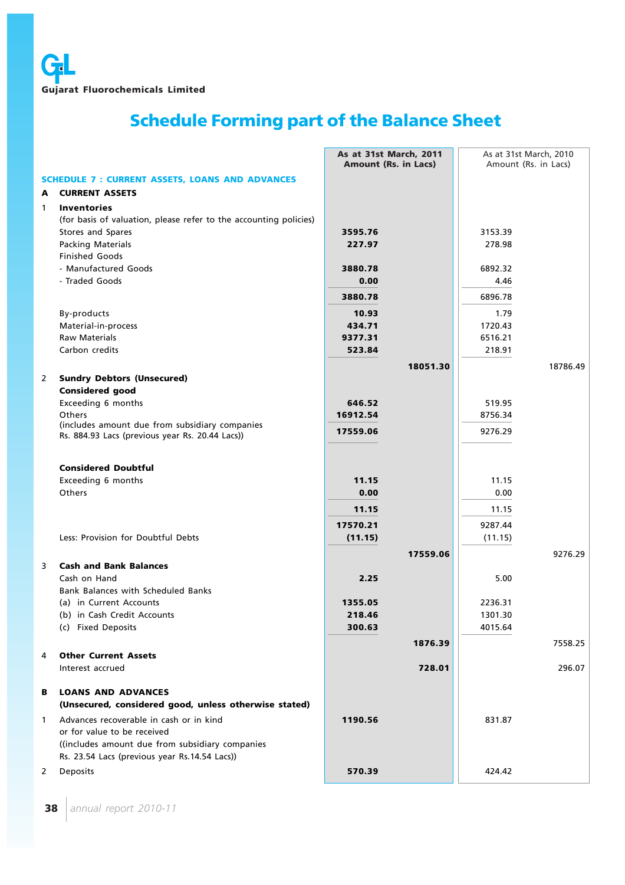# Gujarat Fluorochemicals Limited

## Schedule Forming part of the Balance Sheet

| | | As at 31st March, 2011 Amount (Rs. in Lacs) | | As at 31st March, 2010 Amount (Rs. in Lacs) | |
|---|---|---|---|---|---|
| **SCHEDULE 7 : CURRENT ASSETS, LOANS AND ADVANCES** | | | | | |
| **A** | **CURRENT ASSETS** | | | | |
| 1 | **Inventories** | | | | |
| | (for basis of valuation, please refer to the accounting policies) | | | | |
| | Stores and Spares | **3595.76** | | 3153.39 | |
| | Packing Materials | **227.97** | | 278.98 | |
| | Finished Goods | | | | |
| | - Manufactured Goods | **3880.78** | | 6892.32 | |
| | - Traded Goods | **0.00** | | 4.46 | |
| | | **3880.78** | | 6896.78 | |
| | By-products | **10.93** | | 1.79 | |
| | Material-in-process | **434.71** | | 1720.43 | |
| | Raw Materials | **9377.31** | | 6516.21 | |
| | Carbon credits | **523.84** | | 218.91 | |
| | | | **18051.30** | | 18786.49 |
| 2 | **Sundry Debtors (Unsecured)** | | | | |
| | **Considered good** | | | | |
| | Exceeding 6 months | **646.52** | | 519.95 | |
| | Others | **16912.54** | | 8756.34 | |
| | (includes amount due from subsidiary companies Rs. 884.93 Lacs (previous year Rs. 20.44 Lacs)) | **17559.06** | | 9276.29 | |
| | **Considered Doubtful** | | | | |
| | Exceeding 6 months | **11.15** | | 11.15 | |
| | Others | **0.00** | | 0.00 | |
| | | **11.15** | | 11.15 | |
| | | **17570.21** | | 9287.44 | |
| | Less: Provision for Doubtful Debts | **(11.15)** | | (11.15) | |
| | | | **17559.06** | | 9276.29 |
| 3 | **Cash and Bank Balances** | | | | |
| | Cash on Hand | **2.25** | | 5.00 | |
| | Bank Balances with Scheduled Banks | | | | |
| | (a) in Current Accounts | **1355.05** | | 2236.31 | |
| | (b) in Cash Credit Accounts | **218.46** | | 1301.30 | |
| | (c) Fixed Deposits | **300.63** | | 4015.64 | |
| | | | **1876.39** | | 7558.25 |
| 4 | **Other Current Assets** | | | | |
| | Interest accrued | | **728.01** | | 296.07 |
| **B** | **LOANS AND ADVANCES** | | | | |
| | **(Unsecured, considered good, unless otherwise stated)** | | | | |
| 1 | Advances recoverable in cash or in kind or for value to be received ((includes amount due from subsidiary companies Rs. 23.54 Lacs (previous year Rs.14.54 Lacs)) | **1190.56** | | 831.87 | |
| 2 | Deposits | **570.39** | | 424.42 | |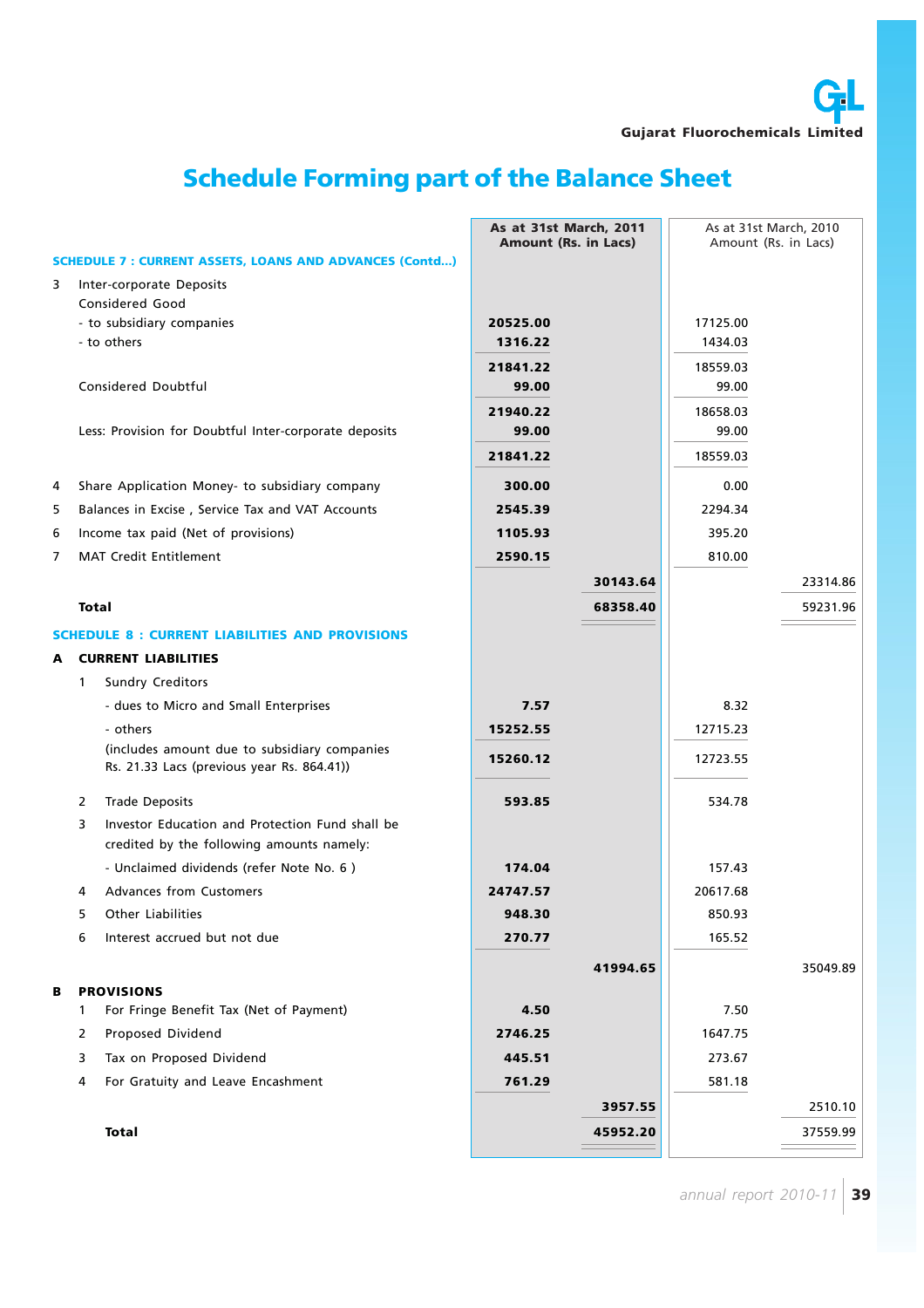# Schedule Forming part of the Balance Sheet

| | As at 31st March, 2011 Amount (Rs. in Lacs) | | As at 31st March, 2010 Amount (Rs. in Lacs) | |
|---|---|---|---|---|
| **SCHEDULE 7 : CURRENT ASSETS, LOANS AND ADVANCES (Contd...)** | | | | |
| 3 Inter-corporate Deposits | | | | |
| Considered Good | | | | |
| - to subsidiary companies | **20525.00** | | 17125.00 | |
| - to others | **1316.22** | | 1434.03 | |
| | **21841.22** | | 18559.03 | |
| Considered Doubtful | **99.00** | | 99.00 | |
| | **21940.22** | | 18658.03 | |
| Less: Provision for Doubtful Inter-corporate deposits | **99.00** | | 99.00 | |
| | **21841.22** | | 18559.03 | |
| 4 Share Application Money- to subsidiary company | **300.00** | | 0.00 | |
| 5 Balances in Excise , Service Tax and VAT Accounts | **2545.39** | | 2294.34 | |
| 6 Income tax paid (Net of provisions) | **1105.93** | | 395.20 | |
| 7 MAT Credit Entitlement | **2590.15** | | 810.00 | |
| | | **30143.64** | | 23314.86 |
| **Total** | | **68358.40** | | 59231.96 |
| **SCHEDULE 8 : CURRENT LIABILITIES AND PROVISIONS** | | | | |
| **A CURRENT LIABILITIES** | | | | |
| 1 Sundry Creditors | | | | |
| - dues to Micro and Small Enterprises | **7.57** | | 8.32 | |
| - others | **15252.55** | | 12715.23 | |
| (includes amount due to subsidiary companies Rs. 21.33 Lacs (previous year Rs. 864.41)) | **15260.12** | | 12723.55 | |
| 2 Trade Deposits | **593.85** | | 534.78 | |
| 3 Investor Education and Protection Fund shall be credited by the following amounts namely: | | | | |
| - Unclaimed dividends (refer Note No. 6 ) | **174.04** | | 157.43 | |
| 4 Advances from Customers | **24747.57** | | 20617.68 | |
| 5 Other Liabilities | **948.30** | | 850.93 | |
| 6 Interest accrued but not due | **270.77** | | 165.52 | |
| | | **41994.65** | | 35049.89 |
| **B PROVISIONS** | | | | |
| 1 For Fringe Benefit Tax (Net of Payment) | **4.50** | | 7.50 | |
| 2 Proposed Dividend | **2746.25** | | 1647.75 | |
| 3 Tax on Proposed Dividend | **445.51** | | 273.67 | |
| 4 For Gratuity and Leave Encashment | **761.29** | | 581.18 | |
| | | **3957.55** | | 2510.10 |
| **Total** | | **45952.20** | | 37559.99 |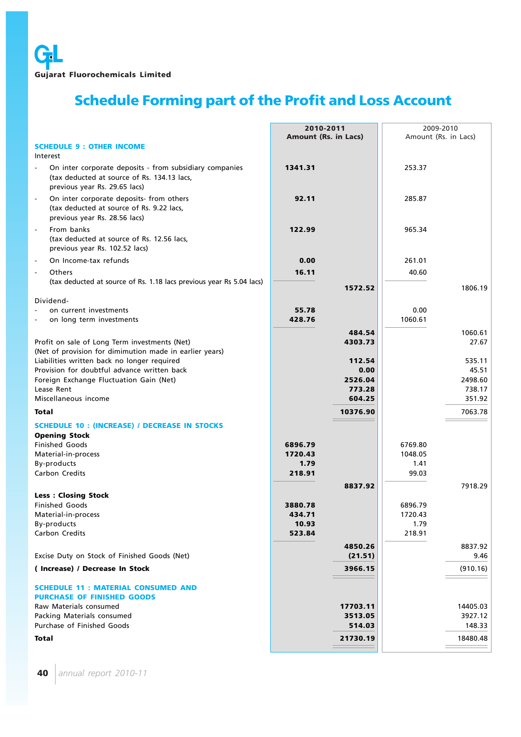# Gujarat Fluorochemicals Limited

## Schedule Forming part of the Profit and Loss Account

| | 2010-2011 Amount (Rs. in Lacs) | | 2009-2010 Amount (Rs. in Lacs) | |
|---|---|---|---|---|
| **SCHEDULE 9 : OTHER INCOME** | | | | |
| Interest | | | | |
| - On inter corporate deposits - from subsidiary companies (tax deducted at source of Rs. 134.13 lacs, previous year Rs. 29.65 lacs) | **1341.31** | | 253.37 | |
| - On inter corporate deposits- from others (tax deducted at source of Rs. 9.22 lacs, previous year Rs. 28.56 lacs) | **92.11** | | 285.87 | |
| - From banks (tax deducted at source of Rs. 12.56 lacs, previous year Rs. 102.52 lacs) | **122.99** | | 965.34 | |
| - On Income-tax refunds | **0.00** | | 261.01 | |
| - Others (tax deducted at source of Rs. 1.18 lacs previous year Rs 5.04 lacs) | **16.11** | | 40.60 | |
| | | **1572.52** | | 1806.19 |
| Dividend- | | | | |
| - on current investments | **55.78** | | 0.00 | |
| - on long term investments | **428.76** | | 1060.61 | |
| | | **484.54** | | 1060.61 |
| Profit on sale of Long Term investments (Net) (Net of provision for dimimution made in earlier years) | | **4303.73** | | 27.67 |
| Liabilities written back no longer required | | **112.54** | | 535.11 |
| Provision for doubtful advance written back | | **0.00** | | 45.51 |
| Foreign Exchange Fluctuation Gain (Net) | | **2526.04** | | 2498.60 |
| Lease Rent | | **773.28** | | 738.17 |
| Miscellaneous income | | **604.25** | | 351.92 |
| **Total** | | **10376.90** | | 7063.78 |
| **SCHEDULE 10 : (INCREASE) / DECREASE IN STOCKS** | | | | |
| **Opening Stock** | | | | |
| Finished Goods | **6896.79** | | 6769.80 | |
| Material-in-process | **1720.43** | | 1048.05 | |
| By-products | **1.79** | | 1.41 | |
| Carbon Credits | **218.91** | | 99.03 | |
| | | **8837.92** | | 7918.29 |
| **Less : Closing Stock** | | | | |
| Finished Goods | **3880.78** | | 6896.79 | |
| Material-in-process | **434.71** | | 1720.43 | |
| By-products | **10.93** | | 1.79 | |
| Carbon Credits | **523.84** | | 218.91 | |
| | | **4850.26** | | 8837.92 |
| Excise Duty on Stock of Finished Goods (Net) | | **(21.51)** | | 9.46 |
| **( Increase) / Decrease In Stock** | | **3966.15** | | (910.16) |
| **SCHEDULE 11 : MATERIAL CONSUMED AND PURCHASE OF FINISHED GOODS** | | | | |
| Raw Materials consumed | | **17703.11** | | 14405.03 |
| Packing Materials consumed | | **3513.05** | | 3927.12 |
| Purchase of Finished Goods | | **514.03** | | 148.33 |
| **Total** | | **21730.19** | | 18480.48 |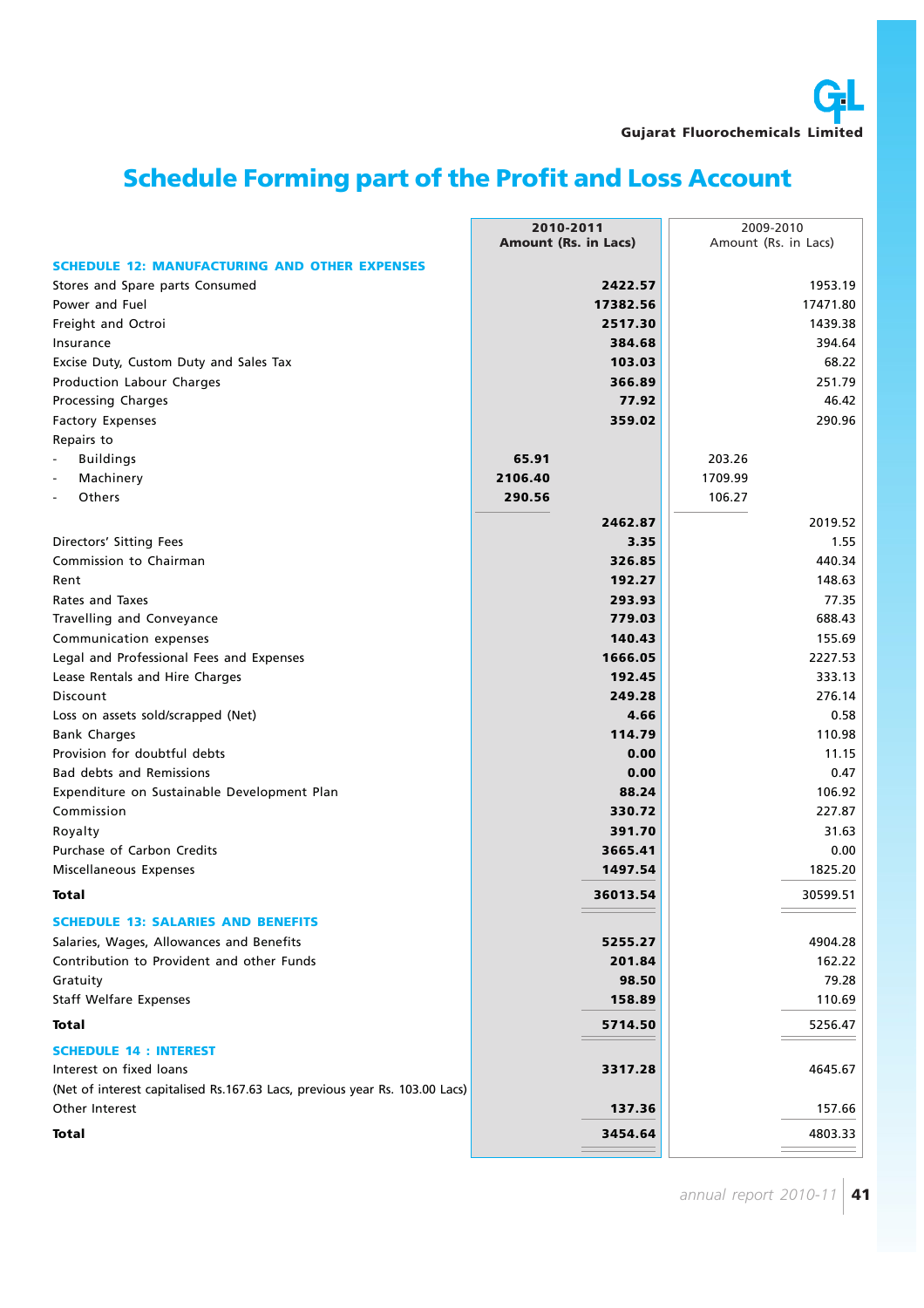# Schedule Forming part of the Profit and Loss Account

| | 2010-2011 Amount (Rs. in Lacs) | | 2009-2010 Amount (Rs. in Lacs) | |
|---|---|---|---|---|
| **SCHEDULE 12: MANUFACTURING AND OTHER EXPENSES** | | | | |
| Stores and Spare parts Consumed | | **2422.57** | | 1953.19 |
| Power and Fuel | | **17382.56** | | 17471.80 |
| Freight and Octroi | | **2517.30** | | 1439.38 |
| Insurance | | **384.68** | | 394.64 |
| Excise Duty, Custom Duty and Sales Tax | | **103.03** | | 68.22 |
| Production Labour Charges | | **366.89** | | 251.79 |
| Processing Charges | | **77.92** | | 46.42 |
| Factory Expenses | | **359.02** | | 290.96 |
| Repairs to | | | | |
| - Buildings | **65.91** | | 203.26 | |
| - Machinery | **2106.40** | | 1709.99 | |
| - Others | **290.56** | | 106.27 | |
| | | **2462.87** | | 2019.52 |
| Directors' Sitting Fees | | **3.35** | | 1.55 |
| Commission to Chairman | | **326.85** | | 440.34 |
| Rent | | **192.27** | | 148.63 |
| Rates and Taxes | | **293.93** | | 77.35 |
| Travelling and Conveyance | | **779.03** | | 688.43 |
| Communication expenses | | **140.43** | | 155.69 |
| Legal and Professional Fees and Expenses | | **1666.05** | | 2227.53 |
| Lease Rentals and Hire Charges | | **192.45** | | 333.13 |
| Discount | | **249.28** | | 276.14 |
| Loss on assets sold/scrapped (Net) | | **4.66** | | 0.58 |
| Bank Charges | | **114.79** | | 110.98 |
| Provision for doubtful debts | | **0.00** | | 11.15 |
| Bad debts and Remissions | | **0.00** | | 0.47 |
| Expenditure on Sustainable Development Plan | | **88.24** | | 106.92 |
| Commission | | **330.72** | | 227.87 |
| Royalty | | **391.70** | | 31.63 |
| Purchase of Carbon Credits | | **3665.41** | | 0.00 |
| Miscellaneous Expenses | | **1497.54** | | 1825.20 |
| **Total** | | **36013.54** | | 30599.51 |
| **SCHEDULE 13: SALARIES AND BENEFITS** | | | | |
| Salaries, Wages, Allowances and Benefits | | **5255.27** | | 4904.28 |
| Contribution to Provident and other Funds | | **201.84** | | 162.22 |
| Gratuity | | **98.50** | | 79.28 |
| Staff Welfare Expenses | | **158.89** | | 110.69 |
| **Total** | | **5714.50** | | 5256.47 |
| **SCHEDULE 14 : INTEREST** | | | | |
| Interest on fixed loans | | **3317.28** | | 4645.67 |
| (Net of interest capitalised Rs.167.63 Lacs, previous year Rs. 103.00 Lacs) | | | | |
| Other Interest | | **137.36** | | 157.66 |
| **Total** | | **3454.64** | | 4803.33 |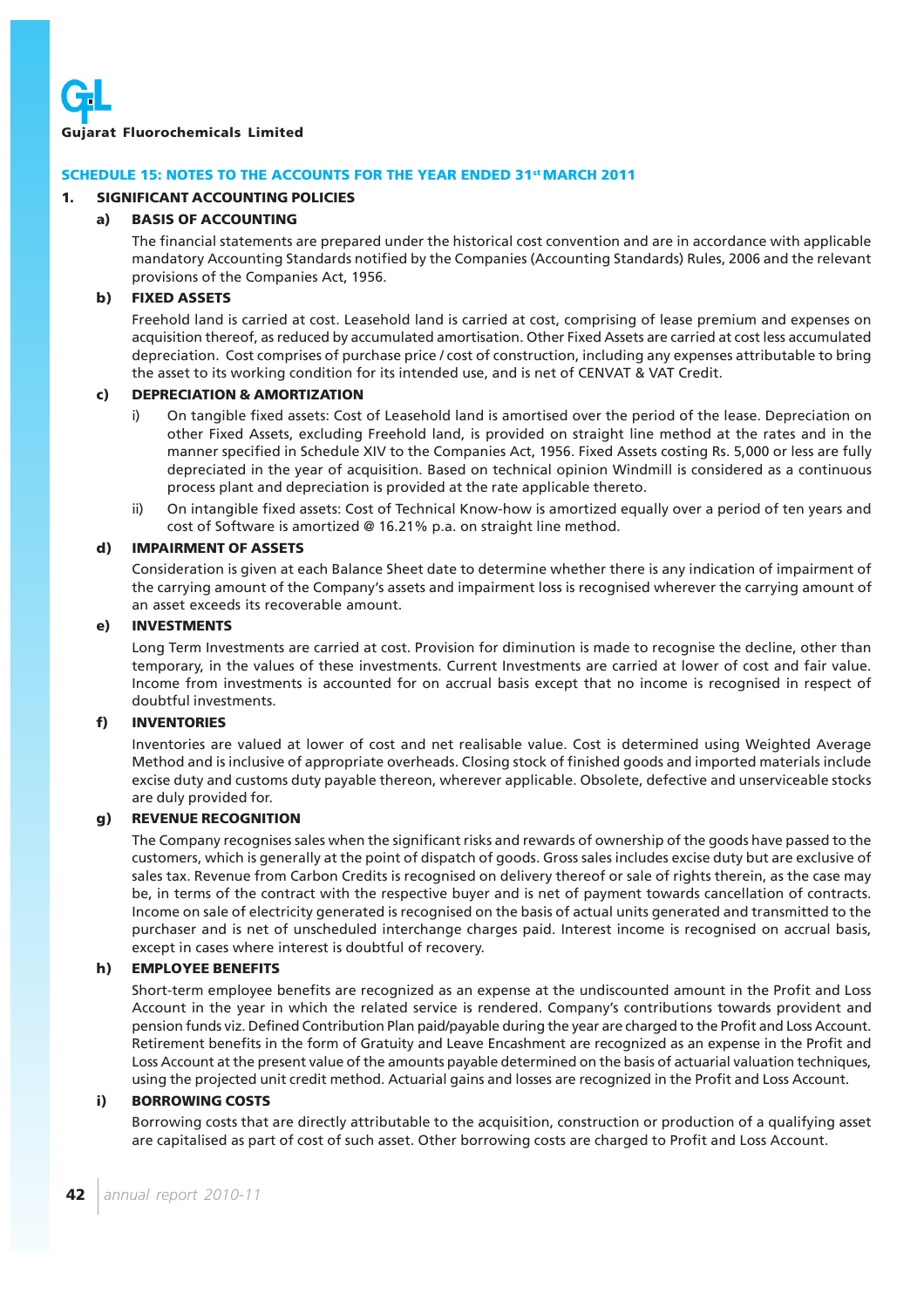# SCHEDULE 15: NOTES TO THE ACCOUNTS FOR THE YEAR ENDED 31st MARCH 2011

## 1. SIGNIFICANT ACCOUNTING POLICIES

### a) BASIS OF ACCOUNTING

The financial statements are prepared under the historical cost convention and are in accordance with applicable mandatory Accounting Standards notified by the Companies (Accounting Standards) Rules, 2006 and the relevant provisions of the Companies Act, 1956.

### b) FIXED ASSETS

Freehold land is carried at cost. Leasehold land is carried at cost, comprising of lease premium and expenses on acquisition thereof, as reduced by accumulated amortisation. Other Fixed Assets are carried at cost less accumulated depreciation. Cost comprises of purchase price / cost of construction, including any expenses attributable to bring the asset to its working condition for its intended use, and is net of CENVAT & VAT Credit.

### c) DEPRECIATION & AMORTIZATION

i) On tangible fixed assets: Cost of Leasehold land is amortised over the period of the lease. Depreciation on other Fixed Assets, excluding Freehold land, is provided on straight line method at the rates and in the manner specified in Schedule XIV to the Companies Act, 1956. Fixed Assets costing Rs. 5,000 or less are fully depreciated in the year of acquisition. Based on technical opinion Windmill is considered as a continuous process plant and depreciation is provided at the rate applicable thereto.

ii) On intangible fixed assets: Cost of Technical Know-how is amortized equally over a period of ten years and cost of Software is amortized @ 16.21% p.a. on straight line method.

### d) IMPAIRMENT OF ASSETS

Consideration is given at each Balance Sheet date to determine whether there is any indication of impairment of the carrying amount of the Company's assets and impairment loss is recognised wherever the carrying amount of an asset exceeds its recoverable amount.

### e) INVESTMENTS

Long Term Investments are carried at cost. Provision for diminution is made to recognise the decline, other than temporary, in the values of these investments. Current Investments are carried at lower of cost and fair value. Income from investments is accounted for on accrual basis except that no income is recognised in respect of doubtful investments.

### f) INVENTORIES

Inventories are valued at lower of cost and net realisable value. Cost is determined using Weighted Average Method and is inclusive of appropriate overheads. Closing stock of finished goods and imported materials include excise duty and customs duty payable thereon, wherever applicable. Obsolete, defective and unserviceable stocks are duly provided for.

### g) REVENUE RECOGNITION

The Company recognises sales when the significant risks and rewards of ownership of the goods have passed to the customers, which is generally at the point of dispatch of goods. Gross sales includes excise duty but are exclusive of sales tax. Revenue from Carbon Credits is recognised on delivery thereof or sale of rights therein, as the case may be, in terms of the contract with the respective buyer and is net of payment towards cancellation of contracts. Income on sale of electricity generated is recognised on the basis of actual units generated and transmitted to the purchaser and is net of unscheduled interchange charges paid. Interest income is recognised on accrual basis, except in cases where interest is doubtful of recovery.

### h) EMPLOYEE BENEFITS

Short-term employee benefits are recognized as an expense at the undiscounted amount in the Profit and Loss Account in the year in which the related service is rendered. Company's contributions towards provident and pension funds viz. Defined Contribution Plan paid/payable during the year are charged to the Profit and Loss Account. Retirement benefits in the form of Gratuity and Leave Encashment are recognized as an expense in the Profit and Loss Account at the present value of the amounts payable determined on the basis of actuarial valuation techniques, using the projected unit credit method. Actuarial gains and losses are recognized in the Profit and Loss Account.

### i) BORROWING COSTS

Borrowing costs that are directly attributable to the acquisition, construction or production of a qualifying asset are capitalised as part of cost of such asset. Other borrowing costs are charged to Profit and Loss Account.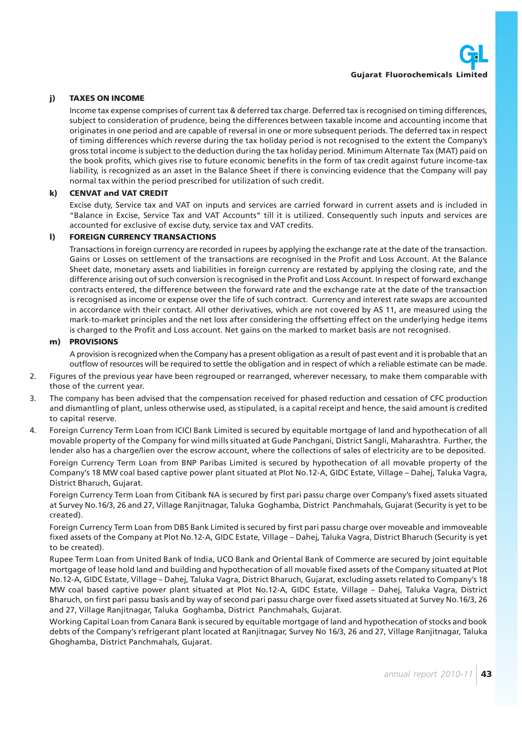**j) TAXES ON INCOME**

Income tax expense comprises of current tax & deferred tax charge. Deferred tax is recognised on timing differences, subject to consideration of prudence, being the differences between taxable income and accounting income that originates in one period and are capable of reversal in one or more subsequent periods. The deferred tax in respect of timing differences which reverse during the tax holiday period is not recognised to the extent the Company's gross total income is subject to the deduction during the tax holiday period. Minimum Alternate Tax (MAT) paid on the book profits, which gives rise to future economic benefits in the form of tax credit against future income-tax liability, is recognized as an asset in the Balance Sheet if there is convincing evidence that the Company will pay normal tax within the period prescribed for utilization of such credit.

**k) CENVAT and VAT CREDIT**

Excise duty, Service tax and VAT on inputs and services are carried forward in current assets and is included in "Balance in Excise, Service Tax and VAT Accounts" till it is utilized. Consequently such inputs and services are accounted for exclusive of excise duty, service tax and VAT credits.

**l) FOREIGN CURRENCY TRANSACTIONS**

Transactions in foreign currency are recorded in rupees by applying the exchange rate at the date of the transaction. Gains or Losses on settlement of the transactions are recognised in the Profit and Loss Account. At the Balance Sheet date, monetary assets and liabilities in foreign currency are restated by applying the closing rate, and the difference arising out of such conversion is recognised in the Profit and Loss Account. In respect of forward exchange contracts entered, the difference between the forward rate and the exchange rate at the date of the transaction is recognised as income or expense over the life of such contract. Currency and interest rate swaps are accounted in accordance with their contact. All other derivatives, which are not covered by AS 11, are measured using the mark-to-market principles and the net loss after considering the offsetting effect on the underlying hedge items is charged to the Profit and Loss account. Net gains on the marked to market basis are not recognised.

**m) PROVISIONS**

A provision is recognized when the Company has a present obligation as a result of past event and it is probable that an outflow of resources will be required to settle the obligation and in respect of which a reliable estimate can be made.

2. Figures of the previous year have been regrouped or rearranged, wherever necessary, to make them comparable with those of the current year.

3. The company has been advised that the compensation received for phased reduction and cessation of CFC production and dismantling of plant, unless otherwise used, as stipulated, is a capital receipt and hence, the said amount is credited to capital reserve.

4. Foreign Currency Term Loan from ICICI Bank Limited is secured by equitable mortgage of land and hypothecation of all movable property of the Company for wind mills situated at Gude Panchgani, District Sangli, Maharashtra. Further, the lender also has a charge/lien over the escrow account, where the collections of sales of electricity are to be deposited.

   Foreign Currency Term Loan from BNP Paribas Limited is secured by hypothecation of all movable property of the Company's 18 MW coal based captive power plant situated at Plot No.12-A, GIDC Estate, Village – Dahej, Taluka Vagra, District Bharuch, Gujarat.

   Foreign Currency Term Loan from Citibank NA is secured by first pari passu charge over Company's fixed assets situated at Survey No.16/3, 26 and 27, Village Ranjitnagar, Taluka Goghamba, District Panchmahals, Gujarat (Security is yet to be created).

   Foreign Currency Term Loan from DBS Bank Limited is secured by first pari passu charge over moveable and immoveable fixed assets of the Company at Plot No.12-A, GIDC Estate, Village – Dahej, Taluka Vagra, District Bharuch (Security is yet to be created).

   Rupee Term Loan from United Bank of India, UCO Bank and Oriental Bank of Commerce are secured by joint equitable mortgage of lease hold land and building and hypothecation of all movable fixed assets of the Company situated at Plot No.12-A, GIDC Estate, Village – Dahej, Taluka Vagra, District Bharuch, Gujarat, excluding assets related to Company's 18 MW coal based captive power plant situated at Plot No.12-A, GIDC Estate, Village – Dahej, Taluka Vagra, District Bharuch, on first pari passu basis and by way of second pari passu charge over fixed assets situated at Survey No.16/3, 26 and 27, Village Ranjitnagar, Taluka Goghamba, District Panchmahals, Gujarat.

   Working Capital Loan from Canara Bank is secured by equitable mortgage of land and hypothecation of stocks and book debts of the Company's refrigerant plant located at Ranjitnagar, Survey No 16/3, 26 and 27, Village Ranjitnagar, Taluka Ghoghamba, District Panchmahals, Gujarat.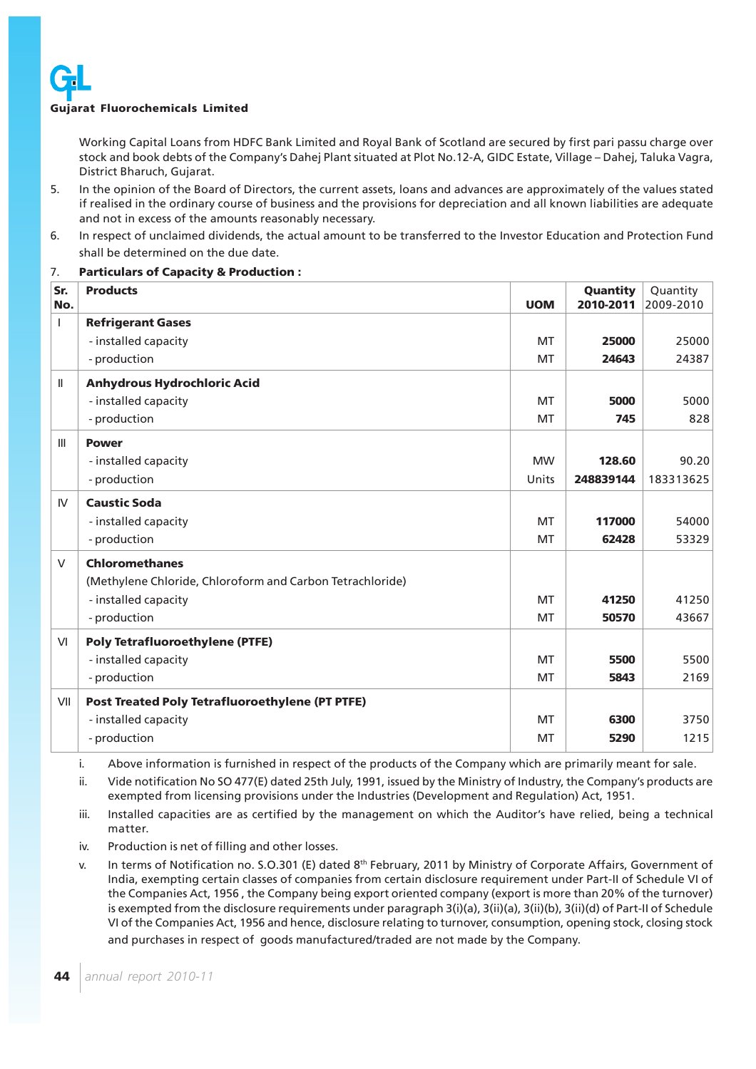Working Capital Loans from HDFC Bank Limited and Royal Bank of Scotland are secured by first pari passu charge over stock and book debts of the Company's Dahej Plant situated at Plot No.12-A, GIDC Estate, Village – Dahej, Taluka Vagra, District Bharuch, Gujarat.

5. In the opinion of the Board of Directors, the current assets, loans and advances are approximately of the values stated if realised in the ordinary course of business and the provisions for depreciation and all known liabilities are adequate and not in excess of the amounts reasonably necessary.

6. In respect of unclaimed dividends, the actual amount to be transferred to the Investor Education and Protection Fund shall be determined on the due date.

7. **Particulars of Capacity & Production :**

| Sr. No. | Products | UOM | Quantity 2010-2011 | Quantity 2009-2010 |
|---|---|---|---|---|
| I | **Refrigerant Gases** | | | |
| | - installed capacity | MT | **25000** | 25000 |
| | - production | MT | **24643** | 24387 |
| II | **Anhydrous Hydrochloric Acid** | | | |
| | - installed capacity | MT | **5000** | 5000 |
| | - production | MT | **745** | 828 |
| III | **Power** | | | |
| | - installed capacity | MW | **128.60** | 90.20 |
| | - production | Units | **248839144** | 183313625 |
| IV | **Caustic Soda** | | | |
| | - installed capacity | MT | **117000** | 54000 |
| | - production | MT | **62428** | 53329 |
| V | **Chloromethanes** | | | |
| | (Methylene Chloride, Chloroform and Carbon Tetrachloride) | | | |
| | - installed capacity | MT | **41250** | 41250 |
| | - production | MT | **50570** | 43667 |
| VI | **Poly Tetrafluoroethylene (PTFE)** | | | |
| | - installed capacity | MT | **5500** | 5500 |
| | - production | MT | **5843** | 2169 |
| VII | **Post Treated Poly Tetrafluoroethylene (PT PTFE)** | | | |
| | - installed capacity | MT | **6300** | 3750 |
| | - production | MT | **5290** | 1215 |

i. Above information is furnished in respect of the products of the Company which are primarily meant for sale.

ii. Vide notification No SO 477(E) dated 25th July, 1991, issued by the Ministry of Industry, the Company's products are exempted from licensing provisions under the Industries (Development and Regulation) Act, 1951.

iii. Installed capacities are as certified by the management on which the Auditor's have relied, being a technical matter.

iv. Production is net of filling and other losses.

v. In terms of Notification no. S.O.301 (E) dated 8th February, 2011 by Ministry of Corporate Affairs, Government of India, exempting certain classes of companies from certain disclosure requirement under Part-II of Schedule VI of the Companies Act, 1956 , the Company being export oriented company (export is more than 20% of the turnover) is exempted from the disclosure requirements under paragraph 3(i)(a), 3(ii)(a), 3(ii)(b), 3(ii)(d) of Part-II of Schedule VI of the Companies Act, 1956 and hence, disclosure relating to turnover, consumption, opening stock, closing stock and purchases in respect of goods manufactured/traded are not made by the Company.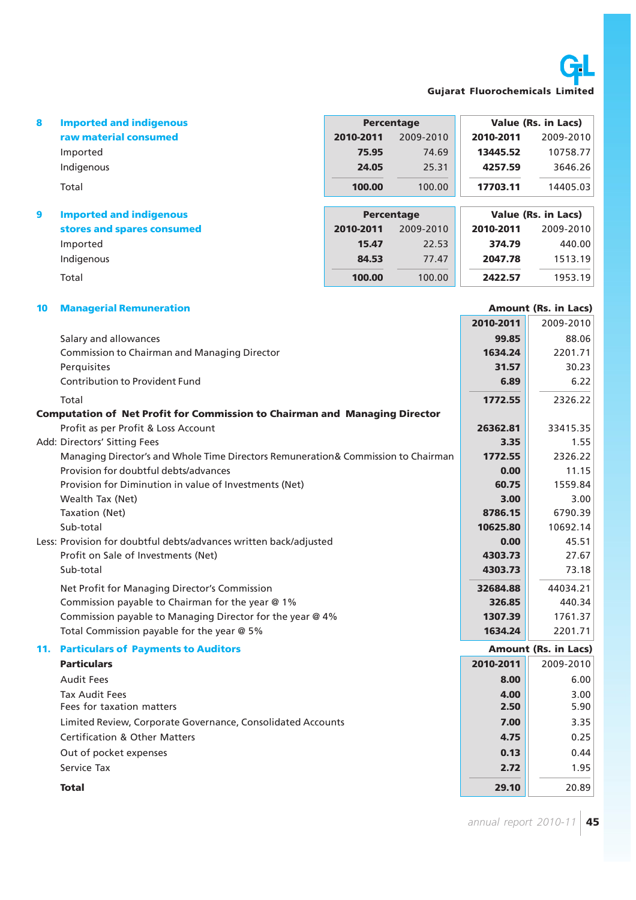| 8 | Imported and indigenous raw material consumed | Percentage | | Value (Rs. in Lacs) | |
|---|---|---|---|---|---|
| | | **2010-2011** | 2009-2010 | **2010-2011** | 2009-2010 |
| | Imported | **75.95** | 74.69 | **13445.52** | 10758.77 |
| | Indigenous | **24.05** | 25.31 | **4257.59** | 3646.26 |
| | Total | **100.00** | 100.00 | **17703.11** | 14405.03 |

| 9 | Imported and indigenous stores and spares consumed | Percentage | | Value (Rs. in Lacs) | |
|---|---|---|---|---|---|
| | | **2010-2011** | 2009-2010 | **2010-2011** | 2009-2010 |
| | Imported | **15.47** | 22.53 | **374.79** | 440.00 |
| | Indigenous | **84.53** | 77.47 | **2047.78** | 1513.19 |
| | Total | **100.00** | 100.00 | **2422.57** | 1953.19 |

## 10 Managerial Remuneration

| | Amount (Rs. in Lacs) | |
|---|---|---|
| | **2010-2011** | 2009-2010 |
| Salary and allowances | **99.85** | 88.06 |
| Commission to Chairman and Managing Director | **1634.24** | 2201.71 |
| Perquisites | **31.57** | 30.23 |
| Contribution to Provident Fund | **6.89** | 6.22 |
| Total | **1772.55** | 2326.22 |
| **Computation of Net Profit for Commission to Chairman and Managing Director** | | |
| Profit as per Profit & Loss Account | **26362.81** | 33415.35 |
| Add: Directors' Sitting Fees | **3.35** | 1.55 |
| Managing Director's and Whole Time Directors Remuneration& Commission to Chairman | **1772.55** | 2326.22 |
| Provision for doubtful debts/advances | **0.00** | 11.15 |
| Provision for Diminution in value of Investments (Net) | **60.75** | 1559.84 |
| Wealth Tax (Net) | **3.00** | 3.00 |
| Taxation (Net) | **8786.15** | 6790.39 |
| Sub-total | **10625.80** | 10692.14 |
| Less: Provision for doubtful debts/advances written back/adjusted | **0.00** | 45.51 |
| Profit on Sale of Investments (Net) | **4303.73** | 27.67 |
| Sub-total | **4303.73** | 73.18 |
| Net Profit for Managing Director's Commission | **32684.88** | 44034.21 |
| Commission payable to Chairman for the year @ 1% | **326.85** | 440.34 |
| Commission payable to Managing Director for the year @ 4% | **1307.39** | 1761.37 |
| Total Commission payable for the year @ 5% | **1634.24** | 2201.71 |

## 11. Particulars of Payments to Auditors

| | Amount (Rs. in Lacs) | |
|---|---|---|
| **Particulars** | **2010-2011** | 2009-2010 |
| Audit Fees | **8.00** | 6.00 |
| Tax Audit Fees | **4.00** | 3.00 |
| Fees for taxation matters | **2.50** | 5.90 |
| Limited Review, Corporate Governance, Consolidated Accounts | **7.00** | 3.35 |
| Certification & Other Matters | **4.75** | 0.25 |
| Out of pocket expenses | **0.13** | 0.44 |
| Service Tax | **2.72** | 1.95 |
| **Total** | **29.10** | 20.89 |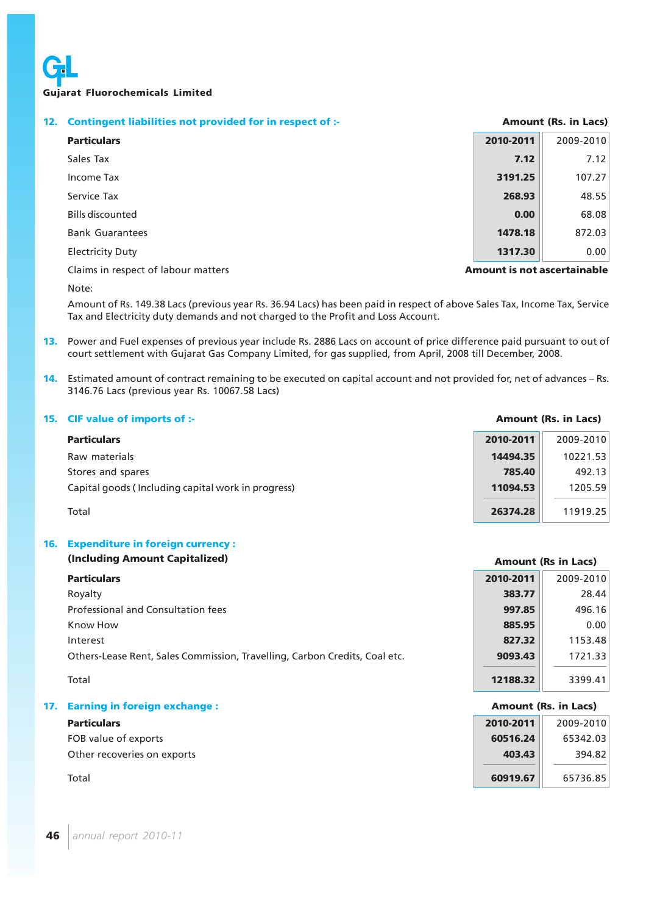**Gujarat Fluorochemicals Limited**

## 12. Contingent liabilities not provided for in respect of :-

Amount (Rs. in Lacs)

| Particulars | 2010-2011 | 2009-2010 |
|---|---|---|
| Sales Tax | 7.12 | 7.12 |
| Income Tax | 3191.25 | 107.27 |
| Service Tax | 268.93 | 48.55 |
| Bills discounted | 0.00 | 68.08 |
| Bank Guarantees | 1478.18 | 872.03 |
| Electricity Duty | 1317.30 | 0.00 |
| Claims in respect of labour matters | Amount is not ascertainable | |

Note:

Amount of Rs. 149.38 Lacs (previous year Rs. 36.94 Lacs) has been paid in respect of above Sales Tax, Income Tax, Service Tax and Electricity duty demands and not charged to the Profit and Loss Account.

13. Power and Fuel expenses of previous year include Rs. 2886 Lacs on account of price difference paid pursuant to out of court settlement with Gujarat Gas Company Limited, for gas supplied, from April, 2008 till December, 2008.

14. Estimated amount of contract remaining to be executed on capital account and not provided for, net of advances – Rs. 3146.76 Lacs (previous year Rs. 10067.58 Lacs)

## 15. CIF value of imports of :-

Amount (Rs. in Lacs)

| Particulars | 2010-2011 | 2009-2010 |
|---|---|---|
| Raw materials | 14494.35 | 10221.53 |
| Stores and spares | 785.40 | 492.13 |
| Capital goods ( Including capital work in progress) | 11094.53 | 1205.59 |
| Total | 26374.28 | 11919.25 |

## 16. Expenditure in foreign currency :

**(Including Amount Capitalized)**

Amount (Rs in Lacs)

| Particulars | 2010-2011 | 2009-2010 |
|---|---|---|
| Royalty | 383.77 | 28.44 |
| Professional and Consultation fees | 997.85 | 496.16 |
| Know How | 885.95 | 0.00 |
| Interest | 827.32 | 1153.48 |
| Others-Lease Rent, Sales Commission, Travelling, Carbon Credits, Coal etc. | 9093.43 | 1721.33 |
| Total | 12188.32 | 3399.41 |

## 17. Earning in foreign exchange :

Amount (Rs. in Lacs)

| Particulars | 2010-2011 | 2009-2010 |
|---|---|---|
| FOB value of exports | 60516.24 | 65342.03 |
| Other recoveries on exports | 403.43 | 394.82 |
| Total | 60919.67 | 65736.85 |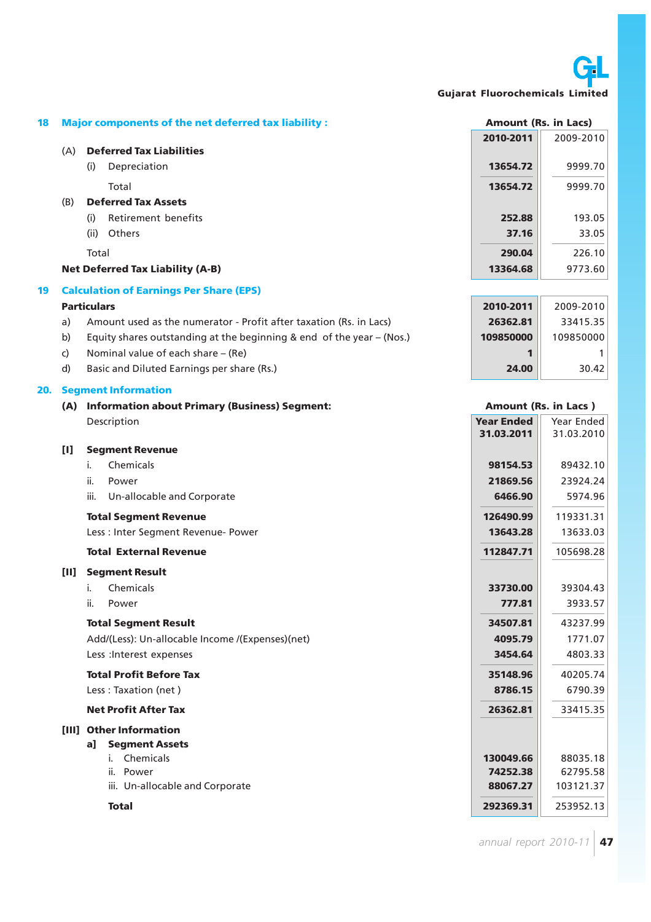## 18 Major components of the net deferred tax liability :

| | Amount (Rs. in Lacs) | |
|---|---|---|
| | **2010-2011** | 2009-2010 |
| (A) **Deferred Tax Liabilities** | | |
| (i) Depreciation | **13654.72** | 9999.70 |
| Total | **13654.72** | 9999.70 |
| (B) **Deferred Tax Assets** | | |
| (i) Retirement benefits | **252.88** | 193.05 |
| (ii) Others | **37.16** | 33.05 |
| Total | **290.04** | 226.10 |
| **Net Deferred Tax Liability (A-B)** | **13364.68** | 9773.60 |

## 19 Calculation of Earnings Per Share (EPS)

| **Particulars** | **2010-2011** | 2009-2010 |
|---|---|---|
| a) Amount used as the numerator - Profit after taxation (Rs. in Lacs) | **26362.81** | 33415.35 |
| b) Equity shares outstanding at the beginning & end of the year – (Nos.) | **109850000** | 109850000 |
| c) Nominal value of each share – (Re) | **1** | 1 |
| d) Basic and Diluted Earnings per share (Rs.) | **24.00** | 30.42 |

## 20. Segment Information

**(A) Information about Primary (Business) Segment:**

| Description | Amount (Rs. in Lacs ) | |
|---|---|---|
| | **Year Ended 31.03.2011** | Year Ended 31.03.2010 |
| **[I] Segment Revenue** | | |
| i. Chemicals | **98154.53** | 89432.10 |
| ii. Power | **21869.56** | 23924.24 |
| iii. Un-allocable and Corporate | **6466.90** | 5974.96 |
| **Total Segment Revenue** | **126490.99** | 119331.31 |
| Less : Inter Segment Revenue- Power | **13643.28** | 13633.03 |
| **Total External Revenue** | **112847.71** | 105698.28 |
| **[II] Segment Result** | | |
| i. Chemicals | **33730.00** | 39304.43 |
| ii. Power | **777.81** | 3933.57 |
| **Total Segment Result** | **34507.81** | 43237.99 |
| Add/(Less): Un-allocable Income /(Expenses)(net) | **4095.79** | 1771.07 |
| Less :Interest expenses | **3454.64** | 4803.33 |
| **Total Profit Before Tax** | **35148.96** | 40205.74 |
| Less : Taxation (net ) | **8786.15** | 6790.39 |
| **Net Profit After Tax** | **26362.81** | 33415.35 |
| **[III] Other Information** | | |
| **a] Segment Assets** | | |
| i. Chemicals | **130049.66** | 88035.18 |
| ii. Power | **74252.38** | 62795.58 |
| iii. Un-allocable and Corporate | **88067.27** | 103121.37 |
| **Total** | **292369.31** | 253952.13 |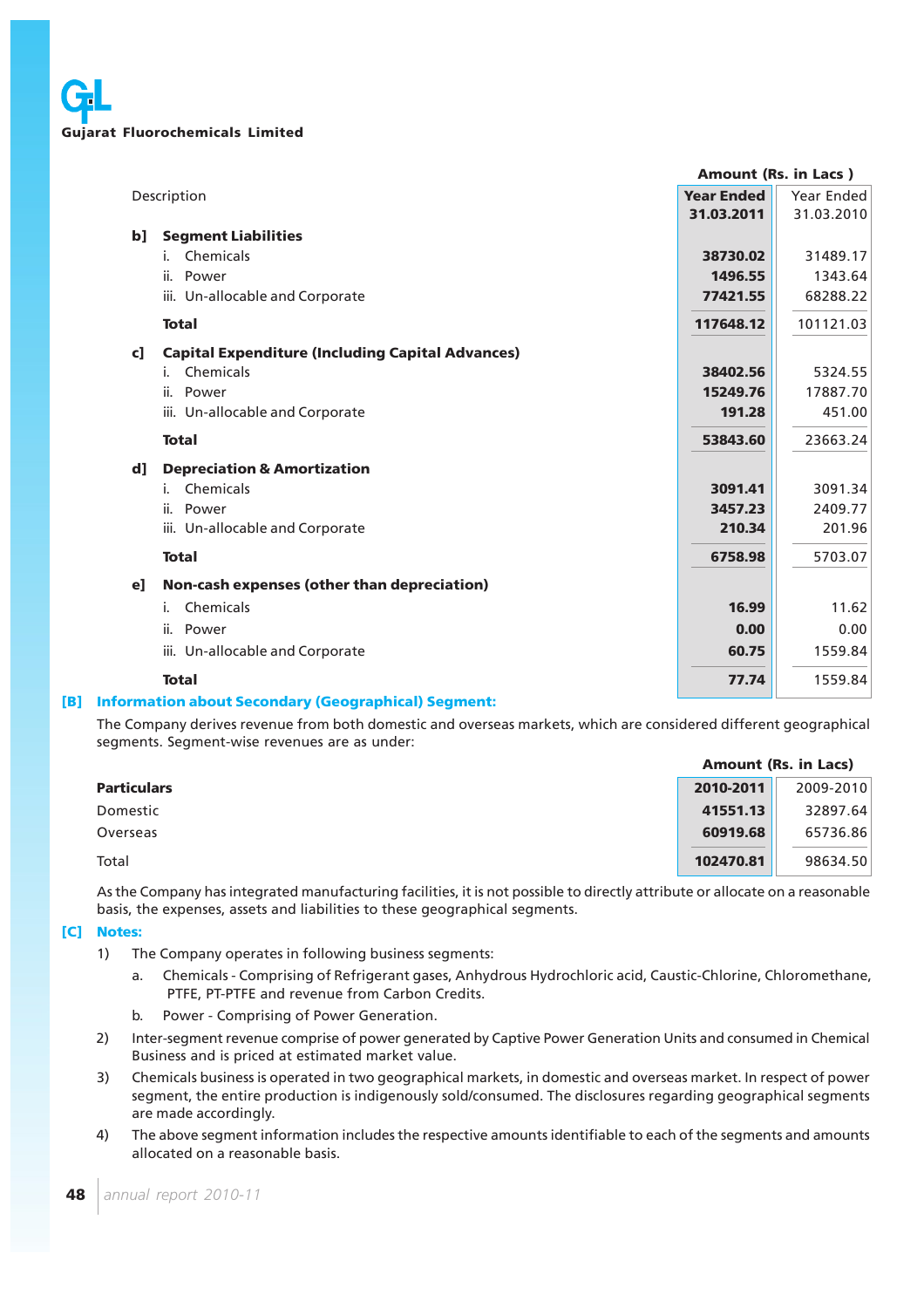**Gujarat Fluorochemicals Limited**

| Description | Year Ended 31.03.2011 | Year Ended 31.03.2010 |
|---|---|---|
| | **Amount (Rs. in Lacs )** | |
| **b] Segment Liabilities** | | |
| i. Chemicals | **38730.02** | 31489.17 |
| ii. Power | **1496.55** | 1343.64 |
| iii. Un-allocable and Corporate | **77421.55** | 68288.22 |
| **Total** | **117648.12** | 101121.03 |
| **c] Capital Expenditure (Including Capital Advances)** | | |
| i. Chemicals | **38402.56** | 5324.55 |
| ii. Power | **15249.76** | 17887.70 |
| iii. Un-allocable and Corporate | **191.28** | 451.00 |
| **Total** | **53843.60** | 23663.24 |
| **d] Depreciation & Amortization** | | |
| i. Chemicals | **3091.41** | 3091.34 |
| ii. Power | **3457.23** | 2409.77 |
| iii. Un-allocable and Corporate | **210.34** | 201.96 |
| **Total** | **6758.98** | 5703.07 |
| **e] Non-cash expenses (other than depreciation)** | | |
| i. Chemicals | **16.99** | 11.62 |
| ii. Power | **0.00** | 0.00 |
| iii. Un-allocable and Corporate | **60.75** | 1559.84 |
| **Total** | **77.74** | 1559.84 |

## [B] Information about Secondary (Geographical) Segment:

The Company derives revenue from both domestic and overseas markets, which are considered different geographical segments. Segment-wise revenues are as under:

| **Particulars** | **2010-2011** | 2009-2010 |
|---|---|---|
| | **Amount (Rs. in Lacs)** | |
| Domestic | **41551.13** | 32897.64 |
| Overseas | **60919.68** | 65736.86 |
| Total | **102470.81** | 98634.50 |

As the Company has integrated manufacturing facilities, it is not possible to directly attribute or allocate on a reasonable basis, the expenses, assets and liabilities to these geographical segments.

## [C] Notes:

1) The Company operates in following business segments:
   a. Chemicals - Comprising of Refrigerant gases, Anhydrous Hydrochloric acid, Caustic-Chlorine, Chloromethane, PTFE, PT-PTFE and revenue from Carbon Credits.
   b. Power - Comprising of Power Generation.
2) Inter-segment revenue comprise of power generated by Captive Power Generation Units and consumed in Chemical Business and is priced at estimated market value.
3) Chemicals business is operated in two geographical markets, in domestic and overseas market. In respect of power segment, the entire production is indigenously sold/consumed. The disclosures regarding geographical segments are made accordingly.
4) The above segment information includes the respective amounts identifiable to each of the segments and amounts allocated on a reasonable basis.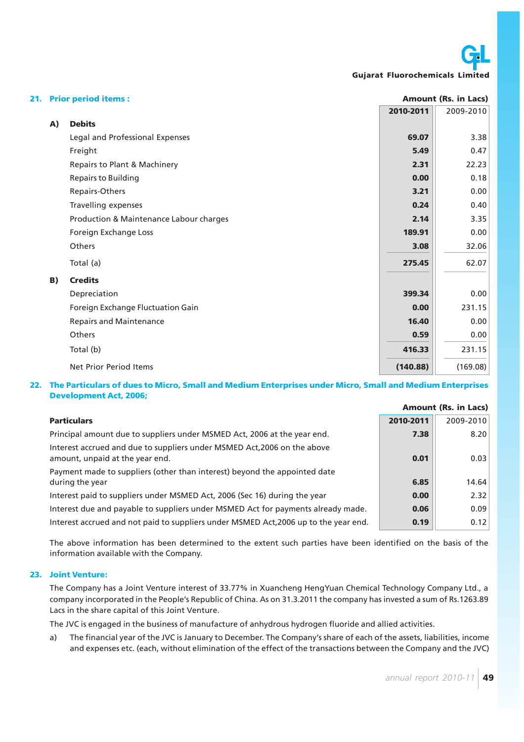## 21. Prior period items :

Amount (Rs. in Lacs)

| | 2010-2011 | 2009-2010 |
|---|---|---|
| **A) Debits** | | |
| Legal and Professional Expenses | **69.07** | 3.38 |
| Freight | **5.49** | 0.47 |
| Repairs to Plant & Machinery | **2.31** | 22.23 |
| Repairs to Building | **0.00** | 0.18 |
| Repairs-Others | **3.21** | 0.00 |
| Travelling expenses | **0.24** | 0.40 |
| Production & Maintenance Labour charges | **2.14** | 3.35 |
| Foreign Exchange Loss | **189.91** | 0.00 |
| Others | **3.08** | 32.06 |
| Total (a) | **275.45** | 62.07 |
| **B) Credits** | | |
| Depreciation | **399.34** | 0.00 |
| Foreign Exchange Fluctuation Gain | **0.00** | 231.15 |
| Repairs and Maintenance | **16.40** | 0.00 |
| Others | **0.59** | 0.00 |
| Total (b) | **416.33** | 231.15 |
| Net Prior Period Items | **(140.88)** | (169.08) |

## 22. The Particulars of dues to Micro, Small and Medium Enterprises under Micro, Small and Medium Enterprises Development Act, 2006;

Amount (Rs. in Lacs)

| Particulars | 2010-2011 | 2009-2010 |
|---|---|---|
| Principal amount due to suppliers under MSMED Act, 2006 at the year end. | **7.38** | 8.20 |
| Interest accrued and due to suppliers under MSMED Act,2006 on the above amount, unpaid at the year end. | **0.01** | 0.03 |
| Payment made to suppliers (other than interest) beyond the appointed date during the year | **6.85** | 14.64 |
| Interest paid to suppliers under MSMED Act, 2006 (Sec 16) during the year | **0.00** | 2.32 |
| Interest due and payable to suppliers under MSMED Act for payments already made. | **0.06** | 0.09 |
| Interest accrued and not paid to suppliers under MSMED Act,2006 up to the year end. | **0.19** | 0.12 |

The above information has been determined to the extent such parties have been identified on the basis of the information available with the Company.

## 23. Joint Venture:

The Company has a Joint Venture interest of 33.77% in Xuancheng HengYuan Chemical Technology Company Ltd., a company incorporated in the People's Republic of China. As on 31.3.2011 the company has invested a sum of Rs.1263.89 Lacs in the share capital of this Joint Venture.

The JVC is engaged in the business of manufacture of anhydrous hydrogen fluoride and allied activities.

a) The financial year of the JVC is January to December. The Company's share of each of the assets, liabilities, income and expenses etc. (each, without elimination of the effect of the transactions between the Company and the JVC)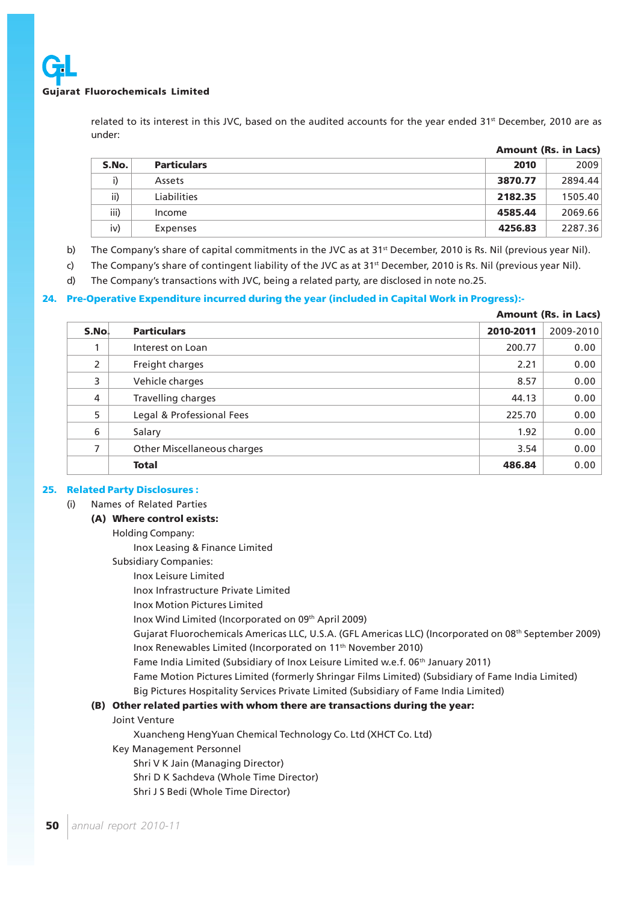related to its interest in this JVC, based on the audited accounts for the year ended 31st December, 2010 are as under:

Amount (Rs. in Lacs)

| S.No. | Particulars | 2010 | 2009 |
|---|---|---|---|
| i) | Assets | **3870.77** | 2894.44 |
| ii) | Liabilities | **2182.35** | 1505.40 |
| iii) | Income | **4585.44** | 2069.66 |
| iv) | Expenses | **4256.83** | 2287.36 |

b) The Company's share of capital commitments in the JVC as at 31st December, 2010 is Rs. Nil (previous year Nil).

c) The Company's share of contingent liability of the JVC as at 31st December, 2010 is Rs. Nil (previous year Nil).

d) The Company's transactions with JVC, being a related party, are disclosed in note no.25.

## 24. Pre-Operative Expenditure incurred during the year (included in Capital Work in Progress):-

Amount (Rs. in Lacs)

| S.No. | Particulars | 2010-2011 | 2009-2010 |
|---|---|---|---|
| 1 | Interest on Loan | 200.77 | 0.00 |
| 2 | Freight charges | 2.21 | 0.00 |
| 3 | Vehicle charges | 8.57 | 0.00 |
| 4 | Travelling charges | 44.13 | 0.00 |
| 5 | Legal & Professional Fees | 225.70 | 0.00 |
| 6 | Salary | 1.92 | 0.00 |
| 7 | Other Miscellaneous charges | 3.54 | 0.00 |
| | **Total** | **486.84** | 0.00 |

## 25. Related Party Disclosures :

(i) Names of Related Parties

**(A) Where control exists:**

Holding Company:

Inox Leasing & Finance Limited

Subsidiary Companies:

Inox Leisure Limited

Inox Infrastructure Private Limited

Inox Motion Pictures Limited

Inox Wind Limited (Incorporated on 09th April 2009)

Gujarat Fluorochemicals Americas LLC, U.S.A. (GFL Americas LLC) (Incorporated on 08th September 2009)

Inox Renewables Limited (Incorporated on 11th November 2010)

Fame India Limited (Subsidiary of Inox Leisure Limited w.e.f. 06th January 2011)

Fame Motion Pictures Limited (formerly Shringar Films Limited) (Subsidiary of Fame India Limited)

Big Pictures Hospitality Services Private Limited (Subsidiary of Fame India Limited)

**(B) Other related parties with whom there are transactions during the year:**

Joint Venture

Xuancheng HengYuan Chemical Technology Co. Ltd (XHCT Co. Ltd)

Key Management Personnel

Shri V K Jain (Managing Director)

Shri D K Sachdeva (Whole Time Director)

Shri J S Bedi (Whole Time Director)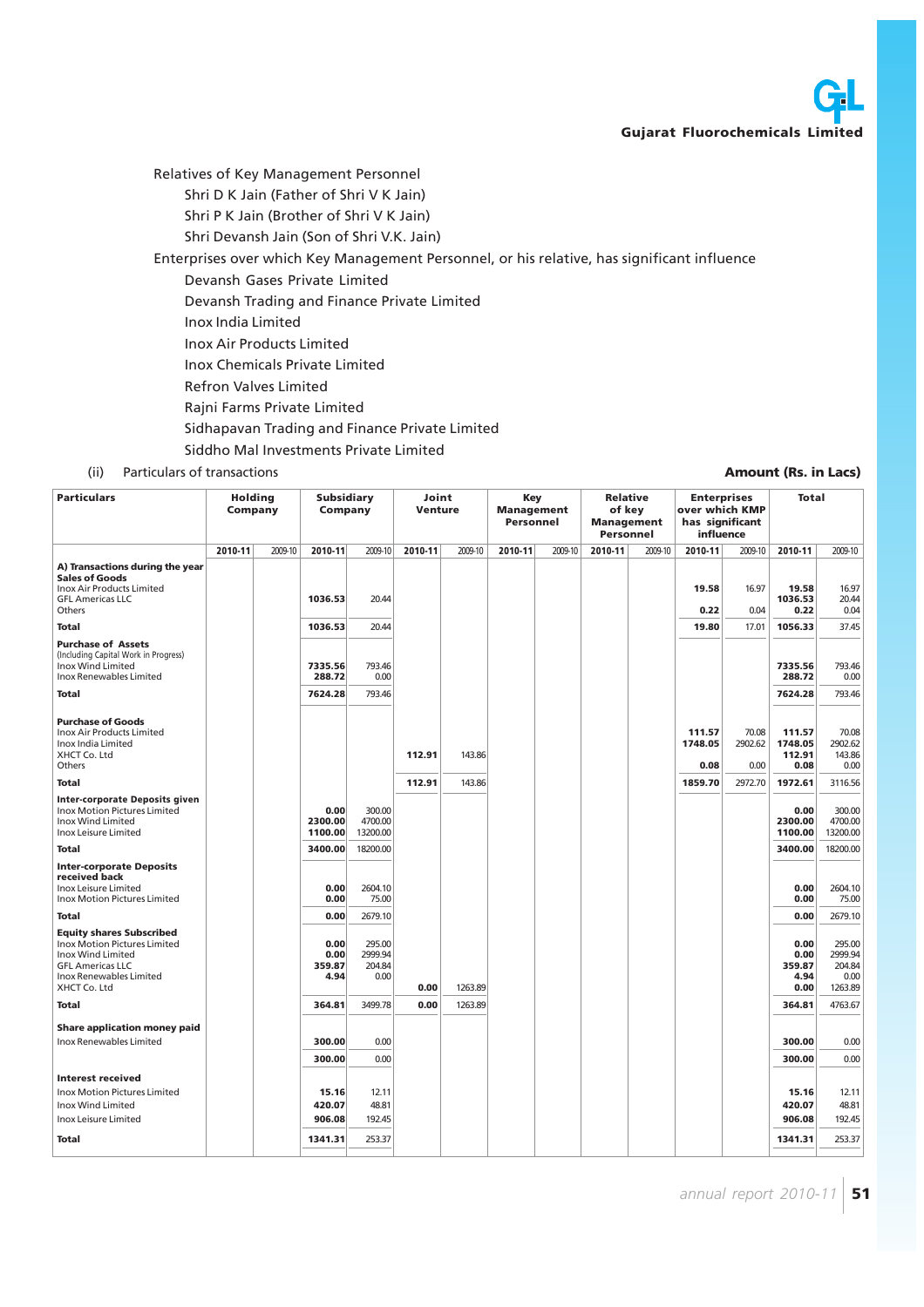Relatives of Key Management Personnel

- Shri D K Jain (Father of Shri V K Jain)
- Shri P K Jain (Brother of Shri V K Jain)
- Shri Devansh Jain (Son of Shri V.K. Jain)

Enterprises over which Key Management Personnel, or his relative, has significant influence

- Devansh Gases Private Limited
- Devansh Trading and Finance Private Limited
- Inox India Limited
- Inox Air Products Limited
- Inox Chemicals Private Limited
- Refron Valves Limited
- Rajni Farms Private Limited
- Sidhapavan Trading and Finance Private Limited
- Siddho Mal Investments Private Limited

(ii) Particulars of transactions **Amount (Rs. in Lacs)**

| Particulars | Holding Company | | Subsidiary Company | | Joint Venture | | Key Management Personnel | | Relative of key Management Personnel | | Enterprises over which KMP has significant influence | | Total | |
|---|---|---|---|---|---|---|---|---|---|---|---|---|---|---|
| | 2010-11 | 2009-10 | 2010-11 | 2009-10 | 2010-11 | 2009-10 | 2010-11 | 2009-10 | 2010-11 | 2009-10 | 2010-11 | 2009-10 | 2010-11 | 2009-10 |
| **A) Transactions during the year** | | | | | | | | | | | | | | |
| **Sales of Goods** | | | | | | | | | | | | | | |
| Inox Air Products Limited | | | | | | | | | | | **19.58** | 16.97 | **19.58** | 16.97 |
| GFL Americas LLC | | | **1036.53** | 20.44 | | | | | | | | | **1036.53** | 20.44 |
| Others | | | | | | | | | | | **0.22** | 0.04 | **0.22** | 0.04 |
| **Total** | | | **1036.53** | 20.44 | | | | | | | **19.80** | 17.01 | **1056.33** | 37.45 |
| **Purchase of Assets** (Including Capital Work in Progress) | | | | | | | | | | | | | | |
| Inox Wind Limited | | | **7335.56** | 793.46 | | | | | | | | | **7335.56** | 793.46 |
| Inox Renewables Limited | | | **288.72** | 0.00 | | | | | | | | | **288.72** | 0.00 |
| **Total** | | | **7624.28** | 793.46 | | | | | | | | | **7624.28** | 793.46 |
| **Purchase of Goods** | | | | | | | | | | | | | | |
| Inox Air Products Limited | | | | | | | | | | | **111.57** | 70.08 | **111.57** | 70.08 |
| Inox India Limited | | | | | | | | | | | **1748.05** | 2902.62 | **1748.05** | 2902.62 |
| XHCT Co. Ltd | | | | | **112.91** | 143.86 | | | | | | | **112.91** | 143.86 |
| Others | | | | | | | | | | | **0.08** | 0.00 | **0.08** | 0.00 |
| **Total** | | | | | **112.91** | 143.86 | | | | | **1859.70** | 2972.70 | **1972.61** | 3116.56 |
| **Inter-corporate Deposits given** | | | | | | | | | | | | | | |
| Inox Motion Pictures Limited | | | **0.00** | 300.00 | | | | | | | | | **0.00** | 300.00 |
| Inox Wind Limited | | | **2300.00** | 4700.00 | | | | | | | | | **2300.00** | 4700.00 |
| Inox Leisure Limited | | | **1100.00** | 13200.00 | | | | | | | | | **1100.00** | 13200.00 |
| **Total** | | | **3400.00** | 18200.00 | | | | | | | | | **3400.00** | 18200.00 |
| **Inter-corporate Deposits received back** | | | | | | | | | | | | | | |
| Inox Leisure Limited | | | **0.00** | 2604.10 | | | | | | | | | **0.00** | 2604.10 |
| Inox Motion Pictures Limited | | | **0.00** | 75.00 | | | | | | | | | **0.00** | 75.00 |
| **Total** | | | **0.00** | 2679.10 | | | | | | | | | **0.00** | 2679.10 |
| **Equity shares Subscribed** | | | | | | | | | | | | | | |
| Inox Motion Pictures Limited | | | **0.00** | 295.00 | | | | | | | | | **0.00** | 295.00 |
| Inox Wind Limited | | | **0.00** | 2999.94 | | | | | | | | | **0.00** | 2999.94 |
| GFL Americas LLC | | | **359.87** | 204.84 | | | | | | | | | **359.87** | 204.84 |
| Inox Renewables Limited | | | **4.94** | 0.00 | | | | | | | | | **4.94** | 0.00 |
| XHCT Co. Ltd | | | | | **0.00** | 1263.89 | | | | | | | **0.00** | 1263.89 |
| **Total** | | | **364.81** | 3499.78 | **0.00** | 1263.89 | | | | | | | **364.81** | 4763.67 |
| **Share application money paid** | | | | | | | | | | | | | | |
| Inox Renewables Limited | | | **300.00** | 0.00 | | | | | | | | | **300.00** | 0.00 |
| | | | **300.00** | 0.00 | | | | | | | | | **300.00** | 0.00 |
| **Interest received** | | | | | | | | | | | | | | |
| Inox Motion Pictures Limited | | | **15.16** | 12.11 | | | | | | | | | **15.16** | 12.11 |
| Inox Wind Limited | | | **420.07** | 48.81 | | | | | | | | | **420.07** | 48.81 |
| Inox Leisure Limited | | | **906.08** | 192.45 | | | | | | | | | **906.08** | 192.45 |
| **Total** | | | **1341.31** | 253.37 | | | | | | | | | **1341.31** | 253.37 |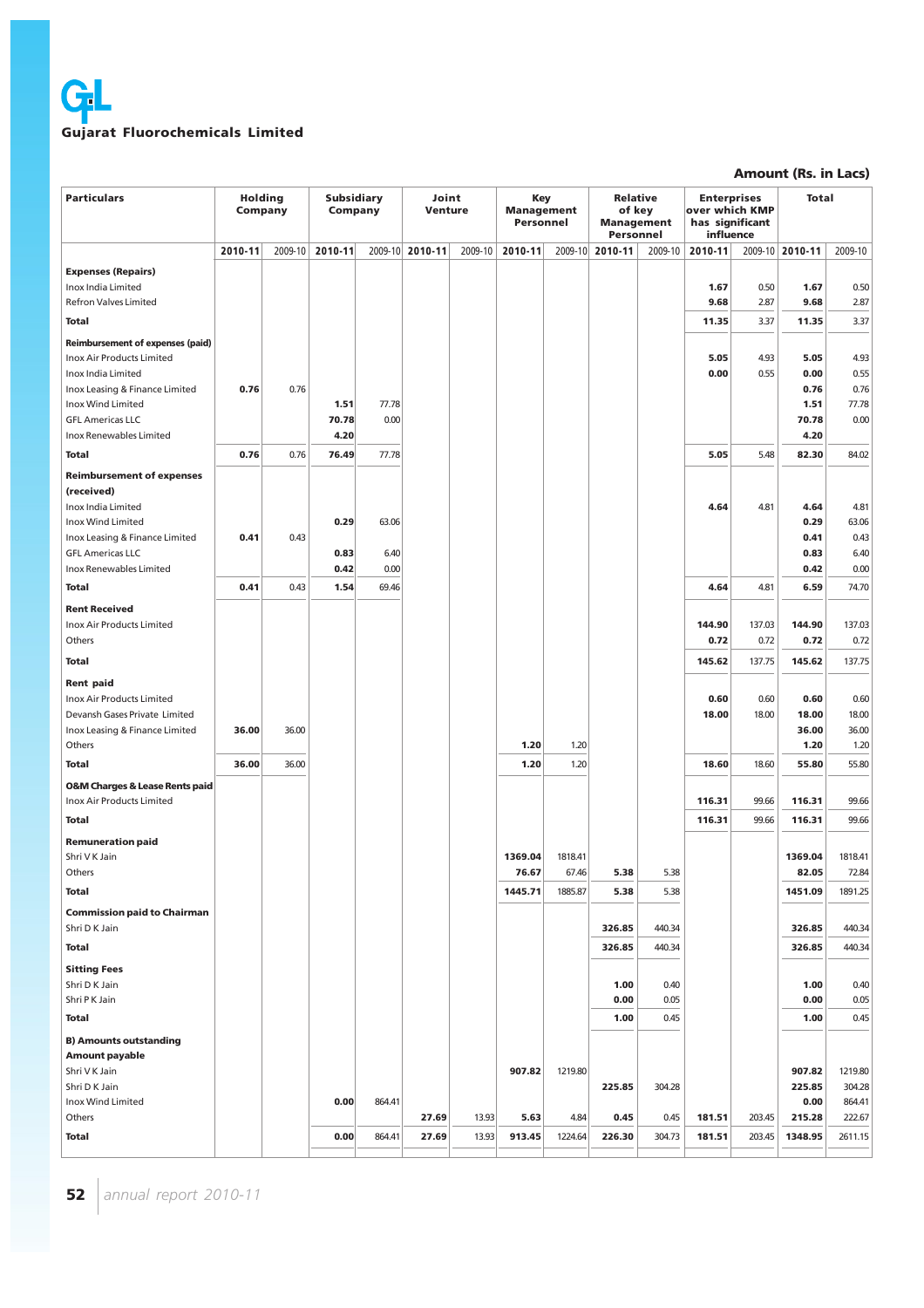**Amount (Rs. in Lacs)**

| Particulars | Holding Company | | Subsidiary Company | | Joint Venture | | Key Management Personnel | | Relative of key Management Personnel | | Enterprises over which KMP has significant influence | | Total | |
|---|---|---|---|---|---|---|---|---|---|---|---|---|---|---|
| | 2010-11 | 2009-10 | 2010-11 | 2009-10 | 2010-11 | 2009-10 | 2010-11 | 2009-10 | 2010-11 | 2009-10 | 2010-11 | 2009-10 | 2010-11 | 2009-10 |
| **Expenses (Repairs)** | | | | | | | | | | | | | | |
| Inox India Limited | | | | | | | | | | | 1.67 | 0.50 | 1.67 | 0.50 |
| Refron Valves Limited | | | | | | | | | | | 9.68 | 2.87 | 9.68 | 2.87 |
| **Total** | | | | | | | | | | | 11.35 | 3.37 | 11.35 | 3.37 |
| **Reimbursement of expenses (paid)** | | | | | | | | | | | | | | |
| Inox Air Products Limited | | | | | | | | | | | 5.05 | 4.93 | 5.05 | 4.93 |
| Inox India Limited | | | | | | | | | | | 0.00 | 0.55 | 0.00 | 0.55 |
| Inox Leasing & Finance Limited | 0.76 | 0.76 | | | | | | | | | | | 0.76 | 0.76 |
| Inox Wind Limited | | | 1.51 | 77.78 | | | | | | | | | 1.51 | 77.78 |
| GFL Americas LLC | | | 70.78 | 0.00 | | | | | | | | | 70.78 | 0.00 |
| Inox Renewables Limited | | | 4.20 | | | | | | | | | | 4.20 | |
| **Total** | 0.76 | 0.76 | 76.49 | 77.78 | | | | | | | 5.05 | 5.48 | 82.30 | 84.02 |
| **Reimbursement of expenses (received)** | | | | | | | | | | | | | | |
| Inox India Limited | | | | | | | | | | | 4.64 | 4.81 | 4.64 | 4.81 |
| Inox Wind Limited | | | 0.29 | 63.06 | | | | | | | | | 0.29 | 63.06 |
| Inox Leasing & Finance Limited | 0.41 | 0.43 | | | | | | | | | | | 0.41 | 0.43 |
| GFL Americas LLC | | | 0.83 | 6.40 | | | | | | | | | 0.83 | 6.40 |
| Inox Renewables Limited | | | 0.42 | 0.00 | | | | | | | | | 0.42 | 0.00 |
| **Total** | 0.41 | 0.43 | 1.54 | 69.46 | | | | | | | 4.64 | 4.81 | 6.59 | 74.70 |
| **Rent Received** | | | | | | | | | | | | | | |
| Inox Air Products Limited | | | | | | | | | | | 144.90 | 137.03 | 144.90 | 137.03 |
| Others | | | | | | | | | | | 0.72 | 0.72 | 0.72 | 0.72 |
| **Total** | | | | | | | | | | | 145.62 | 137.75 | 145.62 | 137.75 |
| **Rent paid** | | | | | | | | | | | | | | |
| Inox Air Products Limited | | | | | | | | | | | 0.60 | 0.60 | 0.60 | 0.60 |
| Devansh Gases Private Limited | | | | | | | | | | | 18.00 | 18.00 | 18.00 | 18.00 |
| Inox Leasing & Finance Limited | 36.00 | 36.00 | | | | | | | | | | | 36.00 | 36.00 |
| Others | | | | | | | 1.20 | 1.20 | | | | | 1.20 | 1.20 |
| **Total** | 36.00 | 36.00 | | | | | 1.20 | 1.20 | | | 18.60 | 18.60 | 55.80 | 55.80 |
| **O&M Charges & Lease Rents paid** | | | | | | | | | | | | | | |
| Inox Air Products Limited | | | | | | | | | | | 116.31 | 99.66 | 116.31 | 99.66 |
| **Total** | | | | | | | | | | | 116.31 | 99.66 | 116.31 | 99.66 |
| **Remuneration paid** | | | | | | | | | | | | | | |
| Shri V K Jain | | | | | | | 1369.04 | 1818.41 | | | | | 1369.04 | 1818.41 |
| Others | | | | | | | 76.67 | 67.46 | 5.38 | 5.38 | | | 82.05 | 72.84 |
| **Total** | | | | | | | 1445.71 | 1885.87 | 5.38 | 5.38 | | | 1451.09 | 1891.25 |
| **Commission paid to Chairman** | | | | | | | | | | | | | | |
| Shri D K Jain | | | | | | | | | 326.85 | 440.34 | | | 326.85 | 440.34 |
| **Total** | | | | | | | | | 326.85 | 440.34 | | | 326.85 | 440.34 |
| **Sitting Fees** | | | | | | | | | | | | | | |
| Shri D K Jain | | | | | | | | | 1.00 | 0.40 | | | 1.00 | 0.40 |
| Shri P K Jain | | | | | | | | | 0.00 | 0.05 | | | 0.00 | 0.05 |
| **Total** | | | | | | | | | 1.00 | 0.45 | | | 1.00 | 0.45 |
| **B) Amounts outstanding** | | | | | | | | | | | | | | |
| **Amount payable** | | | | | | | | | | | | | | |
| Shri V K Jain | | | | | | | 907.82 | 1219.80 | | | | | 907.82 | 1219.80 |
| Shri D K Jain | | | | | | | | | 225.85 | 304.28 | | | 225.85 | 304.28 |
| Inox Wind Limited | | | 0.00 | 864.41 | | | | | | | | | 0.00 | 864.41 |
| Others | | | | | 27.69 | 13.93 | 5.63 | 4.84 | 0.45 | 0.45 | 181.51 | 203.45 | 215.28 | 222.67 |
| **Total** | | | 0.00 | 864.41 | 27.69 | 13.93 | 913.45 | 1224.64 | 226.30 | 304.73 | 181.51 | 203.45 | 1348.95 | 2611.15 |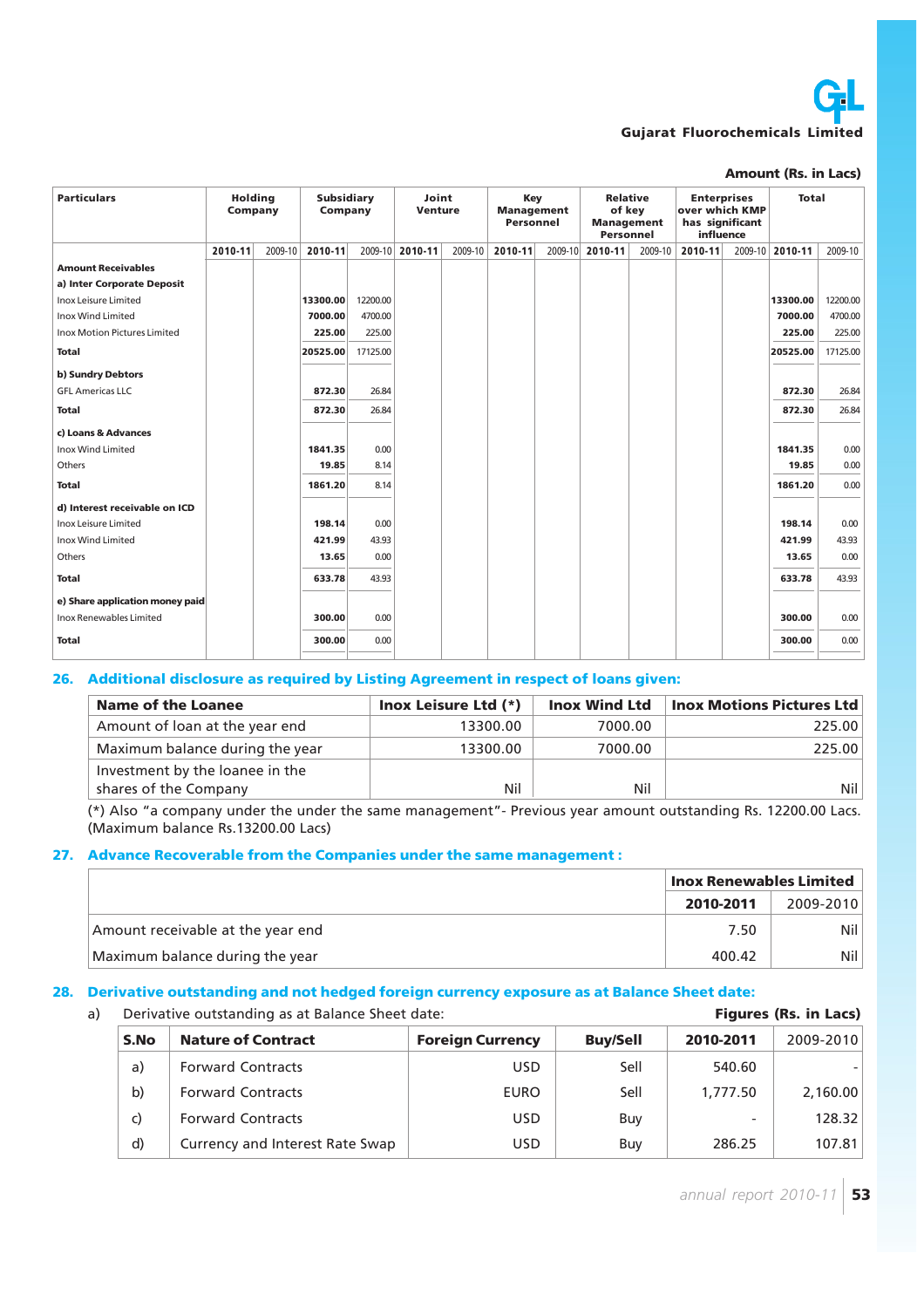Amount (Rs. in Lacs)

| Particulars | Holding Company | | Subsidiary Company | | Joint Venture | | Key Management Personnel | | Relative of key Management Personnel | | Enterprises over which KMP has significant influence | | Total | |
|---|---|---|---|---|---|---|---|---|---|---|---|---|---|---|
| | 2010-11 | 2009-10 | 2010-11 | 2009-10 | 2010-11 | 2009-10 | 2010-11 | 2009-10 | 2010-11 | 2009-10 | 2010-11 | 2009-10 | 2010-11 | 2009-10 |
| **Amount Receivables** | | | | | | | | | | | | | | |
| **a) Inter Corporate Deposit** | | | | | | | | | | | | | | |
| Inox Leisure Limited | | | 13300.00 | 12200.00 | | | | | | | | | 13300.00 | 12200.00 |
| Inox Wind Limited | | | 7000.00 | 4700.00 | | | | | | | | | 7000.00 | 4700.00 |
| Inox Motion Pictures Limited | | | 225.00 | 225.00 | | | | | | | | | 225.00 | 225.00 |
| **Total** | | | 20525.00 | 17125.00 | | | | | | | | | 20525.00 | 17125.00 |
| **b) Sundry Debtors** | | | | | | | | | | | | | | |
| GFL Americas LLC | | | 872.30 | 26.84 | | | | | | | | | 872.30 | 26.84 |
| **Total** | | | 872.30 | 26.84 | | | | | | | | | 872.30 | 26.84 |
| **c) Loans & Advances** | | | | | | | | | | | | | | |
| Inox Wind Limited | | | 1841.35 | 0.00 | | | | | | | | | 1841.35 | 0.00 |
| Others | | | 19.85 | 8.14 | | | | | | | | | 19.85 | 0.00 |
| **Total** | | | 1861.20 | 8.14 | | | | | | | | | 1861.20 | 0.00 |
| **d) Interest receivable on ICD** | | | | | | | | | | | | | | |
| Inox Leisure Limited | | | 198.14 | 0.00 | | | | | | | | | 198.14 | 0.00 |
| Inox Wind Limited | | | 421.99 | 43.93 | | | | | | | | | 421.99 | 43.93 |
| Others | | | 13.65 | 0.00 | | | | | | | | | 13.65 | 0.00 |
| **Total** | | | 633.78 | 43.93 | | | | | | | | | 633.78 | 43.93 |
| **e) Share application money paid** | | | | | | | | | | | | | | |
| Inox Renewables Limited | | | 300.00 | 0.00 | | | | | | | | | 300.00 | 0.00 |
| **Total** | | | 300.00 | 0.00 | | | | | | | | | 300.00 | 0.00 |

## 26. Additional disclosure as required by Listing Agreement in respect of loans given:

| Name of the Loanee | Inox Leisure Ltd (*) | Inox Wind Ltd | Inox Motions Pictures Ltd |
|---|---|---|---|
| Amount of loan at the year end | 13300.00 | 7000.00 | 225.00 |
| Maximum balance during the year | 13300.00 | 7000.00 | 225.00 |
| Investment by the loanee in the shares of the Company | Nil | Nil | Nil |

(*) Also "a company under the under the same management"- Previous year amount outstanding Rs. 12200.00 Lacs. (Maximum balance Rs.13200.00 Lacs)

## 27. Advance Recoverable from the Companies under the same management :

| | Inox Renewables Limited | |
|---|---|---|
| | 2010-2011 | 2009-2010 |
| Amount receivable at the year end | 7.50 | Nil |
| Maximum balance during the year | 400.42 | Nil |

## 28. Derivative outstanding and not hedged foreign currency exposure as at Balance Sheet date:

a) Derivative outstanding as at Balance Sheet date: **Figures (Rs. in Lacs)**

| S.No | Nature of Contract | Foreign Currency | Buy/Sell | 2010-2011 | 2009-2010 |
|---|---|---|---|---|---|
| a) | Forward Contracts | USD | Sell | 540.60 | - |
| b) | Forward Contracts | EURO | Sell | 1,777.50 | 2,160.00 |
| c) | Forward Contracts | USD | Buy | - | 128.32 |
| d) | Currency and Interest Rate Swap | USD | Buy | 286.25 | 107.81 |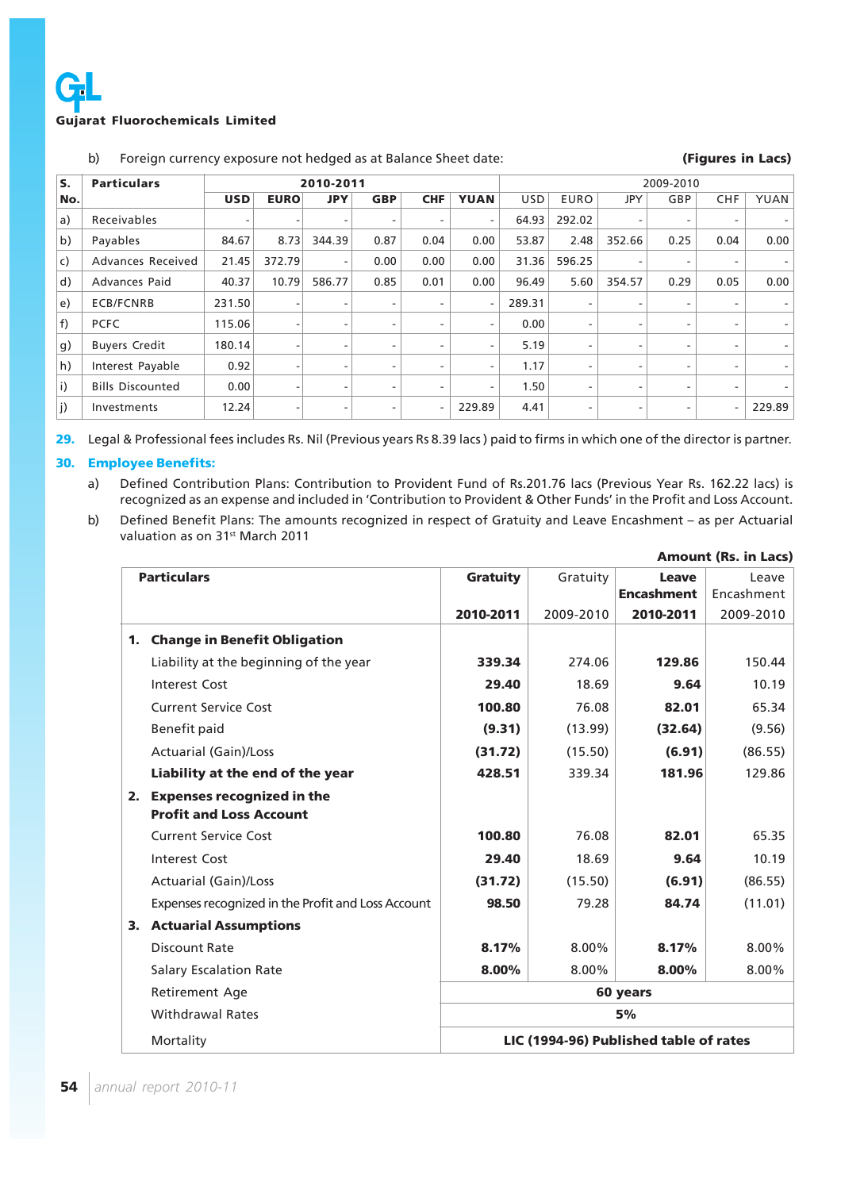b) Foreign currency exposure not hedged as at Balance Sheet date: **(Figures in Lacs)**

| S. No. | Particulars | 2010-2011 | | | | | | 2009-2010 | | | | | |
|---|---|---|---|---|---|---|---|---|---|---|---|---|---|
| | | USD | EURO | JPY | GBP | CHF | YUAN | USD | EURO | JPY | GBP | CHF | YUAN |
| a) | Receivables | - | - | - | - | - | - | 64.93 | 292.02 | - | - | - | - |
| b) | Payables | 84.67 | 8.73 | 344.39 | 0.87 | 0.04 | 0.00 | 53.87 | 2.48 | 352.66 | 0.25 | 0.04 | 0.00 |
| c) | Advances Received | 21.45 | 372.79 | - | 0.00 | 0.00 | 0.00 | 31.36 | 596.25 | - | - | - | - |
| d) | Advances Paid | 40.37 | 10.79 | 586.77 | 0.85 | 0.01 | 0.00 | 96.49 | 5.60 | 354.57 | 0.29 | 0.05 | 0.00 |
| e) | ECB/FCNRB | 231.50 | - | - | - | - | - | 289.31 | - | - | - | - | - |
| f) | PCFC | 115.06 | - | - | - | - | - | 0.00 | - | - | - | - | - |
| g) | Buyers Credit | 180.14 | - | - | - | - | - | 5.19 | - | - | - | - | - |
| h) | Interest Payable | 0.92 | - | - | - | - | - | 1.17 | - | - | - | - | - |
| i) | Bills Discounted | 0.00 | - | - | - | - | - | 1.50 | - | - | - | - | - |
| j) | Investments | 12.24 | - | - | - | - | 229.89 | 4.41 | - | - | - | - | 229.89 |

**29.** Legal & Professional fees includes Rs. Nil (Previous years Rs 8.39 lacs ) paid to firms in which one of the director is partner.

**30. Employee Benefits:**

a) Defined Contribution Plans: Contribution to Provident Fund of Rs.201.76 lacs (Previous Year Rs. 162.22 lacs) is recognized as an expense and included in 'Contribution to Provident & Other Funds' in the Profit and Loss Account.

b) Defined Benefit Plans: The amounts recognized in respect of Gratuity and Leave Encashment – as per Actuarial valuation as on 31st March 2011

**Amount (Rs. in Lacs)**

| Particulars | Gratuity 2010-2011 | Gratuity 2009-2010 | Leave Encashment 2010-2011 | Leave Encashment 2009-2010 |
|---|---|---|---|---|
| **1. Change in Benefit Obligation** | | | | |
| Liability at the beginning of the year | **339.34** | 274.06 | **129.86** | 150.44 |
| Interest Cost | **29.40** | 18.69 | **9.64** | 10.19 |
| Current Service Cost | **100.80** | 76.08 | **82.01** | 65.34 |
| Benefit paid | **(9.31)** | (13.99) | **(32.64)** | (9.56) |
| Actuarial (Gain)/Loss | **(31.72)** | (15.50) | **(6.91)** | (86.55) |
| **Liability at the end of the year** | **428.51** | 339.34 | **181.96** | 129.86 |
| **2. Expenses recognized in the Profit and Loss Account** | | | | |
| Current Service Cost | **100.80** | 76.08 | **82.01** | 65.35 |
| Interest Cost | **29.40** | 18.69 | **9.64** | 10.19 |
| Actuarial (Gain)/Loss | **(31.72)** | (15.50) | **(6.91)** | (86.55) |
| Expenses recognized in the Profit and Loss Account | **98.50** | 79.28 | **84.74** | (11.01) |
| **3. Actuarial Assumptions** | | | | |
| Discount Rate | **8.17%** | 8.00% | **8.17%** | 8.00% |
| Salary Escalation Rate | **8.00%** | 8.00% | **8.00%** | 8.00% |
| Retirement Age | **60 years** | | | |
| Withdrawal Rates | **5%** | | | |
| Mortality | **LIC (1994-96) Published table of rates** | | | |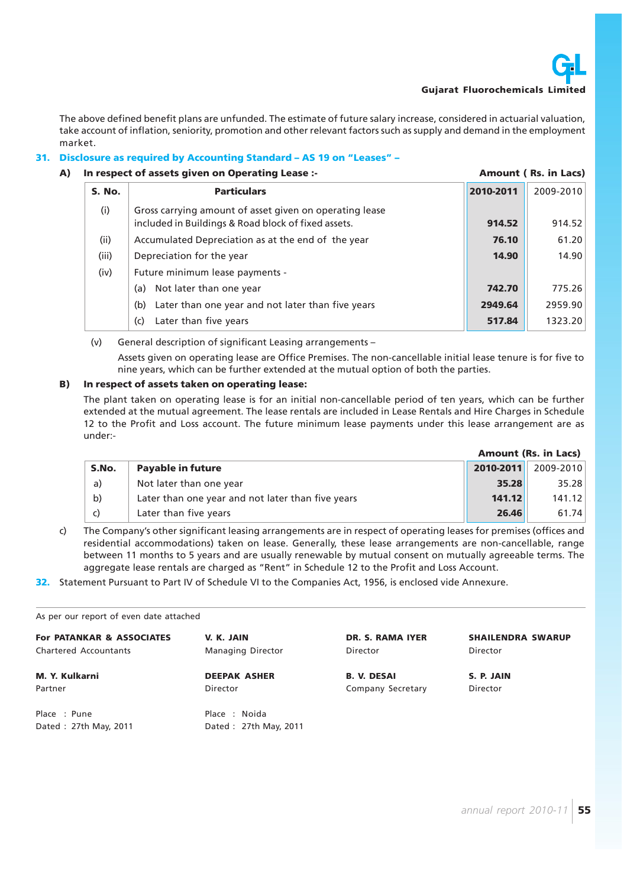The above defined benefit plans are unfunded. The estimate of future salary increase, considered in actuarial valuation, take account of inflation, seniority, promotion and other relevant factors such as supply and demand in the employment market.

**31. Disclosure as required by Accounting Standard – AS 19 on "Leases" –**

**A) In respect of assets given on Operating Lease :-**

**Amount ( Rs. in Lacs)**

| S. No. | Particulars | 2010-2011 | 2009-2010 |
|---|---|---|---|
| (i) | Gross carrying amount of asset given on operating lease included in Buildings & Road block of fixed assets. | **914.52** | 914.52 |
| (ii) | Accumulated Depreciation as at the end of the year | **76.10** | 61.20 |
| (iii) | Depreciation for the year | **14.90** | 14.90 |
| (iv) | Future minimum lease payments - | | |
| | (a) Not later than one year | **742.70** | 775.26 |
| | (b) Later than one year and not later than five years | **2949.64** | 2959.90 |
| | (c) Later than five years | **517.84** | 1323.20 |

(v) General description of significant Leasing arrangements –

Assets given on operating lease are Office Premises. The non-cancellable initial lease tenure is for five to nine years, which can be further extended at the mutual option of both the parties.

**B) In respect of assets taken on operating lease:**

The plant taken on operating lease is for an initial non-cancellable period of ten years, which can be further extended at the mutual agreement. The lease rentals are included in Lease Rentals and Hire Charges in Schedule 12 to the Profit and Loss account. The future minimum lease payments under this lease arrangement are as under:-

**Amount (Rs. in Lacs)**

| S.No. | Payable in future | 2010-2011 | 2009-2010 |
|---|---|---|---|
| a) | Not later than one year | **35.28** | 35.28 |
| b) | Later than one year and not later than five years | **141.12** | 141.12 |
| c) | Later than five years | **26.46** | 61.74 |

c) The Company's other significant leasing arrangements are in respect of operating leases for premises (offices and residential accommodations) taken on lease. Generally, these lease arrangements are non-cancellable, range between 11 months to 5 years and are usually renewable by mutual consent on mutually agreeable terms. The aggregate lease rentals are charged as "Rent" in Schedule 12 to the Profit and Loss Account.

**32.** Statement Pursuant to Part IV of Schedule VI to the Companies Act, 1956, is enclosed vide Annexure.

As per our report of even date attached

**For PATANKAR & ASSOCIATES**
Chartered Accountants

**M. Y. Kulkarni**
Partner

Place : Pune
Dated : 27th May, 2011

**V. K. JAIN**
Managing Director

**DEEPAK ASHER**
Director

Place : Noida
Dated : 27th May, 2011

**DR. S. RAMA IYER**
Director

**B. V. DESAI**
Company Secretary

**SHAILENDRA SWARUP**
Director

**S. P. JAIN**
Director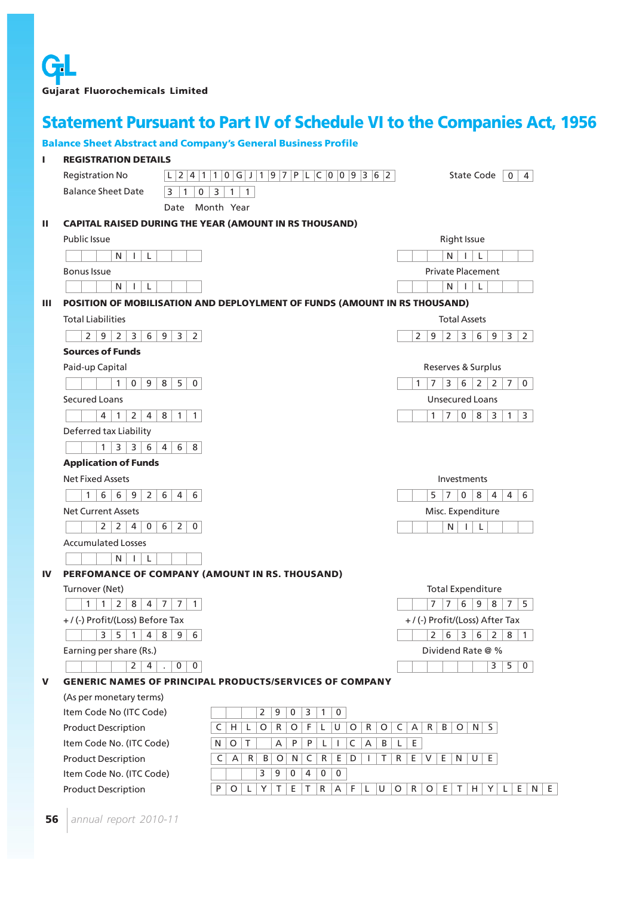Gujarat Fluorochemicals Limited

# Statement Pursuant to Part IV of Schedule VI to the Companies Act, 1956

## Balance Sheet Abstract and Company's General Business Profile

### I REGISTRATION DETAILS

Registration No: L24110GJ1987PLC009362

State Code: 04

Balance Sheet Date: 31 03 11 (Date Month Year)

### II CAPITAL RAISED DURING THE YEAR (AMOUNT IN RS THOUSAND)

| Public Issue | Right Issue |
|---|---|
| NIL | NIL |
| **Bonus Issue** | **Private Placement** |
| NIL | NIL |

### III POSITION OF MOBILISATION AND DEPLOYMENT OF FUNDS (AMOUNT IN RS THOUSAND)

| Total Liabilities | Total Assets |
|---|---|
| 29236932 | 29236932 |

**Sources of Funds**

| Paid-up Capital | Reserves & Surplus |
|---|---|
| 109850 | 17362270 |
| **Secured Loans** | **Unsecured Loans** |
| 4124811 | 1708313 |
| **Deferred tax Liability** | |
| 1336468 | |

**Application of Funds**

| Net Fixed Assets | Investments |
|---|---|
| 16692646 | 5708446 |
| **Net Current Assets** | **Misc. Expenditure** |
| 2240620 | NIL |
| **Accumulated Losses** | |
| NIL | |

### IV PERFOMANCE OF COMPANY (AMOUNT IN RS. THOUSAND)

| Turnover (Net) | Total Expenditure |
|---|---|
| 11284771 | 7769875 |
| **+ / (-) Profit/(Loss) Before Tax** | **+ / (-) Profit/(Loss) After Tax** |
| 3514896 | 2636281 |
| **Earning per share (Rs.)** | **Dividend Rate @ %** |
| 24.00 | 350 |

### V GENERIC NAMES OF PRINCIPAL PRODUCTS/SERVICES OF COMPANY

(As per monetary terms)

| | |
|---|---|
| Item Code No (ITC Code) | 290310 |
| Product Description | CHLOROFLUOROCARBONS |
| Item Code No. (ITC Code) | NOT APPLICABLE |
| Product Description | CARBON CREDIT REVENUE |
| Item Code No. (ITC Code) | 390400 |
| Product Description | POLYTETRAFLUOROETHYLENE |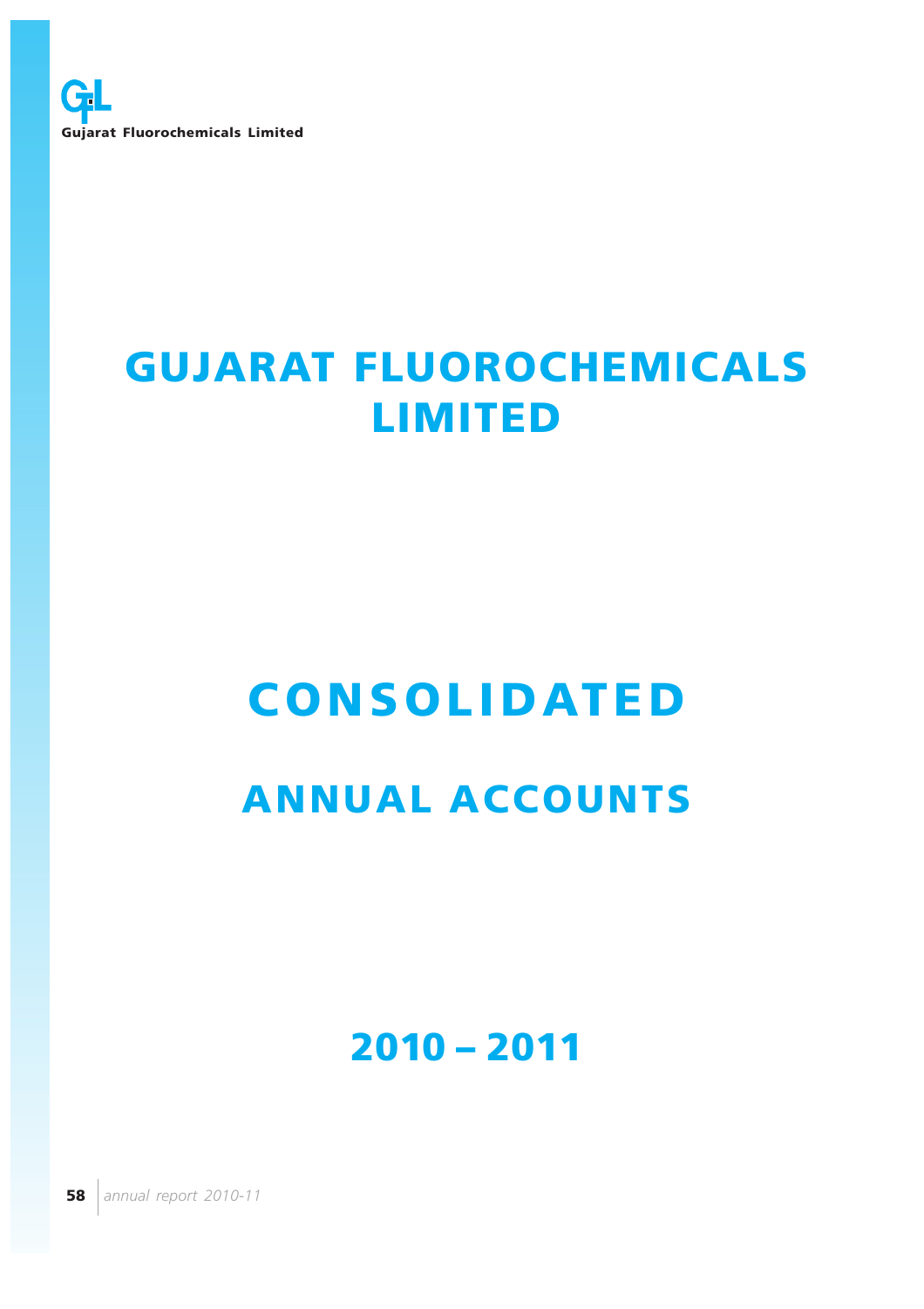Gujarat Fluorochemicals Limited

# GUJARAT FLUOROCHEMICALS LIMITED

# CONSOLIDATED

## ANNUAL ACCOUNTS

## 2010 – 2011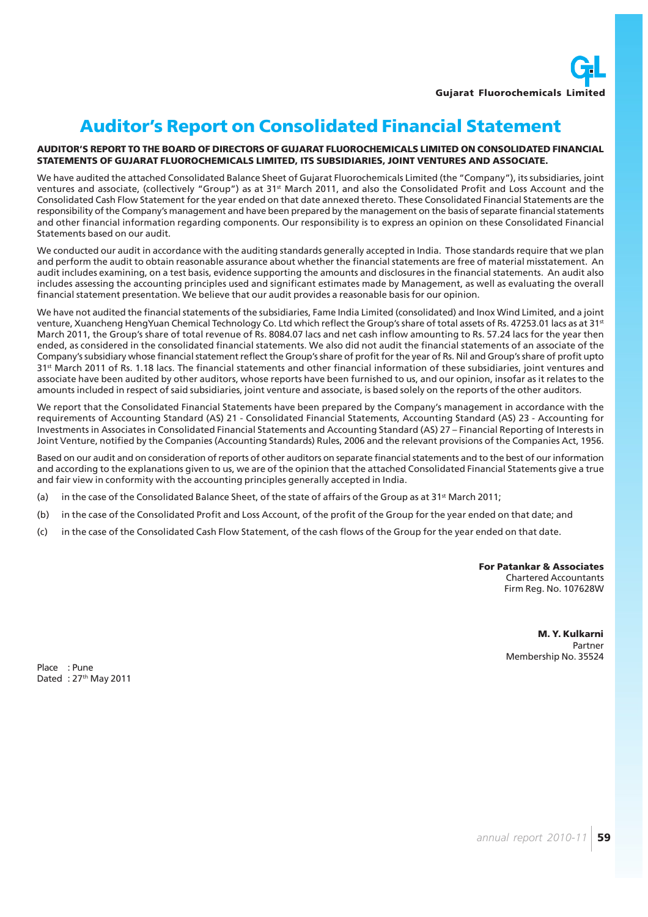# Auditor's Report on Consolidated Financial Statement

**AUDITOR'S REPORT TO THE BOARD OF DIRECTORS OF GUJARAT FLUOROCHEMICALS LIMITED ON CONSOLIDATED FINANCIAL STATEMENTS OF GUJARAT FLUOROCHEMICALS LIMITED, ITS SUBSIDIARIES, JOINT VENTURES AND ASSOCIATE.**

We have audited the attached Consolidated Balance Sheet of Gujarat Fluorochemicals Limited (the "Company"), its subsidiaries, joint ventures and associate, (collectively "Group") as at 31st March 2011, and also the Consolidated Profit and Loss Account and the Consolidated Cash Flow Statement for the year ended on that date annexed thereto. These Consolidated Financial Statements are the responsibility of the Company's management and have been prepared by the management on the basis of separate financial statements and other financial information regarding components. Our responsibility is to express an opinion on these Consolidated Financial Statements based on our audit.

We conducted our audit in accordance with the auditing standards generally accepted in India. Those standards require that we plan and perform the audit to obtain reasonable assurance about whether the financial statements are free of material misstatement. An audit includes examining, on a test basis, evidence supporting the amounts and disclosures in the financial statements. An audit also includes assessing the accounting principles used and significant estimates made by Management, as well as evaluating the overall financial statement presentation. We believe that our audit provides a reasonable basis for our opinion.

We have not audited the financial statements of the subsidiaries, Fame India Limited (consolidated) and Inox Wind Limited, and a joint venture, Xuancheng HengYuan Chemical Technology Co. Ltd which reflect the Group's share of total assets of Rs. 47253.01 lacs as at 31st March 2011, the Group's share of total revenue of Rs. 8084.07 lacs and net cash inflow amounting to Rs. 57.24 lacs for the year then ended, as considered in the consolidated financial statements. We also did not audit the financial statements of an associate of the Company's subsidiary whose financial statement reflect the Group's share of profit for the year of Rs. Nil and Group's share of profit upto 31st March 2011 of Rs. 1.18 lacs. The financial statements and other financial information of these subsidiaries, joint ventures and associate have been audited by other auditors, whose reports have been furnished to us, and our opinion, insofar as it relates to the amounts included in respect of said subsidiaries, joint venture and associate, is based solely on the reports of the other auditors.

We report that the Consolidated Financial Statements have been prepared by the Company's management in accordance with the requirements of Accounting Standard (AS) 21 - Consolidated Financial Statements, Accounting Standard (AS) 23 - Accounting for Investments in Associates in Consolidated Financial Statements and Accounting Standard (AS) 27 – Financial Reporting of Interests in Joint Venture, notified by the Companies (Accounting Standards) Rules, 2006 and the relevant provisions of the Companies Act, 1956.

Based on our audit and on consideration of reports of other auditors on separate financial statements and to the best of our information and according to the explanations given to us, we are of the opinion that the attached Consolidated Financial Statements give a true and fair view in conformity with the accounting principles generally accepted in India.

(a) in the case of the Consolidated Balance Sheet, of the state of affairs of the Group as at 31st March 2011;

(b) in the case of the Consolidated Profit and Loss Account, of the profit of the Group for the year ended on that date; and

(c) in the case of the Consolidated Cash Flow Statement, of the cash flows of the Group for the year ended on that date.

**For Patankar & Associates**
Chartered Accountants
Firm Reg. No. 107628W

**M. Y. Kulkarni**
Partner
Membership No. 35524

Place : Pune
Dated : 27th May 2011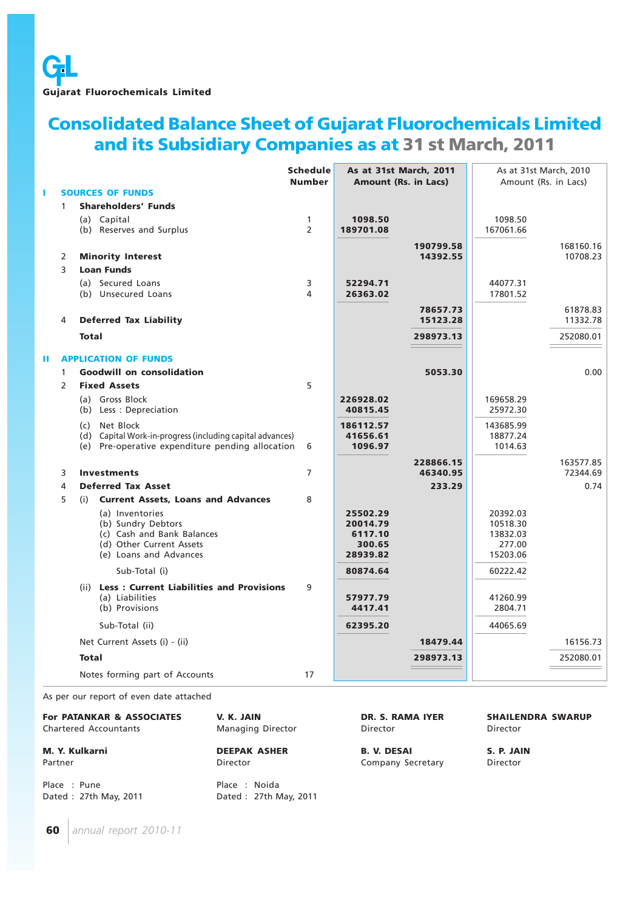**Gujarat Fluorochemicals Limited**

# Consolidated Balance Sheet of Gujarat Fluorochemicals Limited and its Subsidiary Companies as at 31 st March, 2011

| | | Schedule Number | As at 31st March, 2011 Amount (Rs. in Lacs) | | As at 31st March, 2010 Amount (Rs. in Lacs) | |
|---|---|---|---|---|---|---|
| **I** | **SOURCES OF FUNDS** | | | | | |
| 1 | **Shareholders' Funds** | | | | | |
| | (a) Capital | 1 | 1098.50 | | 1098.50 | |
| | (b) Reserves and Surplus | 2 | 189701.08 | | 167061.66 | |
| | | | | 190799.58 | | 168160.16 |
| 2 | **Minority Interest** | | | 14392.55 | | 10708.23 |
| 3 | **Loan Funds** | | | | | |
| | (a) Secured Loans | 3 | 52294.71 | | 44077.31 | |
| | (b) Unsecured Loans | 4 | 26363.02 | | 17801.52 | |
| | | | | 78657.73 | | 61878.83 |
| 4 | **Deferred Tax Liability** | | | 15123.28 | | 11332.78 |
| | **Total** | | | 298973.13 | | 252080.01 |
| **II** | **APPLICATION OF FUNDS** | | | | | |
| 1 | **Goodwill on consolidation** | | | 5053.30 | | 0.00 |
| 2 | **Fixed Assets** | 5 | | | | |
| | (a) Gross Block | | 226928.02 | | 169658.29 | |
| | (b) Less : Depreciation | | 40815.45 | | 25972.30 | |
| | (c) Net Block | | 186112.57 | | 143685.99 | |
| | (d) Capital Work-in-progress (including capital advances) | | 41656.61 | | 18877.24 | |
| | (e) Pre-operative expenditure pending allocation | 6 | 1096.97 | | 1014.63 | |
| | | | | 228866.15 | | 163577.85 |
| 3 | **Investments** | 7 | | 46340.95 | | 72344.69 |
| 4 | **Deferred Tax Asset** | | | 233.29 | | 0.74 |
| 5 | (i) **Current Assets, Loans and Advances** | 8 | | | | |
| | (a) Inventories | | 25502.29 | | 20392.03 | |
| | (b) Sundry Debtors | | 20014.79 | | 10518.30 | |
| | (c) Cash and Bank Balances | | 6117.10 | | 13832.03 | |
| | (d) Other Current Assets | | 300.65 | | 277.00 | |
| | (e) Loans and Advances | | 28939.82 | | 15203.06 | |
| | Sub-Total (i) | | 80874.64 | | 60222.42 | |
| | (ii) **Less : Current Liabilities and Provisions** | 9 | | | | |
| | (a) Liabilities | | 57977.79 | | 41260.99 | |
| | (b) Provisions | | 4417.41 | | 2804.71 | |
| | Sub-Total (ii) | | 62395.20 | | 44065.69 | |
| | Net Current Assets (i) - (ii) | | | 18479.44 | | 16156.73 |
| | **Total** | | | 298973.13 | | 252080.01 |
| | Notes forming part of Accounts | 17 | | | | |

As per our report of even date attached

**For PATANKAR & ASSOCIATES**
Chartered Accountants

**M. Y. Kulkarni**
Partner

Place : Pune
Dated : 27th May, 2011

**V. K. JAIN**
Managing Director

**DEEPAK ASHER**
Director

Place : Noida
Dated : 27th May, 2011

**DR. S. RAMA IYER**
Director

**B. V. DESAI**
Company Secretary

**SHAILENDRA SWARUP**
Director

**S. P. JAIN**
Director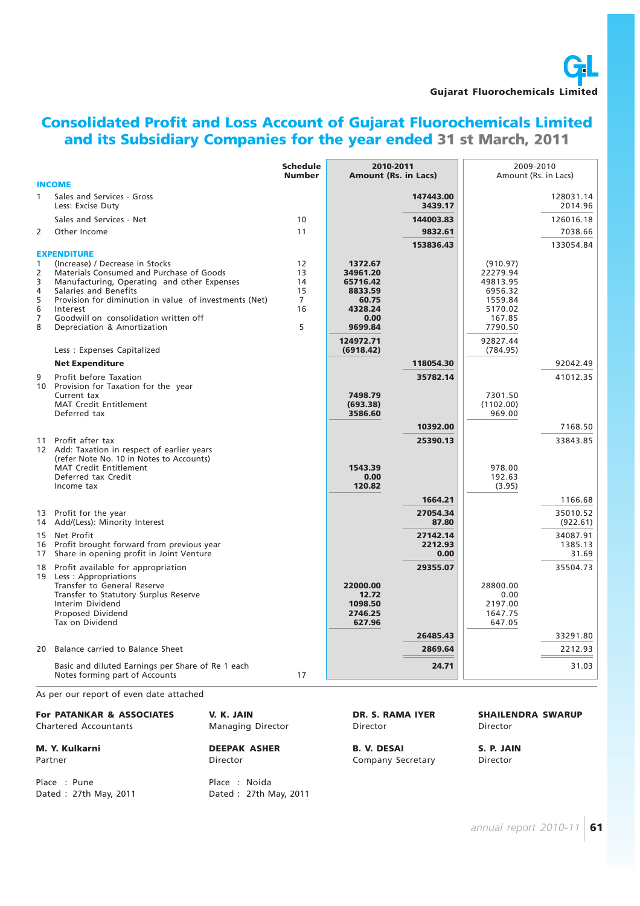Gujarat Fluorochemicals Limited

# Consolidated Profit and Loss Account of Gujarat Fluorochemicals Limited and its Subsidiary Companies for the year ended 31 st March, 2011

| | | Schedule Number | 2010-2011 Amount (Rs. in Lacs) | | 2009-2010 Amount (Rs. in Lacs) | |
|---|---|---|---|---|---|---|
| **INCOME** | | | | | | |
| 1 | Sales and Services - Gross | | | 147443.00 | | 128031.14 |
| | Less: Excise Duty | | | 3439.17 | | 2014.96 |
| | Sales and Services - Net | 10 | | 144003.83 | | 126016.18 |
| 2 | Other Income | 11 | | 9832.61 | | 7038.66 |
| | | | | 153836.43 | | 133054.84 |
| **EXPENDITURE** | | | | | | |
| 1 | (Increase) / Decrease in Stocks | 12 | 1372.67 | | (910.97) | |
| 2 | Materials Consumed and Purchase of Goods | 13 | 34961.20 | | 22279.94 | |
| 3 | Manufacturing, Operating and other Expenses | 14 | 65716.42 | | 49813.95 | |
| 4 | Salaries and Benefits | 15 | 8833.59 | | 6956.32 | |
| 5 | Provision for diminution in value of investments (Net) | 7 | 60.75 | | 1559.84 | |
| 6 | Interest | 16 | 4328.24 | | 5170.02 | |
| 7 | Goodwill on consolidation written off | | 0.00 | | 167.85 | |
| 8 | Depreciation & Amortization | 5 | 9699.84 | | 7790.50 | |
| | | | 124972.71 | | 92827.44 | |
| | Less : Expenses Capitalized | | (6918.42) | | (784.95) | |
| | **Net Expenditure** | | | 118054.30 | | 92042.49 |
| 9 | Profit before Taxation | | | 35782.14 | | 41012.35 |
| 10 | Provision for Taxation for the year | | | | | |
| | Current tax | | 7498.79 | | 7301.50 | |
| | MAT Credit Entitlement | | (693.38) | | (1102.00) | |
| | Deferred tax | | 3586.60 | | 969.00 | |
| | | | | 10392.00 | | 7168.50 |
| 11 | Profit after tax | | | 25390.13 | | 33843.85 |
| 12 | Add: Taxation in respect of earlier years (refer Note No. 10 in Notes to Accounts) | | | | | |
| | MAT Credit Entitlement | | 1543.39 | | 978.00 | |
| | Deferred tax Credit | | 0.00 | | 192.63 | |
| | Income tax | | 120.82 | | (3.95) | |
| | | | | 1664.21 | | 1166.68 |
| 13 | Profit for the year | | | 27054.34 | | 35010.52 |
| 14 | Add/(Less): Minority Interest | | | 87.80 | | (922.61) |
| 15 | Net Profit | | | 27142.14 | | 34087.91 |
| 16 | Profit brought forward from previous year | | | 2212.93 | | 1385.13 |
| 17 | Share in opening profit in Joint Venture | | | 0.00 | | 31.69 |
| 18 | Profit available for appropriation | | | 29355.07 | | 35504.73 |
| 19 | Less : Appropriations | | | | | |
| | Transfer to General Reserve | | 22000.00 | | 28800.00 | |
| | Transfer to Statutory Surplus Reserve | | 12.72 | | 0.00 | |
| | Interim Dividend | | 1098.50 | | 2197.00 | |
| | Proposed Dividend | | 2746.25 | | 1647.75 | |
| | Tax on Dividend | | 627.96 | | 647.05 | |
| | | | | 26485.43 | | 33291.80 |
| 20 | Balance carried to Balance Sheet | | | 2869.64 | | 2212.93 |
| | Basic and diluted Earnings per Share of Re 1 each | | | 24.71 | | 31.03 |
| | Notes forming part of Accounts | 17 | | | | |

As per our report of even date attached

**For PATANKAR & ASSOCIATES**
Chartered Accountants

**M. Y. Kulkarni**
Partner

Place : Pune
Dated : 27th May, 2011

**V. K. JAIN**
Managing Director

**DEEPAK ASHER**
Director

Place : Noida
Dated : 27th May, 2011

**DR. S. RAMA IYER**
Director

**B. V. DESAI**
Company Secretary

**SHAILENDRA SWARUP**
Director

**S. P. JAIN**
Director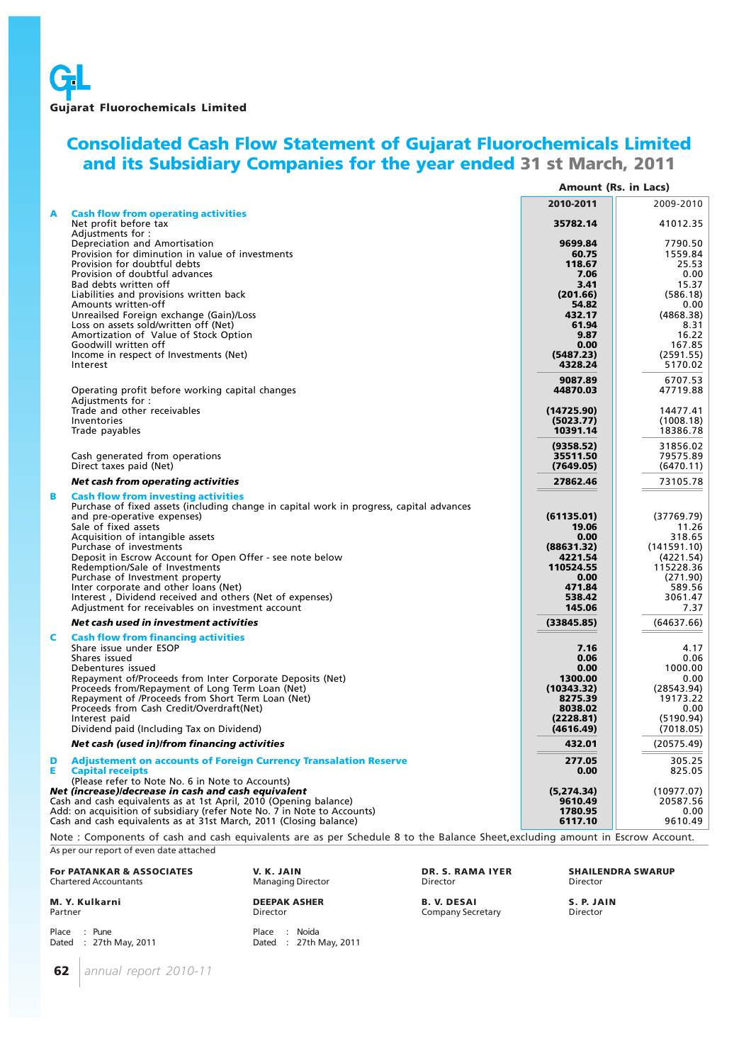Gujarat Fluorochemicals Limited

# Consolidated Cash Flow Statement of Gujarat Fluorochemicals Limited and its Subsidiary Companies for the year ended 31 st March, 2011

Amount (Rs. in Lacs)

| | | 2010-2011 | 2009-2010 |
|---|---|---|---|
| **A** | **Cash flow from operating activities** | | |
| | Net profit before tax | **35782.14** | 41012.35 |
| | Adjustments for : | | |
| | Depreciation and Amortisation | **9699.84** | 7790.50 |
| | Provision for diminution in value of investments | **60.75** | 1559.84 |
| | Provision for doubtful debts | **118.67** | 25.53 |
| | Provision of doubtful advances | **7.06** | 0.00 |
| | Bad debts written off | **3.41** | 15.37 |
| | Liabilities and provisions written back | **(201.66)** | (586.18) |
| | Amounts written-off | **54.82** | 0.00 |
| | Unreailsed Foreign exchange (Gain)/Loss | **432.17** | (4868.38) |
| | Loss on assets sold/written off (Net) | **61.94** | 8.31 |
| | Amortization of Value of Stock Option | **9.87** | 16.22 |
| | Goodwill written off | **0.00** | 167.85 |
| | Income in respect of Investments (Net) | **(5487.23)** | (2591.55) |
| | Interest | **4328.24** | 5170.02 |
| | | **9087.89** | 6707.53 |
| | Operating profit before working capital changes | **44870.03** | 47719.88 |
| | Adjustments for : | | |
| | Trade and other receivables | **(14725.90)** | 14477.41 |
| | Inventories | **(5023.77)** | (1008.18) |
| | Trade payables | **10391.14** | 18386.78 |
| | | **(9358.52)** | 31856.02 |
| | Cash generated from operations | **35511.50** | 79575.89 |
| | Direct taxes paid (Net) | **(7649.05)** | (6470.11) |
| | ***Net cash from operating activities*** | **27862.46** | 73105.78 |
| **B** | **Cash flow from investing activities** | | |
| | Purchase of fixed assets (including change in capital work in progress, capital advances and pre-operative expenses) | **(61135.01)** | (37769.79) |
| | Sale of fixed assets | **19.06** | 11.26 |
| | Acquisition of intangible assets | **0.00** | 318.65 |
| | Purchase of investments | **(88631.32)** | (141591.10) |
| | Deposit in Escrow Account for Open Offer - see note below | **4221.54** | (4221.54) |
| | Redemption/Sale of Investments | **110524.55** | 115228.36 |
| | Purchase of Investment property | **0.00** | (271.90) |
| | Inter corporate and other loans (Net) | **471.84** | 589.56 |
| | Interest , Dividend received and others (Net of expenses) | **538.42** | 3061.47 |
| | Adjustment for receivables on investment account | **145.06** | 7.37 |
| | ***Net cash used in investment activities*** | **(33845.85)** | (64637.66) |
| **C** | **Cash flow from financing activities** | | |
| | Share issue under ESOP | **7.16** | 4.17 |
| | Shares issued | **0.06** | 0.06 |
| | Debentures issued | **0.00** | 1000.00 |
| | Repayment of/Proceeds from Inter Corporate Deposits (Net) | **1300.00** | 0.00 |
| | Proceeds from/Repayment of Long Term Loan (Net) | **(10343.32)** | (28543.94) |
| | Repayment of /Proceeds from Short Term Loan (Net) | **8275.39** | 19173.22 |
| | Proceeds from Cash Credit/Overdraft(Net) | **8038.02** | 0.00 |
| | Interest paid | **(2228.81)** | (5190.94) |
| | Dividend paid (Including Tax on Dividend) | **(4616.49)** | (7018.05) |
| | ***Net cash (used in)/from financing activities*** | **432.01** | (20575.49) |
| **D** | **Adjustement on accounts of Foreign Currency Translation Reserve** | **277.05** | 305.25 |
| **E** | **Capital receipts** | **0.00** | 825.05 |
| | (Please refer to Note No. 6 in Note to Accounts) | | |
| | ***Net (increase)/decrease in cash and cash equivalent*** | **(5,274.34)** | (10977.07) |
| | Cash and cash equivalents as at 1st April, 2010 (Opening balance) | **9610.49** | 20587.56 |
| | Add: on acquisition of subsidiary (refer Note No. 7 in Note to Accounts) | **1780.95** | 0.00 |
| | Cash and cash equivalents as at 31st March, 2011 (Closing balance) | **6117.10** | 9610.49 |

Note : Components of cash and cash equivalents are as per Schedule 8 to the Balance Sheet,excluding amount in Escrow Account.

As per our report of even date attached

**For PATANKAR & ASSOCIATES**
Chartered Accountants

**M. Y. Kulkarni**
Partner

Place : Pune
Dated : 27th May, 2011

**V. K. JAIN**
Managing Director

**DEEPAK ASHER**
Director

Place : Noida
Dated : 27th May, 2011

**DR. S. RAMA IYER**
Director

**B. V. DESAI**
Company Secretary

**SHAILENDRA SWARUP**
Director

**S. P. JAIN**
Director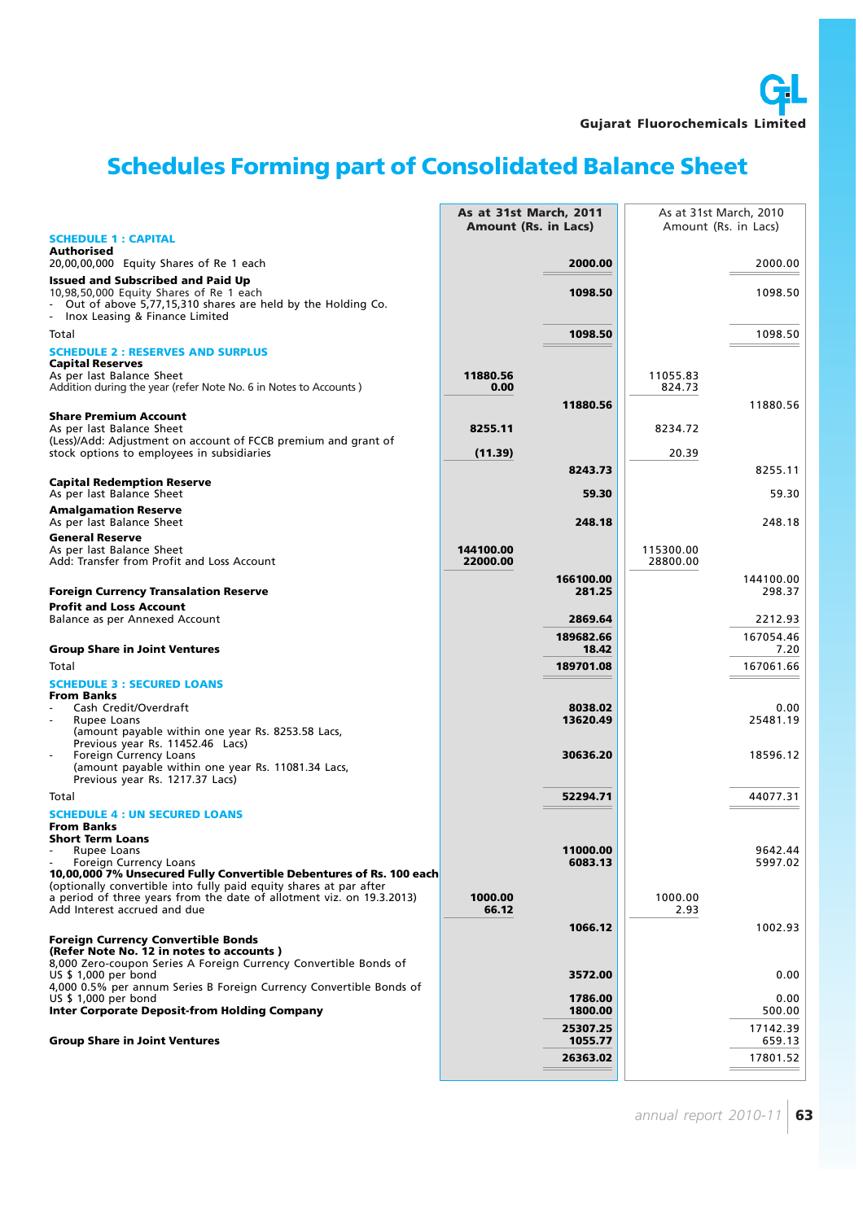# Schedules Forming part of Consolidated Balance Sheet

| | As at 31st March, 2011 Amount (Rs. in Lacs) | | As at 31st March, 2010 Amount (Rs. in Lacs) | |
|---|---|---|---|---|
| **SCHEDULE 1 : CAPITAL** | | | | |
| **Authorised** | | | | |
| 20,00,00,000 Equity Shares of Re 1 each | | **2000.00** | | 2000.00 |
| **Issued and Subscribed and Paid Up** | | | | |
| 10,98,50,000 Equity Shares of Re 1 each<br>- Out of above 5,77,15,310 shares are held by the Holding Co.<br>- Inox Leasing & Finance Limited | | **1098.50** | | 1098.50 |
| Total | | **1098.50** | | 1098.50 |
| **SCHEDULE 2 : RESERVES AND SURPLUS** | | | | |
| **Capital Reserves** | | | | |
| As per last Balance Sheet | **11880.56** | | 11055.83 | |
| Addition during the year (refer Note No. 6 in Notes to Accounts ) | **0.00** | | 824.73 | |
| | | **11880.56** | | 11880.56 |
| **Share Premium Account** | | | | |
| As per last Balance Sheet | **8255.11** | | 8234.72 | |
| (Less)/Add: Adjustment on account of FCCB premium and grant of stock options to employees in subsidiaries | **(11.39)** | | 20.39 | |
| | | **8243.73** | | 8255.11 |
| **Capital Redemption Reserve** | | | | |
| As per last Balance Sheet | | **59.30** | | 59.30 |
| **Amalgamation Reserve** | | | | |
| As per last Balance Sheet | | **248.18** | | 248.18 |
| **General Reserve** | | | | |
| As per last Balance Sheet | **144100.00** | | 115300.00 | |
| Add: Transfer from Profit and Loss Account | **22000.00** | | 28800.00 | |
| | | **166100.00** | | 144100.00 |
| **Foreign Currency Translation Reserve** | | **281.25** | | 298.37 |
| **Profit and Loss Account** | | | | |
| Balance as per Annexed Account | | **2869.64** | | 2212.93 |
| | | **189682.66** | | 167054.46 |
| **Group Share in Joint Ventures** | | **18.42** | | 7.20 |
| Total | | **189701.08** | | 167061.66 |
| **SCHEDULE 3 : SECURED LOANS** | | | | |
| **From Banks** | | | | |
| - Cash Credit/Overdraft | | **8038.02** | | 0.00 |
| - Rupee Loans (amount payable within one year Rs. 8253.58 Lacs, Previous year Rs. 11452.46 Lacs) | | **13620.49** | | 25481.19 |
| - Foreign Currency Loans (amount payable within one year Rs. 11081.34 Lacs, Previous year Rs. 1217.37 Lacs) | | **30636.20** | | 18596.12 |
| Total | | **52294.71** | | 44077.31 |
| **SCHEDULE 4 : UN SECURED LOANS** | | | | |
| **From Banks** | | | | |
| **Short Term Loans** | | | | |
| - Rupee Loans | | **11000.00** | | 9642.44 |
| - Foreign Currency Loans | | **6083.13** | | 5997.02 |
| **10,00,000 7% Unsecured Fully Convertible Debentures of Rs. 100 each** (optionally convertible into fully paid equity shares at par after a period of three years from the date of allotment viz. on 19.3.2013) | **1000.00** | | 1000.00 | |
| Add Interest accrued and due | **66.12** | | 2.93 | |
| | | **1066.12** | | 1002.93 |
| **Foreign Currency Convertible Bonds (Refer Note No. 12 in notes to accounts )** | | | | |
| 8,000 Zero-coupon Series A Foreign Currency Convertible Bonds of US $ 1,000 per bond | | **3572.00** | | 0.00 |
| 4,000 0.5% per annum Series B Foreign Currency Convertible Bonds of US $ 1,000 per bond | | **1786.00** | | 0.00 |
| **Inter Corporate Deposit-from Holding Company** | | **1800.00** | | 500.00 |
| | | **25307.25** | | 17142.39 |
| **Group Share in Joint Ventures** | | **1055.77** | | 659.13 |
| | | **26363.02** | | 17801.52 |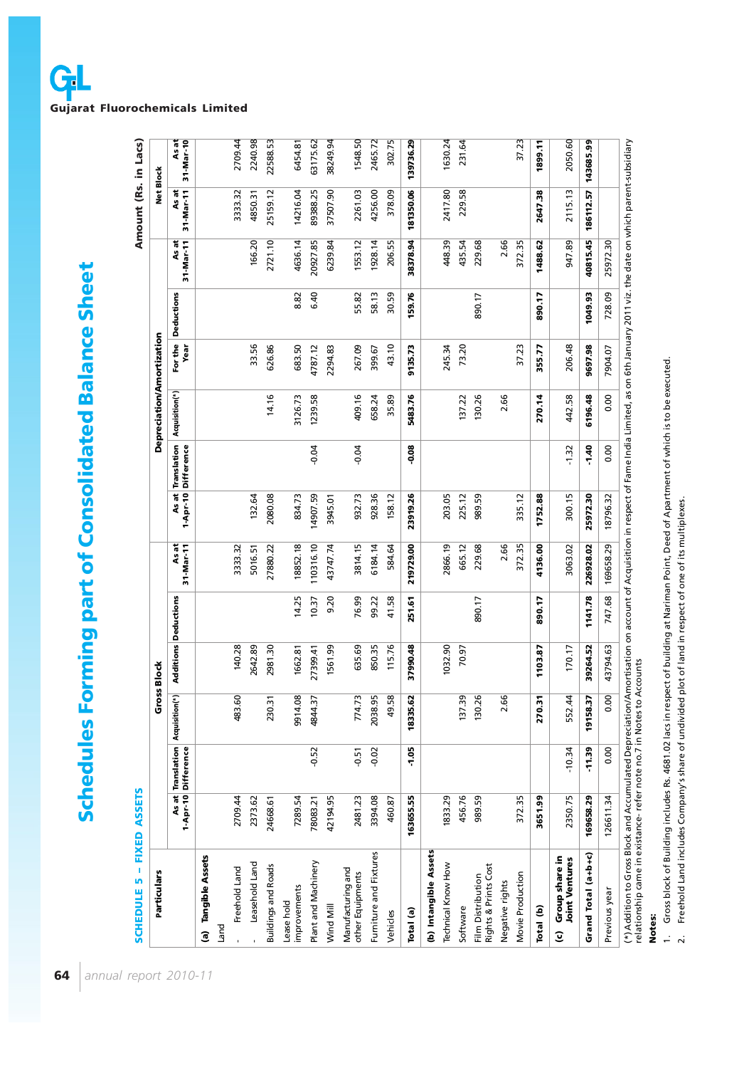# Schedules Forming part of Consolidated Balance Sheet

## SCHEDULE 5 – FIXED ASSETS

Amount (Rs. in Lacs)

| Particulars | Gross Block | | | | | | Depreciation/Amortization | | | | | | Net Block | |
|---|---|---|---|---|---|---|---|---|---|---|---|---|---|---|
| | As at 1-Apr-10 | Translation Difference | Acquisition(*) | Additions | Deductions | As at 31-Mar-11 | As at 1-Apr-10 | Translation Difference | Acquisition(*) | For the Year | Deductions | As at 31-Mar-11 | As at 31-Mar-11 | As at 31-Mar-10 |
| **(a) Tangible Assets** | | | | | | | | | | | | | | |
| Land | | | | | | | | | | | | | | |
| - Freehold Land | 2709.44 | | 483.60 | 140.28 | | 3333.32 | | | | | | | 3333.32 | 2709.44 |
| - Leasehold Land | 2373.62 | | | 2642.89 | | 5016.51 | 132.64 | | | 33.56 | | 166.20 | 4850.31 | 2240.98 |
| Buildings and Roads | 24668.61 | | 230.31 | 2981.30 | | 27880.22 | 2080.08 | | 14.16 | 626.86 | | 2721.10 | 25159.12 | 22588.53 |
| Lease hold improvements | 7289.54 | | 9914.08 | 1662.81 | 14.25 | 18852.18 | 834.73 | | 3126.73 | 683.50 | 8.82 | 4636.14 | 14216.04 | 6454.81 |
| Plant and Machinery | 78083.21 | -0.52 | 4844.37 | 27399.41 | 10.37 | 110316.10 | 14907.59 | -0.04 | 1239.58 | 4787.12 | 6.40 | 20927.85 | 89388.25 | 63175.62 |
| Wind Mill | 42194.95 | | | 1561.99 | 9.20 | 43747.74 | 3945.01 | | | 2294.83 | | 6239.84 | 37507.90 | 38249.94 |
| Manufacturing and other Equipments | 2481.23 | -0.51 | 774.73 | 635.69 | 76.99 | 3814.15 | 932.73 | -0.04 | 409.16 | 267.09 | 55.82 | 1553.12 | 2261.03 | 1548.50 |
| Furniture and Fixtures | 3394.08 | -0.02 | 2038.95 | 850.35 | 99.22 | 6184.14 | 928.36 | | 658.24 | 399.67 | 58.13 | 1928.14 | 4256.00 | 2465.72 |
| Vehicles | 460.87 | | 49.58 | 115.76 | 41.58 | 584.64 | 158.12 | | 35.89 | 43.10 | 30.59 | 206.55 | 378.09 | 302.75 |
| **Total (a)** | **163655.55** | **-1.05** | **18335.62** | **37990.48** | **251.61** | **219729.00** | **23919.26** | **-0.08** | **5483.76** | **9135.73** | **159.76** | **38378.94** | **181350.06** | **139736.29** |
| **(b) Intangible Assets** | | | | | | | | | | | | | | |
| Technical Know How | 1833.29 | | | 1032.90 | | 2866.19 | 203.05 | | | 245.34 | | 448.39 | 2417.80 | 1630.24 |
| Software | 456.76 | | 137.39 | 70.97 | | 665.12 | 225.12 | | 137.22 | 73.20 | | 435.54 | 229.58 | 231.64 |
| Film Distribution Rights & Prints Cost | 989.59 | | 130.26 | | 890.17 | 229.68 | 989.59 | | 130.26 | | 890.17 | 229.68 | | |
| Negative rights | | | 2.66 | | | 2.66 | | | 2.66 | | | 2.66 | | |
| Movie Production | 372.35 | | | | | 372.35 | 335.12 | | | 37.23 | | 372.35 | | 37.23 |
| **Total (b)** | **3651.99** | | **270.31** | **1103.87** | **890.17** | **4136.00** | **1752.88** | | **270.14** | **355.77** | **890.17** | **1488.62** | **2647.38** | **1899.11** |
| **(c) Group share in Joint Ventures** | 2350.75 | -10.34 | 552.44 | 170.17 | | 3063.02 | 300.15 | -1.32 | 442.58 | 206.48 | | 947.89 | 2115.13 | 2050.60 |
| **Grand Total (a+b+c)** | **169658.29** | **-11.39** | **19158.37** | **39264.52** | **1141.78** | **226928.02** | **25972.30** | **-1.40** | **6196.48** | **9697.98** | **1049.93** | **40815.45** | **186112.57** | **143685.99** |
| Previous year | 126611.34 | 0.00 | 0.00 | 43794.63 | 747.68 | 169658.29 | 18796.32 | 0.00 | 0.00 | 7904.07 | 728.09 | 25972.30 | | |

(*) Addition to Gross Block and Accumulated Depreciation/Amortisation on account of Acquisition in respect of Fame India Limited, as on 6th January 2011 viz. the date on which parent-subsidiary relationship came in existance- refer note no.7 in Notes to Accounts

**Notes:**

1. Gross block of Building includes Rs. 4681.02 lacs in respect of building at Nariman Point, Deed of Apartment of which is to be executed.
2. Freehold Land includes Company's share of undivided plot of land in respect of one of its multiplexes.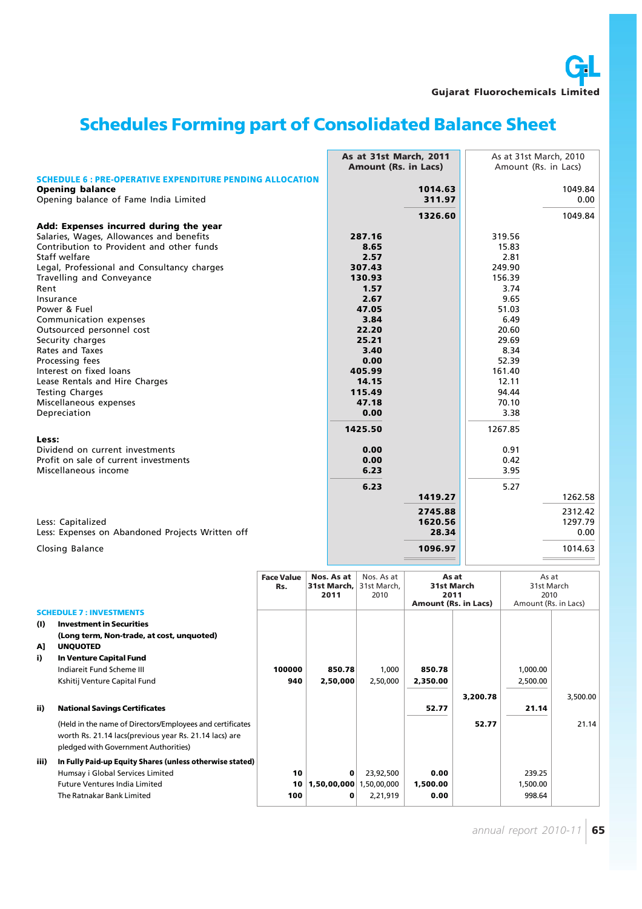# Schedules Forming part of Consolidated Balance Sheet

| | As at 31st March, 2011 Amount (Rs. in Lacs) | | As at 31st March, 2010 Amount (Rs. in Lacs) | |
|---|---|---|---|---|
| **SCHEDULE 6 : PRE-OPERATIVE EXPENDITURE PENDING ALLOCATION** | | | | |
| **Opening balance** | | **1014.63** | | 1049.84 |
| Opening balance of Fame India Limited | | **311.97** | | 0.00 |
| | | **1326.60** | | 1049.84 |
| **Add: Expenses incurred during the year** | | | | |
| Salaries, Wages, Allowances and benefits | **287.16** | | 319.56 | |
| Contribution to Provident and other funds | **8.65** | | 15.83 | |
| Staff welfare | **2.57** | | 2.81 | |
| Legal, Professional and Consultancy charges | **307.43** | | 249.90 | |
| Travelling and Conveyance | **130.93** | | 156.39 | |
| Rent | **1.57** | | 3.74 | |
| Insurance | **2.67** | | 9.65 | |
| Power & Fuel | **47.05** | | 51.03 | |
| Communication expenses | **3.84** | | 6.49 | |
| Outsourced personnel cost | **22.20** | | 20.60 | |
| Security charges | **25.21** | | 29.69 | |
| Rates and Taxes | **3.40** | | 8.34 | |
| Processing fees | **0.00** | | 52.39 | |
| Interest on fixed loans | **405.99** | | 161.40 | |
| Lease Rentals and Hire Charges | **14.15** | | 12.11 | |
| Testing Charges | **115.49** | | 94.44 | |
| Miscellaneous expenses | **47.18** | | 70.10 | |
| Depreciation | **0.00** | | 3.38 | |
| | **1425.50** | | 1267.85 | |
| **Less:** | | | | |
| Dividend on current investments | **0.00** | | 0.91 | |
| Profit on sale of current investments | **0.00** | | 0.42 | |
| Miscellaneous income | **6.23** | | 3.95 | |
| | **6.23** | | 5.27 | |
| | | **1419.27** | | 1262.58 |
| | | **2745.88** | | 2312.42 |
| Less: Capitalized | | **1620.56** | | 1297.79 |
| Less: Expenses on Abandoned Projects Written off | | **28.34** | | 0.00 |
| Closing Balance | | **1096.97** | | 1014.63 |

| | | Face Value Rs. | Nos. As at 31st March, 2011 | Nos. As at 31st March, 2010 | As at 31st March 2011 Amount (Rs. in Lacs) | | As at 31st March 2010 Amount (Rs. in Lacs) | |
|---|---|---|---|---|---|---|---|---|
| | **SCHEDULE 7 : INVESTMENTS** | | | | | | | |
| **(I)** | **Investment in Securities** | | | | | | | |
| | **(Long term, Non-trade, at cost, unquoted)** | | | | | | | |
| **A]** | **UNQUOTED** | | | | | | | |
| **i)** | **In Venture Capital Fund** | | | | | | | |
| | Indiareit Fund Scheme III | **100000** | **850.78** | 1,000 | **850.78** | | 1,000.00 | |
| | Kshitij Venture Capital Fund | **940** | **2,50,000** | 2,50,000 | **2,350.00** | | 2,500.00 | |
| | | | | | | **3,200.78** | | 3,500.00 |
| **ii)** | **National Savings Certificates** | | | | **52.77** | | **21.14** | |
| | (Held in the name of Directors/Employees and certificates worth Rs. 21.14 lacs(previous year Rs. 21.14 lacs) are pledged with Government Authorities) | | | | | **52.77** | | 21.14 |
| **iii)** | **In Fully Paid-up Equity Shares (unless otherwise stated)** | | | | | | | |
| | Humsay i Global Services Limited | **10** | **0** | 23,92,500 | **0.00** | | 239.25 | |
| | Future Ventures India Limited | **10** | **1,50,00,000** | 1,50,00,000 | **1,500.00** | | 1,500.00 | |
| | The Ratnakar Bank Limited | **100** | **0** | 2,21,919 | **0.00** | | 998.64 | |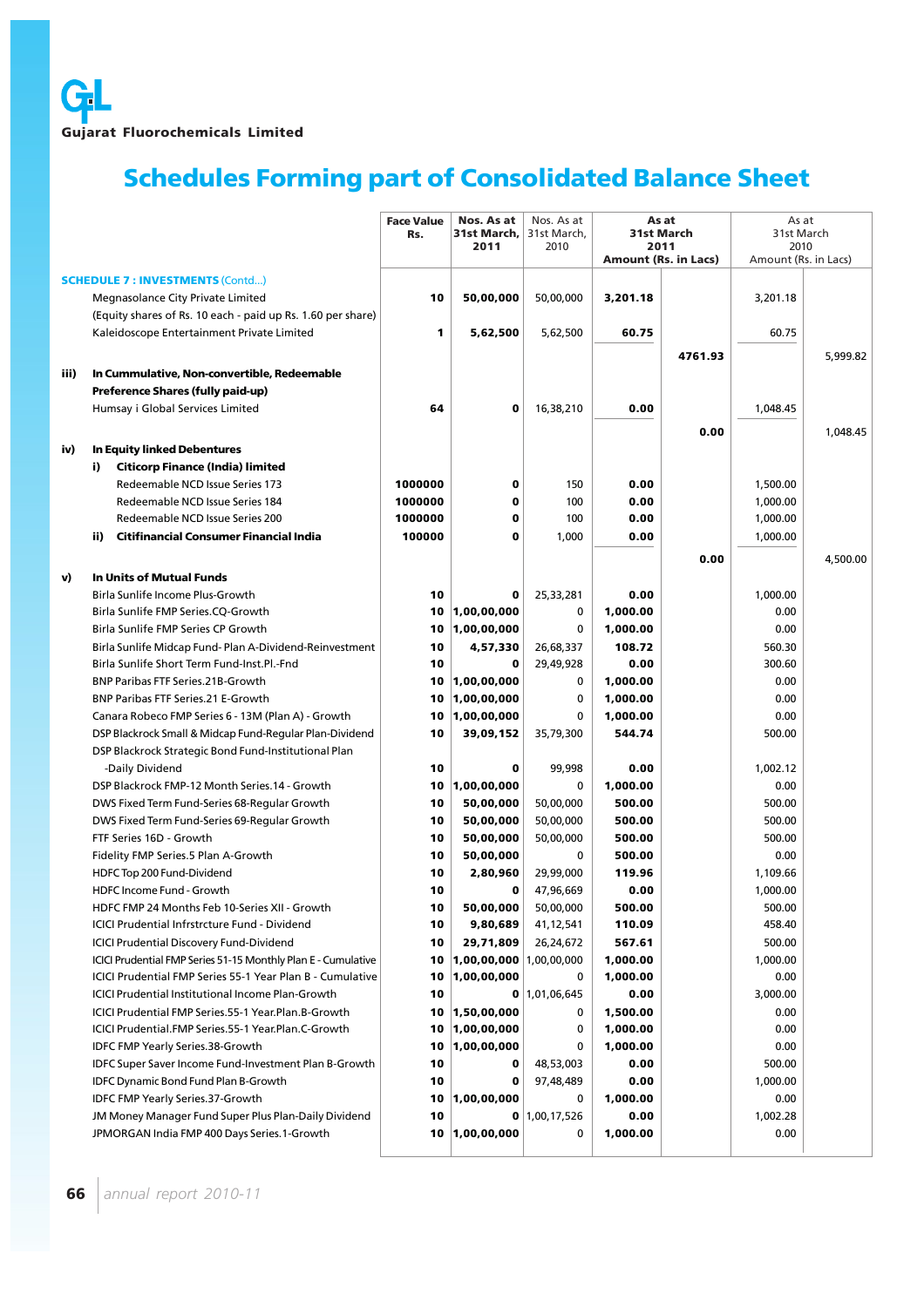# Schedules Forming part of Consolidated Balance Sheet

| | Face Value Rs. | Nos. As at 31st March, 2011 | Nos. As at 31st March, 2010 | As at 31st March 2011 Amount (Rs. in Lacs) | | As at 31st March 2010 Amount (Rs. in Lacs) | |
|---|---|---|---|---|---|---|---|
| **SCHEDULE 7 : INVESTMENTS** (Contd...) | | | | | | | |
| Megnasolance City Private Limited | 10 | 50,00,000 | 50,00,000 | 3,201.18 | | 3,201.18 | |
| (Equity shares of Rs. 10 each - paid up Rs. 1.60 per share) | | | | | | | |
| Kaleidoscope Entertainment Private Limited | 1 | 5,62,500 | 5,62,500 | 60.75 | | 60.75 | |
| | | | | | 4761.93 | | 5,999.82 |
| **iii) In Cummulative, Non-convertible, Redeemable Preference Shares (fully paid-up)** | | | | | | | |
| Humsay i Global Services Limited | 64 | 0 | 16,38,210 | 0.00 | | 1,048.45 | |
| | | | | | 0.00 | | 1,048.45 |
| **iv) In Equity linked Debentures** | | | | | | | |
| **i) Citicorp Finance (India) limited** | | | | | | | |
| Redeemable NCD Issue Series 173 | 1000000 | 0 | 150 | 0.00 | | 1,500.00 | |
| Redeemable NCD Issue Series 184 | 1000000 | 0 | 100 | 0.00 | | 1,000.00 | |
| Redeemable NCD Issue Series 200 | 1000000 | 0 | 100 | 0.00 | | 1,000.00 | |
| **ii) Citifinancial Consumer Financial India** | 100000 | 0 | 1,000 | 0.00 | | 1,000.00 | |
| | | | | | 0.00 | | 4,500.00 |
| **v) In Units of Mutual Funds** | | | | | | | |
| Birla Sunlife Income Plus-Growth | 10 | 0 | 25,33,281 | 0.00 | | 1,000.00 | |
| Birla Sunlife FMP Series.CQ-Growth | 10 | 1,00,00,000 | 0 | 1,000.00 | | 0.00 | |
| Birla Sunlife FMP Series CP Growth | 10 | 1,00,00,000 | 0 | 1,000.00 | | 0.00 | |
| Birla Sunlife Midcap Fund- Plan A-Dividend-Reinvestment | 10 | 4,57,330 | 26,68,337 | 108.72 | | 560.30 | |
| Birla Sunlife Short Term Fund-Inst.Pl.-Fnd | 10 | 0 | 29,49,928 | 0.00 | | 300.60 | |
| BNP Paribas FTF Series.21B-Growth | 10 | 1,00,00,000 | 0 | 1,000.00 | | 0.00 | |
| BNP Paribas FTF Series.21 E-Growth | 10 | 1,00,00,000 | 0 | 1,000.00 | | 0.00 | |
| Canara Robeco FMP Series 6 - 13M (Plan A) - Growth | 10 | 1,00,00,000 | 0 | 1,000.00 | | 0.00 | |
| DSP Blackrock Small & Midcap Fund-Regular Plan-Dividend | 10 | 39,09,152 | 35,79,300 | 544.74 | | 500.00 | |
| DSP Blackrock Strategic Bond Fund-Institutional Plan -Daily Dividend | 10 | 0 | 99,998 | 0.00 | | 1,002.12 | |
| DSP Blackrock FMP-12 Month Series.14 - Growth | 10 | 1,00,00,000 | 0 | 1,000.00 | | 0.00 | |
| DWS Fixed Term Fund-Series 68-Regular Growth | 10 | 50,00,000 | 50,00,000 | 500.00 | | 500.00 | |
| DWS Fixed Term Fund-Series 69-Regular Growth | 10 | 50,00,000 | 50,00,000 | 500.00 | | 500.00 | |
| FTF Series 16D - Growth | 10 | 50,00,000 | 50,00,000 | 500.00 | | 500.00 | |
| Fidelity FMP Series.5 Plan A-Growth | 10 | 50,00,000 | 0 | 500.00 | | 0.00 | |
| HDFC Top 200 Fund-Dividend | 10 | 2,80,960 | 29,99,000 | 119.96 | | 1,109.66 | |
| HDFC Income Fund - Growth | 10 | 0 | 47,96,669 | 0.00 | | 1,000.00 | |
| HDFC FMP 24 Months Feb 10-Series XII - Growth | 10 | 50,00,000 | 50,00,000 | 500.00 | | 500.00 | |
| ICICI Prudential Infrstrcture Fund - Dividend | 10 | 9,80,689 | 41,12,541 | 110.09 | | 458.40 | |
| ICICI Prudential Discovery Fund-Dividend | 10 | 29,71,809 | 26,24,672 | 567.61 | | 500.00 | |
| ICICI Prudential FMP Series 51-15 Monthly Plan E - Cumulative | 10 | 1,00,00,000 | 1,00,00,000 | 1,000.00 | | 1,000.00 | |
| ICICI Prudential FMP Series 55-1 Year Plan B - Cumulative | 10 | 1,00,00,000 | 0 | 1,000.00 | | 0.00 | |
| ICICI Prudential Institutional Income Plan-Growth | 10 | 0 | 1,01,06,645 | 0.00 | | 3,000.00 | |
| ICICI Prudential FMP Series.55-1 Year.Plan.B-Growth | 10 | 1,50,00,000 | 0 | 1,500.00 | | 0.00 | |
| ICICI Prudential.FMP Series.55-1 Year.Plan.C-Growth | 10 | 1,00,00,000 | 0 | 1,000.00 | | 0.00 | |
| IDFC FMP Yearly Series.38-Growth | 10 | 1,00,00,000 | 0 | 1,000.00 | | 0.00 | |
| IDFC Super Saver Income Fund-Investment Plan B-Growth | 10 | 0 | 48,53,003 | 0.00 | | 500.00 | |
| IDFC Dynamic Bond Fund Plan B-Growth | 10 | 0 | 97,48,489 | 0.00 | | 1,000.00 | |
| IDFC FMP Yearly Series.37-Growth | 10 | 1,00,00,000 | 0 | 1,000.00 | | 0.00 | |
| JM Money Manager Fund Super Plus Plan-Daily Dividend | 10 | 0 | 1,00,17,526 | 0.00 | | 1,002.28 | |
| JPMORGAN India FMP 400 Days Series.1-Growth | 10 | 1,00,00,000 | 0 | 1,000.00 | | 0.00 | |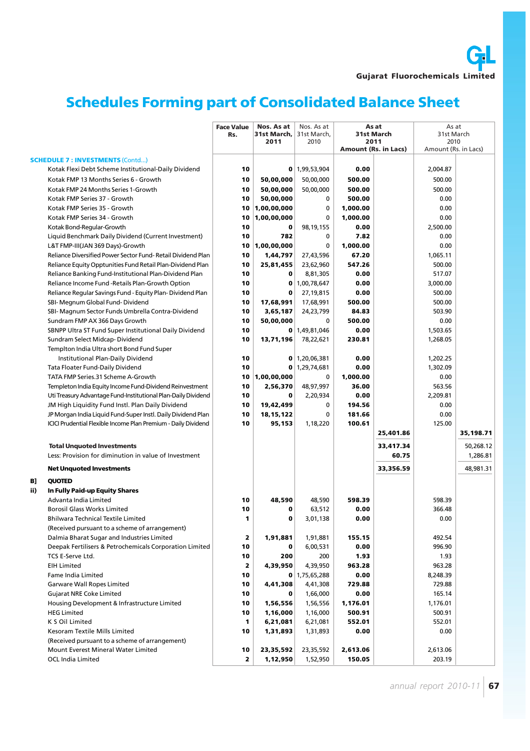# Schedules Forming part of Consolidated Balance Sheet

| | Face Value Rs. | Nos. As at 31st March, 2011 | Nos. As at 31st March, 2010 | As at 31st March 2011 Amount (Rs. in Lacs) | | As at 31st March 2010 Amount (Rs. in Lacs) | |
|---|---|---|---|---|---|---|---|
| **SCHEDULE 7 : INVESTMENTS** (Contd...) | | | | | | | |
| Kotak Flexi Debt Scheme Institutional-Daily Dividend | 10 | 0 | 1,99,53,904 | 0.00 | | 2,004.87 | |
| Kotak FMP 13 Months Series 6 - Growth | 10 | 50,00,000 | 50,00,000 | 500.00 | | 500.00 | |
| Kotak FMP 24 Months Series 1-Growth | 10 | 50,00,000 | 50,00,000 | 500.00 | | 500.00 | |
| Kotak FMP Series 37 - Growth | 10 | 50,00,000 | 0 | 500.00 | | 0.00 | |
| Kotak FMP Series 35 - Growth | 10 | 1,00,00,000 | 0 | 1,000.00 | | 0.00 | |
| Kotak FMP Series 34 - Growth | 10 | 1,00,00,000 | 0 | 1,000.00 | | 0.00 | |
| Kotak Bond-Regular-Growth | 10 | 0 | 98,19,155 | 0.00 | | 2,500.00 | |
| Liquid Benchmark Daily Dividend (Current Investment) | 10 | 782 | 0 | 7.82 | | 0.00 | |
| L&T FMP-III(JAN 369 Days)-Growth | 10 | 1,00,00,000 | 0 | 1,000.00 | | 0.00 | |
| Reliance Diversified Power Sector Fund- Retail Dividend Plan | 10 | 1,44,797 | 27,43,596 | 67.20 | | 1,065.11 | |
| Reliance Equity Opptunities Fund Retail Plan-Dividend Plan | 10 | 25,81,455 | 23,62,960 | 547.26 | | 500.00 | |
| Reliance Banking Fund-Institutional Plan-Dividend Plan | 10 | 0 | 8,81,305 | 0.00 | | 517.07 | |
| Reliance Income Fund -Retails Plan-Growth Option | 10 | 0 | 1,00,78,647 | 0.00 | | 3,000.00 | |
| Reliance Regular Savings Fund - Equity Plan- Dividend Plan | 10 | 0 | 27,19,815 | 0.00 | | 500.00 | |
| SBI- Megnum Global Fund- Dividend | 10 | 17,68,991 | 17,68,991 | 500.00 | | 500.00 | |
| SBI- Magnum Sector Funds Umbrella Contra-Dividend | 10 | 3,65,187 | 24,23,799 | 84.83 | | 503.90 | |
| Sundram FMP AX 366 Days Growth | 10 | 50,00,000 | 0 | 500.00 | | 0.00 | |
| SBNPP Ultra ST Fund Super Institutional Daily Dividend | 10 | 0 | 1,49,81,046 | 0.00 | | 1,503.65 | |
| Sundram Select Midcap- Dividend | 10 | 13,71,196 | 78,22,621 | 230.81 | | 1,268.05 | |
| Templton India Ultra short Bond Fund Super Institutional Plan-Daily Dividend | 10 | 0 | 1,20,06,381 | 0.00 | | 1,202.25 | |
| Tata Floater Fund-Daily Dividend | 10 | 0 | 1,29,74,681 | 0.00 | | 1,302.09 | |
| TATA FMP Series.31 Scheme A-Growth | 10 | 1,00,00,000 | 0 | 1,000.00 | | 0.00 | |
| Templeton India Equity Income Fund-Dividend Reinvestment | 10 | 2,56,370 | 48,97,997 | 36.00 | | 563.56 | |
| Uti Treasury Advantage Fund-Institutional Plan-Daily Dividend | 10 | 0 | 2,20,934 | 0.00 | | 2,209.81 | |
| JM High Liquidity Fund Instl. Plan Daily Dividend | 10 | 19,42,499 | 0 | 194.56 | | 0.00 | |
| JP Morgan India Liquid Fund-Super Instl. Daily Dividend Plan | 10 | 18,15,122 | 0 | 181.66 | | 0.00 | |
| ICICI Prudential Flexible Income Plan Premium - Daily Dividend | 10 | 95,153 | 1,18,220 | 100.61 | | 125.00 | |
| | | | | | 25,401.86 | | 35,198.71 |
| **Total Unquoted Investments** | | | | | 33,417.34 | | 50,268.12 |
| Less: Provision for diminution in value of Investment | | | | | 60.75 | | 1,286.81 |
| **Net Unquoted Investments** | | | | | 33,356.59 | | 48,981.31 |
| **B] QUOTED** | | | | | | | |
| **ii) In Fully Paid-up Equity Shares** | | | | | | | |
| Advanta India Limited | 10 | 48,590 | 48,590 | 598.39 | | 598.39 | |
| Borosil Glass Works Limited | 10 | 0 | 63,512 | 0.00 | | 366.48 | |
| Bhilwara Technical Textile Limited (Received pursuant to a scheme of arrangement) | 1 | 0 | 3,01,138 | 0.00 | | 0.00 | |
| Dalmia Bharat Sugar and Industries Limited | 2 | 1,91,881 | 1,91,881 | 155.15 | | 492.54 | |
| Deepak Fertilisers & Petrochemicals Corporation Limited | 10 | 0 | 6,00,531 | 0.00 | | 996.90 | |
| TCS E-Serve Ltd. | 10 | 200 | 200 | 1.93 | | 1.93 | |
| EIH Limited | 2 | 4,39,950 | 4,39,950 | 963.28 | | 963.28 | |
| Fame India Limited | 10 | 0 | 1,75,65,288 | 0.00 | | 8,248.39 | |
| Garware Wall Ropes Limited | 10 | 4,41,308 | 4,41,308 | 729.88 | | 729.88 | |
| Gujarat NRE Coke Limited | 10 | 0 | 1,66,000 | 0.00 | | 165.14 | |
| Housing Development & Infrastructure Limited | 10 | 1,56,556 | 1,56,556 | 1,176.01 | | 1,176.01 | |
| HEG Limited | 10 | 1,16,000 | 1,16,000 | 500.91 | | 500.91 | |
| K S Oil Limited | 1 | 6,21,081 | 6,21,081 | 552.01 | | 552.01 | |
| Kesoram Textile Mills Limited (Received pursuant to a scheme of arrangement) | 10 | 1,31,893 | 1,31,893 | 0.00 | | 0.00 | |
| Mount Everest Mineral Water Limited | 10 | 23,35,592 | 23,35,592 | 2,613.06 | | 2,613.06 | |
| OCL India Limited | 2 | 1,12,950 | 1,52,950 | 150.05 | | 203.19 | |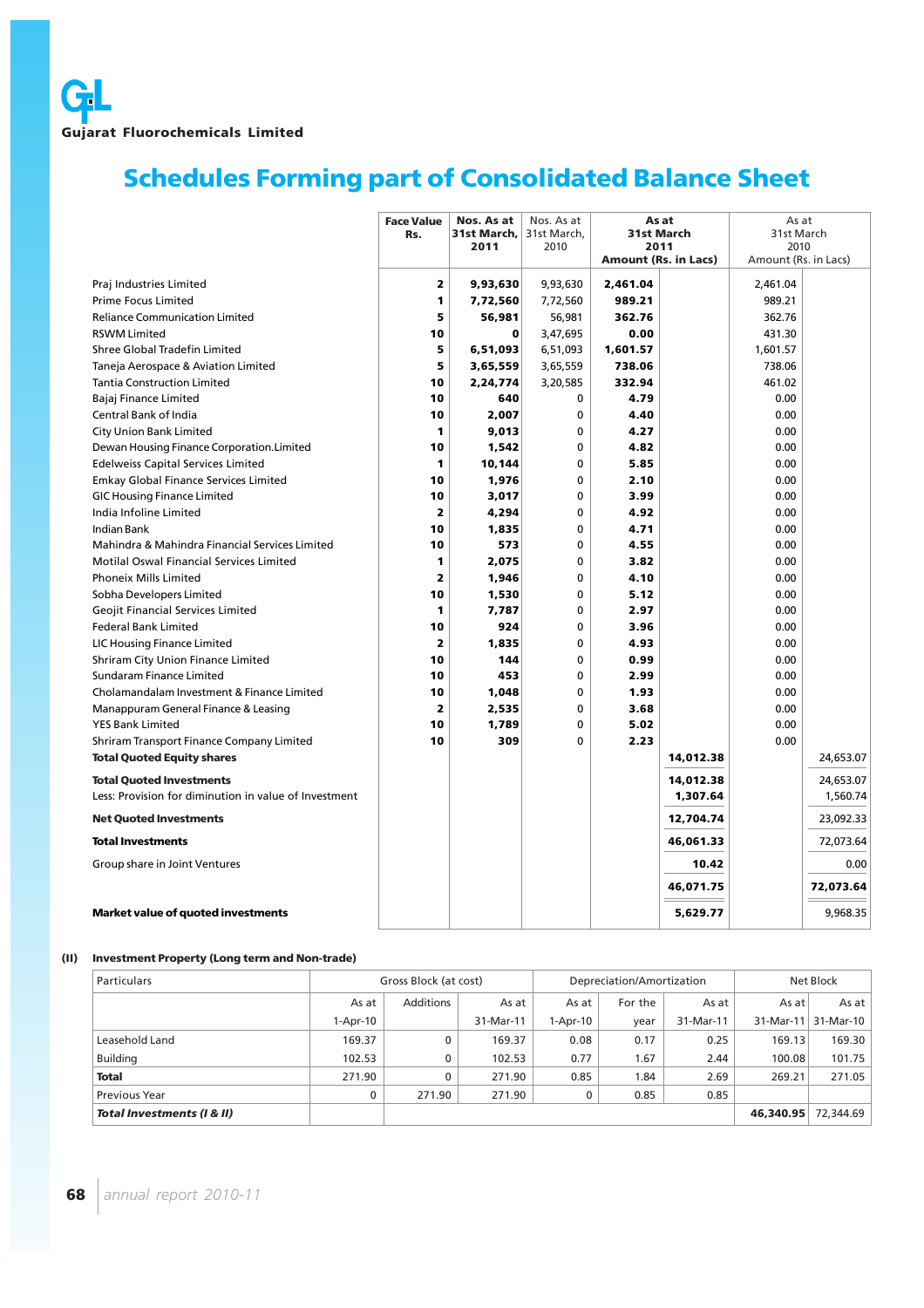# Gujarat Fluorochemicals Limited

## Schedules Forming part of Consolidated Balance Sheet

| | Face Value Rs. | Nos. As at 31st March, 2011 | Nos. As at 31st March, 2010 | As at 31st March 2011 Amount (Rs. in Lacs) | | As at 31st March 2010 Amount (Rs. in Lacs) | |
|---|---|---|---|---|---|---|---|
| Praj Industries Limited | 2 | 9,93,630 | 9,93,630 | 2,461.04 | | 2,461.04 | |
| Prime Focus Limited | 1 | 7,72,560 | 7,72,560 | 989.21 | | 989.21 | |
| Reliance Communication Limited | 5 | 56,981 | 56,981 | 362.76 | | 362.76 | |
| RSWM Limited | 10 | 0 | 3,47,695 | 0.00 | | 431.30 | |
| Shree Global Tradefin Limited | 5 | 6,51,093 | 6,51,093 | 1,601.57 | | 1,601.57 | |
| Taneja Aerospace & Aviation Limited | 5 | 3,65,559 | 3,65,559 | 738.06 | | 738.06 | |
| Tantia Construction Limited | 10 | 2,24,774 | 3,20,585 | 332.94 | | 461.02 | |
| Bajaj Finance Limited | 10 | 640 | 0 | 4.79 | | 0.00 | |
| Central Bank of India | 10 | 2,007 | 0 | 4.40 | | 0.00 | |
| City Union Bank Limited | 1 | 9,013 | 0 | 4.27 | | 0.00 | |
| Dewan Housing Finance Corporation.Limited | 10 | 1,542 | 0 | 4.82 | | 0.00 | |
| Edelweiss Capital Services Limited | 1 | 10,144 | 0 | 5.85 | | 0.00 | |
| Emkay Global Finance Services Limited | 10 | 1,976 | 0 | 2.10 | | 0.00 | |
| GIC Housing Finance Limited | 10 | 3,017 | 0 | 3.99 | | 0.00 | |
| India Infoline Limited | 2 | 4,294 | 0 | 4.92 | | 0.00 | |
| Indian Bank | 10 | 1,835 | 0 | 4.71 | | 0.00 | |
| Mahindra & Mahindra Financial Services Limited | 10 | 573 | 0 | 4.55 | | 0.00 | |
| Motilal Oswal Financial Services Limited | 1 | 2,075 | 0 | 3.82 | | 0.00 | |
| Phoneix Mills Limited | 2 | 1,946 | 0 | 4.10 | | 0.00 | |
| Sobha Developers Limited | 10 | 1,530 | 0 | 5.12 | | 0.00 | |
| Geojit Financial Services Limited | 1 | 7,787 | 0 | 2.97 | | 0.00 | |
| Federal Bank Limited | 10 | 924 | 0 | 3.96 | | 0.00 | |
| LIC Housing Finance Limited | 2 | 1,835 | 0 | 4.93 | | 0.00 | |
| Shriram City Union Finance Limited | 10 | 144 | 0 | 0.99 | | 0.00 | |
| Sundaram Finance Limited | 10 | 453 | 0 | 2.99 | | 0.00 | |
| Cholamandalam Investment & Finance Limited | 10 | 1,048 | 0 | 1.93 | | 0.00 | |
| Manappuram General Finance & Leasing | 2 | 2,535 | 0 | 3.68 | | 0.00 | |
| YES Bank Limited | 10 | 1,789 | 0 | 5.02 | | 0.00 | |
| Shriram Transport Finance Company Limited | 10 | 309 | 0 | 2.23 | | 0.00 | |
| **Total Quoted Equity shares** | | | | | 14,012.38 | | 24,653.07 |
| **Total Quoted Investments** | | | | | 14,012.38 | | 24,653.07 |
| Less: Provision for diminution in value of Investment | | | | | 1,307.64 | | 1,560.74 |
| **Net Quoted Investments** | | | | | 12,704.74 | | 23,092.33 |
| **Total Investments** | | | | | 46,061.33 | | 72,073.64 |
| Group share in Joint Ventures | | | | | 10.42 | | 0.00 |
| | | | | | 46,071.75 | | 72,073.64 |
| **Market value of quoted investments** | | | | | 5,629.77 | | 9,968.35 |

**(II) Investment Property (Long term and Non-trade)**

| Particulars | Gross Block (at cost) | | | Depreciation/Amortization | | | Net Block | |
|---|---|---|---|---|---|---|---|---|
| | As at 1-Apr-10 | Additions | As at 31-Mar-11 | As at 1-Apr-10 | For the year | As at 31-Mar-11 | As at 31-Mar-11 | As at 31-Mar-10 |
| Leasehold Land | 169.37 | 0 | 169.37 | 0.08 | 0.17 | 0.25 | 169.13 | 169.30 |
| Building | 102.53 | 0 | 102.53 | 0.77 | 1.67 | 2.44 | 100.08 | 101.75 |
| **Total** | 271.90 | 0 | 271.90 | 0.85 | 1.84 | 2.69 | 269.21 | 271.05 |
| Previous Year | 0 | 271.90 | 271.90 | 0 | 0.85 | 0.85 | | |
| ***Total Investments (I & II)*** | | | | | | | 46,340.95 | 72,344.69 |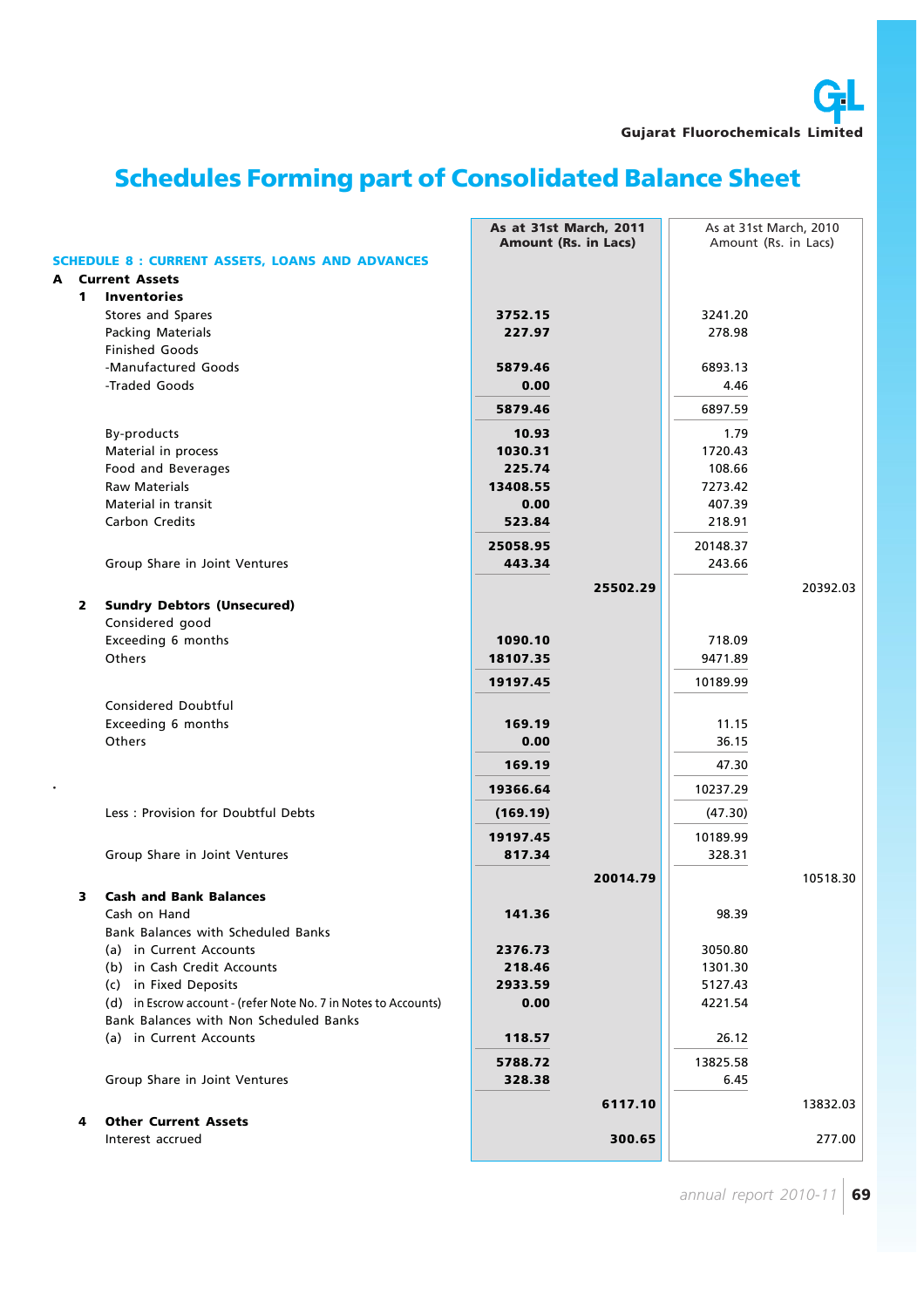# Schedules Forming part of Consolidated Balance Sheet

| | As at 31st March, 2011 Amount (Rs. in Lacs) | | As at 31st March, 2010 Amount (Rs. in Lacs) | |
|---|---|---|---|---|
| **SCHEDULE 8 : CURRENT ASSETS, LOANS AND ADVANCES** | | | | |
| **A Current Assets** | | | | |
| **1 Inventories** | | | | |
| Stores and Spares | **3752.15** | | 3241.20 | |
| Packing Materials | **227.97** | | 278.98 | |
| Finished Goods | | | | |
| -Manufactured Goods | **5879.46** | | 6893.13 | |
| -Traded Goods | **0.00** | | 4.46 | |
| | **5879.46** | | 6897.59 | |
| By-products | **10.93** | | 1.79 | |
| Material in process | **1030.31** | | 1720.43 | |
| Food and Beverages | **225.74** | | 108.66 | |
| Raw Materials | **13408.55** | | 7273.42 | |
| Material in transit | **0.00** | | 407.39 | |
| Carbon Credits | **523.84** | | 218.91 | |
| | **25058.95** | | 20148.37 | |
| Group Share in Joint Ventures | **443.34** | | 243.66 | |
| | | **25502.29** | | 20392.03 |
| **2 Sundry Debtors (Unsecured)** | | | | |
| Considered good | | | | |
| Exceeding 6 months | **1090.10** | | 718.09 | |
| Others | **18107.35** | | 9471.89 | |
| | **19197.45** | | 10189.99 | |
| Considered Doubtful | | | | |
| Exceeding 6 months | **169.19** | | 11.15 | |
| Others | **0.00** | | 36.15 | |
| | **169.19** | | 47.30 | |
| | **19366.64** | | 10237.29 | |
| Less : Provision for Doubtful Debts | **(169.19)** | | (47.30) | |
| | **19197.45** | | 10189.99 | |
| Group Share in Joint Ventures | **817.34** | | 328.31 | |
| | | **20014.79** | | 10518.30 |
| **3 Cash and Bank Balances** | | | | |
| Cash on Hand | **141.36** | | 98.39 | |
| Bank Balances with Scheduled Banks | | | | |
| (a) in Current Accounts | **2376.73** | | 3050.80 | |
| (b) in Cash Credit Accounts | **218.46** | | 1301.30 | |
| (c) in Fixed Deposits | **2933.59** | | 5127.43 | |
| (d) in Escrow account - (refer Note No. 7 in Notes to Accounts) | **0.00** | | 4221.54 | |
| Bank Balances with Non Scheduled Banks | | | | |
| (a) in Current Accounts | **118.57** | | 26.12 | |
| | **5788.72** | | 13825.58 | |
| Group Share in Joint Ventures | **328.38** | | 6.45 | |
| | | **6117.10** | | 13832.03 |
| **4 Other Current Assets** | | | | |
| Interest accrued | | **300.65** | | 277.00 |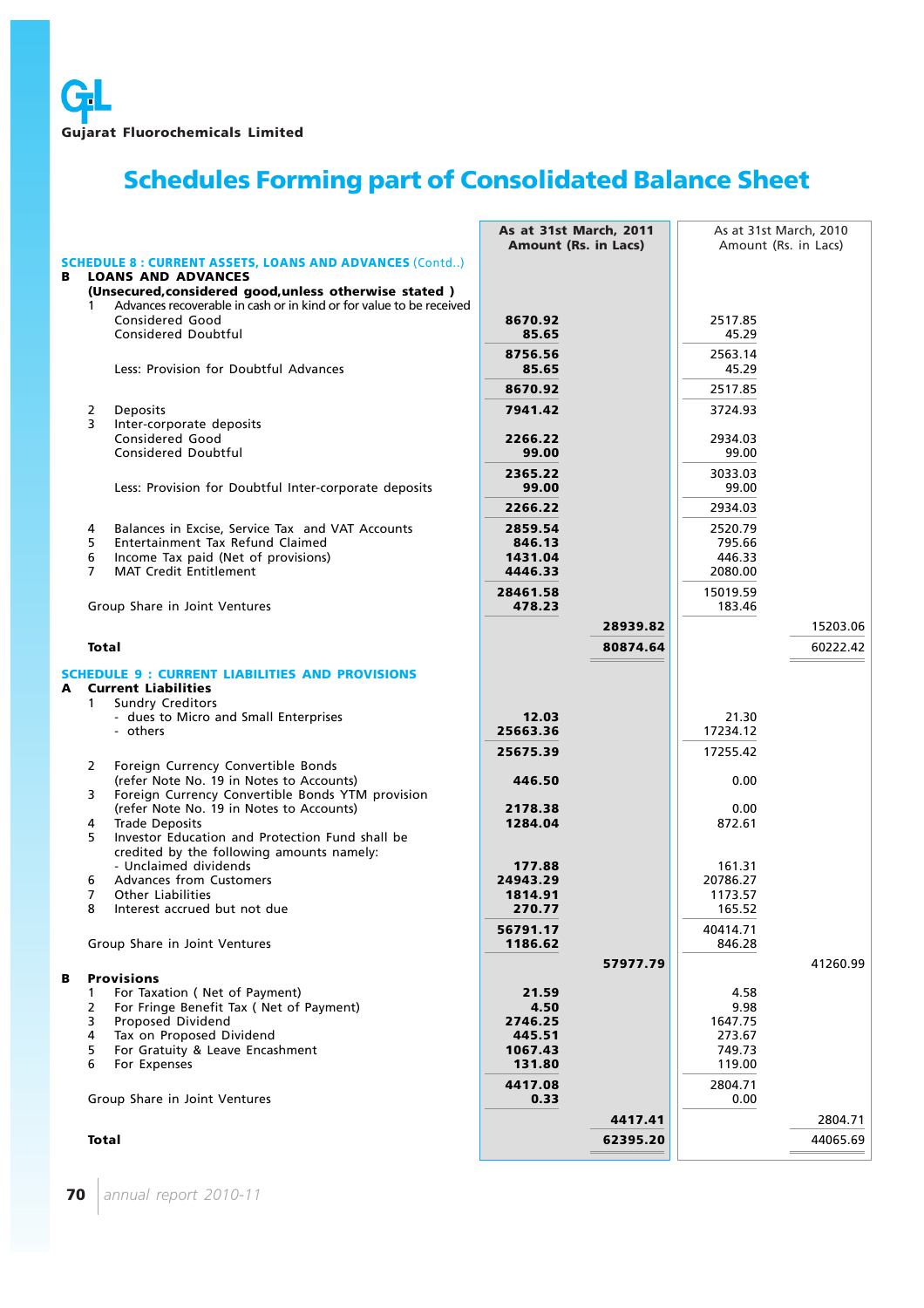**Gujarat Fluorochemicals Limited**

# Schedules Forming part of Consolidated Balance Sheet

| | As at 31st March, 2011 Amount (Rs. in Lacs) | | As at 31st March, 2010 Amount (Rs. in Lacs) | |
|---|---|---|---|---|
| **SCHEDULE 8 : CURRENT ASSETS, LOANS AND ADVANCES** (Contd..) | | | | |
| **B LOANS AND ADVANCES** | | | | |
| **(Unsecured,considered good,unless otherwise stated )** | | | | |
| 1 Advances recoverable in cash or in kind or for value to be received | | | | |
| Considered Good | 8670.92 | | 2517.85 | |
| Considered Doubtful | 85.65 | | 45.29 | |
| | 8756.56 | | 2563.14 | |
| Less: Provision for Doubtful Advances | 85.65 | | 45.29 | |
| | 8670.92 | | 2517.85 | |
| 2 Deposits | 7941.42 | | 3724.93 | |
| 3 Inter-corporate deposits | | | | |
| Considered Good | 2266.22 | | 2934.03 | |
| Considered Doubtful | 99.00 | | 99.00 | |
| | 2365.22 | | 3033.03 | |
| Less: Provision for Doubtful Inter-corporate deposits | 99.00 | | 99.00 | |
| | 2266.22 | | 2934.03 | |
| 4 Balances in Excise, Service Tax and VAT Accounts | 2859.54 | | 2520.79 | |
| 5 Entertainment Tax Refund Claimed | 846.13 | | 795.66 | |
| 6 Income Tax paid (Net of provisions) | 1431.04 | | 446.33 | |
| 7 MAT Credit Entitlement | 4446.33 | | 2080.00 | |
| | 28461.58 | | 15019.59 | |
| Group Share in Joint Ventures | 478.23 | | 183.46 | |
| | | 28939.82 | | 15203.06 |
| **Total** | | 80874.64 | | 60222.42 |
| **SCHEDULE 9 : CURRENT LIABILITIES AND PROVISIONS** | | | | |
| **A Current Liabilities** | | | | |
| 1 Sundry Creditors | | | | |
| - dues to Micro and Small Enterprises | 12.03 | | 21.30 | |
| - others | 25663.36 | | 17234.12 | |
| | 25675.39 | | 17255.42 | |
| 2 Foreign Currency Convertible Bonds (refer Note No. 19 in Notes to Accounts) | 446.50 | | 0.00 | |
| 3 Foreign Currency Convertible Bonds YTM provision (refer Note No. 19 in Notes to Accounts) | 2178.38 | | 0.00 | |
| 4 Trade Deposits | 1284.04 | | 872.61 | |
| 5 Investor Education and Protection Fund shall be credited by the following amounts namely: | | | | |
| - Unclaimed dividends | 177.88 | | 161.31 | |
| 6 Advances from Customers | 24943.29 | | 20786.27 | |
| 7 Other Liabilities | 1814.91 | | 1173.57 | |
| 8 Interest accrued but not due | 270.77 | | 165.52 | |
| | 56791.17 | | 40414.71 | |
| Group Share in Joint Ventures | 1186.62 | | 846.28 | |
| | | 57977.79 | | 41260.99 |
| **B Provisions** | | | | |
| 1 For Taxation ( Net of Payment) | 21.59 | | 4.58 | |
| 2 For Fringe Benefit Tax ( Net of Payment) | 4.50 | | 9.98 | |
| 3 Proposed Dividend | 2746.25 | | 1647.75 | |
| 4 Tax on Proposed Dividend | 445.51 | | 273.67 | |
| 5 For Gratuity & Leave Encashment | 1067.43 | | 749.73 | |
| 6 For Expenses | 131.80 | | 119.00 | |
| | 4417.08 | | 2804.71 | |
| Group Share in Joint Ventures | 0.33 | | 0.00 | |
| | | 4417.41 | | 2804.71 |
| **Total** | | 62395.20 | | 44065.69 |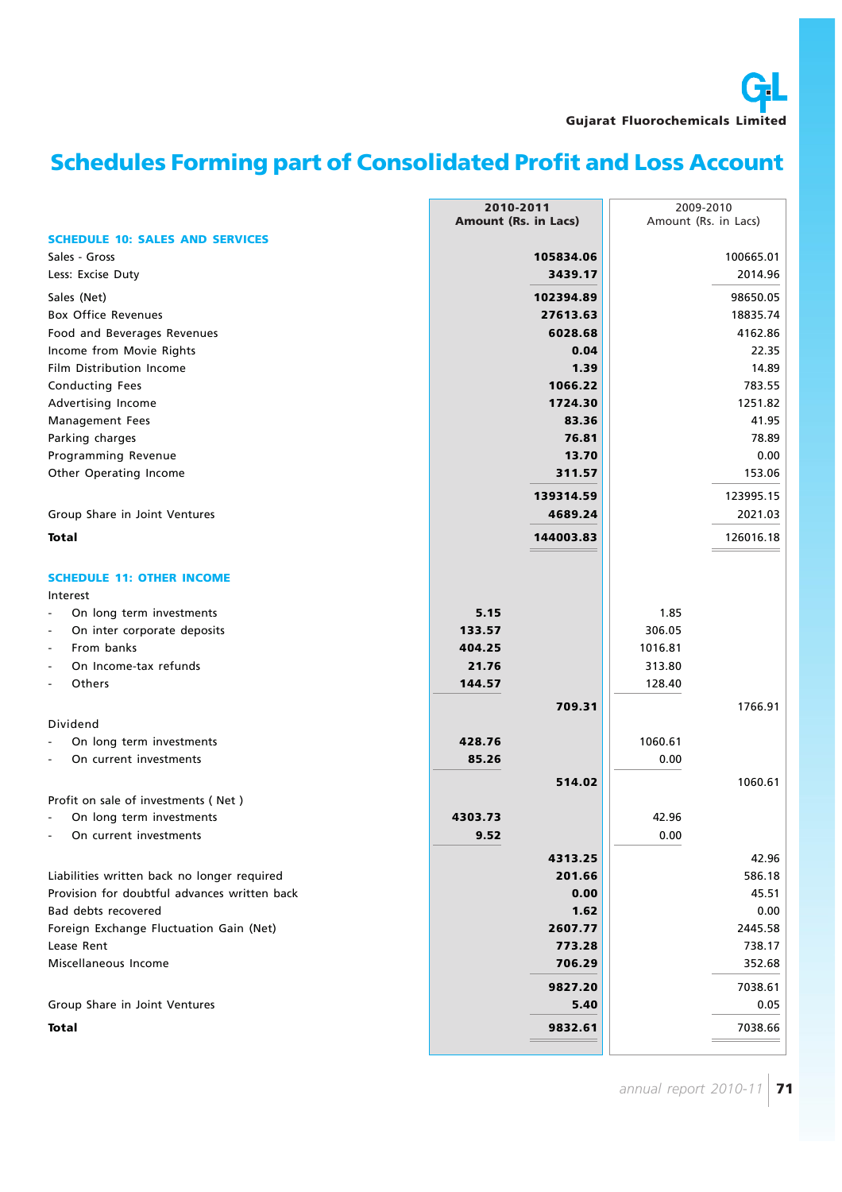# Schedules Forming part of Consolidated Profit and Loss Account

| | 2010-2011 Amount (Rs. in Lacs) | | 2009-2010 Amount (Rs. in Lacs) | |
|---|---|---|---|---|
| **SCHEDULE 10: SALES AND SERVICES** | | | | |
| Sales - Gross | | **105834.06** | | 100665.01 |
| Less: Excise Duty | | **3439.17** | | 2014.96 |
| Sales (Net) | | **102394.89** | | 98650.05 |
| Box Office Revenues | | **27613.63** | | 18835.74 |
| Food and Beverages Revenues | | **6028.68** | | 4162.86 |
| Income from Movie Rights | | **0.04** | | 22.35 |
| Film Distribution Income | | **1.39** | | 14.89 |
| Conducting Fees | | **1066.22** | | 783.55 |
| Advertising Income | | **1724.30** | | 1251.82 |
| Management Fees | | **83.36** | | 41.95 |
| Parking charges | | **76.81** | | 78.89 |
| Programming Revenue | | **13.70** | | 0.00 |
| Other Operating Income | | **311.57** | | 153.06 |
| | | **139314.59** | | 123995.15 |
| Group Share in Joint Ventures | | **4689.24** | | 2021.03 |
| **Total** | | **144003.83** | | 126016.18 |
| **SCHEDULE 11: OTHER INCOME** | | | | |
| Interest | | | | |
| - On long term investments | **5.15** | | 1.85 | |
| - On inter corporate deposits | **133.57** | | 306.05 | |
| - From banks | **404.25** | | 1016.81 | |
| - On Income-tax refunds | **21.76** | | 313.80 | |
| - Others | **144.57** | | 128.40 | |
| | | **709.31** | | 1766.91 |
| Dividend | | | | |
| - On long term investments | **428.76** | | 1060.61 | |
| - On current investments | **85.26** | | 0.00 | |
| | | **514.02** | | 1060.61 |
| Profit on sale of investments ( Net ) | | | | |
| - On long term investments | **4303.73** | | 42.96 | |
| - On current investments | **9.52** | | 0.00 | |
| | | **4313.25** | | 42.96 |
| Liabilities written back no longer required | | **201.66** | | 586.18 |
| Provision for doubtful advances written back | | **0.00** | | 45.51 |
| Bad debts recovered | | **1.62** | | 0.00 |
| Foreign Exchange Fluctuation Gain (Net) | | **2607.77** | | 2445.58 |
| Lease Rent | | **773.28** | | 738.17 |
| Miscellaneous Income | | **706.29** | | 352.68 |
| | | **9827.20** | | 7038.61 |
| Group Share in Joint Ventures | | **5.40** | | 0.05 |
| **Total** | | **9832.61** | | 7038.66 |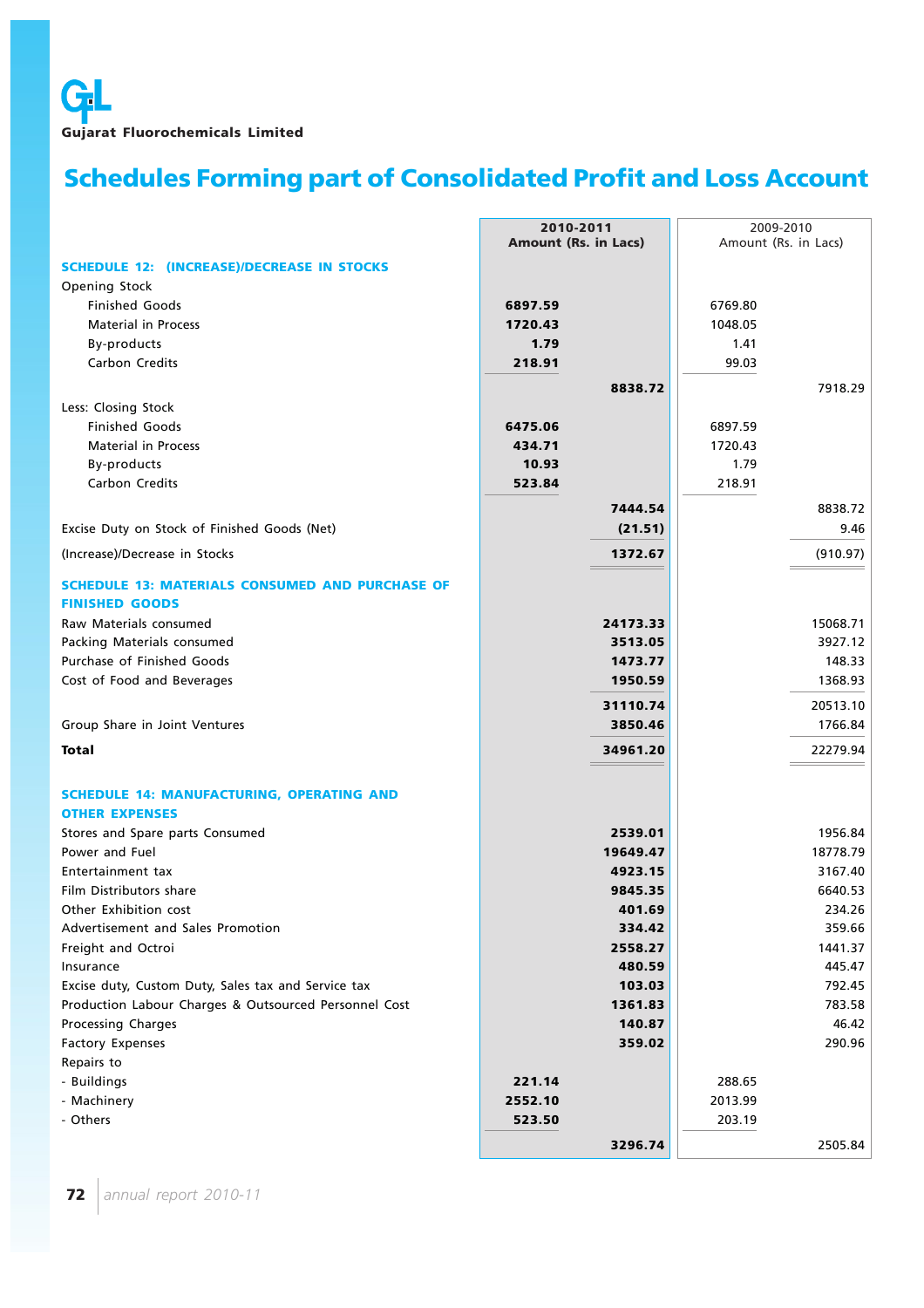Gujarat Fluorochemicals Limited

# Schedules Forming part of Consolidated Profit and Loss Account

| | 2010-2011 Amount (Rs. in Lacs) | | 2009-2010 Amount (Rs. in Lacs) | |
|---|---|---|---|---|
| **SCHEDULE 12: (INCREASE)/DECREASE IN STOCKS** | | | | |
| Opening Stock | | | | |
| Finished Goods | **6897.59** | | 6769.80 | |
| Material in Process | **1720.43** | | 1048.05 | |
| By-products | **1.79** | | 1.41 | |
| Carbon Credits | **218.91** | | 99.03 | |
| | | **8838.72** | | 7918.29 |
| Less: Closing Stock | | | | |
| Finished Goods | **6475.06** | | 6897.59 | |
| Material in Process | **434.71** | | 1720.43 | |
| By-products | **10.93** | | 1.79 | |
| Carbon Credits | **523.84** | | 218.91 | |
| | | **7444.54** | | 8838.72 |
| Excise Duty on Stock of Finished Goods (Net) | | **(21.51)** | | 9.46 |
| (Increase)/Decrease in Stocks | | **1372.67** | | (910.97) |
| **SCHEDULE 13: MATERIALS CONSUMED AND PURCHASE OF FINISHED GOODS** | | | | |
| Raw Materials consumed | | **24173.33** | | 15068.71 |
| Packing Materials consumed | | **3513.05** | | 3927.12 |
| Purchase of Finished Goods | | **1473.77** | | 148.33 |
| Cost of Food and Beverages | | **1950.59** | | 1368.93 |
| | | **31110.74** | | 20513.10 |
| Group Share in Joint Ventures | | **3850.46** | | 1766.84 |
| **Total** | | **34961.20** | | 22279.94 |
| **SCHEDULE 14: MANUFACTURING, OPERATING AND OTHER EXPENSES** | | | | |
| Stores and Spare parts Consumed | | **2539.01** | | 1956.84 |
| Power and Fuel | | **19649.47** | | 18778.79 |
| Entertainment tax | | **4923.15** | | 3167.40 |
| Film Distributors share | | **9845.35** | | 6640.53 |
| Other Exhibition cost | | **401.69** | | 234.26 |
| Advertisement and Sales Promotion | | **334.42** | | 359.66 |
| Freight and Octroi | | **2558.27** | | 1441.37 |
| Insurance | | **480.59** | | 445.47 |
| Excise duty, Custom Duty, Sales tax and Service tax | | **103.03** | | 792.45 |
| Production Labour Charges & Outsourced Personnel Cost | | **1361.83** | | 783.58 |
| Processing Charges | | **140.87** | | 46.42 |
| Factory Expenses | | **359.02** | | 290.96 |
| Repairs to | | | | |
| - Buildings | **221.14** | | 288.65 | |
| - Machinery | **2552.10** | | 2013.99 | |
| - Others | **523.50** | | 203.19 | |
| | | **3296.74** | | 2505.84 |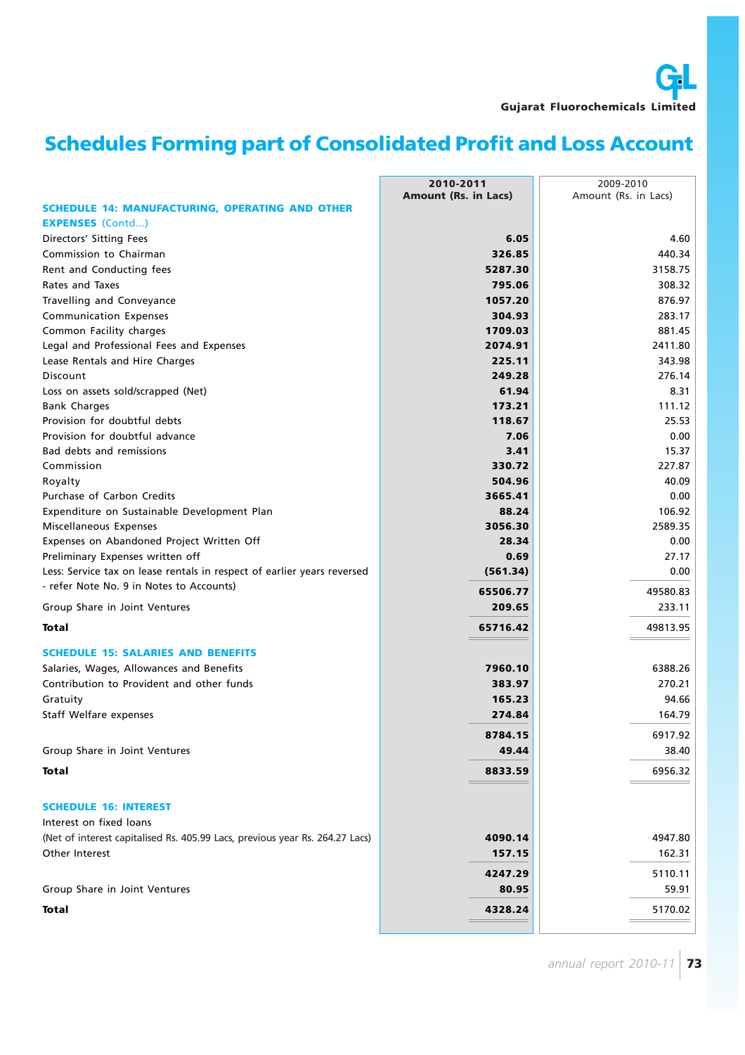# Schedules Forming part of Consolidated Profit and Loss Account

| | 2010-2011 Amount (Rs. in Lacs) | 2009-2010 Amount (Rs. in Lacs) |
|---|---|---|
| **SCHEDULE 14: MANUFACTURING, OPERATING AND OTHER EXPENSES** (Contd...) | | |
| Directors' Sitting Fees | **6.05** | 4.60 |
| Commission to Chairman | **326.85** | 440.34 |
| Rent and Conducting fees | **5287.30** | 3158.75 |
| Rates and Taxes | **795.06** | 308.32 |
| Travelling and Conveyance | **1057.20** | 876.97 |
| Communication Expenses | **304.93** | 283.17 |
| Common Facility charges | **1709.03** | 881.45 |
| Legal and Professional Fees and Expenses | **2074.91** | 2411.80 |
| Lease Rentals and Hire Charges | **225.11** | 343.98 |
| Discount | **249.28** | 276.14 |
| Loss on assets sold/scrapped (Net) | **61.94** | 8.31 |
| Bank Charges | **173.21** | 111.12 |
| Provision for doubtful debts | **118.67** | 25.53 |
| Provision for doubtful advance | **7.06** | 0.00 |
| Bad debts and remissions | **3.41** | 15.37 |
| Commission | **330.72** | 227.87 |
| Royalty | **504.96** | 40.09 |
| Purchase of Carbon Credits | **3665.41** | 0.00 |
| Expenditure on Sustainable Development Plan | **88.24** | 106.92 |
| Miscellaneous Expenses | **3056.30** | 2589.35 |
| Expenses on Abandoned Project Written Off | **28.34** | 0.00 |
| Preliminary Expenses written off | **0.69** | 27.17 |
| Less: Service tax on lease rentals in respect of earlier years reversed - refer Note No. 9 in Notes to Accounts) | **(561.34)** | 0.00 |
| | **65506.77** | 49580.83 |
| Group Share in Joint Ventures | **209.65** | 233.11 |
| **Total** | **65716.42** | 49813.95 |
| **SCHEDULE 15: SALARIES AND BENEFITS** | | |
| Salaries, Wages, Allowances and Benefits | **7960.10** | 6388.26 |
| Contribution to Provident and other funds | **383.97** | 270.21 |
| Gratuity | **165.23** | 94.66 |
| Staff Welfare expenses | **274.84** | 164.79 |
| | **8784.15** | 6917.92 |
| Group Share in Joint Ventures | **49.44** | 38.40 |
| **Total** | **8833.59** | 6956.32 |
| **SCHEDULE 16: INTEREST** | | |
| Interest on fixed loans (Net of interest capitalised Rs. 405.99 Lacs, previous year Rs. 264.27 Lacs) | **4090.14** | 4947.80 |
| Other Interest | **157.15** | 162.31 |
| | **4247.29** | 5110.11 |
| Group Share in Joint Ventures | **80.95** | 59.91 |
| **Total** | **4328.24** | 5170.02 |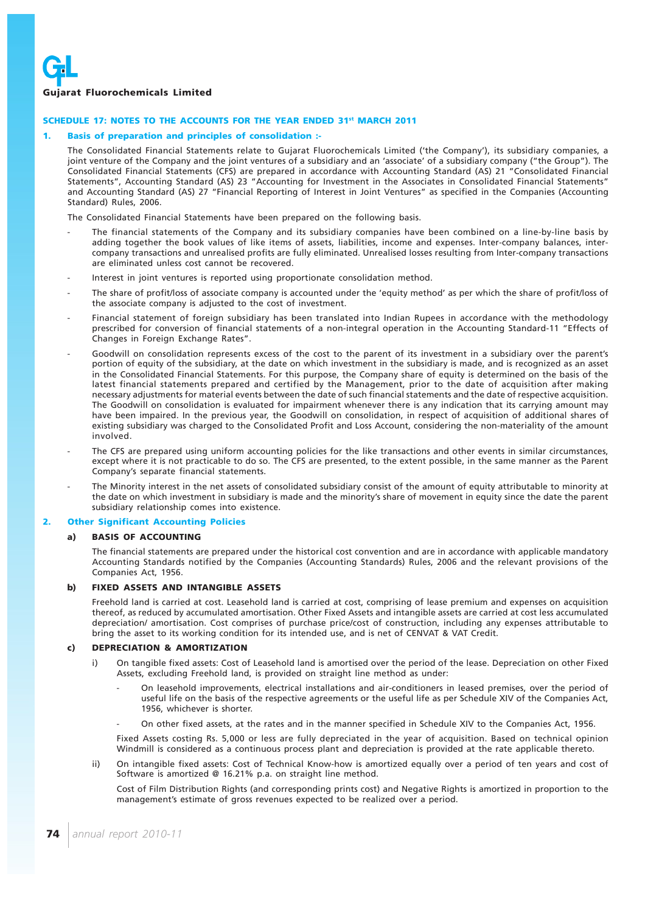# SCHEDULE 17: NOTES TO THE ACCOUNTS FOR THE YEAR ENDED 31st MARCH 2011

## 1. Basis of preparation and principles of consolidation :-

The Consolidated Financial Statements relate to Gujarat Fluorochemicals Limited ('the Company'), its subsidiary companies, a joint venture of the Company and the joint ventures of a subsidiary and an 'associate' of a subsidiary company ("the Group"). The Consolidated Financial Statements (CFS) are prepared in accordance with Accounting Standard (AS) 21 "Consolidated Financial Statements", Accounting Standard (AS) 23 "Accounting for Investment in the Associates in Consolidated Financial Statements" and Accounting Standard (AS) 27 "Financial Reporting of Interest in Joint Ventures" as specified in the Companies (Accounting Standard) Rules, 2006.

The Consolidated Financial Statements have been prepared on the following basis.

- The financial statements of the Company and its subsidiary companies have been combined on a line-by-line basis by adding together the book values of like items of assets, liabilities, income and expenses. Inter-company balances, inter-company transactions and unrealised profits are fully eliminated. Unrealised losses resulting from Inter-company transactions are eliminated unless cost cannot be recovered.
- Interest in joint ventures is reported using proportionate consolidation method.
- The share of profit/loss of associate company is accounted under the 'equity method' as per which the share of profit/loss of the associate company is adjusted to the cost of investment.
- Financial statement of foreign subsidiary has been translated into Indian Rupees in accordance with the methodology prescribed for conversion of financial statements of a non-integral operation in the Accounting Standard-11 "Effects of Changes in Foreign Exchange Rates".
- Goodwill on consolidation represents excess of the cost to the parent of its investment in a subsidiary over the parent's portion of equity of the subsidiary, at the date on which investment in the subsidiary is made, and is recognized as an asset in the Consolidated Financial Statements. For this purpose, the Company share of equity is determined on the basis of the latest financial statements prepared and certified by the Management, prior to the date of acquisition after making necessary adjustments for material events between the date of such financial statements and the date of respective acquisition. The Goodwill on consolidation is evaluated for impairment whenever there is any indication that its carrying amount may have been impaired. In the previous year, the Goodwill on consolidation, in respect of acquisition of additional shares of existing subsidiary was charged to the Consolidated Profit and Loss Account, considering the non-materiality of the amount involved.
- The CFS are prepared using uniform accounting policies for the like transactions and other events in similar circumstances, except where it is not practicable to do so. The CFS are presented, to the extent possible, in the same manner as the Parent Company's separate financial statements.
- The Minority interest in the net assets of consolidated subsidiary consist of the amount of equity attributable to minority at the date on which investment in subsidiary is made and the minority's share of movement in equity since the date the parent subsidiary relationship comes into existence.

## 2. Other Significant Accounting Policies

### a) BASIS OF ACCOUNTING

The financial statements are prepared under the historical cost convention and are in accordance with applicable mandatory Accounting Standards notified by the Companies (Accounting Standards) Rules, 2006 and the relevant provisions of the Companies Act, 1956.

### b) FIXED ASSETS AND INTANGIBLE ASSETS

Freehold land is carried at cost. Leasehold land is carried at cost, comprising of lease premium and expenses on acquisition thereof, as reduced by accumulated amortisation. Other Fixed Assets and intangible assets are carried at cost less accumulated depreciation/ amortisation. Cost comprises of purchase price/cost of construction, including any expenses attributable to bring the asset to its working condition for its intended use, and is net of CENVAT & VAT Credit.

### c) DEPRECIATION & AMORTIZATION

i) On tangible fixed assets: Cost of Leasehold land is amortised over the period of the lease. Depreciation on other Fixed Assets, excluding Freehold land, is provided on straight line method as under:

- On leasehold improvements, electrical installations and air-conditioners in leased premises, over the period of useful life on the basis of the respective agreements or the useful life as per Schedule XIV of the Companies Act, 1956, whichever is shorter.
- On other fixed assets, at the rates and in the manner specified in Schedule XIV to the Companies Act, 1956.

Fixed Assets costing Rs. 5,000 or less are fully depreciated in the year of acquisition. Based on technical opinion Windmill is considered as a continuous process plant and depreciation is provided at the rate applicable thereto.

ii) On intangible fixed assets: Cost of Technical Know-how is amortized equally over a period of ten years and cost of Software is amortized @ 16.21% p.a. on straight line method.

Cost of Film Distribution Rights (and corresponding prints cost) and Negative Rights is amortized in proportion to the management's estimate of gross revenues expected to be realized over a period.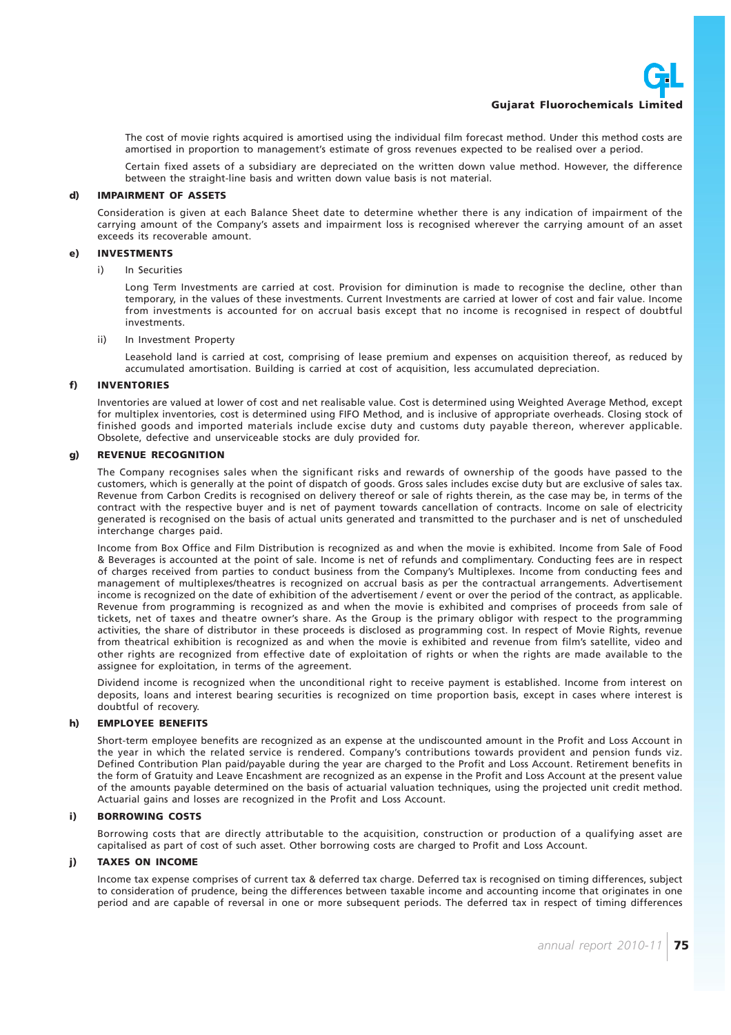The cost of movie rights acquired is amortised using the individual film forecast method. Under this method costs are amortised in proportion to management's estimate of gross revenues expected to be realised over a period.

Certain fixed assets of a subsidiary are depreciated on the written down value method. However, the difference between the straight-line basis and written down value basis is not material.

**d) IMPAIRMENT OF ASSETS**

Consideration is given at each Balance Sheet date to determine whether there is any indication of impairment of the carrying amount of the Company's assets and impairment loss is recognised wherever the carrying amount of an asset exceeds its recoverable amount.

**e) INVESTMENTS**

i) In Securities

Long Term Investments are carried at cost. Provision for diminution is made to recognise the decline, other than temporary, in the values of these investments. Current Investments are carried at lower of cost and fair value. Income from investments is accounted for on accrual basis except that no income is recognised in respect of doubtful investments.

ii) In Investment Property

Leasehold land is carried at cost, comprising of lease premium and expenses on acquisition thereof, as reduced by accumulated amortisation. Building is carried at cost of acquisition, less accumulated depreciation.

**f) INVENTORIES**

Inventories are valued at lower of cost and net realisable value. Cost is determined using Weighted Average Method, except for multiplex inventories, cost is determined using FIFO Method, and is inclusive of appropriate overheads. Closing stock of finished goods and imported materials include excise duty and customs duty payable thereon, wherever applicable. Obsolete, defective and unserviceable stocks are duly provided for.

**g) REVENUE RECOGNITION**

The Company recognises sales when the significant risks and rewards of ownership of the goods have passed to the customers, which is generally at the point of dispatch of goods. Gross sales includes excise duty but are exclusive of sales tax. Revenue from Carbon Credits is recognised on delivery thereof or sale of rights therein, as the case may be, in terms of the contract with the respective buyer and is net of payment towards cancellation of contracts. Income on sale of electricity generated is recognised on the basis of actual units generated and transmitted to the purchaser and is net of unscheduled interchange charges paid.

Income from Box Office and Film Distribution is recognized as and when the movie is exhibited. Income from Sale of Food & Beverages is accounted at the point of sale. Income is net of refunds and complimentary. Conducting fees are in respect of charges received from parties to conduct business from the Company's Multiplexes. Income from conducting fees and management of multiplexes/theatres is recognized on accrual basis as per the contractual arrangements. Advertisement income is recognized on the date of exhibition of the advertisement / event or over the period of the contract, as applicable. Revenue from programming is recognized as and when the movie is exhibited and comprises of proceeds from sale of tickets, net of taxes and theatre owner's share. As the Group is the primary obligor with respect to the programming activities, the share of distributor in these proceeds is disclosed as programming cost. In respect of Movie Rights, revenue from theatrical exhibition is recognized as and when the movie is exhibited and revenue from film's satellite, video and other rights are recognized from effective date of exploitation of rights or when the rights are made available to the assignee for exploitation, in terms of the agreement.

Dividend income is recognized when the unconditional right to receive payment is established. Income from interest on deposits, loans and interest bearing securities is recognized on time proportion basis, except in cases where interest is doubtful of recovery.

**h) EMPLOYEE BENEFITS**

Short-term employee benefits are recognized as an expense at the undiscounted amount in the Profit and Loss Account in the year in which the related service is rendered. Company's contributions towards provident and pension funds viz. Defined Contribution Plan paid/payable during the year are charged to the Profit and Loss Account. Retirement benefits in the form of Gratuity and Leave Encashment are recognized as an expense in the Profit and Loss Account at the present value of the amounts payable determined on the basis of actuarial valuation techniques, using the projected unit credit method. Actuarial gains and losses are recognized in the Profit and Loss Account.

**i) BORROWING COSTS**

Borrowing costs that are directly attributable to the acquisition, construction or production of a qualifying asset are capitalised as part of cost of such asset. Other borrowing costs are charged to Profit and Loss Account.

**j) TAXES ON INCOME**

Income tax expense comprises of current tax & deferred tax charge. Deferred tax is recognised on timing differences, subject to consideration of prudence, being the differences between taxable income and accounting income that originates in one period and are capable of reversal in one or more subsequent periods. The deferred tax in respect of timing differences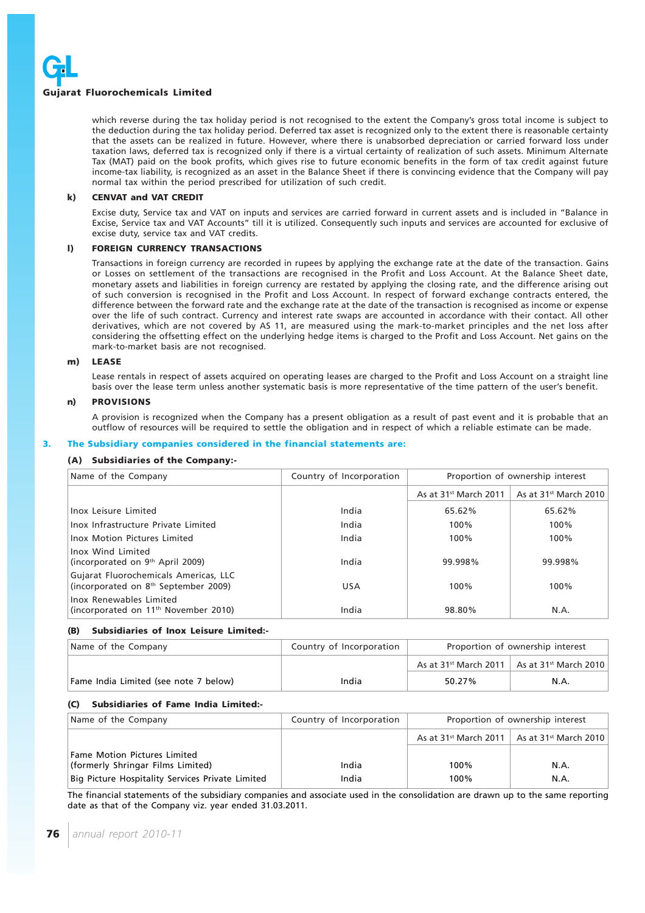which reverse during the tax holiday period is not recognised to the extent the Company's gross total income is subject to the deduction during the tax holiday period. Deferred tax asset is recognized only to the extent there is reasonable certainty that the assets can be realized in future. However, where there is unabsorbed depreciation or carried forward loss under taxation laws, deferred tax is recognized only if there is a virtual certainty of realization of such assets. Minimum Alternate Tax (MAT) paid on the book profits, which gives rise to future economic benefits in the form of tax credit against future income-tax liability, is recognized as an asset in the Balance Sheet if there is convincing evidence that the Company will pay normal tax within the period prescribed for utilization of such credit.

**k) CENVAT and VAT CREDIT**

Excise duty, Service tax and VAT on inputs and services are carried forward in current assets and is included in "Balance in Excise, Service tax and VAT Accounts" till it is utilized. Consequently such inputs and services are accounted for exclusive of excise duty, service tax and VAT credits.

**l) FOREIGN CURRENCY TRANSACTIONS**

Transactions in foreign currency are recorded in rupees by applying the exchange rate at the date of the transaction. Gains or Losses on settlement of the transactions are recognised in the Profit and Loss Account. At the Balance Sheet date, monetary assets and liabilities in foreign currency are restated by applying the closing rate, and the difference arising out of such conversion is recognised in the Profit and Loss Account. In respect of forward exchange contracts entered, the difference between the forward rate and the exchange rate at the date of the transaction is recognised as income or expense over the life of such contract. Currency and interest rate swaps are accounted in accordance with their contact. All other derivatives, which are not covered by AS 11, are measured using the mark-to-market principles and the net loss after considering the offsetting effect on the underlying hedge items is charged to the Profit and Loss Account. Net gains on the mark-to-market basis are not recognised.

**m) LEASE**

Lease rentals in respect of assets acquired on operating leases are charged to the Profit and Loss Account on a straight line basis over the lease term unless another systematic basis is more representative of the time pattern of the user's benefit.

**n) PROVISIONS**

A provision is recognized when the Company has a present obligation as a result of past event and it is probable that an outflow of resources will be required to settle the obligation and in respect of which a reliable estimate can be made.

## 3. The Subsidiary companies considered in the financial statements are:

**(A) Subsidiaries of the Company:-**

| Name of the Company | Country of Incorporation | Proportion of ownership interest | |
|---|---|---|---|
| | | As at 31st March 2011 | As at 31st March 2010 |
| Inox Leisure Limited | India | 65.62% | 65.62% |
| Inox Infrastructure Private Limited | India | 100% | 100% |
| Inox Motion Pictures Limited | India | 100% | 100% |
| Inox Wind Limited (incorporated on 9th April 2009) | India | 99.998% | 99.998% |
| Gujarat Fluorochemicals Americas, LLC (incorporated on 8th September 2009) | USA | 100% | 100% |
| Inox Renewables Limited (incorporated on 11th November 2010) | India | 98.80% | N.A. |

**(B) Subsidiaries of Inox Leisure Limited:-**

| Name of the Company | Country of Incorporation | Proportion of ownership interest | |
|---|---|---|---|
| | | As at 31st March 2011 | As at 31st March 2010 |
| Fame India Limited (see note 7 below) | India | 50.27% | N.A. |

**(C) Subsidiaries of Fame India Limited:-**

| Name of the Company | Country of Incorporation | Proportion of ownership interest | |
|---|---|---|---|
| | | As at 31st March 2011 | As at 31st March 2010 |
| Fame Motion Pictures Limited (formerly Shringar Films Limited) | India | 100% | N.A. |
| Big Picture Hospitality Services Private Limited | India | 100% | N.A. |

The financial statements of the subsidiary companies and associate used in the consolidation are drawn up to the same reporting date as that of the Company viz. year ended 31.03.2011.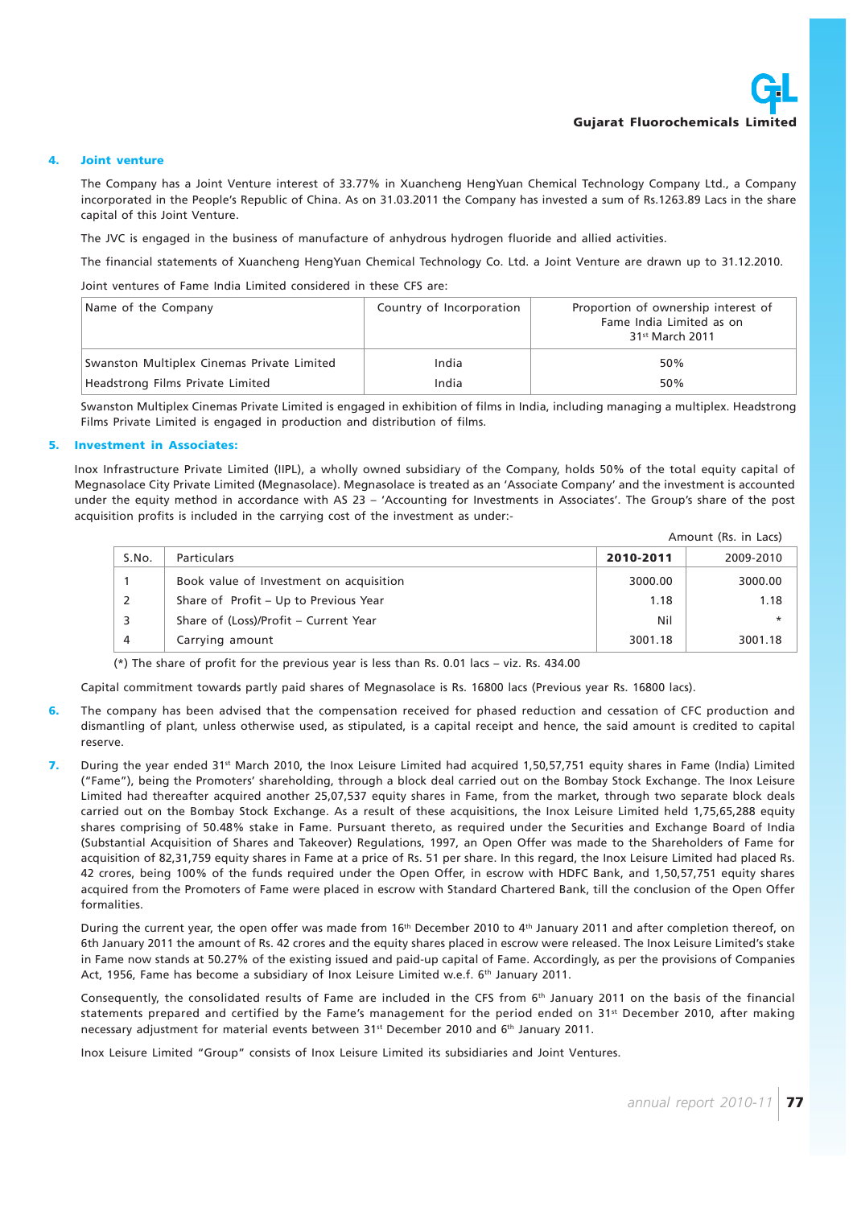## 4. Joint venture

The Company has a Joint Venture interest of 33.77% in Xuancheng HengYuan Chemical Technology Company Ltd., a Company incorporated in the People's Republic of China. As on 31.03.2011 the Company has invested a sum of Rs.1263.89 Lacs in the share capital of this Joint Venture.

The JVC is engaged in the business of manufacture of anhydrous hydrogen fluoride and allied activities.

The financial statements of Xuancheng HengYuan Chemical Technology Co. Ltd. a Joint Venture are drawn up to 31.12.2010.

Joint ventures of Fame India Limited considered in these CFS are:

| Name of the Company | Country of Incorporation | Proportion of ownership interest of Fame India Limited as on 31st March 2011 |
|---|---|---|
| Swanston Multiplex Cinemas Private Limited | India | 50% |
| Headstrong Films Private Limited | India | 50% |

Swanston Multiplex Cinemas Private Limited is engaged in exhibition of films in India, including managing a multiplex. Headstrong Films Private Limited is engaged in production and distribution of films.

## 5. Investment in Associates:

Inox Infrastructure Private Limited (IIPL), a wholly owned subsidiary of the Company, holds 50% of the total equity capital of Megnasolace City Private Limited (Megnasolace). Megnasolace is treated as an 'Associate Company' and the investment is accounted under the equity method in accordance with AS 23 – 'Accounting for Investments in Associates'. The Group's share of the post acquisition profits is included in the carrying cost of the investment as under:-

Amount (Rs. in Lacs)

| S.No. | Particulars | **2010-2011** | 2009-2010 |
|---|---|---|---|
| 1 | Book value of Investment on acquisition | 3000.00 | 3000.00 |
| 2 | Share of Profit – Up to Previous Year | 1.18 | 1.18 |
| 3 | Share of (Loss)/Profit – Current Year | Nil | * |
| 4 | Carrying amount | 3001.18 | 3001.18 |

(*) The share of profit for the previous year is less than Rs. 0.01 lacs – viz. Rs. 434.00

Capital commitment towards partly paid shares of Megnasolace is Rs. 16800 lacs (Previous year Rs. 16800 lacs).

6. The company has been advised that the compensation received for phased reduction and cessation of CFC production and dismantling of plant, unless otherwise used, as stipulated, is a capital receipt and hence, the said amount is credited to capital reserve.

7. During the year ended 31st March 2010, the Inox Leisure Limited had acquired 1,50,57,751 equity shares in Fame (India) Limited ("Fame"), being the Promoters' shareholding, through a block deal carried out on the Bombay Stock Exchange. The Inox Leisure Limited had thereafter acquired another 25,07,537 equity shares in Fame, from the market, through two separate block deals carried out on the Bombay Stock Exchange. As a result of these acquisitions, the Inox Leisure Limited held 1,75,65,288 equity shares comprising of 50.48% stake in Fame. Pursuant thereto, as required under the Securities and Exchange Board of India (Substantial Acquisition of Shares and Takeover) Regulations, 1997, an Open Offer was made to the Shareholders of Fame for acquisition of 82,31,759 equity shares in Fame at a price of Rs. 51 per share. In this regard, the Inox Leisure Limited had placed Rs. 42 crores, being 100% of the funds required under the Open Offer, in escrow with HDFC Bank, and 1,50,57,751 equity shares acquired from the Promoters of Fame were placed in escrow with Standard Chartered Bank, till the conclusion of the Open Offer formalities.

During the current year, the open offer was made from 16th December 2010 to 4th January 2011 and after completion thereof, on 6th January 2011 the amount of Rs. 42 crores and the equity shares placed in escrow were released. The Inox Leisure Limited's stake in Fame now stands at 50.27% of the existing issued and paid-up capital of Fame. Accordingly, as per the provisions of Companies Act, 1956, Fame has become a subsidiary of Inox Leisure Limited w.e.f. 6th January 2011.

Consequently, the consolidated results of Fame are included in the CFS from 6th January 2011 on the basis of the financial statements prepared and certified by the Fame's management for the period ended on 31st December 2010, after making necessary adjustment for material events between 31st December 2010 and 6th January 2011.

Inox Leisure Limited "Group" consists of Inox Leisure Limited its subsidiaries and Joint Ventures.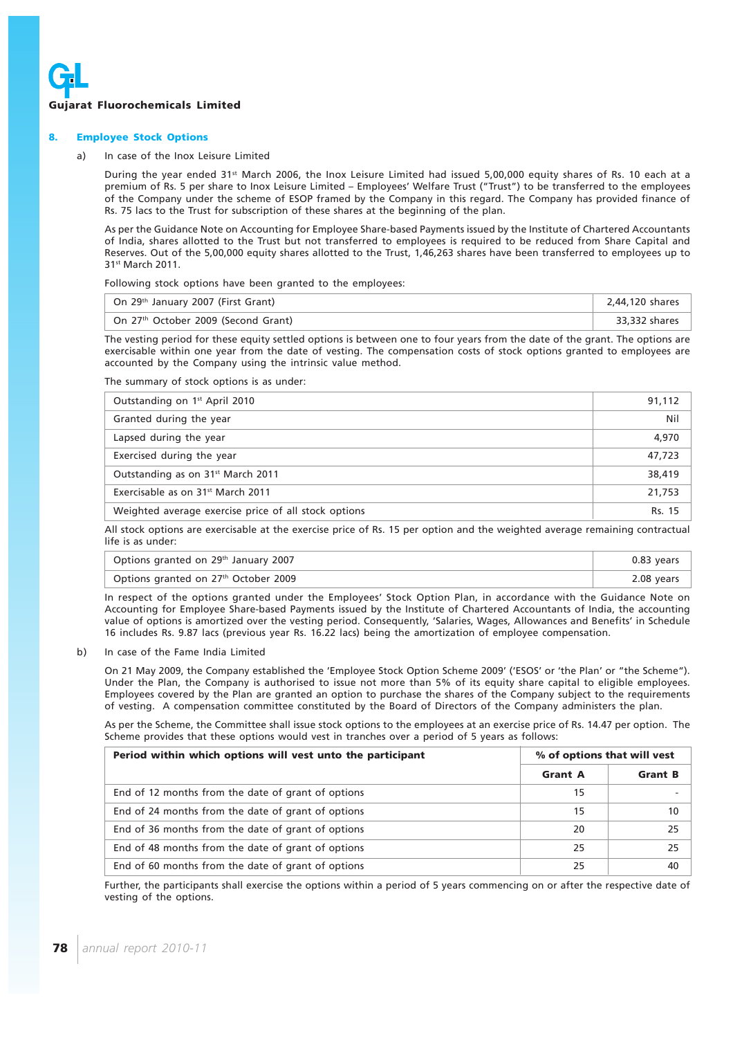## 8. Employee Stock Options

a) In case of the Inox Leisure Limited

During the year ended 31st March 2006, the Inox Leisure Limited had issued 5,00,000 equity shares of Rs. 10 each at a premium of Rs. 5 per share to Inox Leisure Limited – Employees' Welfare Trust ("Trust") to be transferred to the employees of the Company under the scheme of ESOP framed by the Company in this regard. The Company has provided finance of Rs. 75 lacs to the Trust for subscription of these shares at the beginning of the plan.

As per the Guidance Note on Accounting for Employee Share-based Payments issued by the Institute of Chartered Accountants of India, shares allotted to the Trust but not transferred to employees is required to be reduced from Share Capital and Reserves. Out of the 5,00,000 equity shares allotted to the Trust, 1,46,263 shares have been transferred to employees up to 31st March 2011.

Following stock options have been granted to the employees:

| | |
|---|---|
| On 29th January 2007 (First Grant) | 2,44,120 shares |
| On 27th October 2009 (Second Grant) | 33,332 shares |

The vesting period for these equity settled options is between one to four years from the date of the grant. The options are exercisable within one year from the date of vesting. The compensation costs of stock options granted to employees are accounted by the Company using the intrinsic value method.

The summary of stock options is as under:

| | |
|---|---|
| Outstanding on 1st April 2010 | 91,112 |
| Granted during the year | Nil |
| Lapsed during the year | 4,970 |
| Exercised during the year | 47,723 |
| Outstanding as on 31st March 2011 | 38,419 |
| Exercisable as on 31st March 2011 | 21,753 |
| Weighted average exercise price of all stock options | Rs. 15 |

All stock options are exercisable at the exercise price of Rs. 15 per option and the weighted average remaining contractual life is as under:

| | |
|---|---|
| Options granted on 29th January 2007 | 0.83 years |
| Options granted on 27th October 2009 | 2.08 years |

In respect of the options granted under the Employees' Stock Option Plan, in accordance with the Guidance Note on Accounting for Employee Share-based Payments issued by the Institute of Chartered Accountants of India, the accounting value of options is amortized over the vesting period. Consequently, 'Salaries, Wages, Allowances and Benefits' in Schedule 16 includes Rs. 9.87 lacs (previous year Rs. 16.22 lacs) being the amortization of employee compensation.

b) In case of the Fame India Limited

On 21 May 2009, the Company established the 'Employee Stock Option Scheme 2009' ('ESOS' or 'the Plan' or "the Scheme"). Under the Plan, the Company is authorised to issue not more than 5% of its equity share capital to eligible employees. Employees covered by the Plan are granted an option to purchase the shares of the Company subject to the requirements of vesting. A compensation committee constituted by the Board of Directors of the Company administers the plan.

As per the Scheme, the Committee shall issue stock options to the employees at an exercise price of Rs. 14.47 per option. The Scheme provides that these options would vest in tranches over a period of 5 years as follows:

| Period within which options will vest unto the participant | % of options that will vest | |
|---|---|---|
| | Grant A | Grant B |
| End of 12 months from the date of grant of options | 15 | - |
| End of 24 months from the date of grant of options | 15 | 10 |
| End of 36 months from the date of grant of options | 20 | 25 |
| End of 48 months from the date of grant of options | 25 | 25 |
| End of 60 months from the date of grant of options | 25 | 40 |

Further, the participants shall exercise the options within a period of 5 years commencing on or after the respective date of vesting of the options.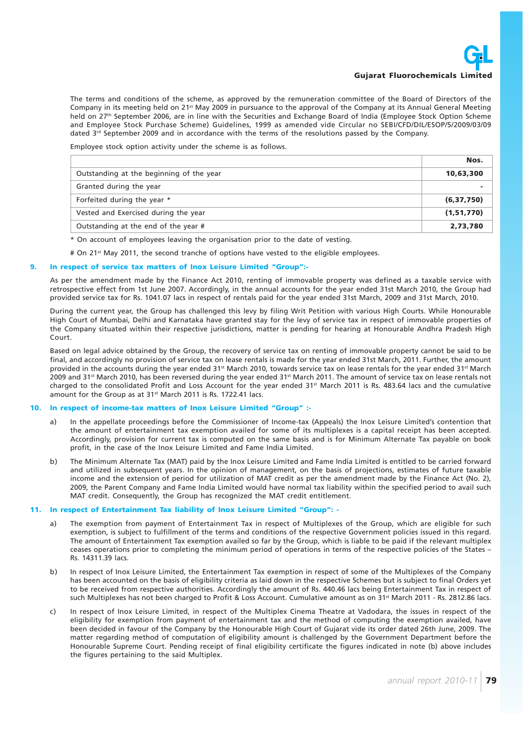The terms and conditions of the scheme, as approved by the remuneration committee of the Board of Directors of the Company in its meeting held on 21st May 2009 in pursuance to the approval of the Company at its Annual General Meeting held on 27th September 2006, are in line with the Securities and Exchange Board of India (Employee Stock Option Scheme and Employee Stock Purchase Scheme) Guidelines, 1999 as amended vide Circular no SEBI/CFD/DIL/ESOP/5/2009/03/09 dated 3rd September 2009 and in accordance with the terms of the resolutions passed by the Company.

Employee stock option activity under the scheme is as follows.

| | Nos. |
|---|---|
| Outstanding at the beginning of the year | **10,63,300** |
| Granted during the year | **-** |
| Forfeited during the year * | **(6,37,750)** |
| Vested and Exercised during the year | **(1,51,770)** |
| Outstanding at the end of the year # | **2,73,780** |

\* On account of employees leaving the organisation prior to the date of vesting.

# On 21st May 2011, the second tranche of options have vested to the eligible employees.

### 9. In respect of service tax matters of Inox Leisure Limited "Group":-

As per the amendment made by the Finance Act 2010, renting of immovable property was defined as a taxable service with retrospective effect from 1st June 2007. Accordingly, in the annual accounts for the year ended 31st March 2010, the Group had provided service tax for Rs. 1041.07 lacs in respect of rentals paid for the year ended 31st March, 2009 and 31st March, 2010.

During the current year, the Group has challenged this levy by filing Writ Petition with various High Courts. While Honourable High Court of Mumbai, Delhi and Karnataka have granted stay for the levy of service tax in respect of immovable properties of the Company situated within their respective jurisdictions, matter is pending for hearing at Honourable Andhra Pradesh High Court.

Based on legal advice obtained by the Group, the recovery of service tax on renting of immovable property cannot be said to be final, and accordingly no provision of service tax on lease rentals is made for the year ended 31st March, 2011. Further, the amount provided in the accounts during the year ended 31st March 2010, towards service tax on lease rentals for the year ended 31st March 2009 and 31st March 2010, has been reversed during the year ended 31st March 2011. The amount of service tax on lease rentals not charged to the consolidated Profit and Loss Account for the year ended 31st March 2011 is Rs. 483.64 lacs and the cumulative amount for the Group as at 31st March 2011 is Rs. 1722.41 lacs.

### 10. In respect of income-tax matters of Inox Leisure Limited "Group" :-

a) In the appellate proceedings before the Commissioner of Income-tax (Appeals) the Inox Leisure Limited's contention that the amount of entertainment tax exemption availed for some of its multiplexes is a capital receipt has been accepted. Accordingly, provision for current tax is computed on the same basis and is for Minimum Alternate Tax payable on book profit, in the case of the Inox Leisure Limited and Fame India Limited.

b) The Minimum Alternate Tax (MAT) paid by the Inox Leisure Limited and Fame India Limited is entitled to be carried forward and utilized in subsequent years. In the opinion of management, on the basis of projections, estimates of future taxable income and the extension of period for utilization of MAT credit as per the amendment made by the Finance Act (No. 2), 2009, the Parent Company and Fame India Limited would have normal tax liability within the specified period to avail such MAT credit. Consequently, the Group has recognized the MAT credit entitlement.

### 11. In respect of Entertainment Tax liability of Inox Leisure Limited "Group": -

a) The exemption from payment of Entertainment Tax in respect of Multiplexes of the Group, which are eligible for such exemption, is subject to fulfillment of the terms and conditions of the respective Government policies issued in this regard. The amount of Entertainment Tax exemption availed so far by the Group, which is liable to be paid if the relevant multiplex ceases operations prior to completing the minimum period of operations in terms of the respective policies of the States – Rs. 14311.39 lacs.

b) In respect of Inox Leisure Limited, the Entertainment Tax exemption in respect of some of the Multiplexes of the Company has been accounted on the basis of eligibility criteria as laid down in the respective Schemes but is subject to final Orders yet to be received from respective authorities. Accordingly the amount of Rs. 440.46 lacs being Entertainment Tax in respect of such Multiplexes has not been charged to Profit & Loss Account. Cumulative amount as on 31st March 2011 - Rs. 2812.86 lacs.

c) In respect of Inox Leisure Limited, in respect of the Multiplex Cinema Theatre at Vadodara, the issues in respect of the eligibility for exemption from payment of entertainment tax and the method of computing the exemption availed, have been decided in favour of the Company by the Honourable High Court of Gujarat vide its order dated 26th June, 2009. The matter regarding method of computation of eligibility amount is challenged by the Government Department before the Honourable Supreme Court. Pending receipt of final eligibility certificate the figures indicated in note (b) above includes the figures pertaining to the said Multiplex.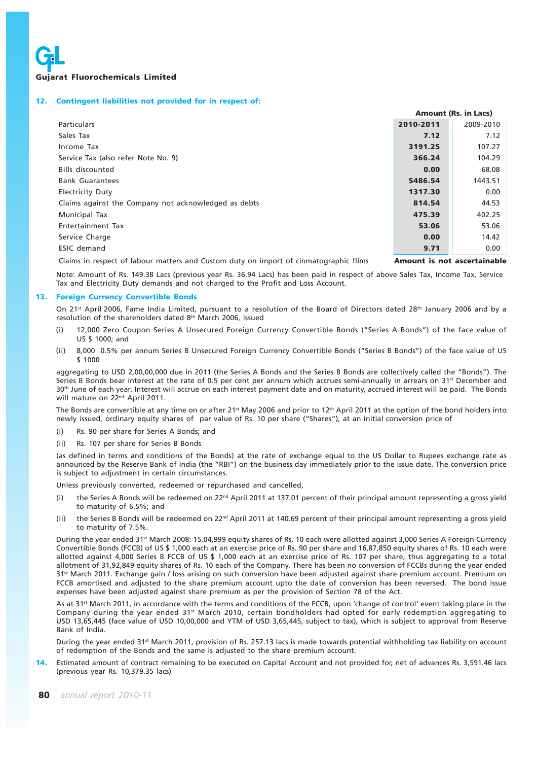## 12. Contingent liabilities not provided for in respect of:

| Particulars | Amount (Rs. in Lacs) 2010-2011 | 2009-2010 |
|---|---|---|
| Sales Tax | **7.12** | 7.12 |
| Income Tax | **3191.25** | 107.27 |
| Service Tax (also refer Note No. 9) | **366.24** | 104.29 |
| Bills discounted | **0.00** | 68.08 |
| Bank Guarantees | **5486.54** | 1443.51 |
| Electricity Duty | **1317.30** | 0.00 |
| Claims against the Company not acknowledged as debts | **814.54** | 44.53 |
| Municipal Tax | **475.39** | 402.25 |
| Entertainment Tax | **53.06** | 53.06 |
| Service Charge | **0.00** | 14.42 |
| ESIC demand | **9.71** | 0.00 |
| Claims in respect of labour matters and Custom duty on import of cinmatographic flims | **Amount is not ascertainable** | |

Note: Amount of Rs. 149.38 Lacs (previous year Rs. 36.94 Lacs) has been paid in respect of above Sales Tax, Income Tax, Service Tax and Electricity Duty demands and not charged to the Profit and Loss Account.

## 13. Foreign Currency Convertible Bonds

On 21st April 2006, Fame India Limited, pursuant to a resolution of the Board of Directors dated 28th January 2006 and by a resolution of the shareholders dated 8th March 2006, issued

(i) 12,000 Zero Coupon Series A Unsecured Foreign Currency Convertible Bonds ("Series A Bonds") of the face value of US $ 1000; and

(ii) 8,000 0.5% per annum Series B Unsecured Foreign Currency Convertible Bonds ("Series B Bonds") of the face value of US $ 1000

aggregating to USD 2,00,00,000 due in 2011 (the Series A Bonds and the Series B Bonds are collectively called the "Bonds"). The Series B Bonds bear interest at the rate of 0.5 per cent per annum which accrues semi-annually in arrears on 31st December and 30th June of each year. Interest will accrue on each interest payment date and on maturity, accrued interest will be paid. The Bonds will mature on 22nd April 2011.

The Bonds are convertible at any time on or after 21st May 2006 and prior to 12th April 2011 at the option of the bond holders into newly issued, ordinary equity shares of par value of Rs. 10 per share ("Shares"), at an initial conversion price of

(i) Rs. 90 per share for Series A Bonds; and

(ii) Rs. 107 per share for Series B Bonds

(as defined in terms and conditions of the Bonds) at the rate of exchange equal to the US Dollar to Rupees exchange rate as announced by the Reserve Bank of India (the "RBI") on the business day immediately prior to the issue date. The conversion price is subject to adjustment in certain circumstances.

Unless previously converted, redeemed or repurchased and cancelled,

(i) the Series A Bonds will be redeemed on 22nd April 2011 at 137.01 percent of their principal amount representing a gross yield to maturity of 6.5%; and

(ii) the Series B Bonds will be redeemed on 22nd April 2011 at 140.69 percent of their principal amount representing a gross yield to maturity of 7.5%.

During the year ended 31st March 2008: 15,04,999 equity shares of Rs. 10 each were allotted against 3,000 Series A Foreign Currency Convertible Bonds (FCCB) of US $ 1,000 each at an exercise price of Rs. 90 per share and 16,87,850 equity shares of Rs. 10 each were allotted against 4,000 Series B FCCB of US $ 1,000 each at an exercise price of Rs. 107 per share, thus aggregating to a total allotment of 31,92,849 equity shares of Rs. 10 each of the Company. There has been no conversion of FCCBs during the year ended 31st March 2011. Exchange gain / loss arising on such conversion have been adjusted against share premium account. Premium on FCCB amortised and adjusted to the share premium account upto the date of conversion has been reversed. The bond issue expenses have been adjusted against share premium as per the provision of Section 78 of the Act.

As at 31st March 2011, in accordance with the terms and conditions of the FCCB, upon 'change of control' event taking place in the Company during the year ended 31st March 2010, certain bondholders had opted for early redemption aggregating to USD 13,65,445 (face value of USD 10,00,000 and YTM of USD 3,65,445, subject to tax), which is subject to approval from Reserve Bank of India.

During the year ended 31st March 2011, provision of Rs. 257.13 lacs is made towards potential withholding tax liability on account of redemption of the Bonds and the same is adjusted to the share premium account.

**14.** Estimated amount of contract remaining to be executed on Capital Account and not provided for, net of advances Rs. 3,591.46 lacs (previous year Rs. 10,379.35 lacs)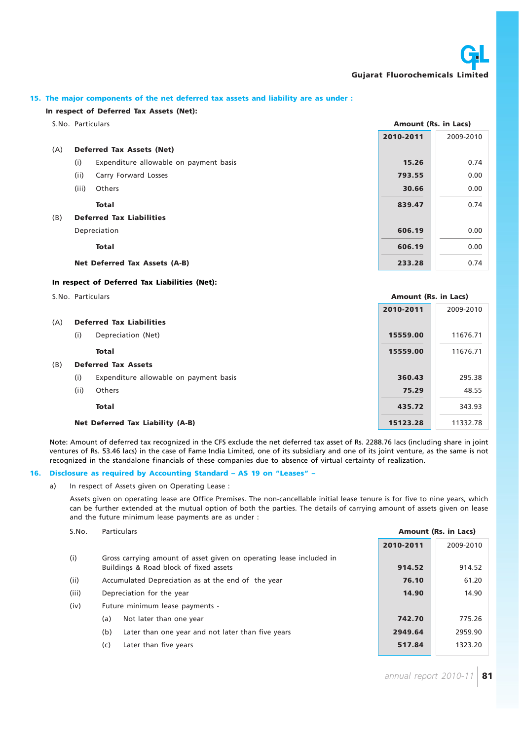## 15. The major components of the net deferred tax assets and liability are as under :

**In respect of Deferred Tax Assets (Net):**

| S.No. | Particulars | 2010-2011 | 2009-2010 |
|---|---|---|---|
| | | Amount (Rs. in Lacs) | |
| (A) | **Deferred Tax Assets (Net)** | | |
| (i) | Expenditure allowable on payment basis | **15.26** | 0.74 |
| (ii) | Carry Forward Losses | **793.55** | 0.00 |
| (iii) | Others | **30.66** | 0.00 |
| | **Total** | **839.47** | 0.74 |
| (B) | **Deferred Tax Liabilities** | | |
| | Depreciation | **606.19** | 0.00 |
| | **Total** | **606.19** | 0.00 |
| | **Net Deferred Tax Assets (A-B)** | **233.28** | 0.74 |

**In respect of Deferred Tax Liabilities (Net):**

| S.No. | Particulars | 2010-2011 | 2009-2010 |
|---|---|---|---|
| | | Amount (Rs. in Lacs) | |
| (A) | **Deferred Tax Liabilities** | | |
| (i) | Depreciation (Net) | **15559.00** | 11676.71 |
| | **Total** | **15559.00** | 11676.71 |
| (B) | **Deferred Tax Assets** | | |
| (i) | Expenditure allowable on payment basis | **360.43** | 295.38 |
| (ii) | Others | **75.29** | 48.55 |
| | **Total** | **435.72** | 343.93 |
| | **Net Deferred Tax Liability (A-B)** | **15123.28** | 11332.78 |

Note: Amount of deferred tax recognized in the CFS exclude the net deferred tax asset of Rs. 2288.76 lacs (including share in joint ventures of Rs. 53.46 lacs) in the case of Fame India Limited, one of its subsidiary and one of its joint venture, as the same is not recognized in the standalone financials of these companies due to absence of virtual certainty of realization.

## 16. Disclosure as required by Accounting Standard – AS 19 on "Leases" –

a) In respect of Assets given on Operating Lease :

Assets given on operating lease are Office Premises. The non-cancellable initial lease tenure is for five to nine years, which can be further extended at the mutual option of both the parties. The details of carrying amount of assets given on lease and the future minimum lease payments are as under :

| S.No. | Particulars | 2010-2011 | 2009-2010 |
|---|---|---|---|
| | | Amount (Rs. in Lacs) | |
| (i) | Gross carrying amount of asset given on operating lease included in Buildings & Road block of fixed assets | **914.52** | 914.52 |
| (ii) | Accumulated Depreciation as at the end of the year | **76.10** | 61.20 |
| (iii) | Depreciation for the year | **14.90** | 14.90 |
| (iv) | Future minimum lease payments - | | |
| | (a) Not later than one year | **742.70** | 775.26 |
| | (b) Later than one year and not later than five years | **2949.64** | 2959.90 |
| | (c) Later than five years | **517.84** | 1323.20 |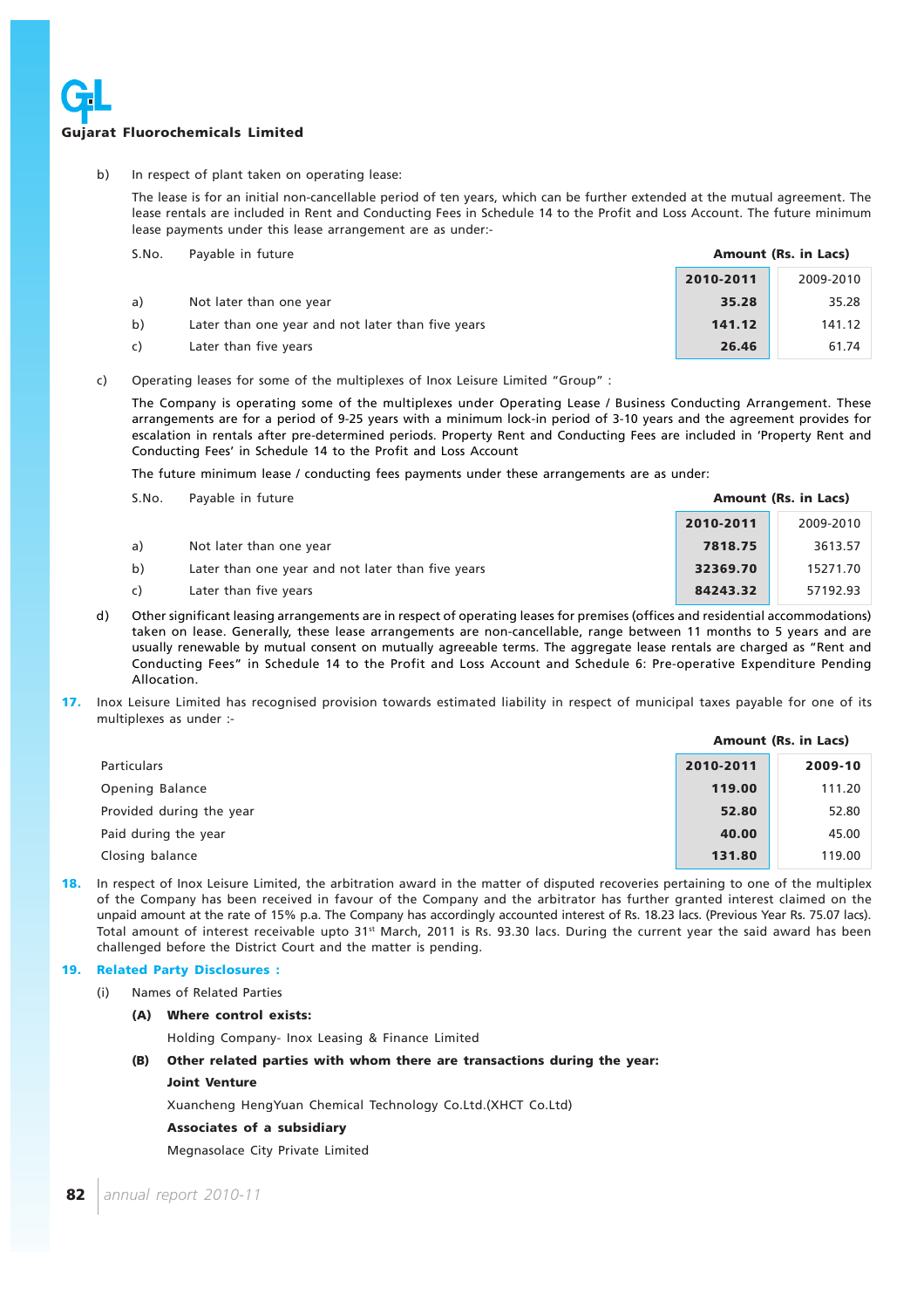b) In respect of plant taken on operating lease:

The lease is for an initial non-cancellable period of ten years, which can be further extended at the mutual agreement. The lease rentals are included in Rent and Conducting Fees in Schedule 14 to the Profit and Loss Account. The future minimum lease payments under this lease arrangement are as under:-

| S.No. | Payable in future | Amount (Rs. in Lacs) 2010-2011 | 2009-2010 |
|---|---|---|---|
| a) | Not later than one year | **35.28** | 35.28 |
| b) | Later than one year and not later than five years | **141.12** | 141.12 |
| c) | Later than five years | **26.46** | 61.74 |

c) Operating leases for some of the multiplexes of Inox Leisure Limited "Group" :

The Company is operating some of the multiplexes under Operating Lease / Business Conducting Arrangement. These arrangements are for a period of 9-25 years with a minimum lock-in period of 3-10 years and the agreement provides for escalation in rentals after pre-determined periods. Property Rent and Conducting Fees are included in 'Property Rent and Conducting Fees' in Schedule 14 to the Profit and Loss Account

The future minimum lease / conducting fees payments under these arrangements are as under:

| S.No. | Payable in future | Amount (Rs. in Lacs) 2010-2011 | 2009-2010 |
|---|---|---|---|
| a) | Not later than one year | **7818.75** | 3613.57 |
| b) | Later than one year and not later than five years | **32369.70** | 15271.70 |
| c) | Later than five years | **84243.32** | 57192.93 |

d) Other significant leasing arrangements are in respect of operating leases for premises (offices and residential accommodations) taken on lease. Generally, these lease arrangements are non-cancellable, range between 11 months to 5 years and are usually renewable by mutual consent on mutually agreeable terms. The aggregate lease rentals are charged as "Rent and Conducting Fees" in Schedule 14 to the Profit and Loss Account and Schedule 6: Pre-operative Expenditure Pending Allocation.

**17.** Inox Leisure Limited has recognised provision towards estimated liability in respect of municipal taxes payable for one of its multiplexes as under :-

| Particulars | Amount (Rs. in Lacs) 2010-2011 | 2009-10 |
|---|---|---|
| Opening Balance | **119.00** | 111.20 |
| Provided during the year | **52.80** | 52.80 |
| Paid during the year | **40.00** | 45.00 |
| Closing balance | **131.80** | 119.00 |

**18.** In respect of Inox Leisure Limited, the arbitration award in the matter of disputed recoveries pertaining to one of the multiplex of the Company has been received in favour of the Company and the arbitrator has further granted interest claimed on the unpaid amount at the rate of 15% p.a. The Company has accordingly accounted interest of Rs. 18.23 lacs. (Previous Year Rs. 75.07 lacs). Total amount of interest receivable upto 31st March, 2011 is Rs. 93.30 lacs. During the current year the said award has been challenged before the District Court and the matter is pending.

## 19. Related Party Disclosures :

(i) Names of Related Parties

**(A) Where control exists:**

Holding Company- Inox Leasing & Finance Limited

**(B) Other related parties with whom there are transactions during the year:**

**Joint Venture**

Xuancheng HengYuan Chemical Technology Co.Ltd.(XHCT Co.Ltd)

**Associates of a subsidiary**

Megnasolace City Private Limited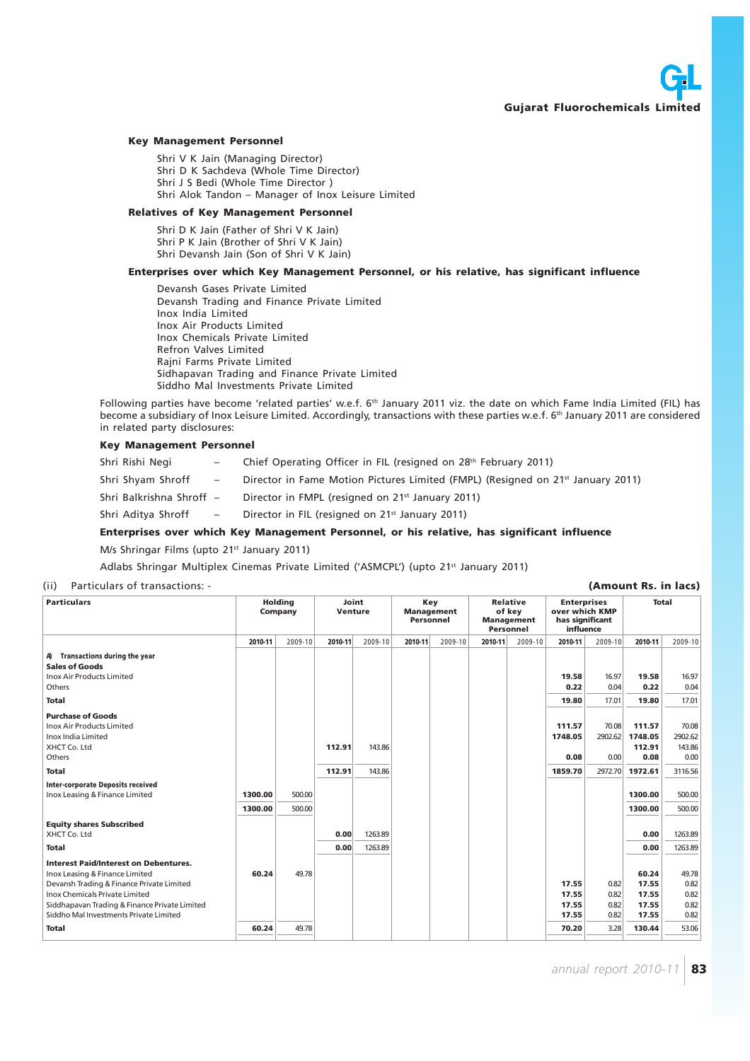### Key Management Personnel

Shri V K Jain (Managing Director)
Shri D K Sachdeva (Whole Time Director)
Shri J S Bedi (Whole Time Director )
Shri Alok Tandon – Manager of Inox Leisure Limited

### Relatives of Key Management Personnel

Shri D K Jain (Father of Shri V K Jain)
Shri P K Jain (Brother of Shri V K Jain)
Shri Devansh Jain (Son of Shri V K Jain)

### Enterprises over which Key Management Personnel, or his relative, has significant influence

Devansh Gases Private Limited
Devansh Trading and Finance Private Limited
Inox India Limited
Inox Air Products Limited
Inox Chemicals Private Limited
Refron Valves Limited
Rajni Farms Private Limited
Sidhapavan Trading and Finance Private Limited
Siddho Mal Investments Private Limited

Following parties have become 'related parties' w.e.f. 6th January 2011 viz. the date on which Fame India Limited (FIL) has become a subsidiary of Inox Leisure Limited. Accordingly, transactions with these parties w.e.f. 6th January 2011 are considered in related party disclosures:

### Key Management Personnel

Shri Rishi Negi – Chief Operating Officer in FIL (resigned on 28th February 2011)

Shri Shyam Shroff – Director in Fame Motion Pictures Limited (FMPL) (Resigned on 21st January 2011)

Shri Balkrishna Shroff – Director in FMPL (resigned on 21st January 2011)

Shri Aditya Shroff – Director in FIL (resigned on 21st January 2011)

### Enterprises over which Key Management Personnel, or his relative, has significant influence

M/s Shringar Films (upto 21st January 2011)

Adlabs Shringar Multiplex Cinemas Private Limited ('ASMCPL') (upto 21st January 2011)

(ii) Particulars of transactions: - **(Amount Rs. in lacs)**

| Particulars | Holding Company | | Joint Venture | | Key Management Personnel | | Relative of key Management Personnel | | Enterprises over which KMP has significant influence | | Total | |
|---|---|---|---|---|---|---|---|---|---|---|---|---|
| | 2010-11 | 2009-10 | 2010-11 | 2009-10 | 2010-11 | 2009-10 | 2010-11 | 2009-10 | 2010-11 | 2009-10 | 2010-11 | 2009-10 |
| **A) Transactions during the year** | | | | | | | | | | | | |
| **Sales of Goods** | | | | | | | | | | | | |
| Inox Air Products Limited | | | | | | | | | 19.58 | 16.97 | 19.58 | 16.97 |
| Others | | | | | | | | | 0.22 | 0.04 | 0.22 | 0.04 |
| **Total** | | | | | | | | | 19.80 | 17.01 | 19.80 | 17.01 |
| **Purchase of Goods** | | | | | | | | | | | | |
| Inox Air Products Limited | | | | | | | | | 111.57 | 70.08 | 111.57 | 70.08 |
| Inox India Limited | | | | | | | | | 1748.05 | 2902.62 | 1748.05 | 2902.62 |
| XHCT Co. Ltd | | | 112.91 | 143.86 | | | | | | | 112.91 | 143.86 |
| Others | | | | | | | | | 0.08 | 0.00 | 0.08 | 0.00 |
| **Total** | | | 112.91 | 143.86 | | | | | 1859.70 | 2972.70 | 1972.61 | 3116.56 |
| **Inter-corporate Deposits received** | | | | | | | | | | | | |
| Inox Leasing & Finance Limited | 1300.00 | 500.00 | | | | | | | | | 1300.00 | 500.00 |
| | 1300.00 | 500.00 | | | | | | | | | 1300.00 | 500.00 |
| **Equity shares Subscribed** | | | | | | | | | | | | |
| XHCT Co. Ltd | | | 0.00 | 1263.89 | | | | | | | 0.00 | 1263.89 |
| **Total** | | | 0.00 | 1263.89 | | | | | | | 0.00 | 1263.89 |
| **Interest Paid/Interest on Debentures.** | | | | | | | | | | | | |
| Inox Leasing & Finance Limited | 60.24 | 49.78 | | | | | | | | | 60.24 | 49.78 |
| Devansh Trading & Finance Private Limited | | | | | | | | | 17.55 | 0.82 | 17.55 | 0.82 |
| Inox Chemicals Private Limited | | | | | | | | | 17.55 | 0.82 | 17.55 | 0.82 |
| Siddhapavan Trading & Finance Private Limited | | | | | | | | | 17.55 | 0.82 | 17.55 | 0.82 |
| Siddho Mal Investments Private Limited | | | | | | | | | 17.55 | 0.82 | 17.55 | 0.82 |
| **Total** | 60.24 | 49.78 | | | | | | | 70.20 | 3.28 | 130.44 | 53.06 |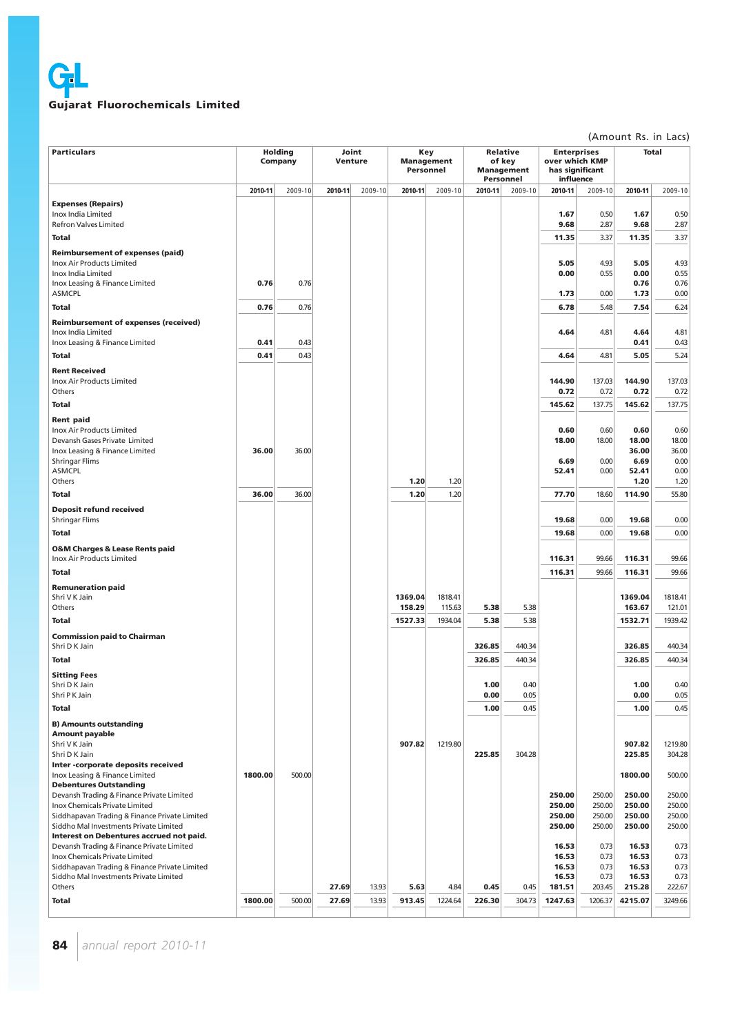(Amount Rs. in Lacs)

| Particulars | Holding Company | | Joint Venture | | Key Management Personnel | | Relative of key Management Personnel | | Enterprises over which KMP has significant influence | | Total | |
|---|---|---|---|---|---|---|---|---|---|---|---|---|
| | **2010-11** | 2009-10 | **2010-11** | 2009-10 | **2010-11** | 2009-10 | **2010-11** | 2009-10 | **2010-11** | 2009-10 | **2010-11** | 2009-10 |
| **Expenses (Repairs)** | | | | | | | | | | | | |
| Inox India Limited | | | | | | | | | **1.67** | 0.50 | **1.67** | 0.50 |
| Refron Valves Limited | | | | | | | | | **9.68** | 2.87 | **9.68** | 2.87 |
| **Total** | | | | | | | | | **11.35** | 3.37 | **11.35** | 3.37 |
| **Reimbursement of expenses (paid)** | | | | | | | | | | | | |
| Inox Air Products Limited | | | | | | | | | **5.05** | 4.93 | **5.05** | 4.93 |
| Inox India Limited | | | | | | | | | **0.00** | 0.55 | **0.00** | 0.55 |
| Inox Leasing & Finance Limited | **0.76** | 0.76 | | | | | | | | | **0.76** | 0.76 |
| ASMCPL | | | | | | | | | **1.73** | 0.00 | **1.73** | 0.00 |
| **Total** | **0.76** | 0.76 | | | | | | | **6.78** | 5.48 | **7.54** | 6.24 |
| **Reimbursement of expenses (received)** | | | | | | | | | | | | |
| Inox India Limited | | | | | | | | | **4.64** | 4.81 | **4.64** | 4.81 |
| Inox Leasing & Finance Limited | **0.41** | 0.43 | | | | | | | | | **0.41** | 0.43 |
| **Total** | **0.41** | 0.43 | | | | | | | **4.64** | 4.81 | **5.05** | 5.24 |
| **Rent Received** | | | | | | | | | | | | |
| Inox Air Products Limited | | | | | | | | | **144.90** | 137.03 | **144.90** | 137.03 |
| Others | | | | | | | | | **0.72** | 0.72 | **0.72** | 0.72 |
| **Total** | | | | | | | | | **145.62** | 137.75 | **145.62** | 137.75 |
| **Rent paid** | | | | | | | | | | | | |
| Inox Air Products Limited | | | | | | | | | **0.60** | 0.60 | **0.60** | 0.60 |
| Devansh Gases Private Limited | | | | | | | | | **18.00** | 18.00 | **18.00** | 18.00 |
| Inox Leasing & Finance Limited | **36.00** | 36.00 | | | | | | | | | **36.00** | 36.00 |
| Shringar Flims | | | | | | | | | **6.69** | 0.00 | **6.69** | 0.00 |
| ASMCPL | | | | | | | | | **52.41** | 0.00 | **52.41** | 0.00 |
| Others | | | | | **1.20** | 1.20 | | | | | **1.20** | 1.20 |
| **Total** | **36.00** | 36.00 | | | **1.20** | 1.20 | | | **77.70** | 18.60 | **114.90** | 55.80 |
| **Deposit refund received** | | | | | | | | | | | | |
| Shringar Flims | | | | | | | | | **19.68** | 0.00 | **19.68** | 0.00 |
| **Total** | | | | | | | | | **19.68** | 0.00 | **19.68** | 0.00 |
| **O&M Charges & Lease Rents paid** | | | | | | | | | | | | |
| Inox Air Products Limited | | | | | | | | | **116.31** | 99.66 | **116.31** | 99.66 |
| **Total** | | | | | | | | | **116.31** | 99.66 | **116.31** | 99.66 |
| **Remuneration paid** | | | | | | | | | | | | |
| Shri V K Jain | | | | | **1369.04** | 1818.41 | | | | | **1369.04** | 1818.41 |
| Others | | | | | **158.29** | 115.63 | **5.38** | 5.38 | | | **163.67** | 121.01 |
| **Total** | | | | | **1527.33** | 1934.04 | **5.38** | 5.38 | | | **1532.71** | 1939.42 |
| **Commission paid to Chairman** | | | | | | | | | | | | |
| Shri D K Jain | | | | | | | **326.85** | 440.34 | | | **326.85** | 440.34 |
| **Total** | | | | | | | **326.85** | 440.34 | | | **326.85** | 440.34 |
| **Sitting Fees** | | | | | | | | | | | | |
| Shri D K Jain | | | | | | | **1.00** | 0.40 | | | **1.00** | 0.40 |
| Shri P K Jain | | | | | | | **0.00** | 0.05 | | | **0.00** | 0.05 |
| **Total** | | | | | | | **1.00** | 0.45 | | | **1.00** | 0.45 |
| **B) Amounts outstanding** | | | | | | | | | | | | |
| **Amount payable** | | | | | | | | | | | | |
| Shri V K Jain | | | | | **907.82** | 1219.80 | | | | | **907.82** | 1219.80 |
| Shri D K Jain | | | | | | | **225.85** | 304.28 | | | **225.85** | 304.28 |
| **Inter -corporate deposits received** | | | | | | | | | | | | |
| Inox Leasing & Finance Limited | **1800.00** | 500.00 | | | | | | | | | **1800.00** | 500.00 |
| **Debentures Outstanding** | | | | | | | | | | | | |
| Devansh Trading & Finance Private Limited | | | | | | | | | **250.00** | 250.00 | **250.00** | 250.00 |
| Inox Chemicals Private Limited | | | | | | | | | **250.00** | 250.00 | **250.00** | 250.00 |
| Siddhapavan Trading & Finance Private Limited | | | | | | | | | **250.00** | 250.00 | **250.00** | 250.00 |
| Siddho Mal Investments Private Limited | | | | | | | | | **250.00** | 250.00 | **250.00** | 250.00 |
| **Interest on Debentures accrued not paid.** | | | | | | | | | | | | |
| Devansh Trading & Finance Private Limited | | | | | | | | | **16.53** | 0.73 | **16.53** | 0.73 |
| Inox Chemicals Private Limited | | | | | | | | | **16.53** | 0.73 | **16.53** | 0.73 |
| Siddhapavan Trading & Finance Private Limited | | | | | | | | | **16.53** | 0.73 | **16.53** | 0.73 |
| Siddho Mal Investments Private Limited | | | | | | | | | **16.53** | 0.73 | **16.53** | 0.73 |
| Others | | | **27.69** | 13.93 | **5.63** | 4.84 | **0.45** | 0.45 | **181.51** | 203.45 | **215.28** | 222.67 |
| **Total** | **1800.00** | 500.00 | **27.69** | 13.93 | **913.45** | 1224.64 | **226.30** | 304.73 | **1247.63** | 1206.37 | **4215.07** | 3249.66 |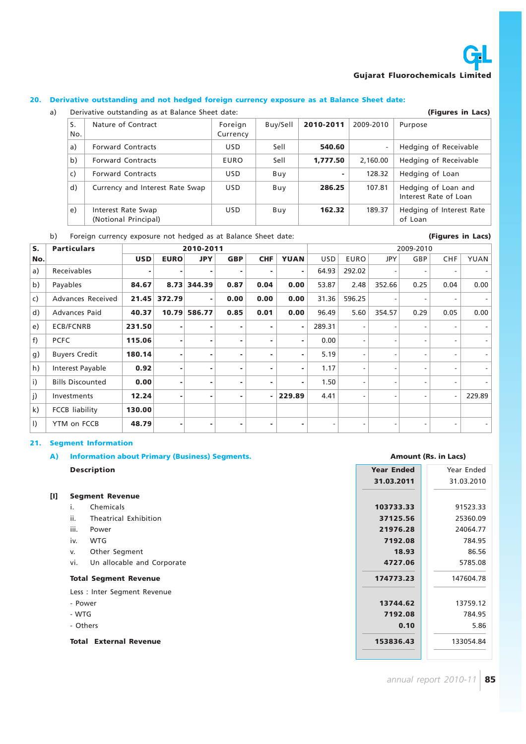## 20. Derivative outstanding and not hedged foreign currency exposure as at Balance Sheet date:

a) Derivative outstanding as at Balance Sheet date: **(Figures in Lacs)**

| S. No. | Nature of Contract | Foreign Currency | Buy/Sell | 2010-2011 | 2009-2010 | Purpose |
|---|---|---|---|---|---|---|
| a) | Forward Contracts | USD | Sell | **540.60** | - | Hedging of Receivable |
| b) | Forward Contracts | EURO | Sell | **1,777.50** | 2,160.00 | Hedging of Receivable |
| c) | Forward Contracts | USD | Buy | **-** | 128.32 | Hedging of Loan |
| d) | Currency and Interest Rate Swap | USD | Buy | **286.25** | 107.81 | Hedging of Loan and Interest Rate of Loan |
| e) | Interest Rate Swap (Notional Principal) | USD | Buy | **162.32** | 189.37 | Hedging of Interest Rate of Loan |

b) Foreign currency exposure not hedged as at Balance Sheet date: **(Figures in Lacs)**

| S. No. | Particulars | 2010-2011 | | | | | | 2009-2010 | | | | | |
|---|---|---|---|---|---|---|---|---|---|---|---|---|---|
| | | USD | EURO | JPY | GBP | CHF | YUAN | USD | EURO | JPY | GBP | CHF | YUAN |
| a) | Receivables | - | - | - | - | - | - | 64.93 | 292.02 | - | - | - | - |
| b) | Payables | 84.67 | 8.73 | 344.39 | 0.87 | 0.04 | 0.00 | 53.87 | 2.48 | 352.66 | 0.25 | 0.04 | 0.00 |
| c) | Advances Received | 21.45 | 372.79 | - | 0.00 | 0.00 | 0.00 | 31.36 | 596.25 | - | - | - | - |
| d) | Advances Paid | 40.37 | 10.79 | 586.77 | 0.85 | 0.01 | 0.00 | 96.49 | 5.60 | 354.57 | 0.29 | 0.05 | 0.00 |
| e) | ECB/FCNRB | 231.50 | - | - | - | - | - | 289.31 | - | - | - | - | - |
| f) | PCFC | 115.06 | - | - | - | - | - | 0.00 | - | - | - | - | - |
| g) | Buyers Credit | 180.14 | - | - | - | - | - | 5.19 | - | - | - | - | - |
| h) | Interest Payable | 0.92 | - | - | - | - | - | 1.17 | - | - | - | - | - |
| i) | Bills Discounted | 0.00 | - | - | - | - | - | 1.50 | - | - | - | - | - |
| j) | Investments | 12.24 | - | - | - | - | 229.89 | 4.41 | - | - | - | - | 229.89 |
| k) | FCCB liability | 130.00 | | | | | | | | | | | |
| l) | YTM on FCCB | 48.79 | - | - | - | - | - | - | - | - | - | - | - |

## 21. Segment Information

### A) Information about Primary (Business) Segments.

Amount (Rs. in Lacs)

| | Description | Year Ended 31.03.2011 | Year Ended 31.03.2010 |
|---|---|---|---|
| [I] | **Segment Revenue** | | |
| | i. Chemicals | **103733.33** | 91523.33 |
| | ii. Theatrical Exhibition | **37125.56** | 25360.09 |
| | iii. Power | **21976.28** | 24064.77 |
| | iv. WTG | **7192.08** | 784.95 |
| | v. Other Segment | **18.93** | 86.56 |
| | vi. Un allocable and Corporate | **4727.06** | 5785.08 |
| | **Total Segment Revenue** | **174773.23** | 147604.78 |
| | Less : Inter Segment Revenue | | |
| | - Power | **13744.62** | 13759.12 |
| | - WTG | **7192.08** | 784.95 |
| | - Others | **0.10** | 5.86 |
| | **Total External Revenue** | **153836.43** | 133054.84 |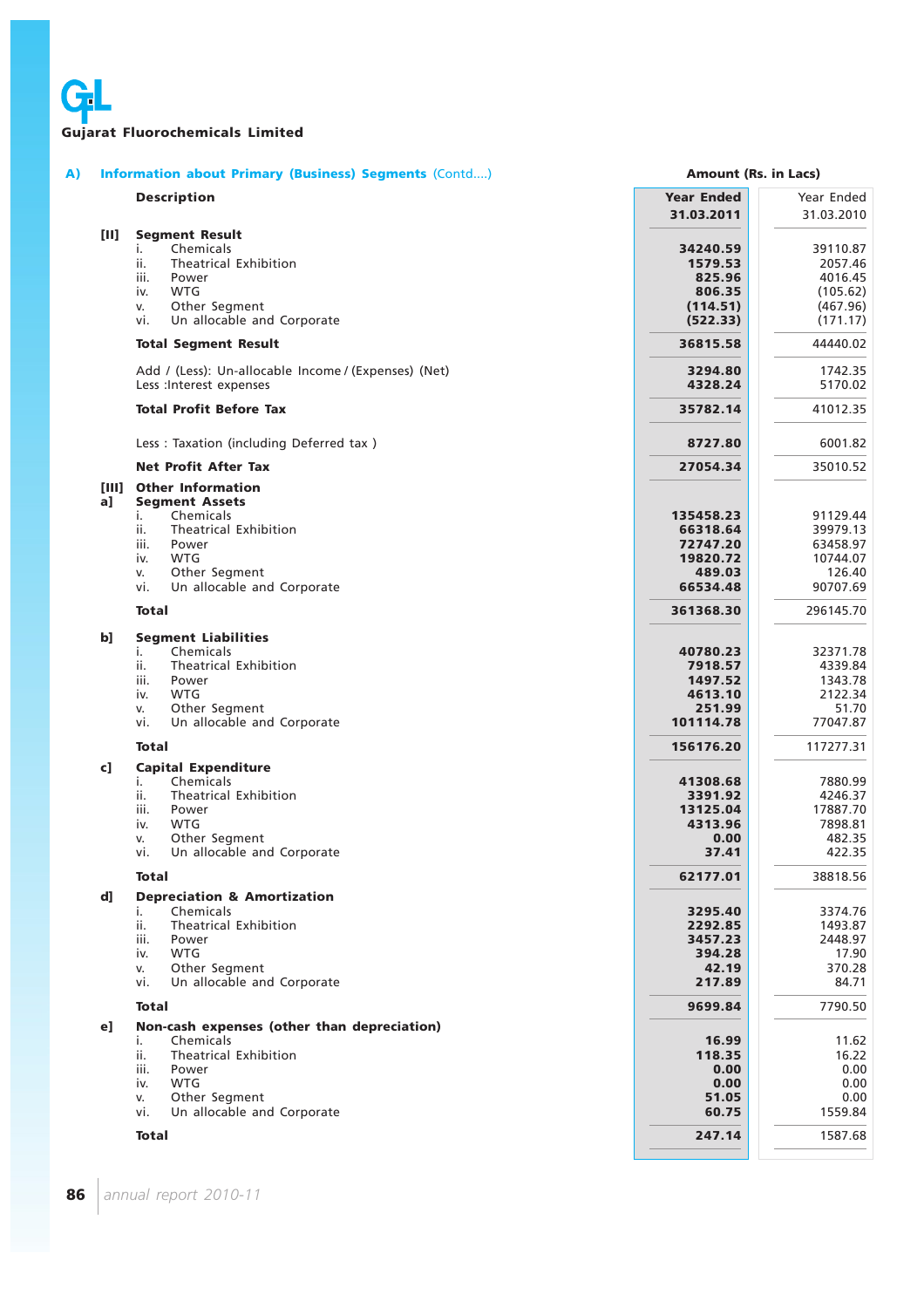**Gujarat Fluorochemicals Limited**

## A) Information about Primary (Business) Segments (Contd....)

Amount (Rs. in Lacs)

| | Description | Year Ended 31.03.2011 | Year Ended 31.03.2010 |
|---|---|---|---|
| **[II]** | **Segment Result** | | |
| | i. Chemicals | **34240.59** | 39110.87 |
| | ii. Theatrical Exhibition | **1579.53** | 2057.46 |
| | iii. Power | **825.96** | 4016.45 |
| | iv. WTG | **806.35** | (105.62) |
| | v. Other Segment | **(114.51)** | (467.96) |
| | vi. Un allocable and Corporate | **(522.33)** | (171.17) |
| | **Total Segment Result** | **36815.58** | 44440.02 |
| | Add / (Less): Un-allocable Income / (Expenses) (Net) | **3294.80** | 1742.35 |
| | Less :Interest expenses | **4328.24** | 5170.02 |
| | **Total Profit Before Tax** | **35782.14** | 41012.35 |
| | Less : Taxation (including Deferred tax ) | **8727.80** | 6001.82 |
| | **Net Profit After Tax** | **27054.34** | 35010.52 |
| **[III]** | **Other Information** | | |
| **a]** | **Segment Assets** | | |
| | i. Chemicals | **135458.23** | 91129.44 |
| | ii. Theatrical Exhibition | **66318.64** | 39979.13 |
| | iii. Power | **72747.20** | 63458.97 |
| | iv. WTG | **19820.72** | 10744.07 |
| | v. Other Segment | **489.03** | 126.40 |
| | vi. Un allocable and Corporate | **66534.48** | 90707.69 |
| | **Total** | **361368.30** | 296145.70 |
| **b]** | **Segment Liabilities** | | |
| | i. Chemicals | **40780.23** | 32371.78 |
| | ii. Theatrical Exhibition | **7918.57** | 4339.84 |
| | iii. Power | **1497.52** | 1343.78 |
| | iv. WTG | **4613.10** | 2122.34 |
| | v. Other Segment | **251.99** | 51.70 |
| | vi. Un allocable and Corporate | **101114.78** | 77047.87 |
| | **Total** | **156176.20** | 117277.31 |
| **c]** | **Capital Expenditure** | | |
| | i. Chemicals | **41308.68** | 7880.99 |
| | ii. Theatrical Exhibition | **3391.92** | 4246.37 |
| | iii. Power | **13125.04** | 17887.70 |
| | iv. WTG | **4313.96** | 7898.81 |
| | v. Other Segment | **0.00** | 482.35 |
| | vi. Un allocable and Corporate | **37.41** | 422.35 |
| | **Total** | **62177.01** | 38818.56 |
| **d]** | **Depreciation & Amortization** | | |
| | i. Chemicals | **3295.40** | 3374.76 |
| | ii. Theatrical Exhibition | **2292.85** | 1493.87 |
| | iii. Power | **3457.23** | 2448.97 |
| | iv. WTG | **394.28** | 17.90 |
| | v. Other Segment | **42.19** | 370.28 |
| | vi. Un allocable and Corporate | **217.89** | 84.71 |
| | **Total** | **9699.84** | 7790.50 |
| **e]** | **Non-cash expenses (other than depreciation)** | | |
| | i. Chemicals | **16.99** | 11.62 |
| | ii. Theatrical Exhibition | **118.35** | 16.22 |
| | iii. Power | **0.00** | 0.00 |
| | iv. WTG | **0.00** | 0.00 |
| | v. Other Segment | **51.05** | 0.00 |
| | vi. Un allocable and Corporate | **60.75** | 1559.84 |
| | **Total** | **247.14** | 1587.68 |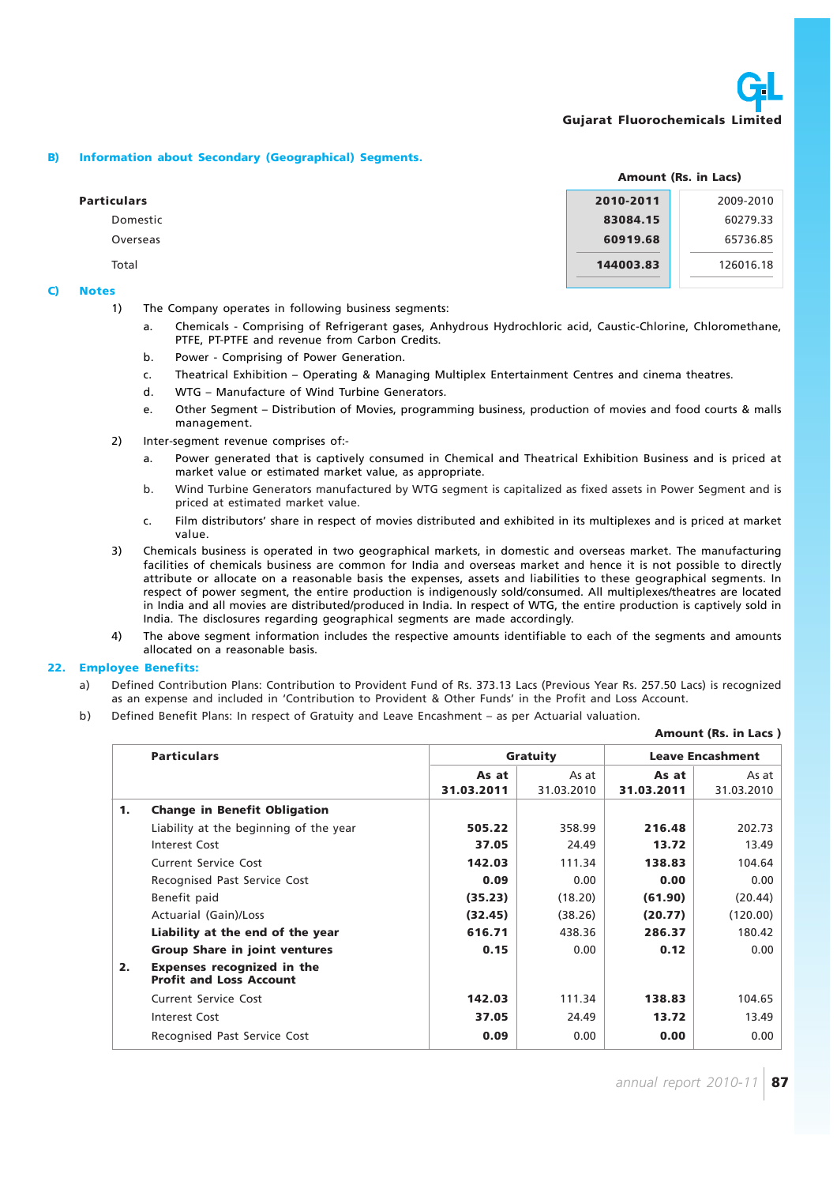## B) Information about Secondary (Geographical) Segments.

Amount (Rs. in Lacs)

| Particulars | 2010-2011 | 2009-2010 |
|---|---|---|
| Domestic | 83084.15 | 60279.33 |
| Overseas | 60919.68 | 65736.85 |
| Total | 144003.83 | 126016.18 |

## C) Notes

1) The Company operates in following business segments:

   a. Chemicals - Comprising of Refrigerant gases, Anhydrous Hydrochloric acid, Caustic-Chlorine, Chloromethane, PTFE, PT-PTFE and revenue from Carbon Credits.

   b. Power - Comprising of Power Generation.

   c. Theatrical Exhibition – Operating & Managing Multiplex Entertainment Centres and cinema theatres.

   d. WTG – Manufacture of Wind Turbine Generators.

   e. Other Segment – Distribution of Movies, programming business, production of movies and food courts & malls management.

2) Inter-segment revenue comprises of:-

   a. Power generated that is captively consumed in Chemical and Theatrical Exhibition Business and is priced at market value or estimated market value, as appropriate.

   b. Wind Turbine Generators manufactured by WTG segment is capitalized as fixed assets in Power Segment and is priced at estimated market value.

   c. Film distributors' share in respect of movies distributed and exhibited in its multiplexes and is priced at market value.

3) Chemicals business is operated in two geographical markets, in domestic and overseas market. The manufacturing facilities of chemicals business are common for India and overseas market and hence it is not possible to directly attribute or allocate on a reasonable basis the expenses, assets and liabilities to these geographical segments. In respect of power segment, the entire production is indigenously sold/consumed. All multiplexes/theatres are located in India and all movies are distributed/produced in India. In respect of WTG, the entire production is captively sold in India. The disclosures regarding geographical segments are made accordingly.

4) The above segment information includes the respective amounts identifiable to each of the segments and amounts allocated on a reasonable basis.

## 22. Employee Benefits:

a) Defined Contribution Plans: Contribution to Provident Fund of Rs. 373.13 Lacs (Previous Year Rs. 257.50 Lacs) is recognized as an expense and included in 'Contribution to Provident & Other Funds' in the Profit and Loss Account.

b) Defined Benefit Plans: In respect of Gratuity and Leave Encashment – as per Actuarial valuation.

Amount (Rs. in Lacs )

| | Particulars | Gratuity | | Leave Encashment | |
|---|---|---|---|---|---|
| | | **As at 31.03.2011** | As at 31.03.2010 | **As at 31.03.2011** | As at 31.03.2010 |
| **1.** | **Change in Benefit Obligation** | | | | |
| | Liability at the beginning of the year | **505.22** | 358.99 | **216.48** | 202.73 |
| | Interest Cost | **37.05** | 24.49 | **13.72** | 13.49 |
| | Current Service Cost | **142.03** | 111.34 | **138.83** | 104.64 |
| | Recognised Past Service Cost | **0.09** | 0.00 | **0.00** | 0.00 |
| | Benefit paid | **(35.23)** | (18.20) | **(61.90)** | (20.44) |
| | Actuarial (Gain)/Loss | **(32.45)** | (38.26) | **(20.77)** | (120.00) |
| | **Liability at the end of the year** | **616.71** | 438.36 | **286.37** | 180.42 |
| | **Group Share in joint ventures** | **0.15** | 0.00 | **0.12** | 0.00 |
| **2.** | **Expenses recognized in the Profit and Loss Account** | | | | |
| | Current Service Cost | **142.03** | 111.34 | **138.83** | 104.65 |
| | Interest Cost | **37.05** | 24.49 | **13.72** | 13.49 |
| | Recognised Past Service Cost | **0.09** | 0.00 | **0.00** | 0.00 |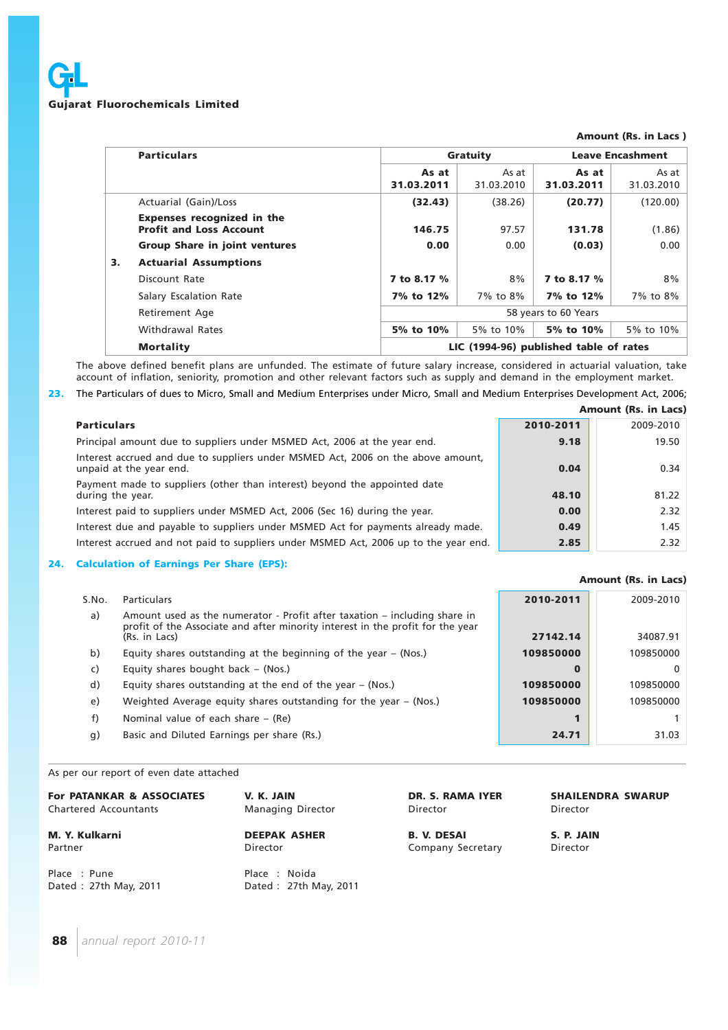Amount (Rs. in Lacs )

| | Particulars | Gratuity | | Leave Encashment | |
|---|---|---|---|---|---|
| | | **As at 31.03.2011** | As at 31.03.2010 | **As at 31.03.2011** | As at 31.03.2010 |
| | Actuarial (Gain)/Loss | **(32.43)** | (38.26) | **(20.77)** | (120.00) |
| | **Expenses recognized in the Profit and Loss Account** | **146.75** | 97.57 | **131.78** | (1.86) |
| | **Group Share in joint ventures** | **0.00** | 0.00 | **(0.03)** | 0.00 |
| **3.** | **Actuarial Assumptions** | | | | |
| | Discount Rate | **7 to 8.17 %** | 8% | **7 to 8.17 %** | 8% |
| | Salary Escalation Rate | **7% to 12%** | 7% to 8% | **7% to 12%** | 7% to 8% |
| | Retirement Age | 58 years to 60 Years | | | |
| | Withdrawal Rates | **5% to 10%** | 5% to 10% | **5% to 10%** | 5% to 10% |
| | **Mortality** | **LIC (1994-96) published table of rates** | | | |

The above defined benefit plans are unfunded. The estimate of future salary increase, considered in actuarial valuation, take account of inflation, seniority, promotion and other relevant factors such as supply and demand in the employment market.

**23.** The Particulars of dues to Micro, Small and Medium Enterprises under Micro, Small and Medium Enterprises Development Act, 2006;

Amount (Rs. in Lacs)

| **Particulars** | **2010-2011** | 2009-2010 |
|---|---|---|
| Principal amount due to suppliers under MSMED Act, 2006 at the year end. | **9.18** | 19.50 |
| Interest accrued and due to suppliers under MSMED Act, 2006 on the above amount, unpaid at the year end. | **0.04** | 0.34 |
| Payment made to suppliers (other than interest) beyond the appointed date during the year. | **48.10** | 81.22 |
| Interest paid to suppliers under MSMED Act, 2006 (Sec 16) during the year. | **0.00** | 2.32 |
| Interest due and payable to suppliers under MSMED Act for payments already made. | **0.49** | 1.45 |
| Interest accrued and not paid to suppliers under MSMED Act, 2006 up to the year end. | **2.85** | 2.32 |

**24. Calculation of Earnings Per Share (EPS):**

Amount (Rs. in Lacs)

| S.No. | Particulars | **2010-2011** | 2009-2010 |
|---|---|---|---|
| a) | Amount used as the numerator - Profit after taxation – including share in profit of the Associate and after minority interest in the profit for the year (Rs. in Lacs) | **27142.14** | 34087.91 |
| b) | Equity shares outstanding at the beginning of the year – (Nos.) | **109850000** | 109850000 |
| c) | Equity shares bought back – (Nos.) | **0** | 0 |
| d) | Equity shares outstanding at the end of the year – (Nos.) | **109850000** | 109850000 |
| e) | Weighted Average equity shares outstanding for the year – (Nos.) | **109850000** | 109850000 |
| f) | Nominal value of each share – (Re) | **1** | 1 |
| g) | Basic and Diluted Earnings per share (Rs.) | **24.71** | 31.03 |

As per our report of even date attached

**For PATANKAR & ASSOCIATES**
Chartered Accountants

**M. Y. Kulkarni**
Partner

Place : Pune
Dated : 27th May, 2011

**V. K. JAIN**
Managing Director

**DEEPAK ASHER**
Director

Place : Noida
Dated : 27th May, 2011

**DR. S. RAMA IYER**
Director

**B. V. DESAI**
Company Secretary

**SHAILENDRA SWARUP**
Director

**S. P. JAIN**
Director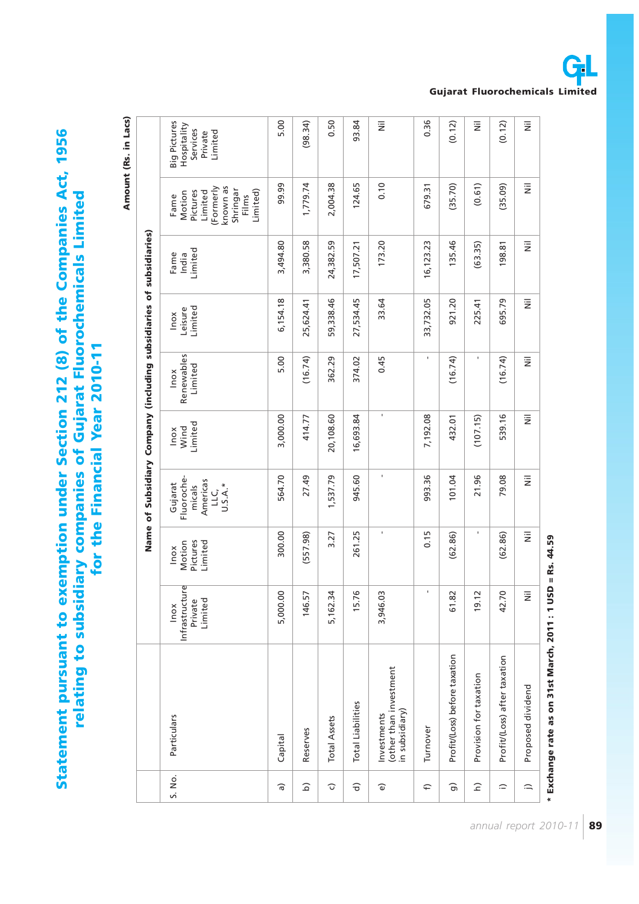# Statement pursuant to exemption under Section 212 (8) of the Companies Act, 1956 relating to subsidiary companies of Gujarat Fluorochemicals Limited for the Financial Year 2010-11

Amount (Rs. in Lacs)

| S. No. | Particulars | Name of Subsidiary Company (including subsidiaries of subsidiaries) | | | | | | | | |
|---|---|---|---|---|---|---|---|---|---|---|
| | | Inox Infrastructure Private Limited | Inox Motion Pictures Limited | Gujarat Fluorochemicals Americas LLC, U.S.A.* | Inox Wind Limited | Inox Renewables Limited | Inox Leisure Limited | Fame India Limited | Fame Motion Pictures Limited (Formerly known as Shringar Films Limited) | Big Pictures Hospitality Services Private Limited |
| a) | Capital | 5,000.00 | 300.00 | 564.70 | 3,000.00 | 5.00 | 6,154.18 | 3,494.80 | 99.99 | 5.00 |
| b) | Reserves | 146.57 | (557.98) | 27.49 | 414.77 | (16.74) | 25,624.41 | 3,380.58 | 1,779.74 | (98.34) |
| c) | Total Assets | 5,162.34 | 3.27 | 1,537.79 | 20,108.60 | 362.29 | 59,338.46 | 24,382.59 | 2,004.38 | 0.50 |
| d) | Total Liabilities | 15.76 | 261.25 | 945.60 | 16,693.84 | 374.02 | 27,534.45 | 17,507.21 | 124.65 | 93.84 |
| e) | Investments (other than investment in subsidiary) | 3,946.03 | - | - | - | 0.45 | 33.64 | 173.20 | 0.10 | Nil |
| f) | Turnover | - | 0.15 | 993.36 | 7,192.08 | - | 33,732.05 | 16,123.23 | 679.31 | 0.36 |
| g) | Profit/(Loss) before taxation | 61.82 | (62.86) | 101.04 | 432.01 | (16.74) | 921.20 | 135.46 | (35.70) | (0.12) |
| h) | Provision for taxation | 19.12 | - | 21.96 | (107.15) | - | 225.41 | (63.35) | (0.61) | Nil |
| i) | Profit/(Loss) after taxation | 42.70 | (62.86) | 79.08 | 539.16 | (16.74) | 695.79 | 198.81 | (35.09) | (0.12) |
| j) | Proposed dividend | Nil | Nil | Nil | Nil | Nil | Nil | Nil | Nil | Nil |

* Exchange rate as on 31st March, 2011 : 1 USD = Rs. 44.59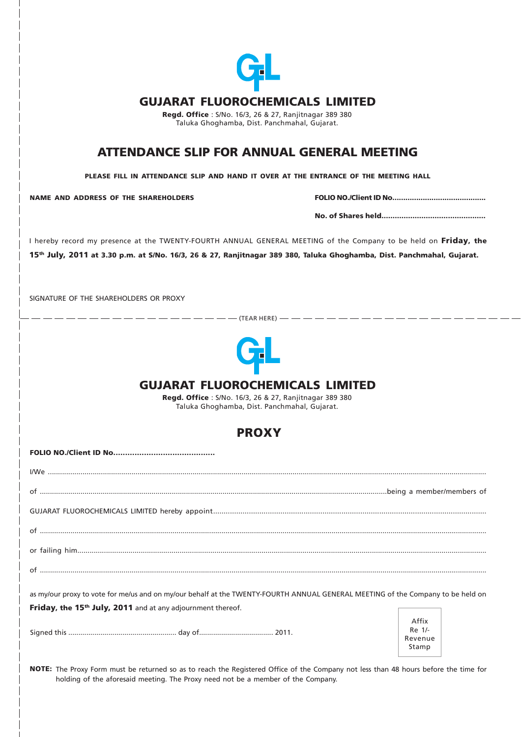# GUJARAT FLUOROCHEMICALS LIMITED

**Regd. Office** : S/No. 16/3, 26 & 27, Ranjitnagar 389 380
Taluka Ghoghamba, Dist. Panchmahal, Gujarat.

## ATTENDANCE SLIP FOR ANNUAL GENERAL MEETING

**PLEASE FILL IN ATTENDANCE SLIP AND HAND IT OVER AT THE ENTRANCE OF THE MEETING HALL**

**NAME AND ADDRESS OF THE SHAREHOLDERS**

**FOLIO NO./Client ID No..........................................**

**No. of Shares held..............................................**

I hereby record my presence at the TWENTY-FOURTH ANNUAL GENERAL MEETING of the Company to be held on **Friday, the 15th July, 2011 at 3.30 p.m. at S/No. 16/3, 26 & 27, Ranjitnagar 389 380, Taluka Ghoghamba, Dist. Panchmahal, Gujarat.**

SIGNATURE OF THE SHAREHOLDERS OR PROXY

(TEAR HERE)

# GUJARAT FLUOROCHEMICALS LIMITED

**Regd. Office** : S/No. 16/3, 26 & 27, Ranjitnagar 389 380
Taluka Ghoghamba, Dist. Panchmahal, Gujarat.

## PROXY

**FOLIO NO./Client ID No..........................................**

I/We ..........................................................................................................................................................................................

of ..........................................................................................................................................................being a member/members of

GUJARAT FLUOROCHEMICALS LIMITED hereby appoint...................................................................................................................

of ..........................................................................................................................................................................................

or failing him.............................................................................................................................................................................

of ..........................................................................................................................................................................................

as my/our proxy to vote for me/us and on my/our behalf at the TWENTY-FOURTH ANNUAL GENERAL MEETING of the Company to be held on **Friday, the 15th July, 2011** and at any adjournment thereof.

Signed this ..................................................... day of.................................... 2011.

Affix Re 1/- Revenue Stamp

**NOTE:** The Proxy Form must be returned so as to reach the Registered Office of the Company not less than 48 hours before the time for holding of the aforesaid meeting. The Proxy need not be a member of the Company.